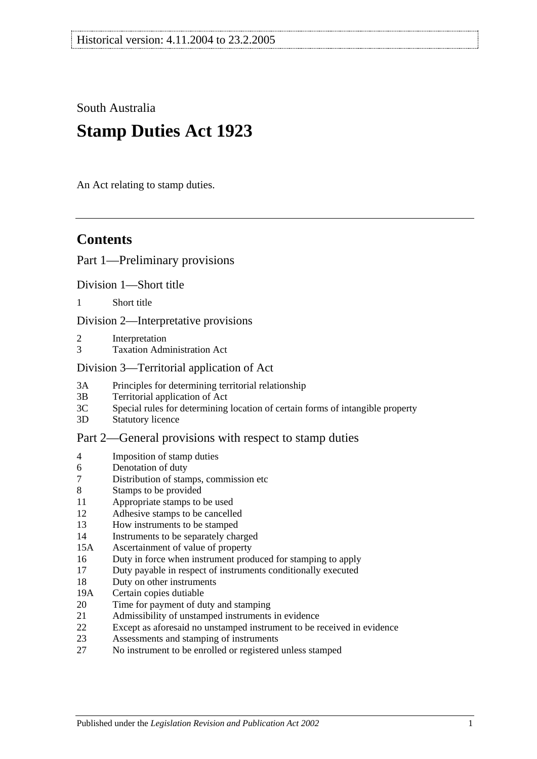Historical version: 4.11.2004 to 23.2.2005

South Australia

# Stamp Duties Act 1923

An Act relating to stamp duties.

## Contents

### Part 1—Preliminary provisions

#### Division 1—Short title

1 Short title

#### Division 2—Interpretative provisions

2 Interpretation
3 Taxation Administration Act

#### Division 3—Territorial application of Act

3A Principles for determining territorial relationship
3B Territorial application of Act
3C Special rules for determining location of certain forms of intangible property
3D Statutory licence

### Part 2—General provisions with respect to stamp duties

4 Imposition of stamp duties
6 Denotation of duty
7 Distribution of stamps, commission etc
8 Stamps to be provided
11 Appropriate stamps to be used
12 Adhesive stamps to be cancelled
13 How instruments to be stamped
14 Instruments to be separately charged
15A Ascertainment of value of property
16 Duty in force when instrument produced for stamping to apply
17 Duty payable in respect of instruments conditionally executed
18 Duty on other instruments
19A Certain copies dutiable
20 Time for payment of duty and stamping
21 Admissibility of unstamped instruments in evidence
22 Except as aforesaid no unstamped instrument to be received in evidence
23 Assessments and stamping of instruments
27 No instrument to be enrolled or registered unless stamped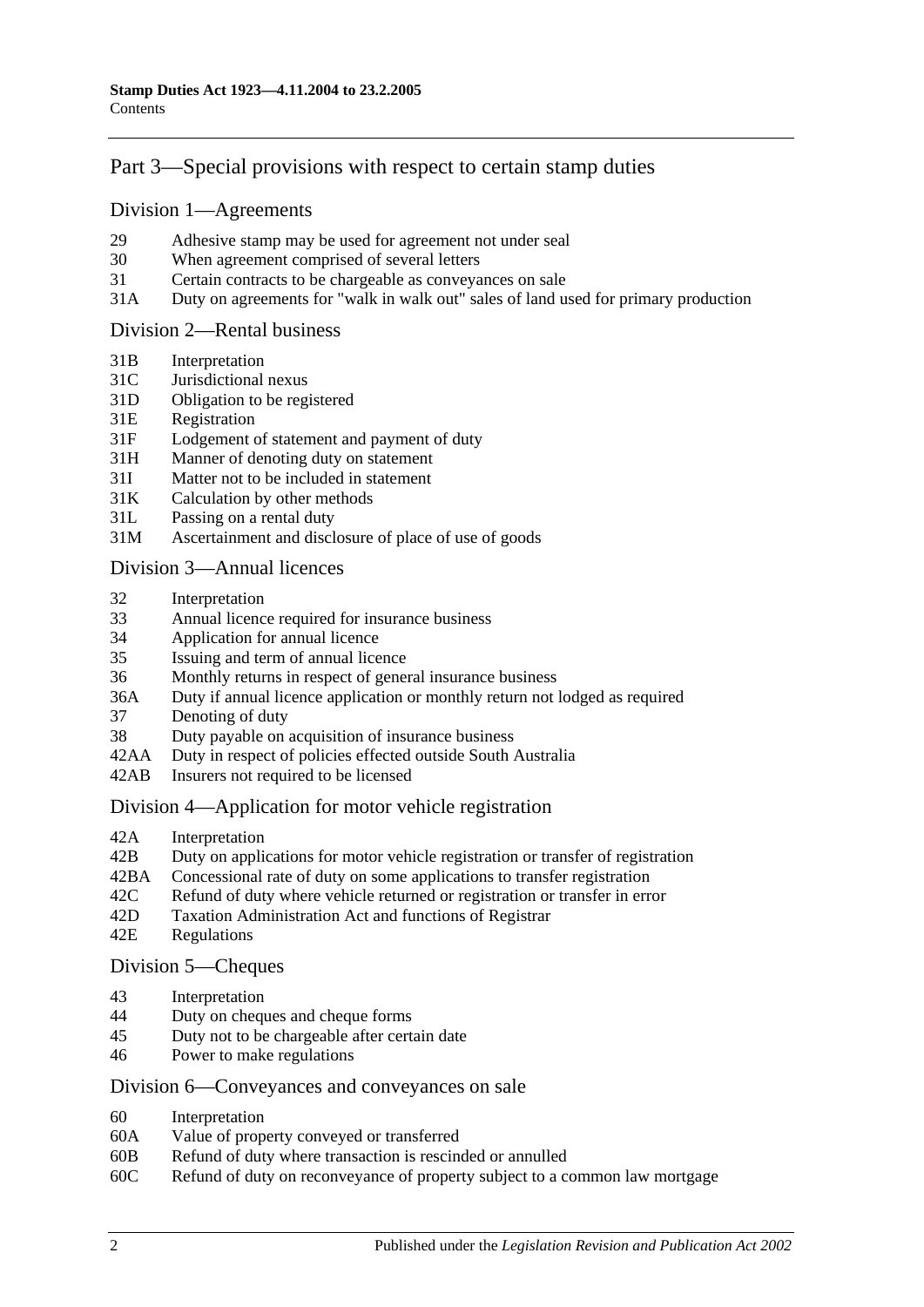## Part 3—Special provisions with respect to certain stamp duties

### Division 1—Agreements

29 Adhesive stamp may be used for agreement not under seal
30 When agreement comprised of several letters
31 Certain contracts to be chargeable as conveyances on sale
31A Duty on agreements for "walk in walk out" sales of land used for primary production

### Division 2—Rental business

31B Interpretation
31C Jurisdictional nexus
31D Obligation to be registered
31E Registration
31F Lodgement of statement and payment of duty
31H Manner of denoting duty on statement
31I Matter not to be included in statement
31K Calculation by other methods
31L Passing on a rental duty
31M Ascertainment and disclosure of place of use of goods

### Division 3—Annual licences

32 Interpretation
33 Annual licence required for insurance business
34 Application for annual licence
35 Issuing and term of annual licence
36 Monthly returns in respect of general insurance business
36A Duty if annual licence application or monthly return not lodged as required
37 Denoting of duty
38 Duty payable on acquisition of insurance business
42AA Duty in respect of policies effected outside South Australia
42AB Insurers not required to be licensed

### Division 4—Application for motor vehicle registration

42A Interpretation
42B Duty on applications for motor vehicle registration or transfer of registration
42BA Concessional rate of duty on some applications to transfer registration
42C Refund of duty where vehicle returned or registration or transfer in error
42D Taxation Administration Act and functions of Registrar
42E Regulations

### Division 5—Cheques

43 Interpretation
44 Duty on cheques and cheque forms
45 Duty not to be chargeable after certain date
46 Power to make regulations

### Division 6—Conveyances and conveyances on sale

60 Interpretation
60A Value of property conveyed or transferred
60B Refund of duty where transaction is rescinded or annulled
60C Refund of duty on reconveyance of property subject to a common law mortgage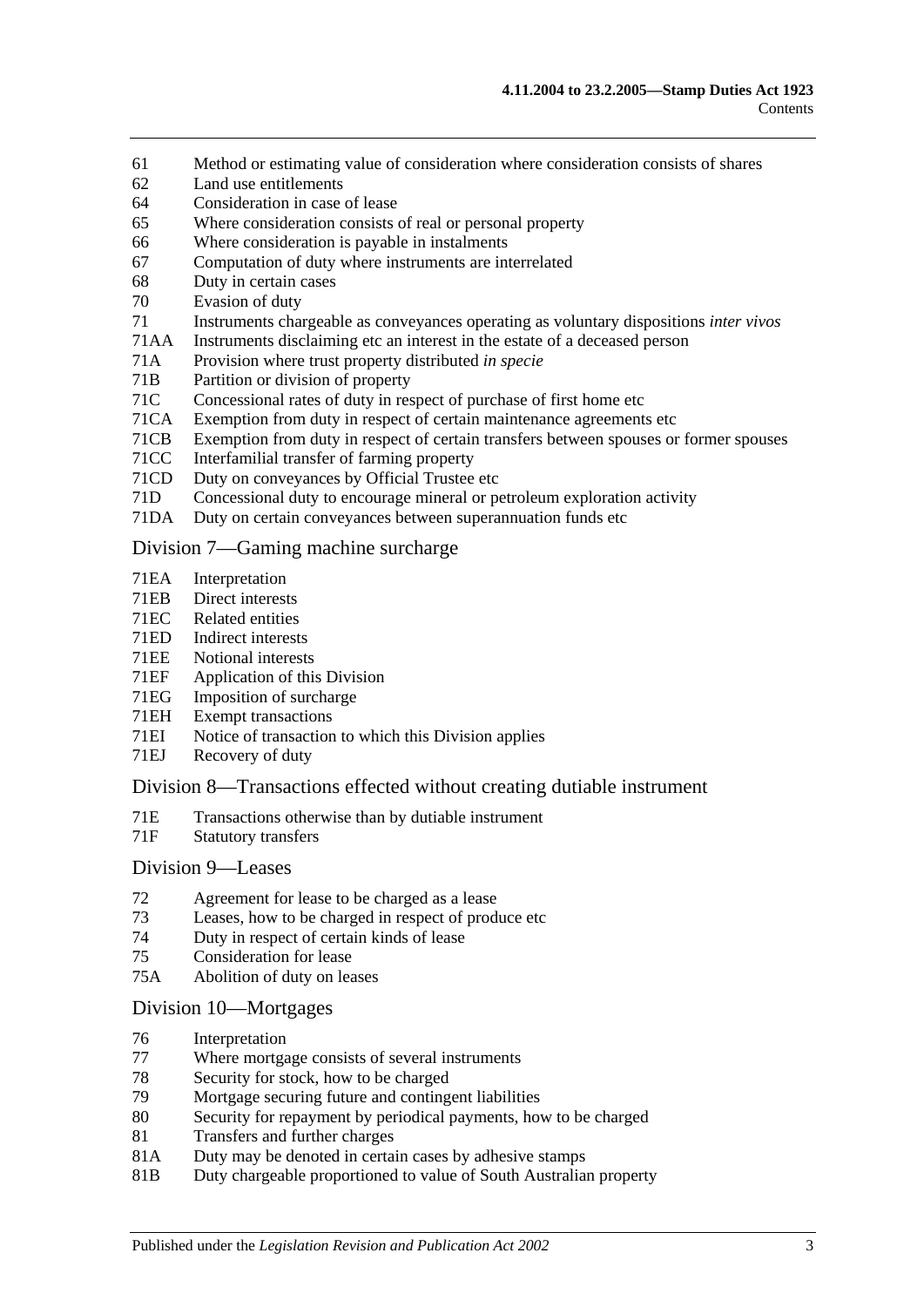61 Method or estimating value of consideration where consideration consists of shares
62 Land use entitlements
64 Consideration in case of lease
65 Where consideration consists of real or personal property
66 Where consideration is payable in instalments
67 Computation of duty where instruments are interrelated
68 Duty in certain cases
70 Evasion of duty
71 Instruments chargeable as conveyances operating as voluntary dispositions *inter vivos*
71AA Instruments disclaiming etc an interest in the estate of a deceased person
71A Provision where trust property distributed *in specie*
71B Partition or division of property
71C Concessional rates of duty in respect of purchase of first home etc
71CA Exemption from duty in respect of certain maintenance agreements etc
71CB Exemption from duty in respect of certain transfers between spouses or former spouses
71CC Interfamilial transfer of farming property
71CD Duty on conveyances by Official Trustee etc
71D Concessional duty to encourage mineral or petroleum exploration activity
71DA Duty on certain conveyances between superannuation funds etc

## Division 7—Gaming machine surcharge

71EA Interpretation
71EB Direct interests
71EC Related entities
71ED Indirect interests
71EE Notional interests
71EF Application of this Division
71EG Imposition of surcharge
71EH Exempt transactions
71EI Notice of transaction to which this Division applies
71EJ Recovery of duty

## Division 8—Transactions effected without creating dutiable instrument

71E Transactions otherwise than by dutiable instrument
71F Statutory transfers

## Division 9—Leases

72 Agreement for lease to be charged as a lease
73 Leases, how to be charged in respect of produce etc
74 Duty in respect of certain kinds of lease
75 Consideration for lease
75A Abolition of duty on leases

## Division 10—Mortgages

76 Interpretation
77 Where mortgage consists of several instruments
78 Security for stock, how to be charged
79 Mortgage securing future and contingent liabilities
80 Security for repayment by periodical payments, how to be charged
81 Transfers and further charges
81A Duty may be denoted in certain cases by adhesive stamps
81B Duty chargeable proportioned to value of South Australian property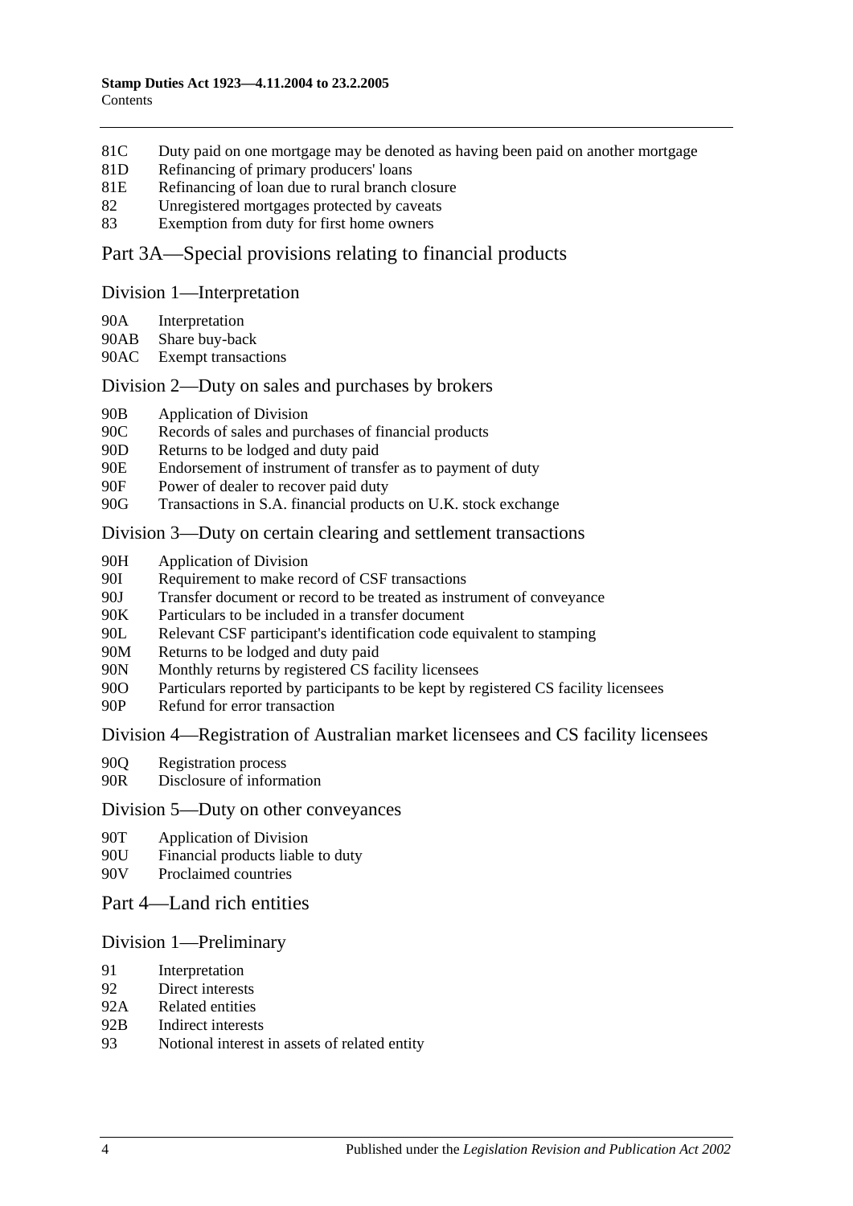81C Duty paid on one mortgage may be denoted as having been paid on another mortgage
81D Refinancing of primary producers' loans
81E Refinancing of loan due to rural branch closure
82 Unregistered mortgages protected by caveats
83 Exemption from duty for first home owners

## Part 3A—Special provisions relating to financial products

### Division 1—Interpretation

90A Interpretation
90AB Share buy-back
90AC Exempt transactions

### Division 2—Duty on sales and purchases by brokers

90B Application of Division
90C Records of sales and purchases of financial products
90D Returns to be lodged and duty paid
90E Endorsement of instrument of transfer as to payment of duty
90F Power of dealer to recover paid duty
90G Transactions in S.A. financial products on U.K. stock exchange

### Division 3—Duty on certain clearing and settlement transactions

90H Application of Division
90I Requirement to make record of CSF transactions
90J Transfer document or record to be treated as instrument of conveyance
90K Particulars to be included in a transfer document
90L Relevant CSF participant's identification code equivalent to stamping
90M Returns to be lodged and duty paid
90N Monthly returns by registered CS facility licensees
90O Particulars reported by participants to be kept by registered CS facility licensees
90P Refund for error transaction

### Division 4—Registration of Australian market licensees and CS facility licensees

90Q Registration process
90R Disclosure of information

### Division 5—Duty on other conveyances

90T Application of Division
90U Financial products liable to duty
90V Proclaimed countries

## Part 4—Land rich entities

### Division 1—Preliminary

91 Interpretation
92 Direct interests
92A Related entities
92B Indirect interests
93 Notional interest in assets of related entity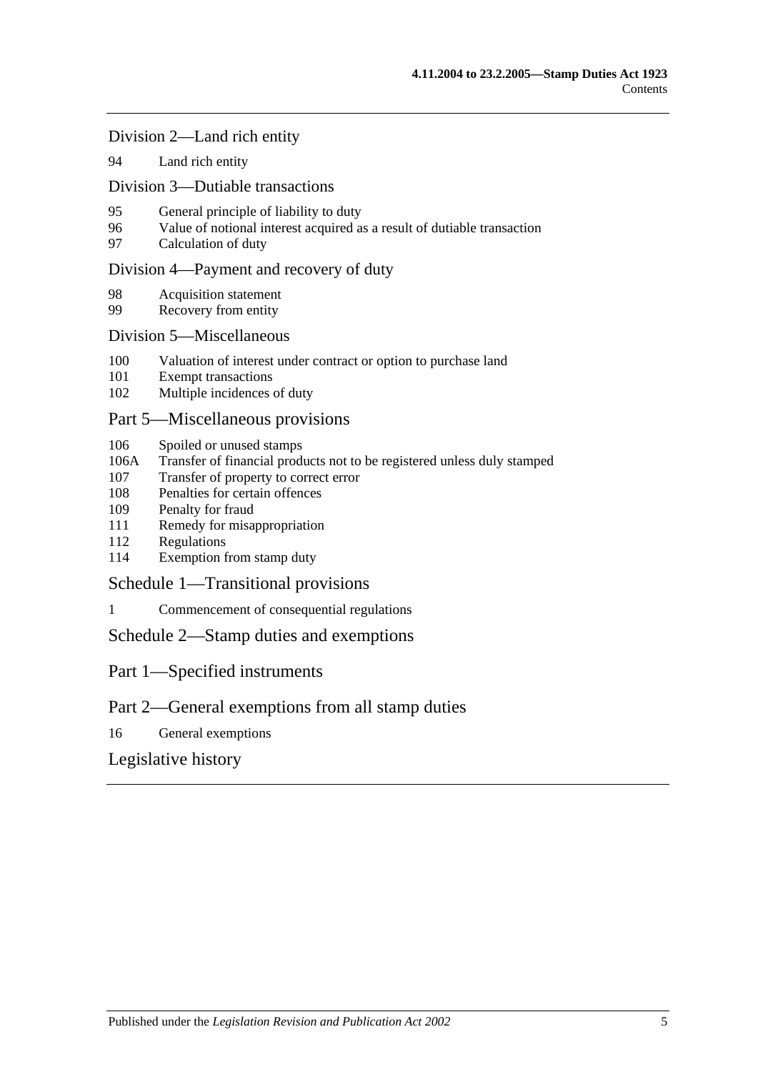## Division 2—Land rich entity

94 Land rich entity

## Division 3—Dutiable transactions

95 General principle of liability to duty
96 Value of notional interest acquired as a result of dutiable transaction
97 Calculation of duty

## Division 4—Payment and recovery of duty

98 Acquisition statement
99 Recovery from entity

## Division 5—Miscellaneous

100 Valuation of interest under contract or option to purchase land
101 Exempt transactions
102 Multiple incidences of duty

# Part 5—Miscellaneous provisions

106 Spoiled or unused stamps
106A Transfer of financial products not to be registered unless duly stamped
107 Transfer of property to correct error
108 Penalties for certain offences
109 Penalty for fraud
111 Remedy for misappropriation
112 Regulations
114 Exemption from stamp duty

# Schedule 1—Transitional provisions

1 Commencement of consequential regulations

# Schedule 2—Stamp duties and exemptions

# Part 1—Specified instruments

# Part 2—General exemptions from all stamp duties

16 General exemptions

# Legislative history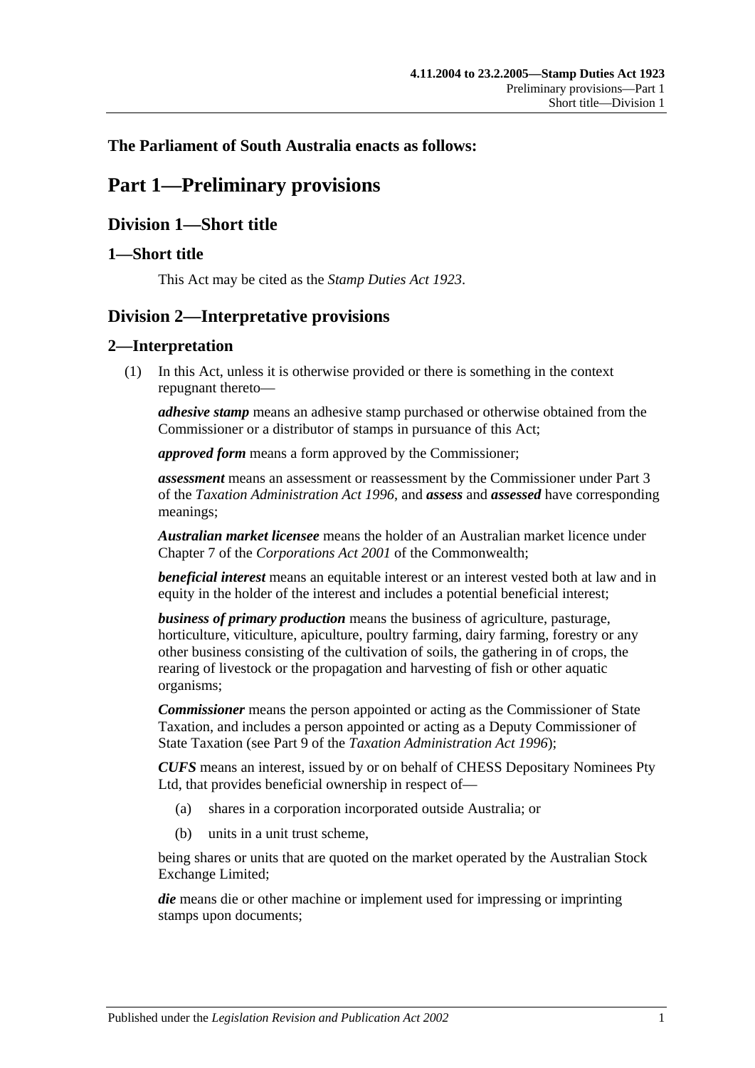**The Parliament of South Australia enacts as follows:**

# Part 1—Preliminary provisions

## Division 1—Short title

### 1—Short title

This Act may be cited as the *Stamp Duties Act 1923*.

## Division 2—Interpretative provisions

### 2—Interpretation

(1) In this Act, unless it is otherwise provided or there is something in the context repugnant thereto—

***adhesive stamp*** means an adhesive stamp purchased or otherwise obtained from the Commissioner or a distributor of stamps in pursuance of this Act;

***approved form*** means a form approved by the Commissioner;

***assessment*** means an assessment or reassessment by the Commissioner under Part 3 of the *Taxation Administration Act 1996*, and ***assess*** and ***assessed*** have corresponding meanings;

***Australian market licensee*** means the holder of an Australian market licence under Chapter 7 of the *Corporations Act 2001* of the Commonwealth;

***beneficial interest*** means an equitable interest or an interest vested both at law and in equity in the holder of the interest and includes a potential beneficial interest;

***business of primary production*** means the business of agriculture, pasturage, horticulture, viticulture, apiculture, poultry farming, dairy farming, forestry or any other business consisting of the cultivation of soils, the gathering in of crops, the rearing of livestock or the propagation and harvesting of fish or other aquatic organisms;

***Commissioner*** means the person appointed or acting as the Commissioner of State Taxation, and includes a person appointed or acting as a Deputy Commissioner of State Taxation (see Part 9 of the *Taxation Administration Act 1996*);

***CUFS*** means an interest, issued by or on behalf of CHESS Depositary Nominees Pty Ltd, that provides beneficial ownership in respect of—

(a) shares in a corporation incorporated outside Australia; or

(b) units in a unit trust scheme,

being shares or units that are quoted on the market operated by the Australian Stock Exchange Limited;

***die*** means die or other machine or implement used for impressing or imprinting stamps upon documents;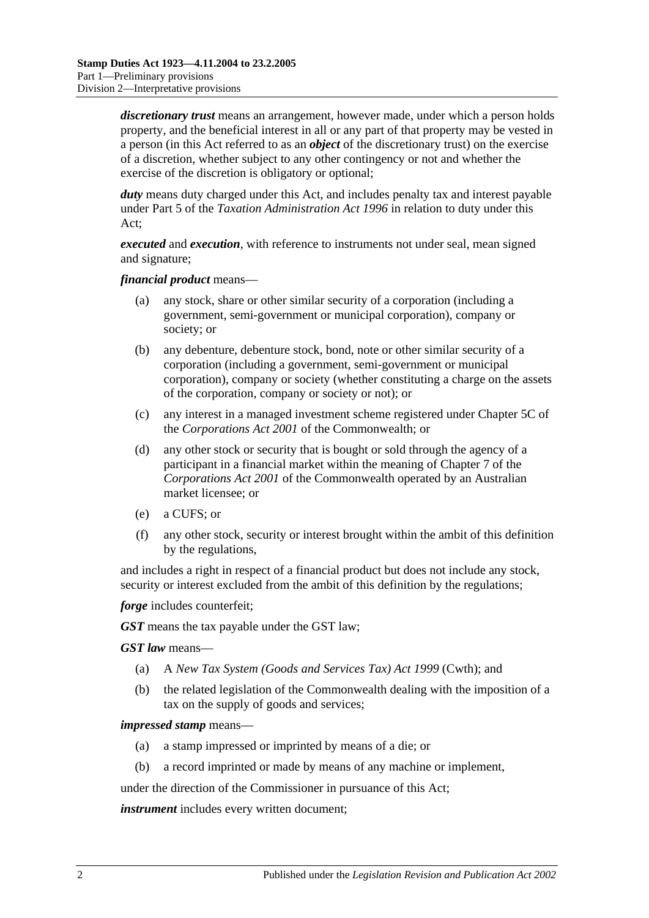***discretionary trust*** means an arrangement, however made, under which a person holds property, and the beneficial interest in all or any part of that property may be vested in a person (in this Act referred to as an ***object*** of the discretionary trust) on the exercise of a discretion, whether subject to any other contingency or not and whether the exercise of the discretion is obligatory or optional;

***duty*** means duty charged under this Act, and includes penalty tax and interest payable under Part 5 of the *Taxation Administration Act 1996* in relation to duty under this Act;

***executed*** and ***execution***, with reference to instruments not under seal, mean signed and signature;

***financial product*** means—

(a) any stock, share or other similar security of a corporation (including a government, semi-government or municipal corporation), company or society; or

(b) any debenture, debenture stock, bond, note or other similar security of a corporation (including a government, semi-government or municipal corporation), company or society (whether constituting a charge on the assets of the corporation, company or society or not); or

(c) any interest in a managed investment scheme registered under Chapter 5C of the *Corporations Act 2001* of the Commonwealth; or

(d) any other stock or security that is bought or sold through the agency of a participant in a financial market within the meaning of Chapter 7 of the *Corporations Act 2001* of the Commonwealth operated by an Australian market licensee; or

(e) a CUFS; or

(f) any other stock, security or interest brought within the ambit of this definition by the regulations,

and includes a right in respect of a financial product but does not include any stock, security or interest excluded from the ambit of this definition by the regulations;

***forge*** includes counterfeit;

***GST*** means the tax payable under the GST law;

***GST law*** means—

(a) A *New Tax System (Goods and Services Tax) Act 1999* (Cwth); and

(b) the related legislation of the Commonwealth dealing with the imposition of a tax on the supply of goods and services;

***impressed stamp*** means—

(a) a stamp impressed or imprinted by means of a die; or

(b) a record imprinted or made by means of any machine or implement,

under the direction of the Commissioner in pursuance of this Act;

***instrument*** includes every written document;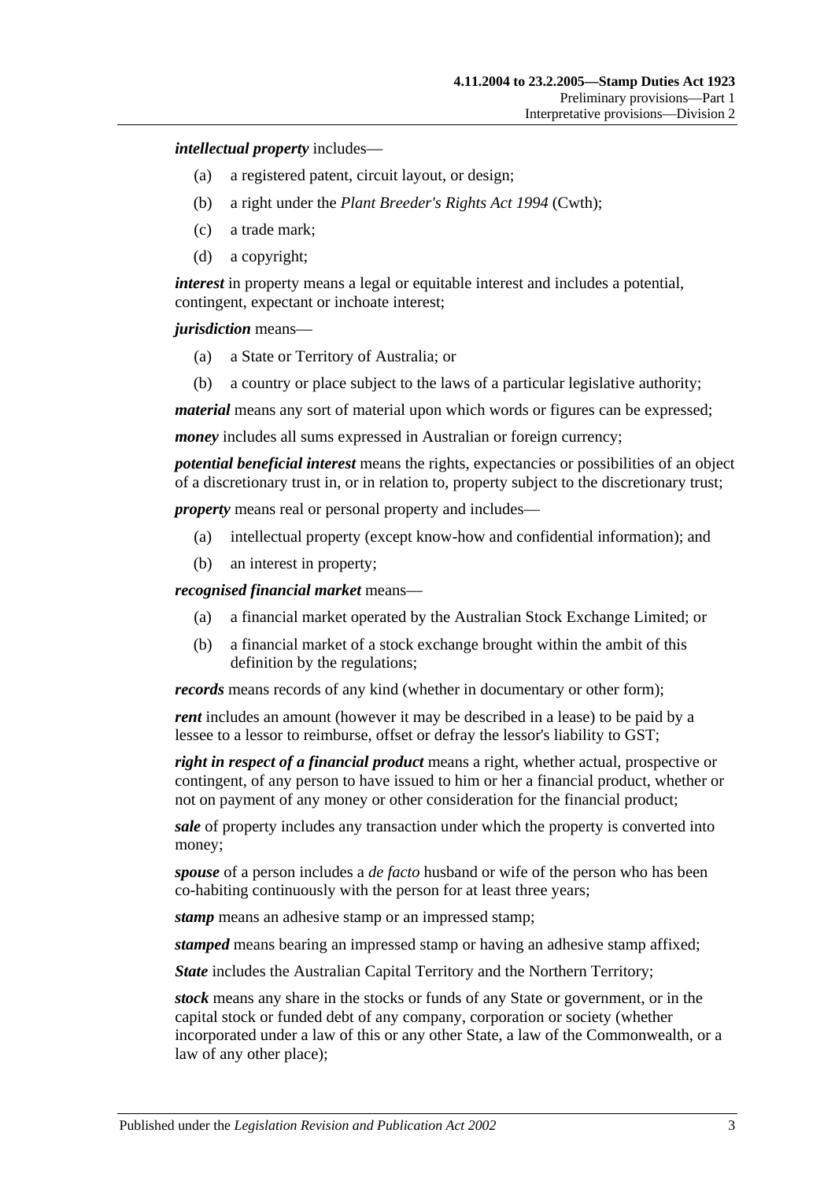***intellectual property*** includes—

(a) a registered patent, circuit layout, or design;

(b) a right under the *Plant Breeder's Rights Act 1994* (Cwth);

(c) a trade mark;

(d) a copyright;

***interest*** in property means a legal or equitable interest and includes a potential, contingent, expectant or inchoate interest;

***jurisdiction*** means—

(a) a State or Territory of Australia; or

(b) a country or place subject to the laws of a particular legislative authority;

***material*** means any sort of material upon which words or figures can be expressed;

***money*** includes all sums expressed in Australian or foreign currency;

***potential beneficial interest*** means the rights, expectancies or possibilities of an object of a discretionary trust in, or in relation to, property subject to the discretionary trust;

***property*** means real or personal property and includes—

(a) intellectual property (except know-how and confidential information); and

(b) an interest in property;

***recognised financial market*** means—

(a) a financial market operated by the Australian Stock Exchange Limited; or

(b) a financial market of a stock exchange brought within the ambit of this definition by the regulations;

***records*** means records of any kind (whether in documentary or other form);

***rent*** includes an amount (however it may be described in a lease) to be paid by a lessee to a lessor to reimburse, offset or defray the lessor's liability to GST;

***right in respect of a financial product*** means a right, whether actual, prospective or contingent, of any person to have issued to him or her a financial product, whether or not on payment of any money or other consideration for the financial product;

***sale*** of property includes any transaction under which the property is converted into money;

***spouse*** of a person includes a *de facto* husband or wife of the person who has been co-habiting continuously with the person for at least three years;

***stamp*** means an adhesive stamp or an impressed stamp;

***stamped*** means bearing an impressed stamp or having an adhesive stamp affixed;

***State*** includes the Australian Capital Territory and the Northern Territory;

***stock*** means any share in the stocks or funds of any State or government, or in the capital stock or funded debt of any company, corporation or society (whether incorporated under a law of this or any other State, a law of the Commonwealth, or a law of any other place);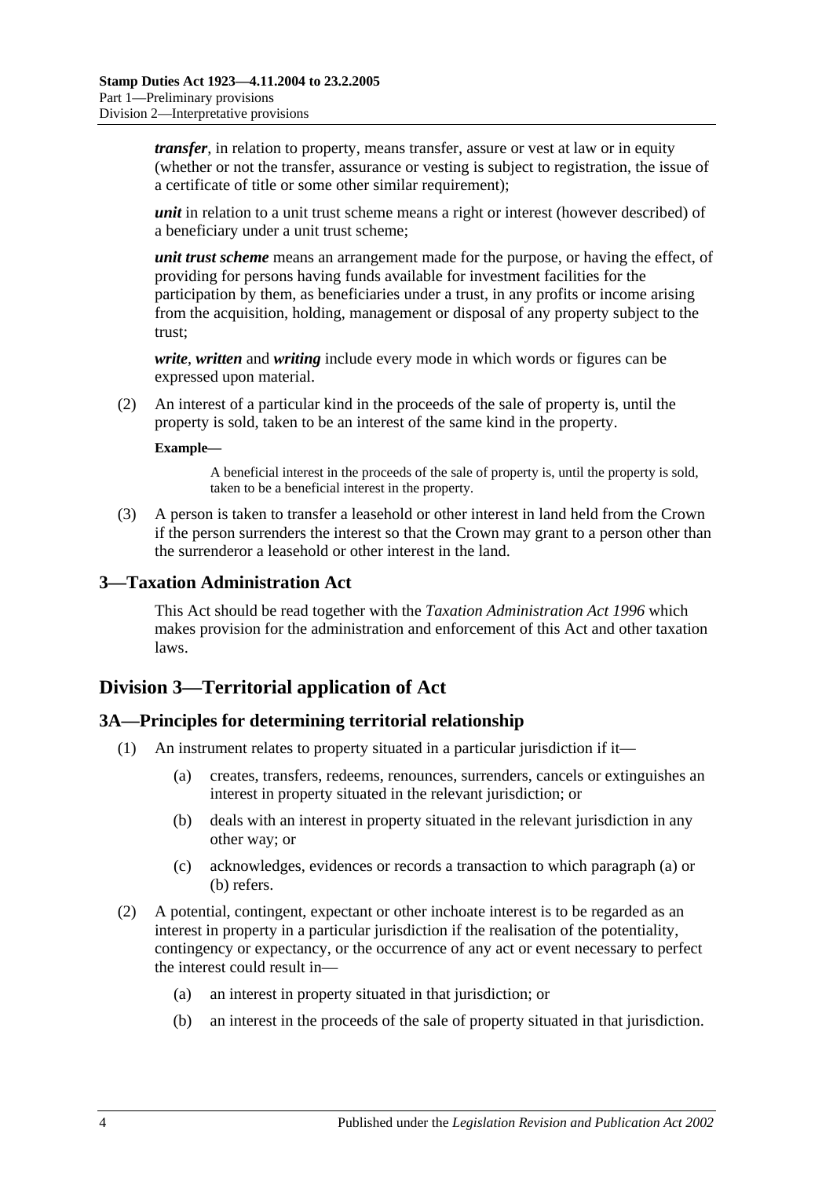***transfer***, in relation to property, means transfer, assure or vest at law or in equity (whether or not the transfer, assurance or vesting is subject to registration, the issue of a certificate of title or some other similar requirement);

***unit*** in relation to a unit trust scheme means a right or interest (however described) of a beneficiary under a unit trust scheme;

***unit trust scheme*** means an arrangement made for the purpose, or having the effect, of providing for persons having funds available for investment facilities for the participation by them, as beneficiaries under a trust, in any profits or income arising from the acquisition, holding, management or disposal of any property subject to the trust;

***write***, ***written*** and ***writing*** include every mode in which words or figures can be expressed upon material.

(2) An interest of a particular kind in the proceeds of the sale of property is, until the property is sold, taken to be an interest of the same kind in the property.

**Example—**

A beneficial interest in the proceeds of the sale of property is, until the property is sold, taken to be a beneficial interest in the property.

(3) A person is taken to transfer a leasehold or other interest in land held from the Crown if the person surrenders the interest so that the Crown may grant to a person other than the surrenderor a leasehold or other interest in the land.

## 3—Taxation Administration Act

This Act should be read together with the *Taxation Administration Act 1996* which makes provision for the administration and enforcement of this Act and other taxation laws.

# Division 3—Territorial application of Act

## 3A—Principles for determining territorial relationship

(1) An instrument relates to property situated in a particular jurisdiction if it—

(a) creates, transfers, redeems, renounces, surrenders, cancels or extinguishes an interest in property situated in the relevant jurisdiction; or

(b) deals with an interest in property situated in the relevant jurisdiction in any other way; or

(c) acknowledges, evidences or records a transaction to which paragraph (a) or (b) refers.

(2) A potential, contingent, expectant or other inchoate interest is to be regarded as an interest in property in a particular jurisdiction if the realisation of the potentiality, contingency or expectancy, or the occurrence of any act or event necessary to perfect the interest could result in—

(a) an interest in property situated in that jurisdiction; or

(b) an interest in the proceeds of the sale of property situated in that jurisdiction.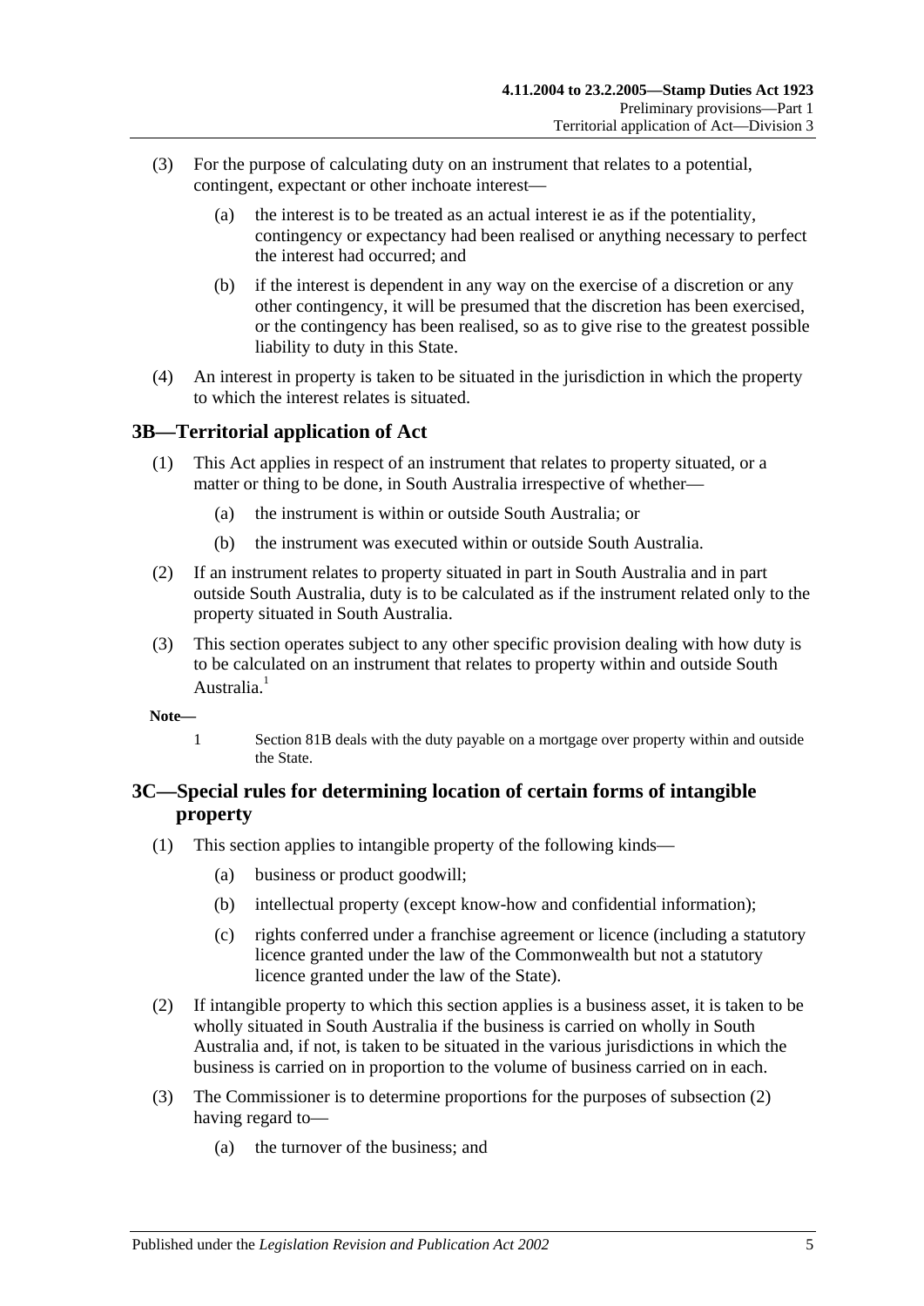(3) For the purpose of calculating duty on an instrument that relates to a potential, contingent, expectant or other inchoate interest—

(a) the interest is to be treated as an actual interest ie as if the potentiality, contingency or expectancy had been realised or anything necessary to perfect the interest had occurred; and

(b) if the interest is dependent in any way on the exercise of a discretion or any other contingency, it will be presumed that the discretion has been exercised, or the contingency has been realised, so as to give rise to the greatest possible liability to duty in this State.

(4) An interest in property is taken to be situated in the jurisdiction in which the property to which the interest relates is situated.

## 3B—Territorial application of Act

(1) This Act applies in respect of an instrument that relates to property situated, or a matter or thing to be done, in South Australia irrespective of whether—

(a) the instrument is within or outside South Australia; or

(b) the instrument was executed within or outside South Australia.

(2) If an instrument relates to property situated in part in South Australia and in part outside South Australia, duty is to be calculated as if the instrument related only to the property situated in South Australia.

(3) This section operates subject to any other specific provision dealing with how duty is to be calculated on an instrument that relates to property within and outside South Australia.[1]

**Note—**

1 Section 81B deals with the duty payable on a mortgage over property within and outside the State.

## 3C—Special rules for determining location of certain forms of intangible property

(1) This section applies to intangible property of the following kinds—

(a) business or product goodwill;

(b) intellectual property (except know-how and confidential information);

(c) rights conferred under a franchise agreement or licence (including a statutory licence granted under the law of the Commonwealth but not a statutory licence granted under the law of the State).

(2) If intangible property to which this section applies is a business asset, it is taken to be wholly situated in South Australia if the business is carried on wholly in South Australia and, if not, is taken to be situated in the various jurisdictions in which the business is carried on in proportion to the volume of business carried on in each.

(3) The Commissioner is to determine proportions for the purposes of subsection (2) having regard to—

(a) the turnover of the business; and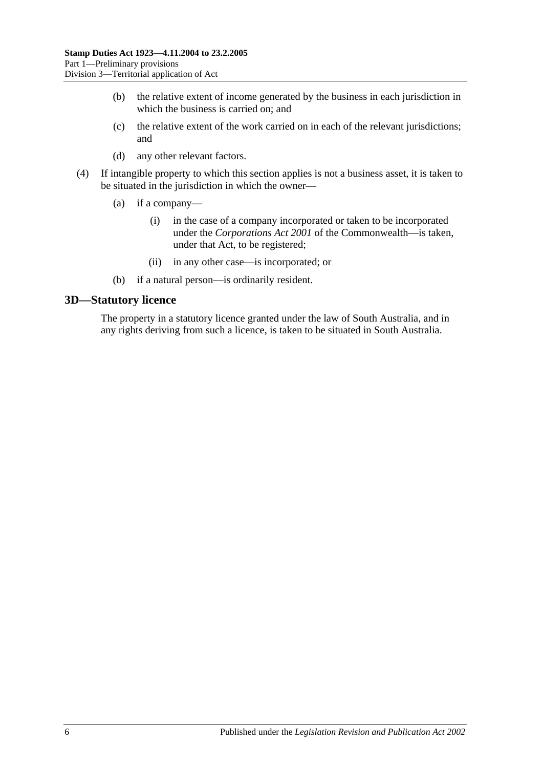(b) the relative extent of income generated by the business in each jurisdiction in which the business is carried on; and

(c) the relative extent of the work carried on in each of the relevant jurisdictions; and

(d) any other relevant factors.

(4) If intangible property to which this section applies is not a business asset, it is taken to be situated in the jurisdiction in which the owner—

(a) if a company—

(i) in the case of a company incorporated or taken to be incorporated under the *Corporations Act 2001* of the Commonwealth—is taken, under that Act, to be registered;

(ii) in any other case—is incorporated; or

(b) if a natural person—is ordinarily resident.

## 3D—Statutory licence

The property in a statutory licence granted under the law of South Australia, and in any rights deriving from such a licence, is taken to be situated in South Australia.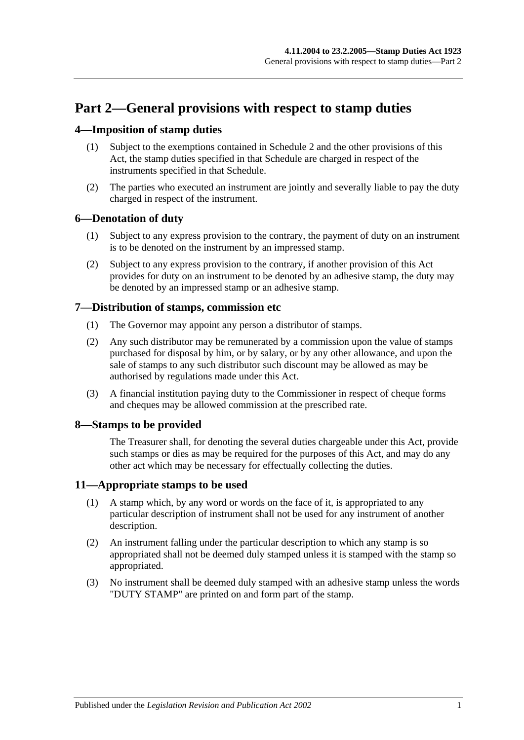# Part 2—General provisions with respect to stamp duties

## 4—Imposition of stamp duties

(1) Subject to the exemptions contained in Schedule 2 and the other provisions of this Act, the stamp duties specified in that Schedule are charged in respect of the instruments specified in that Schedule.

(2) The parties who executed an instrument are jointly and severally liable to pay the duty charged in respect of the instrument.

## 6—Denotation of duty

(1) Subject to any express provision to the contrary, the payment of duty on an instrument is to be denoted on the instrument by an impressed stamp.

(2) Subject to any express provision to the contrary, if another provision of this Act provides for duty on an instrument to be denoted by an adhesive stamp, the duty may be denoted by an impressed stamp or an adhesive stamp.

## 7—Distribution of stamps, commission etc

(1) The Governor may appoint any person a distributor of stamps.

(2) Any such distributor may be remunerated by a commission upon the value of stamps purchased for disposal by him, or by salary, or by any other allowance, and upon the sale of stamps to any such distributor such discount may be allowed as may be authorised by regulations made under this Act.

(3) A financial institution paying duty to the Commissioner in respect of cheque forms and cheques may be allowed commission at the prescribed rate.

## 8—Stamps to be provided

The Treasurer shall, for denoting the several duties chargeable under this Act, provide such stamps or dies as may be required for the purposes of this Act, and may do any other act which may be necessary for effectually collecting the duties.

## 11—Appropriate stamps to be used

(1) A stamp which, by any word or words on the face of it, is appropriated to any particular description of instrument shall not be used for any instrument of another description.

(2) An instrument falling under the particular description to which any stamp is so appropriated shall not be deemed duly stamped unless it is stamped with the stamp so appropriated.

(3) No instrument shall be deemed duly stamped with an adhesive stamp unless the words "DUTY STAMP" are printed on and form part of the stamp.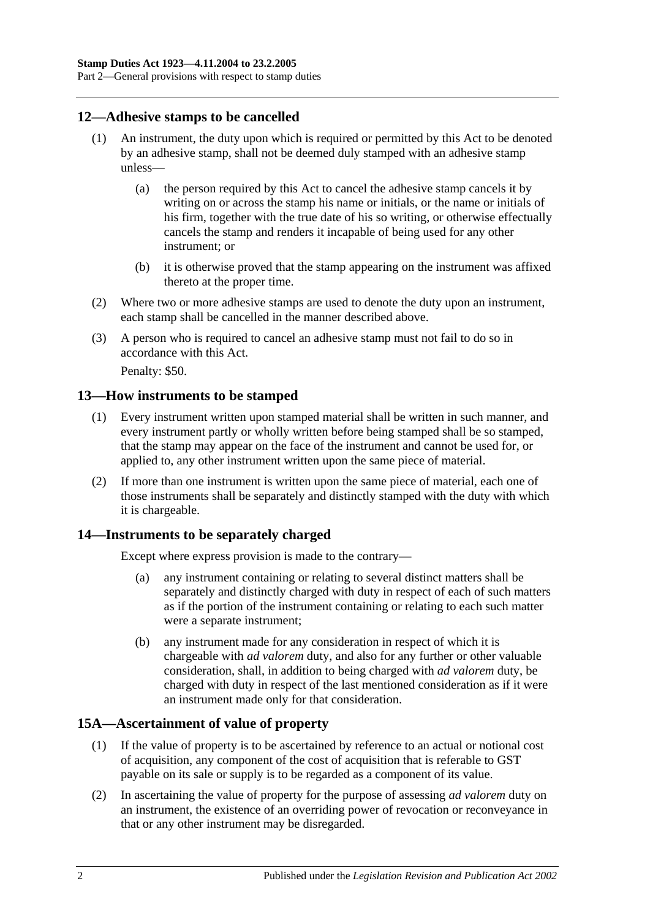## 12—Adhesive stamps to be cancelled

(1) An instrument, the duty upon which is required or permitted by this Act to be denoted by an adhesive stamp, shall not be deemed duly stamped with an adhesive stamp unless—

(a) the person required by this Act to cancel the adhesive stamp cancels it by writing on or across the stamp his name or initials, or the name or initials of his firm, together with the true date of his so writing, or otherwise effectually cancels the stamp and renders it incapable of being used for any other instrument; or

(b) it is otherwise proved that the stamp appearing on the instrument was affixed thereto at the proper time.

(2) Where two or more adhesive stamps are used to denote the duty upon an instrument, each stamp shall be cancelled in the manner described above.

(3) A person who is required to cancel an adhesive stamp must not fail to do so in accordance with this Act.

Penalty: $50.

## 13—How instruments to be stamped

(1) Every instrument written upon stamped material shall be written in such manner, and every instrument partly or wholly written before being stamped shall be so stamped, that the stamp may appear on the face of the instrument and cannot be used for, or applied to, any other instrument written upon the same piece of material.

(2) If more than one instrument is written upon the same piece of material, each one of those instruments shall be separately and distinctly stamped with the duty with which it is chargeable.

## 14—Instruments to be separately charged

Except where express provision is made to the contrary—

(a) any instrument containing or relating to several distinct matters shall be separately and distinctly charged with duty in respect of each of such matters as if the portion of the instrument containing or relating to each such matter were a separate instrument;

(b) any instrument made for any consideration in respect of which it is chargeable with *ad valorem* duty, and also for any further or other valuable consideration, shall, in addition to being charged with *ad valorem* duty, be charged with duty in respect of the last mentioned consideration as if it were an instrument made only for that consideration.

## 15A—Ascertainment of value of property

(1) If the value of property is to be ascertained by reference to an actual or notional cost of acquisition, any component of the cost of acquisition that is referable to GST payable on its sale or supply is to be regarded as a component of its value.

(2) In ascertaining the value of property for the purpose of assessing *ad valorem* duty on an instrument, the existence of an overriding power of revocation or reconveyance in that or any other instrument may be disregarded.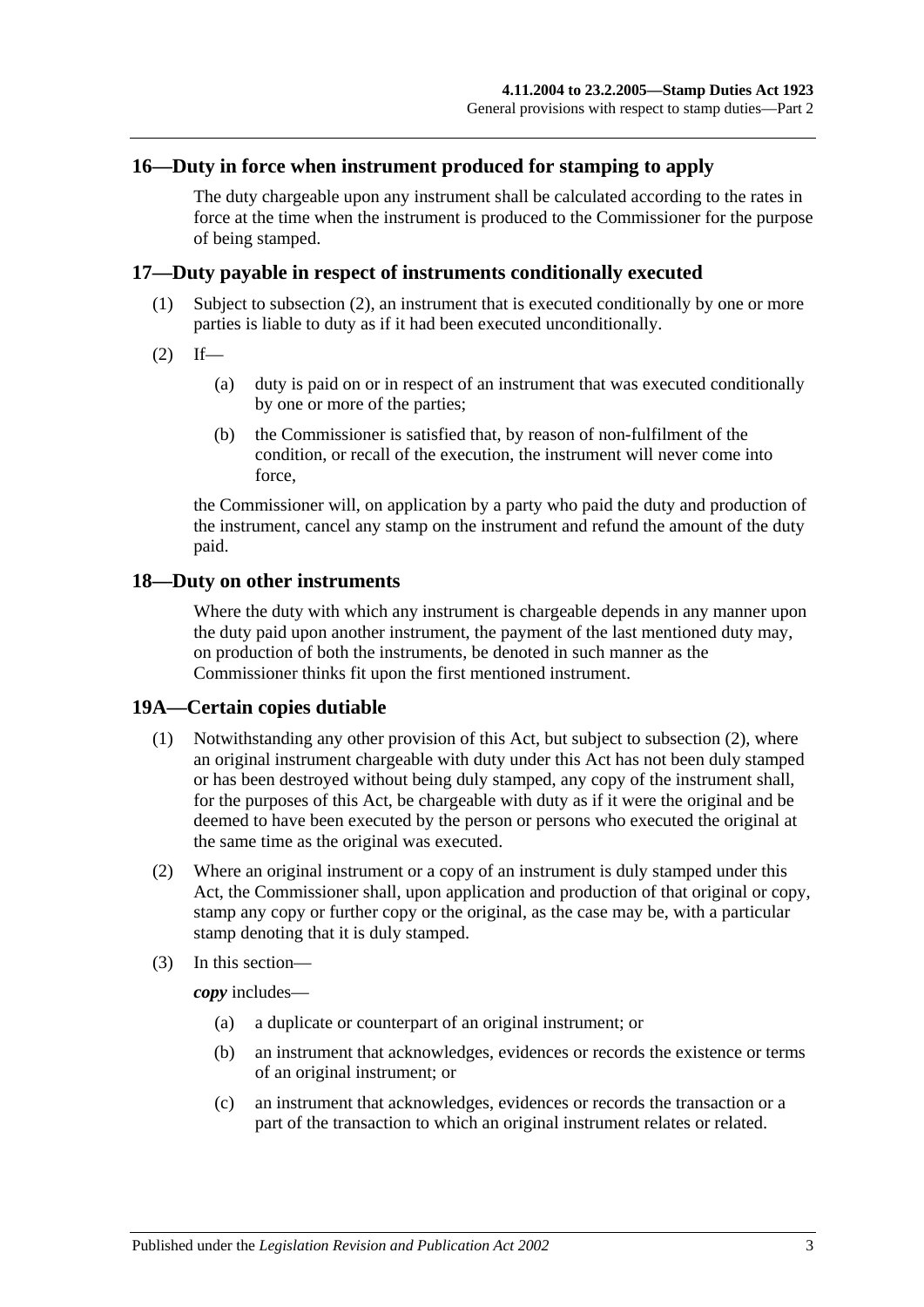## 16—Duty in force when instrument produced for stamping to apply

The duty chargeable upon any instrument shall be calculated according to the rates in force at the time when the instrument is produced to the Commissioner for the purpose of being stamped.

## 17—Duty payable in respect of instruments conditionally executed

(1) Subject to subsection (2), an instrument that is executed conditionally by one or more parties is liable to duty as if it had been executed unconditionally.

(2) If—

(a) duty is paid on or in respect of an instrument that was executed conditionally by one or more of the parties;

(b) the Commissioner is satisfied that, by reason of non-fulfilment of the condition, or recall of the execution, the instrument will never come into force,

the Commissioner will, on application by a party who paid the duty and production of the instrument, cancel any stamp on the instrument and refund the amount of the duty paid.

## 18—Duty on other instruments

Where the duty with which any instrument is chargeable depends in any manner upon the duty paid upon another instrument, the payment of the last mentioned duty may, on production of both the instruments, be denoted in such manner as the Commissioner thinks fit upon the first mentioned instrument.

## 19A—Certain copies dutiable

(1) Notwithstanding any other provision of this Act, but subject to subsection (2), where an original instrument chargeable with duty under this Act has not been duly stamped or has been destroyed without being duly stamped, any copy of the instrument shall, for the purposes of this Act, be chargeable with duty as if it were the original and be deemed to have been executed by the person or persons who executed the original at the same time as the original was executed.

(2) Where an original instrument or a copy of an instrument is duly stamped under this Act, the Commissioner shall, upon application and production of that original or copy, stamp any copy or further copy or the original, as the case may be, with a particular stamp denoting that it is duly stamped.

(3) In this section—

***copy*** includes—

(a) a duplicate or counterpart of an original instrument; or

(b) an instrument that acknowledges, evidences or records the existence or terms of an original instrument; or

(c) an instrument that acknowledges, evidences or records the transaction or a part of the transaction to which an original instrument relates or related.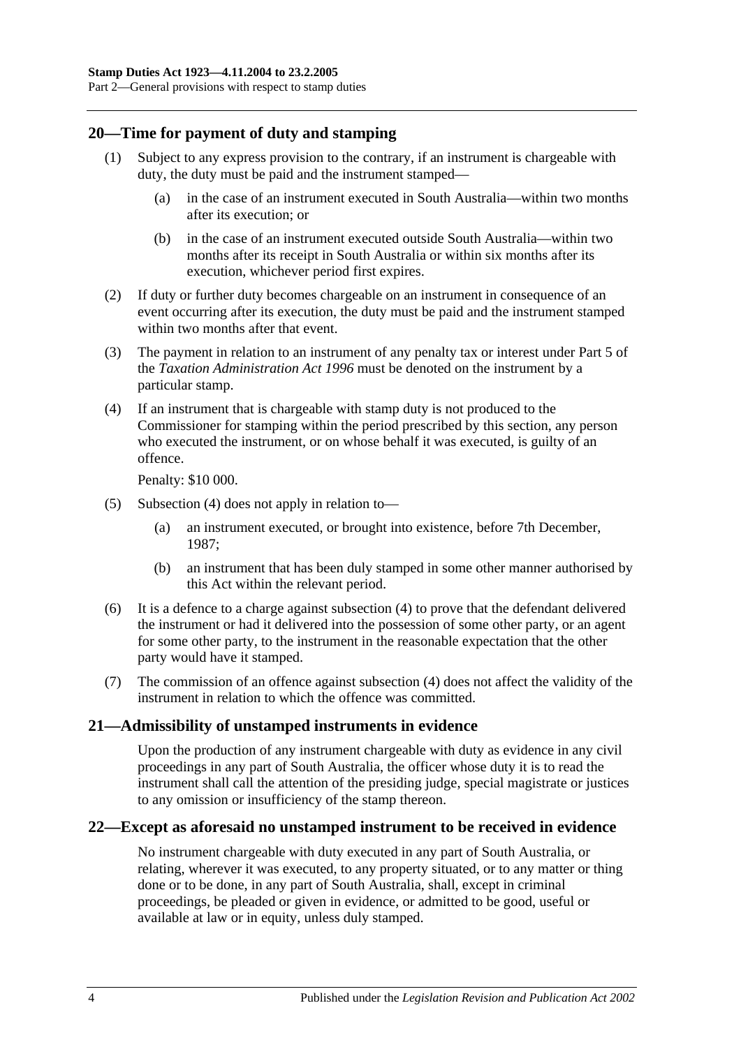## 20—Time for payment of duty and stamping

(1) Subject to any express provision to the contrary, if an instrument is chargeable with duty, the duty must be paid and the instrument stamped—

(a) in the case of an instrument executed in South Australia—within two months after its execution; or

(b) in the case of an instrument executed outside South Australia—within two months after its receipt in South Australia or within six months after its execution, whichever period first expires.

(2) If duty or further duty becomes chargeable on an instrument in consequence of an event occurring after its execution, the duty must be paid and the instrument stamped within two months after that event.

(3) The payment in relation to an instrument of any penalty tax or interest under Part 5 of the *Taxation Administration Act 1996* must be denoted on the instrument by a particular stamp.

(4) If an instrument that is chargeable with stamp duty is not produced to the Commissioner for stamping within the period prescribed by this section, any person who executed the instrument, or on whose behalf it was executed, is guilty of an offence.

Penalty: $10 000.

(5) Subsection (4) does not apply in relation to—

(a) an instrument executed, or brought into existence, before 7th December, 1987;

(b) an instrument that has been duly stamped in some other manner authorised by this Act within the relevant period.

(6) It is a defence to a charge against subsection (4) to prove that the defendant delivered the instrument or had it delivered into the possession of some other party, or an agent for some other party, to the instrument in the reasonable expectation that the other party would have it stamped.

(7) The commission of an offence against subsection (4) does not affect the validity of the instrument in relation to which the offence was committed.

## 21—Admissibility of unstamped instruments in evidence

Upon the production of any instrument chargeable with duty as evidence in any civil proceedings in any part of South Australia, the officer whose duty it is to read the instrument shall call the attention of the presiding judge, special magistrate or justices to any omission or insufficiency of the stamp thereon.

## 22—Except as aforesaid no unstamped instrument to be received in evidence

No instrument chargeable with duty executed in any part of South Australia, or relating, wherever it was executed, to any property situated, or to any matter or thing done or to be done, in any part of South Australia, shall, except in criminal proceedings, be pleaded or given in evidence, or admitted to be good, useful or available at law or in equity, unless duly stamped.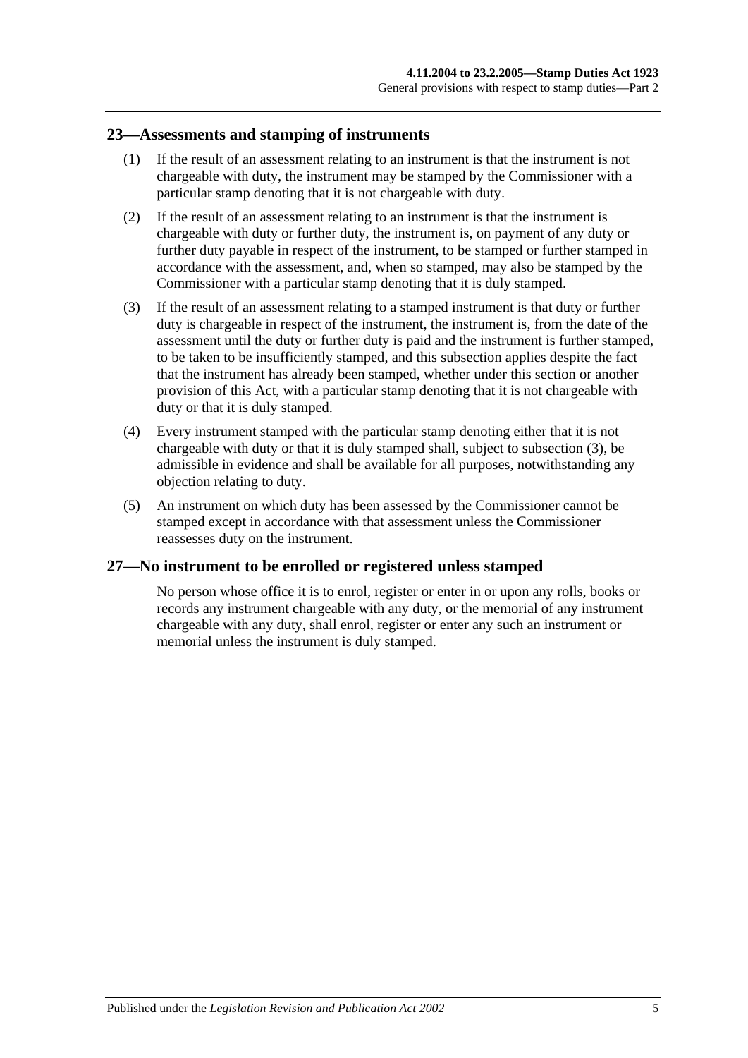## 23—Assessments and stamping of instruments

(1) If the result of an assessment relating to an instrument is that the instrument is not chargeable with duty, the instrument may be stamped by the Commissioner with a particular stamp denoting that it is not chargeable with duty.

(2) If the result of an assessment relating to an instrument is that the instrument is chargeable with duty or further duty, the instrument is, on payment of any duty or further duty payable in respect of the instrument, to be stamped or further stamped in accordance with the assessment, and, when so stamped, may also be stamped by the Commissioner with a particular stamp denoting that it is duly stamped.

(3) If the result of an assessment relating to a stamped instrument is that duty or further duty is chargeable in respect of the instrument, the instrument is, from the date of the assessment until the duty or further duty is paid and the instrument is further stamped, to be taken to be insufficiently stamped, and this subsection applies despite the fact that the instrument has already been stamped, whether under this section or another provision of this Act, with a particular stamp denoting that it is not chargeable with duty or that it is duly stamped.

(4) Every instrument stamped with the particular stamp denoting either that it is not chargeable with duty or that it is duly stamped shall, subject to subsection (3), be admissible in evidence and shall be available for all purposes, notwithstanding any objection relating to duty.

(5) An instrument on which duty has been assessed by the Commissioner cannot be stamped except in accordance with that assessment unless the Commissioner reassesses duty on the instrument.

## 27—No instrument to be enrolled or registered unless stamped

No person whose office it is to enrol, register or enter in or upon any rolls, books or records any instrument chargeable with any duty, or the memorial of any instrument chargeable with any duty, shall enrol, register or enter any such an instrument or memorial unless the instrument is duly stamped.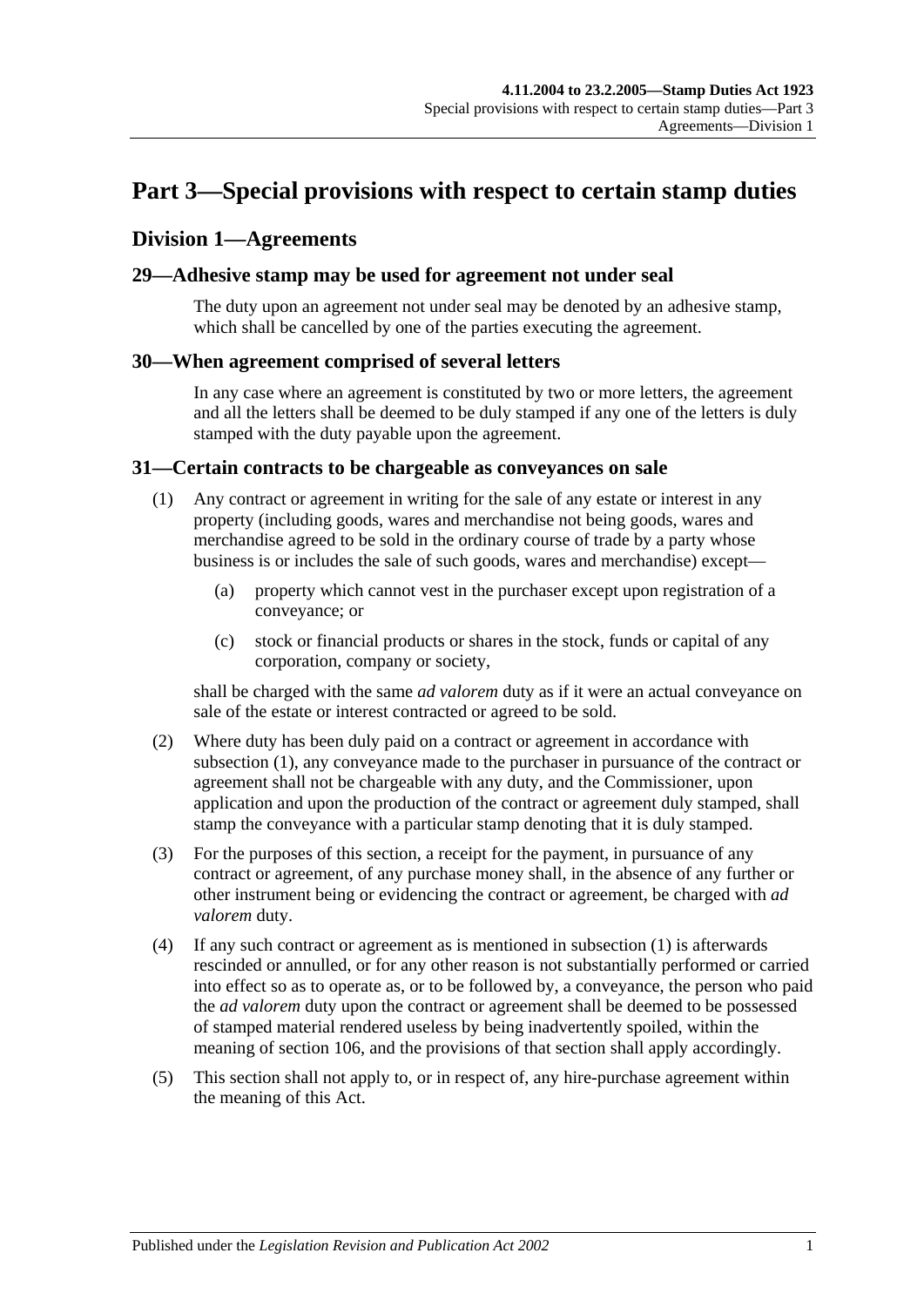# Part 3—Special provisions with respect to certain stamp duties

## Division 1—Agreements

### 29—Adhesive stamp may be used for agreement not under seal

The duty upon an agreement not under seal may be denoted by an adhesive stamp, which shall be cancelled by one of the parties executing the agreement.

### 30—When agreement comprised of several letters

In any case where an agreement is constituted by two or more letters, the agreement and all the letters shall be deemed to be duly stamped if any one of the letters is duly stamped with the duty payable upon the agreement.

### 31—Certain contracts to be chargeable as conveyances on sale

(1) Any contract or agreement in writing for the sale of any estate or interest in any property (including goods, wares and merchandise not being goods, wares and merchandise agreed to be sold in the ordinary course of trade by a party whose business is or includes the sale of such goods, wares and merchandise) except—

(a) property which cannot vest in the purchaser except upon registration of a conveyance; or

(c) stock or financial products or shares in the stock, funds or capital of any corporation, company or society,

shall be charged with the same *ad valorem* duty as if it were an actual conveyance on sale of the estate or interest contracted or agreed to be sold.

(2) Where duty has been duly paid on a contract or agreement in accordance with subsection (1), any conveyance made to the purchaser in pursuance of the contract or agreement shall not be chargeable with any duty, and the Commissioner, upon application and upon the production of the contract or agreement duly stamped, shall stamp the conveyance with a particular stamp denoting that it is duly stamped.

(3) For the purposes of this section, a receipt for the payment, in pursuance of any contract or agreement, of any purchase money shall, in the absence of any further or other instrument being or evidencing the contract or agreement, be charged with *ad valorem* duty.

(4) If any such contract or agreement as is mentioned in subsection (1) is afterwards rescinded or annulled, or for any other reason is not substantially performed or carried into effect so as to operate as, or to be followed by, a conveyance, the person who paid the *ad valorem* duty upon the contract or agreement shall be deemed to be possessed of stamped material rendered useless by being inadvertently spoiled, within the meaning of section 106, and the provisions of that section shall apply accordingly.

(5) This section shall not apply to, or in respect of, any hire-purchase agreement within the meaning of this Act.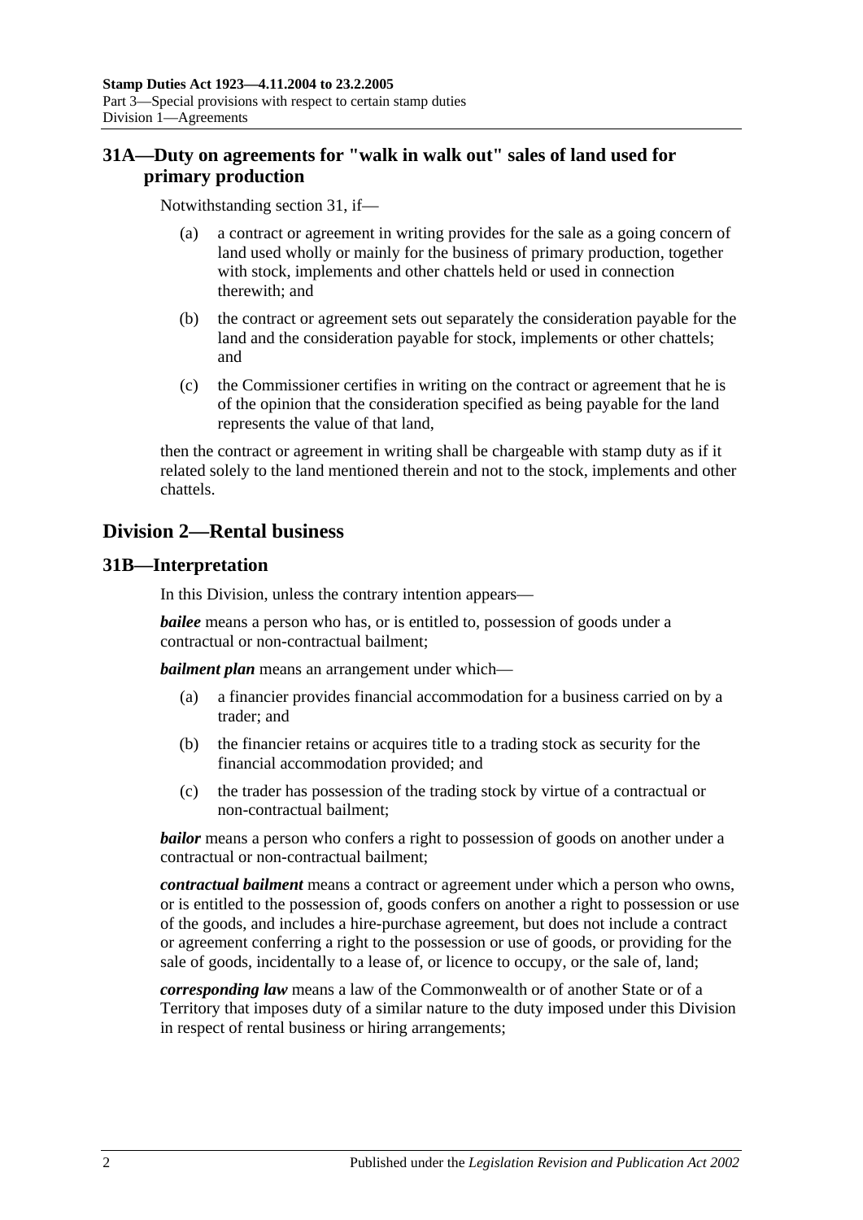## 31A—Duty on agreements for "walk in walk out" sales of land used for primary production

Notwithstanding section 31, if—

(a) a contract or agreement in writing provides for the sale as a going concern of land used wholly or mainly for the business of primary production, together with stock, implements and other chattels held or used in connection therewith; and

(b) the contract or agreement sets out separately the consideration payable for the land and the consideration payable for stock, implements or other chattels; and

(c) the Commissioner certifies in writing on the contract or agreement that he is of the opinion that the consideration specified as being payable for the land represents the value of that land,

then the contract or agreement in writing shall be chargeable with stamp duty as if it related solely to the land mentioned therein and not to the stock, implements and other chattels.

# Division 2—Rental business

## 31B—Interpretation

In this Division, unless the contrary intention appears—

***bailee*** means a person who has, or is entitled to, possession of goods under a contractual or non-contractual bailment;

***bailment plan*** means an arrangement under which—

(a) a financier provides financial accommodation for a business carried on by a trader; and

(b) the financier retains or acquires title to a trading stock as security for the financial accommodation provided; and

(c) the trader has possession of the trading stock by virtue of a contractual or non-contractual bailment;

***bailor*** means a person who confers a right to possession of goods on another under a contractual or non-contractual bailment;

***contractual bailment*** means a contract or agreement under which a person who owns, or is entitled to the possession of, goods confers on another a right to possession or use of the goods, and includes a hire-purchase agreement, but does not include a contract or agreement conferring a right to the possession or use of goods, or providing for the sale of goods, incidentally to a lease of, or licence to occupy, or the sale of, land;

***corresponding law*** means a law of the Commonwealth or of another State or of a Territory that imposes duty of a similar nature to the duty imposed under this Division in respect of rental business or hiring arrangements;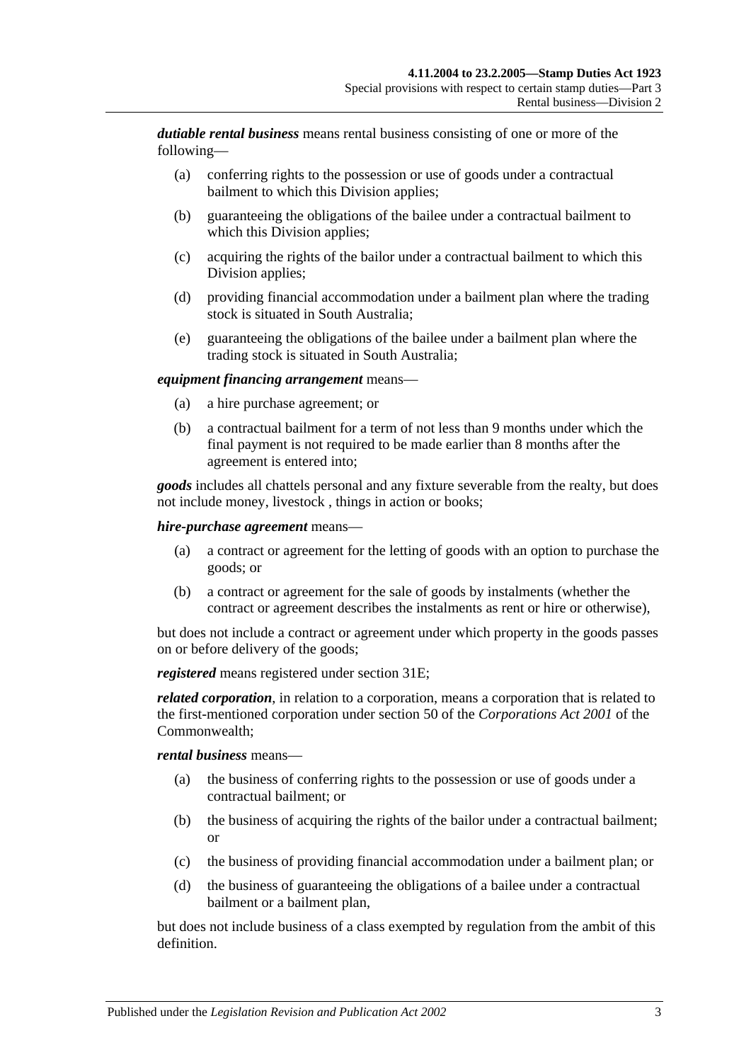***dutiable rental business*** means rental business consisting of one or more of the following—

- (a) conferring rights to the possession or use of goods under a contractual bailment to which this Division applies;
- (b) guaranteeing the obligations of the bailee under a contractual bailment to which this Division applies;
- (c) acquiring the rights of the bailor under a contractual bailment to which this Division applies;
- (d) providing financial accommodation under a bailment plan where the trading stock is situated in South Australia;
- (e) guaranteeing the obligations of the bailee under a bailment plan where the trading stock is situated in South Australia;

***equipment financing arrangement*** means—

- (a) a hire purchase agreement; or
- (b) a contractual bailment for a term of not less than 9 months under which the final payment is not required to be made earlier than 8 months after the agreement is entered into;

***goods*** includes all chattels personal and any fixture severable from the realty, but does not include money, livestock , things in action or books;

***hire-purchase agreement*** means—

- (a) a contract or agreement for the letting of goods with an option to purchase the goods; or
- (b) a contract or agreement for the sale of goods by instalments (whether the contract or agreement describes the instalments as rent or hire or otherwise),

but does not include a contract or agreement under which property in the goods passes on or before delivery of the goods;

***registered*** means registered under section 31E;

***related corporation***, in relation to a corporation, means a corporation that is related to the first-mentioned corporation under section 50 of the *Corporations Act 2001* of the Commonwealth;

***rental business*** means—

- (a) the business of conferring rights to the possession or use of goods under a contractual bailment; or
- (b) the business of acquiring the rights of the bailor under a contractual bailment; or
- (c) the business of providing financial accommodation under a bailment plan; or
- (d) the business of guaranteeing the obligations of a bailee under a contractual bailment or a bailment plan,

but does not include business of a class exempted by regulation from the ambit of this definition.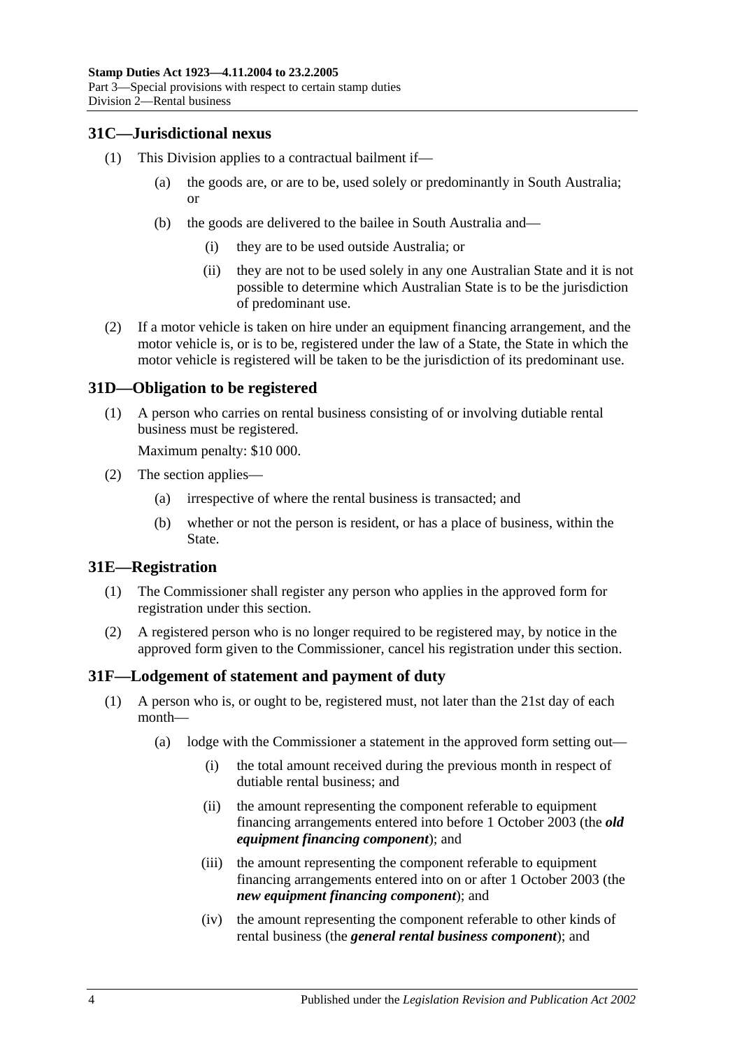## 31C—Jurisdictional nexus

(1) This Division applies to a contractual bailment if—

(a) the goods are, or are to be, used solely or predominantly in South Australia; or

(b) the goods are delivered to the bailee in South Australia and—

(i) they are to be used outside Australia; or

(ii) they are not to be used solely in any one Australian State and it is not possible to determine which Australian State is to be the jurisdiction of predominant use.

(2) If a motor vehicle is taken on hire under an equipment financing arrangement, and the motor vehicle is, or is to be, registered under the law of a State, the State in which the motor vehicle is registered will be taken to be the jurisdiction of its predominant use.

## 31D—Obligation to be registered

(1) A person who carries on rental business consisting of or involving dutiable rental business must be registered.

Maximum penalty: $10 000.

(2) The section applies—

(a) irrespective of where the rental business is transacted; and

(b) whether or not the person is resident, or has a place of business, within the State.

## 31E—Registration

(1) The Commissioner shall register any person who applies in the approved form for registration under this section.

(2) A registered person who is no longer required to be registered may, by notice in the approved form given to the Commissioner, cancel his registration under this section.

## 31F—Lodgement of statement and payment of duty

(1) A person who is, or ought to be, registered must, not later than the 21st day of each month—

(a) lodge with the Commissioner a statement in the approved form setting out—

(i) the total amount received during the previous month in respect of dutiable rental business; and

(ii) the amount representing the component referable to equipment financing arrangements entered into before 1 October 2003 (the ***old equipment financing component***); and

(iii) the amount representing the component referable to equipment financing arrangements entered into on or after 1 October 2003 (the ***new equipment financing component***); and

(iv) the amount representing the component referable to other kinds of rental business (the ***general rental business component***); and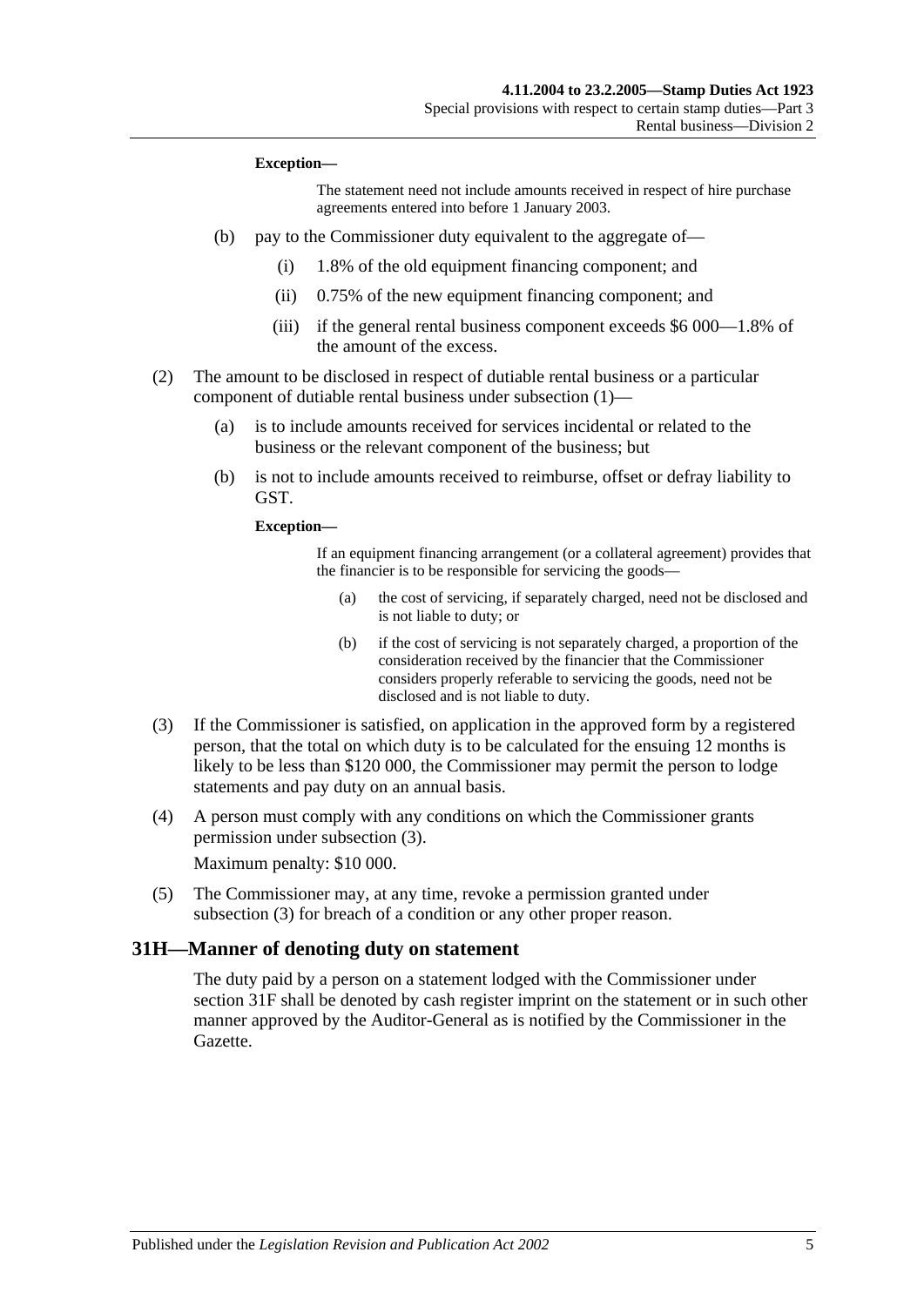**Exception—**

The statement need not include amounts received in respect of hire purchase agreements entered into before 1 January 2003.

(b) pay to the Commissioner duty equivalent to the aggregate of—

(i) 1.8% of the old equipment financing component; and

(ii) 0.75% of the new equipment financing component; and

(iii) if the general rental business component exceeds $6 000—1.8% of the amount of the excess.

(2) The amount to be disclosed in respect of dutiable rental business or a particular component of dutiable rental business under subsection (1)—

(a) is to include amounts received for services incidental or related to the business or the relevant component of the business; but

(b) is not to include amounts received to reimburse, offset or defray liability to GST.

**Exception—**

If an equipment financing arrangement (or a collateral agreement) provides that the financier is to be responsible for servicing the goods—

(a) the cost of servicing, if separately charged, need not be disclosed and is not liable to duty; or

(b) if the cost of servicing is not separately charged, a proportion of the consideration received by the financier that the Commissioner considers properly referable to servicing the goods, need not be disclosed and is not liable to duty.

(3) If the Commissioner is satisfied, on application in the approved form by a registered person, that the total on which duty is to be calculated for the ensuing 12 months is likely to be less than $120 000, the Commissioner may permit the person to lodge statements and pay duty on an annual basis.

(4) A person must comply with any conditions on which the Commissioner grants permission under subsection (3).

Maximum penalty: $10 000.

(5) The Commissioner may, at any time, revoke a permission granted under subsection (3) for breach of a condition or any other proper reason.

## 31H—Manner of denoting duty on statement

The duty paid by a person on a statement lodged with the Commissioner under section 31F shall be denoted by cash register imprint on the statement or in such other manner approved by the Auditor-General as is notified by the Commissioner in the Gazette.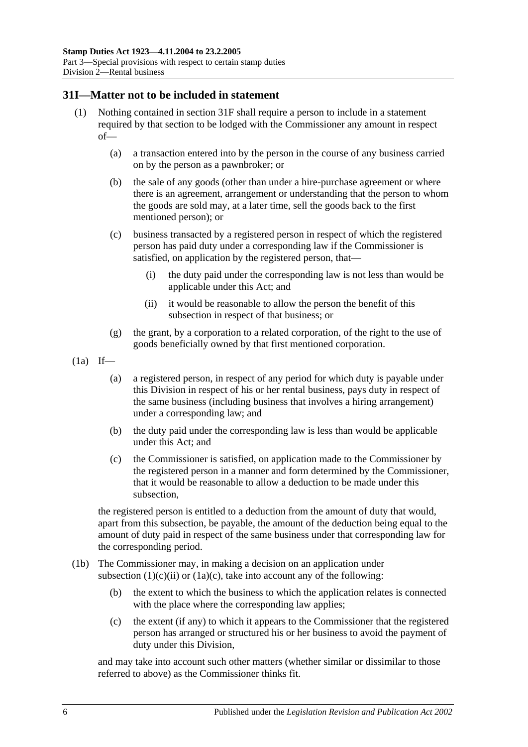## 31I—Matter not to be included in statement

(1) Nothing contained in section 31F shall require a person to include in a statement required by that section to be lodged with the Commissioner any amount in respect of—

(a) a transaction entered into by the person in the course of any business carried on by the person as a pawnbroker; or

(b) the sale of any goods (other than under a hire-purchase agreement or where there is an agreement, arrangement or understanding that the person to whom the goods are sold may, at a later time, sell the goods back to the first mentioned person); or

(c) business transacted by a registered person in respect of which the registered person has paid duty under a corresponding law if the Commissioner is satisfied, on application by the registered person, that—

(i) the duty paid under the corresponding law is not less than would be applicable under this Act; and

(ii) it would be reasonable to allow the person the benefit of this subsection in respect of that business; or

(g) the grant, by a corporation to a related corporation, of the right to the use of goods beneficially owned by that first mentioned corporation.

(1a) If—

(a) a registered person, in respect of any period for which duty is payable under this Division in respect of his or her rental business, pays duty in respect of the same business (including business that involves a hiring arrangement) under a corresponding law; and

(b) the duty paid under the corresponding law is less than would be applicable under this Act; and

(c) the Commissioner is satisfied, on application made to the Commissioner by the registered person in a manner and form determined by the Commissioner, that it would be reasonable to allow a deduction to be made under this subsection,

the registered person is entitled to a deduction from the amount of duty that would, apart from this subsection, be payable, the amount of the deduction being equal to the amount of duty paid in respect of the same business under that corresponding law for the corresponding period.

(1b) The Commissioner may, in making a decision on an application under subsection (1)(c)(ii) or (1a)(c), take into account any of the following:

(b) the extent to which the business to which the application relates is connected with the place where the corresponding law applies;

(c) the extent (if any) to which it appears to the Commissioner that the registered person has arranged or structured his or her business to avoid the payment of duty under this Division,

and may take into account such other matters (whether similar or dissimilar to those referred to above) as the Commissioner thinks fit.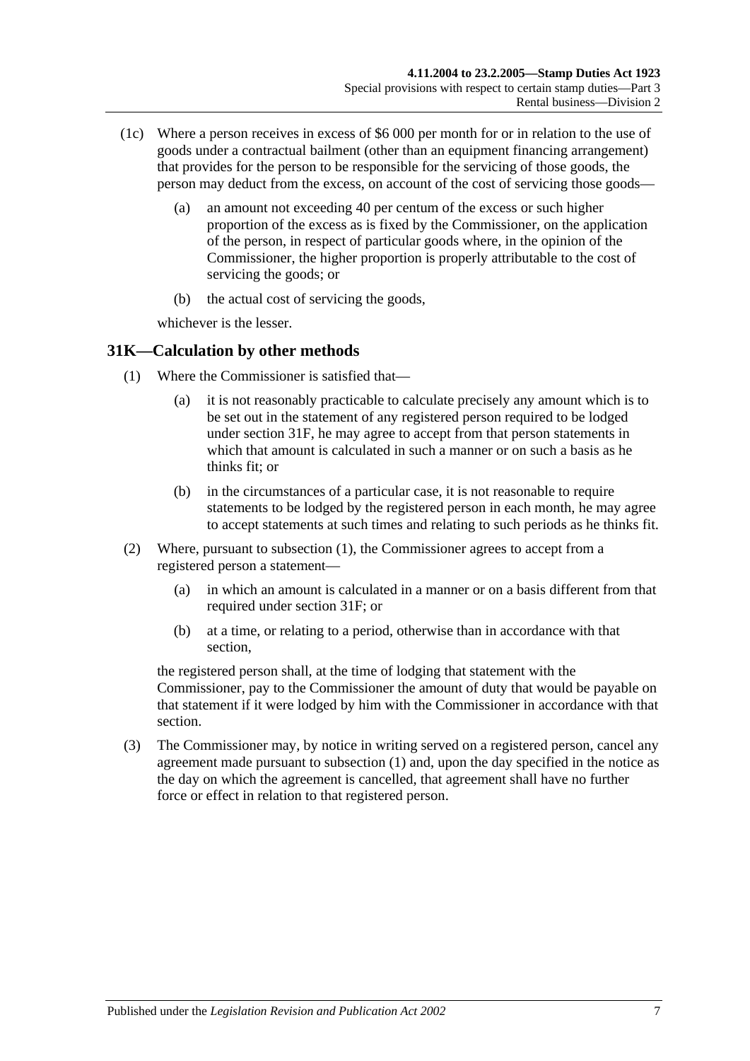(1c) Where a person receives in excess of $6 000 per month for or in relation to the use of goods under a contractual bailment (other than an equipment financing arrangement) that provides for the person to be responsible for the servicing of those goods, the person may deduct from the excess, on account of the cost of servicing those goods—

- (a) an amount not exceeding 40 per centum of the excess or such higher proportion of the excess as is fixed by the Commissioner, on the application of the person, in respect of particular goods where, in the opinion of the Commissioner, the higher proportion is properly attributable to the cost of servicing the goods; or
- (b) the actual cost of servicing the goods,

whichever is the lesser.

## 31K—Calculation by other methods

(1) Where the Commissioner is satisfied that—

- (a) it is not reasonably practicable to calculate precisely any amount which is to be set out in the statement of any registered person required to be lodged under section 31F, he may agree to accept from that person statements in which that amount is calculated in such a manner or on such a basis as he thinks fit; or
- (b) in the circumstances of a particular case, it is not reasonable to require statements to be lodged by the registered person in each month, he may agree to accept statements at such times and relating to such periods as he thinks fit.

(2) Where, pursuant to subsection (1), the Commissioner agrees to accept from a registered person a statement—

- (a) in which an amount is calculated in a manner or on a basis different from that required under section 31F; or
- (b) at a time, or relating to a period, otherwise than in accordance with that section,

the registered person shall, at the time of lodging that statement with the Commissioner, pay to the Commissioner the amount of duty that would be payable on that statement if it were lodged by him with the Commissioner in accordance with that section.

(3) The Commissioner may, by notice in writing served on a registered person, cancel any agreement made pursuant to subsection (1) and, upon the day specified in the notice as the day on which the agreement is cancelled, that agreement shall have no further force or effect in relation to that registered person.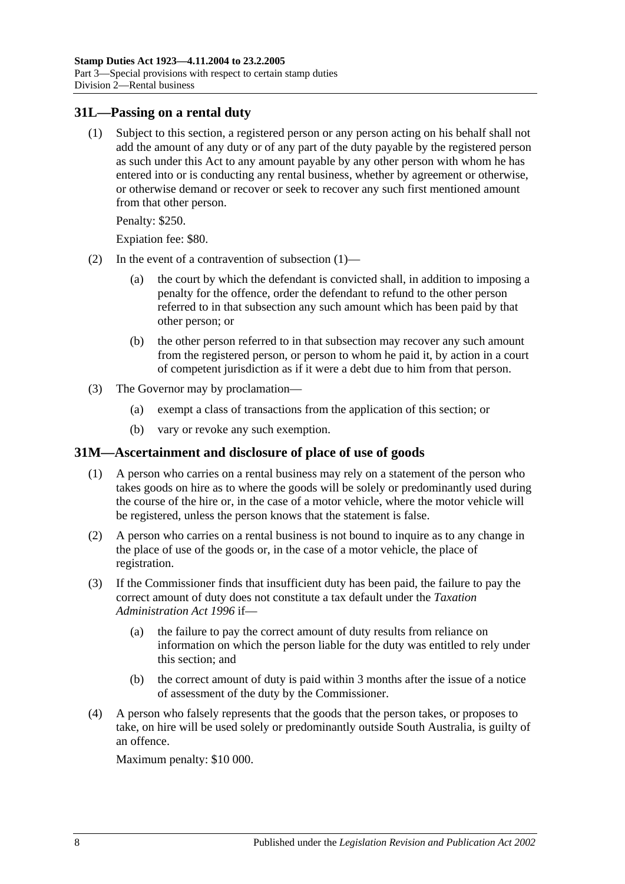## 31L—Passing on a rental duty

(1) Subject to this section, a registered person or any person acting on his behalf shall not add the amount of any duty or of any part of the duty payable by the registered person as such under this Act to any amount payable by any other person with whom he has entered into or is conducting any rental business, whether by agreement or otherwise, or otherwise demand or recover or seek to recover any such first mentioned amount from that other person.

Penalty: $250.

Expiation fee: $80.

(2) In the event of a contravention of subsection (1)—

(a) the court by which the defendant is convicted shall, in addition to imposing a penalty for the offence, order the defendant to refund to the other person referred to in that subsection any such amount which has been paid by that other person; or

(b) the other person referred to in that subsection may recover any such amount from the registered person, or person to whom he paid it, by action in a court of competent jurisdiction as if it were a debt due to him from that person.

(3) The Governor may by proclamation—

(a) exempt a class of transactions from the application of this section; or

(b) vary or revoke any such exemption.

## 31M—Ascertainment and disclosure of place of use of goods

(1) A person who carries on a rental business may rely on a statement of the person who takes goods on hire as to where the goods will be solely or predominantly used during the course of the hire or, in the case of a motor vehicle, where the motor vehicle will be registered, unless the person knows that the statement is false.

(2) A person who carries on a rental business is not bound to inquire as to any change in the place of use of the goods or, in the case of a motor vehicle, the place of registration.

(3) If the Commissioner finds that insufficient duty has been paid, the failure to pay the correct amount of duty does not constitute a tax default under the *Taxation Administration Act 1996* if—

(a) the failure to pay the correct amount of duty results from reliance on information on which the person liable for the duty was entitled to rely under this section; and

(b) the correct amount of duty is paid within 3 months after the issue of a notice of assessment of the duty by the Commissioner.

(4) A person who falsely represents that the goods that the person takes, or proposes to take, on hire will be used solely or predominantly outside South Australia, is guilty of an offence.

Maximum penalty: $10 000.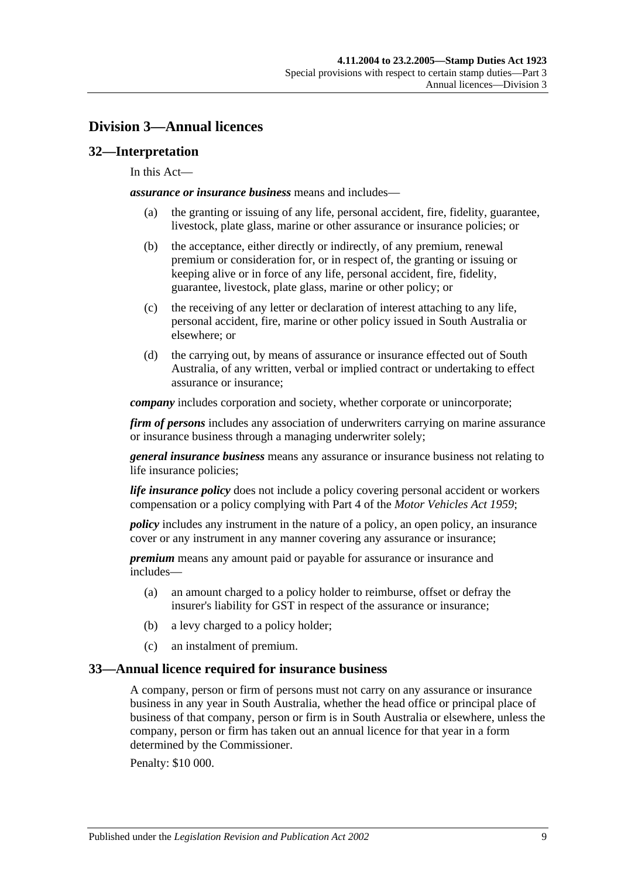## Division 3—Annual licences

### 32—Interpretation

In this Act—

***assurance or insurance business*** means and includes—

(a) the granting or issuing of any life, personal accident, fire, fidelity, guarantee, livestock, plate glass, marine or other assurance or insurance policies; or

(b) the acceptance, either directly or indirectly, of any premium, renewal premium or consideration for, or in respect of, the granting or issuing or keeping alive or in force of any life, personal accident, fire, fidelity, guarantee, livestock, plate glass, marine or other policy; or

(c) the receiving of any letter or declaration of interest attaching to any life, personal accident, fire, marine or other policy issued in South Australia or elsewhere; or

(d) the carrying out, by means of assurance or insurance effected out of South Australia, of any written, verbal or implied contract or undertaking to effect assurance or insurance;

***company*** includes corporation and society, whether corporate or unincorporate;

***firm of persons*** includes any association of underwriters carrying on marine assurance or insurance business through a managing underwriter solely;

***general insurance business*** means any assurance or insurance business not relating to life insurance policies;

***life insurance policy*** does not include a policy covering personal accident or workers compensation or a policy complying with Part 4 of the *Motor Vehicles Act 1959*;

***policy*** includes any instrument in the nature of a policy, an open policy, an insurance cover or any instrument in any manner covering any assurance or insurance;

***premium*** means any amount paid or payable for assurance or insurance and includes—

(a) an amount charged to a policy holder to reimburse, offset or defray the insurer's liability for GST in respect of the assurance or insurance;

(b) a levy charged to a policy holder;

(c) an instalment of premium.

### 33—Annual licence required for insurance business

A company, person or firm of persons must not carry on any assurance or insurance business in any year in South Australia, whether the head office or principal place of business of that company, person or firm is in South Australia or elsewhere, unless the company, person or firm has taken out an annual licence for that year in a form determined by the Commissioner.

Penalty: $10 000.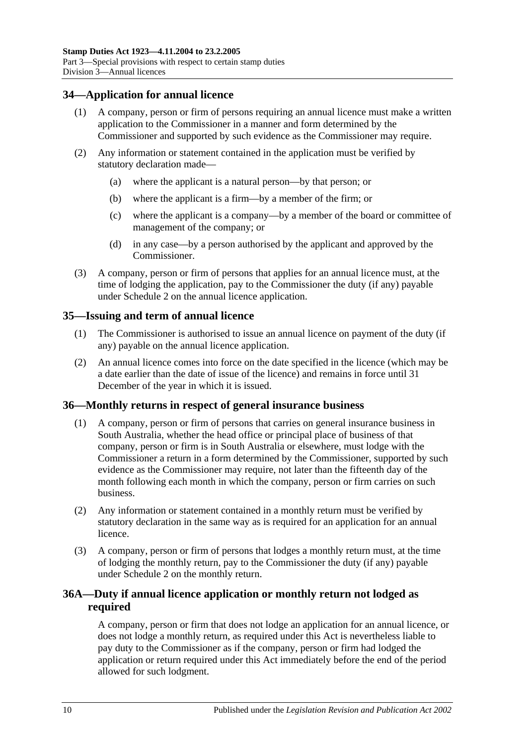## 34—Application for annual licence

(1) A company, person or firm of persons requiring an annual licence must make a written application to the Commissioner in a manner and form determined by the Commissioner and supported by such evidence as the Commissioner may require.

(2) Any information or statement contained in the application must be verified by statutory declaration made—

(a) where the applicant is a natural person—by that person; or

(b) where the applicant is a firm—by a member of the firm; or

(c) where the applicant is a company—by a member of the board or committee of management of the company; or

(d) in any case—by a person authorised by the applicant and approved by the Commissioner.

(3) A company, person or firm of persons that applies for an annual licence must, at the time of lodging the application, pay to the Commissioner the duty (if any) payable under Schedule 2 on the annual licence application.

## 35—Issuing and term of annual licence

(1) The Commissioner is authorised to issue an annual licence on payment of the duty (if any) payable on the annual licence application.

(2) An annual licence comes into force on the date specified in the licence (which may be a date earlier than the date of issue of the licence) and remains in force until 31 December of the year in which it is issued.

## 36—Monthly returns in respect of general insurance business

(1) A company, person or firm of persons that carries on general insurance business in South Australia, whether the head office or principal place of business of that company, person or firm is in South Australia or elsewhere, must lodge with the Commissioner a return in a form determined by the Commissioner, supported by such evidence as the Commissioner may require, not later than the fifteenth day of the month following each month in which the company, person or firm carries on such business.

(2) Any information or statement contained in a monthly return must be verified by statutory declaration in the same way as is required for an application for an annual licence.

(3) A company, person or firm of persons that lodges a monthly return must, at the time of lodging the monthly return, pay to the Commissioner the duty (if any) payable under Schedule 2 on the monthly return.

## 36A—Duty if annual licence application or monthly return not lodged as required

A company, person or firm that does not lodge an application for an annual licence, or does not lodge a monthly return, as required under this Act is nevertheless liable to pay duty to the Commissioner as if the company, person or firm had lodged the application or return required under this Act immediately before the end of the period allowed for such lodgment.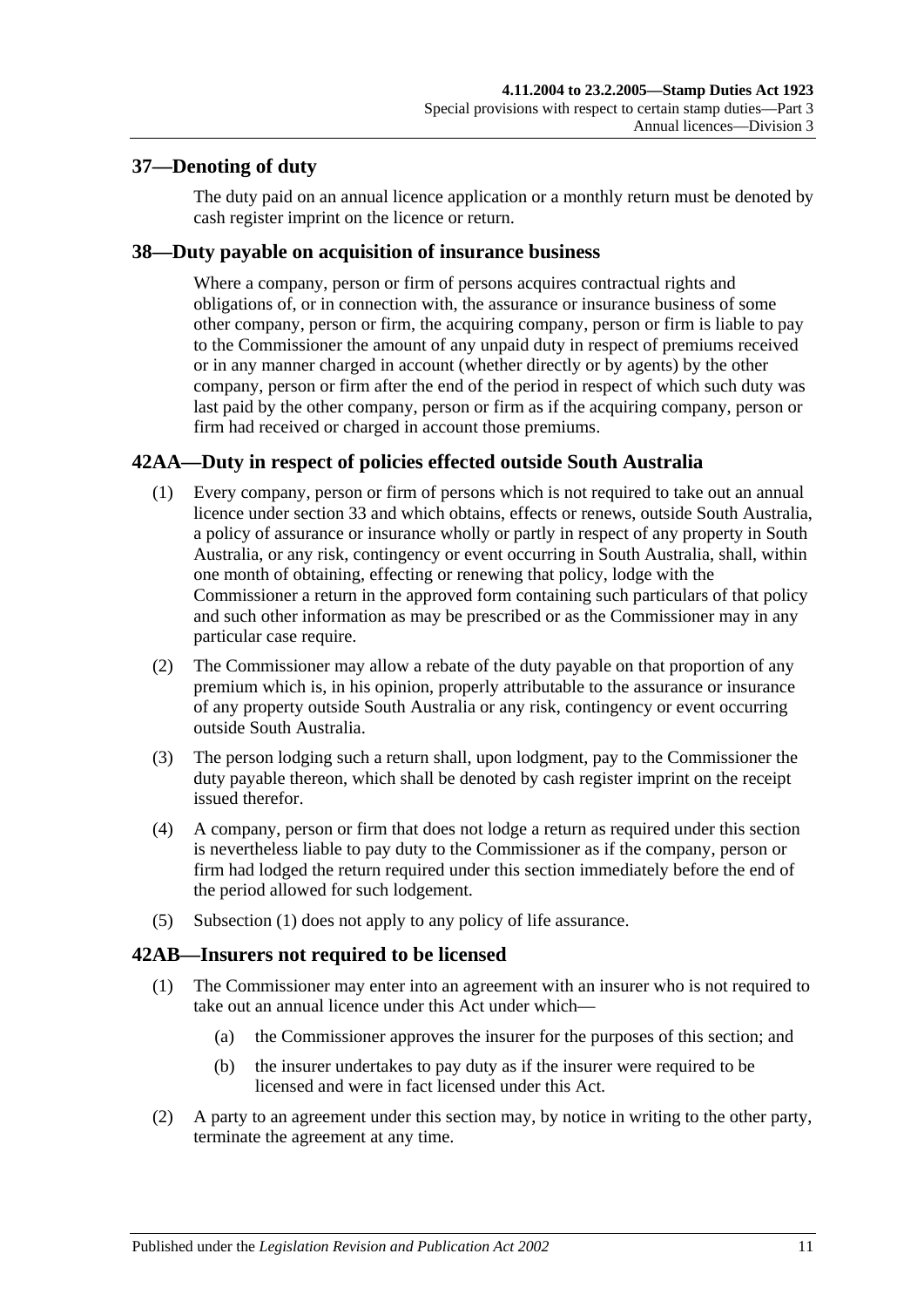## 37—Denoting of duty

The duty paid on an annual licence application or a monthly return must be denoted by cash register imprint on the licence or return.

## 38—Duty payable on acquisition of insurance business

Where a company, person or firm of persons acquires contractual rights and obligations of, or in connection with, the assurance or insurance business of some other company, person or firm, the acquiring company, person or firm is liable to pay to the Commissioner the amount of any unpaid duty in respect of premiums received or in any manner charged in account (whether directly or by agents) by the other company, person or firm after the end of the period in respect of which such duty was last paid by the other company, person or firm as if the acquiring company, person or firm had received or charged in account those premiums.

## 42AA—Duty in respect of policies effected outside South Australia

(1) Every company, person or firm of persons which is not required to take out an annual licence under section 33 and which obtains, effects or renews, outside South Australia, a policy of assurance or insurance wholly or partly in respect of any property in South Australia, or any risk, contingency or event occurring in South Australia, shall, within one month of obtaining, effecting or renewing that policy, lodge with the Commissioner a return in the approved form containing such particulars of that policy and such other information as may be prescribed or as the Commissioner may in any particular case require.

(2) The Commissioner may allow a rebate of the duty payable on that proportion of any premium which is, in his opinion, properly attributable to the assurance or insurance of any property outside South Australia or any risk, contingency or event occurring outside South Australia.

(3) The person lodging such a return shall, upon lodgment, pay to the Commissioner the duty payable thereon, which shall be denoted by cash register imprint on the receipt issued therefor.

(4) A company, person or firm that does not lodge a return as required under this section is nevertheless liable to pay duty to the Commissioner as if the company, person or firm had lodged the return required under this section immediately before the end of the period allowed for such lodgement.

(5) Subsection (1) does not apply to any policy of life assurance.

## 42AB—Insurers not required to be licensed

(1) The Commissioner may enter into an agreement with an insurer who is not required to take out an annual licence under this Act under which—

 (a) the Commissioner approves the insurer for the purposes of this section; and

 (b) the insurer undertakes to pay duty as if the insurer were required to be licensed and were in fact licensed under this Act.

(2) A party to an agreement under this section may, by notice in writing to the other party, terminate the agreement at any time.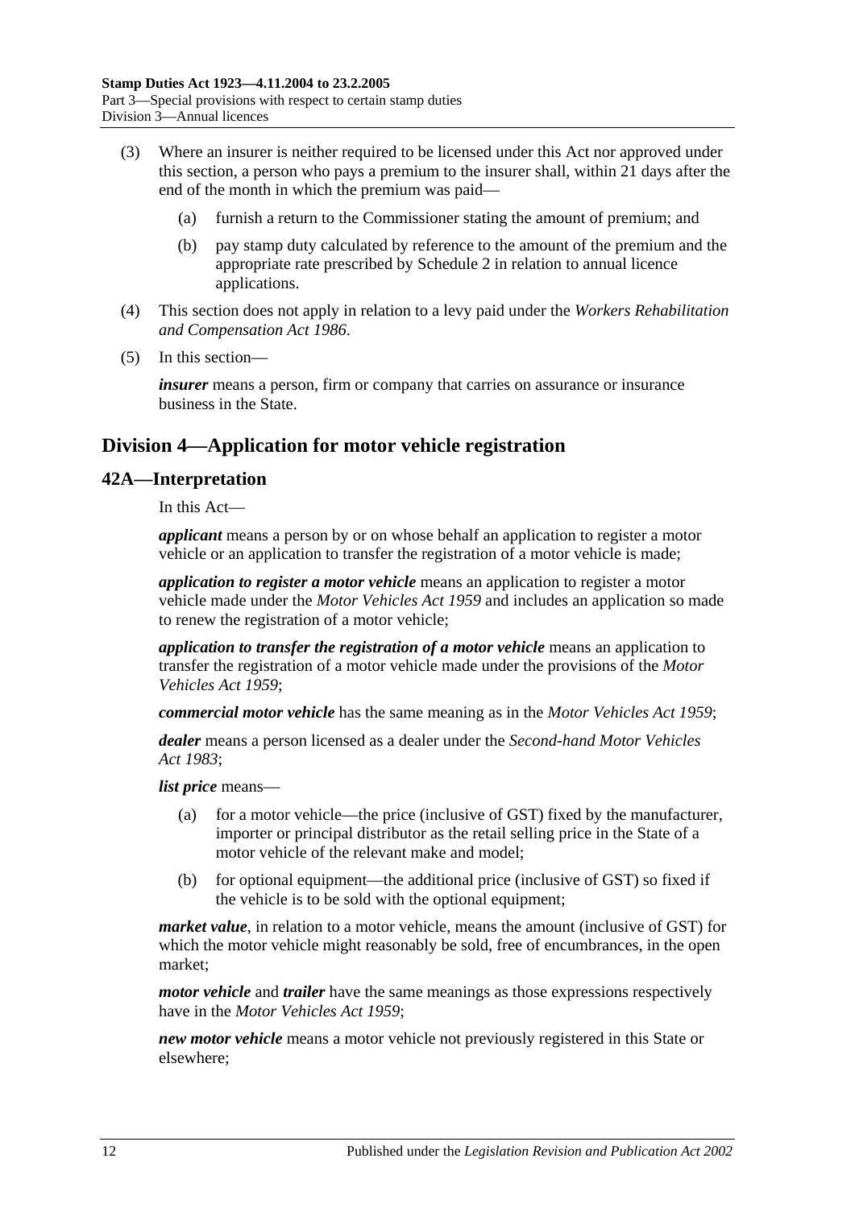(3) Where an insurer is neither required to be licensed under this Act nor approved under this section, a person who pays a premium to the insurer shall, within 21 days after the end of the month in which the premium was paid—

(a) furnish a return to the Commissioner stating the amount of premium; and

(b) pay stamp duty calculated by reference to the amount of the premium and the appropriate rate prescribed by Schedule 2 in relation to annual licence applications.

(4) This section does not apply in relation to a levy paid under the *Workers Rehabilitation and Compensation Act 1986*.

(5) In this section—

***insurer*** means a person, firm or company that carries on assurance or insurance business in the State.

## Division 4—Application for motor vehicle registration

### 42A—Interpretation

In this Act—

***applicant*** means a person by or on whose behalf an application to register a motor vehicle or an application to transfer the registration of a motor vehicle is made;

***application to register a motor vehicle*** means an application to register a motor vehicle made under the *Motor Vehicles Act 1959* and includes an application so made to renew the registration of a motor vehicle;

***application to transfer the registration of a motor vehicle*** means an application to transfer the registration of a motor vehicle made under the provisions of the *Motor Vehicles Act 1959*;

***commercial motor vehicle*** has the same meaning as in the *Motor Vehicles Act 1959*;

***dealer*** means a person licensed as a dealer under the *Second-hand Motor Vehicles Act 1983*;

***list price*** means—

(a) for a motor vehicle—the price (inclusive of GST) fixed by the manufacturer, importer or principal distributor as the retail selling price in the State of a motor vehicle of the relevant make and model;

(b) for optional equipment—the additional price (inclusive of GST) so fixed if the vehicle is to be sold with the optional equipment;

***market value***, in relation to a motor vehicle, means the amount (inclusive of GST) for which the motor vehicle might reasonably be sold, free of encumbrances, in the open market;

***motor vehicle*** and ***trailer*** have the same meanings as those expressions respectively have in the *Motor Vehicles Act 1959*;

***new motor vehicle*** means a motor vehicle not previously registered in this State or elsewhere;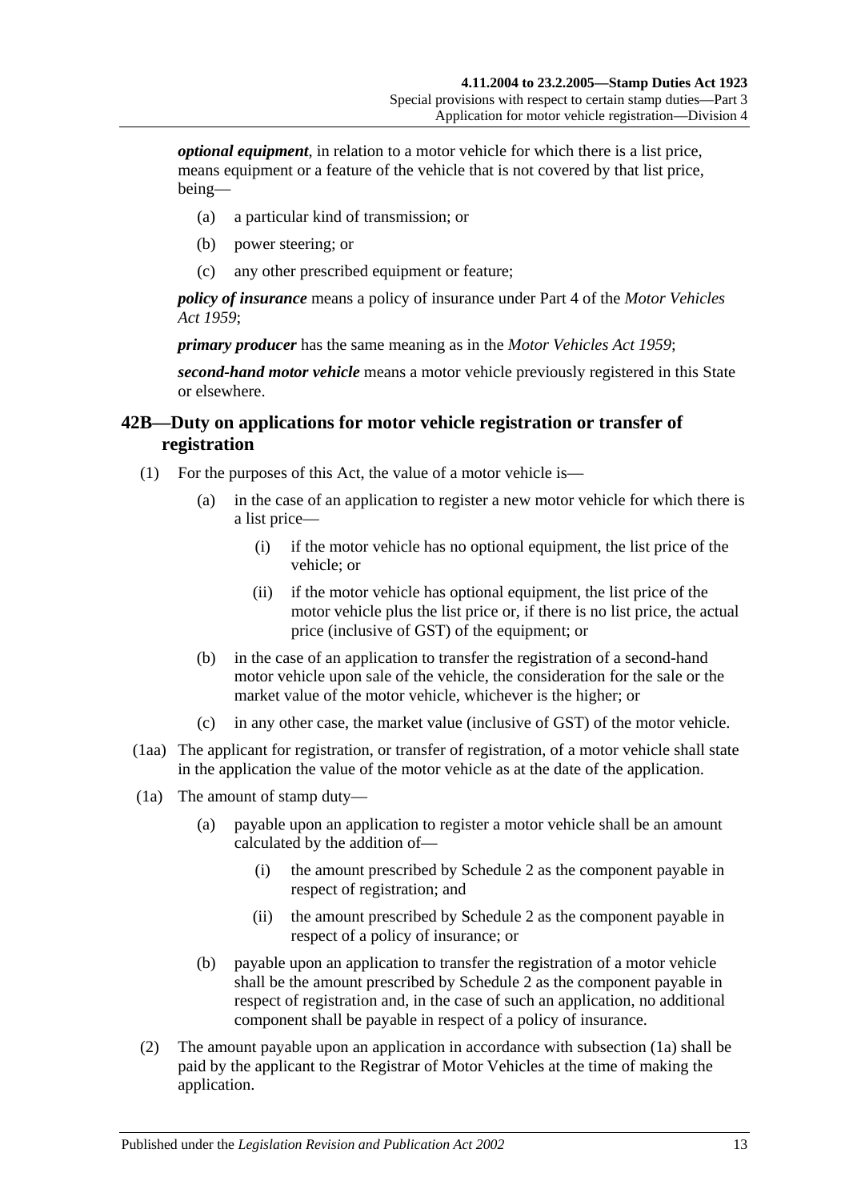***optional equipment***, in relation to a motor vehicle for which there is a list price, means equipment or a feature of the vehicle that is not covered by that list price, being—

- (a) a particular kind of transmission; or
- (b) power steering; or
- (c) any other prescribed equipment or feature;

***policy of insurance*** means a policy of insurance under Part 4 of the *Motor Vehicles Act 1959*;

***primary producer*** has the same meaning as in the *Motor Vehicles Act 1959*;

***second-hand motor vehicle*** means a motor vehicle previously registered in this State or elsewhere.

## 42B—Duty on applications for motor vehicle registration or transfer of registration

(1) For the purposes of this Act, the value of a motor vehicle is—

- (a) in the case of an application to register a new motor vehicle for which there is a list price—
  - (i) if the motor vehicle has no optional equipment, the list price of the vehicle; or
  - (ii) if the motor vehicle has optional equipment, the list price of the motor vehicle plus the list price or, if there is no list price, the actual price (inclusive of GST) of the equipment; or
- (b) in the case of an application to transfer the registration of a second-hand motor vehicle upon sale of the vehicle, the consideration for the sale or the market value of the motor vehicle, whichever is the higher; or
- (c) in any other case, the market value (inclusive of GST) of the motor vehicle.

(1aa) The applicant for registration, or transfer of registration, of a motor vehicle shall state in the application the value of the motor vehicle as at the date of the application.

(1a) The amount of stamp duty—

- (a) payable upon an application to register a motor vehicle shall be an amount calculated by the addition of—
  - (i) the amount prescribed by Schedule 2 as the component payable in respect of registration; and
  - (ii) the amount prescribed by Schedule 2 as the component payable in respect of a policy of insurance; or
- (b) payable upon an application to transfer the registration of a motor vehicle shall be the amount prescribed by Schedule 2 as the component payable in respect of registration and, in the case of such an application, no additional component shall be payable in respect of a policy of insurance.

(2) The amount payable upon an application in accordance with subsection (1a) shall be paid by the applicant to the Registrar of Motor Vehicles at the time of making the application.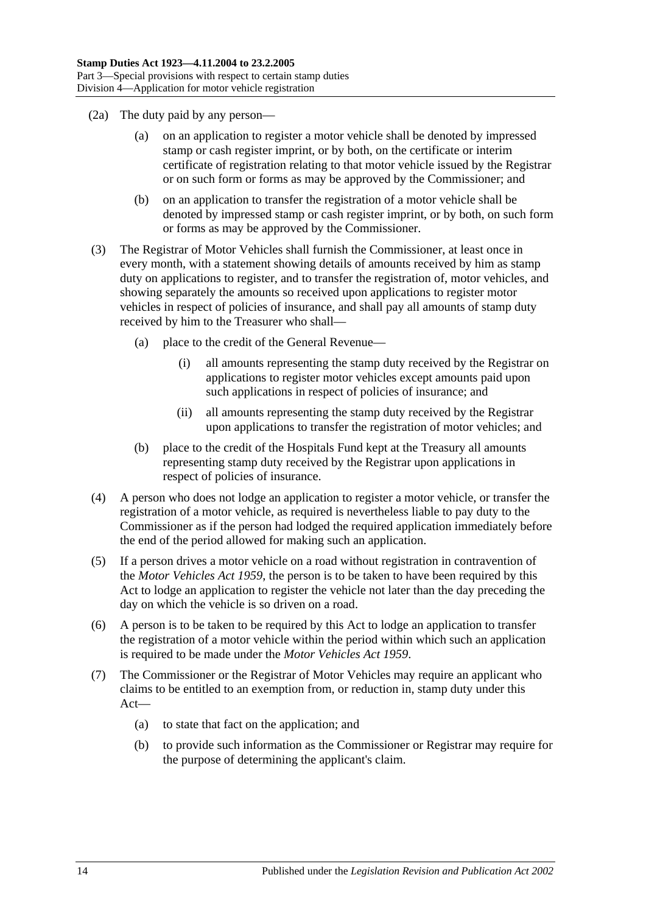(2a) The duty paid by any person—

(a) on an application to register a motor vehicle shall be denoted by impressed stamp or cash register imprint, or by both, on the certificate or interim certificate of registration relating to that motor vehicle issued by the Registrar or on such form or forms as may be approved by the Commissioner; and

(b) on an application to transfer the registration of a motor vehicle shall be denoted by impressed stamp or cash register imprint, or by both, on such form or forms as may be approved by the Commissioner.

(3) The Registrar of Motor Vehicles shall furnish the Commissioner, at least once in every month, with a statement showing details of amounts received by him as stamp duty on applications to register, and to transfer the registration of, motor vehicles, and showing separately the amounts so received upon applications to register motor vehicles in respect of policies of insurance, and shall pay all amounts of stamp duty received by him to the Treasurer who shall—

(a) place to the credit of the General Revenue—

(i) all amounts representing the stamp duty received by the Registrar on applications to register motor vehicles except amounts paid upon such applications in respect of policies of insurance; and

(ii) all amounts representing the stamp duty received by the Registrar upon applications to transfer the registration of motor vehicles; and

(b) place to the credit of the Hospitals Fund kept at the Treasury all amounts representing stamp duty received by the Registrar upon applications in respect of policies of insurance.

(4) A person who does not lodge an application to register a motor vehicle, or transfer the registration of a motor vehicle, as required is nevertheless liable to pay duty to the Commissioner as if the person had lodged the required application immediately before the end of the period allowed for making such an application.

(5) If a person drives a motor vehicle on a road without registration in contravention of the *Motor Vehicles Act 1959*, the person is to be taken to have been required by this Act to lodge an application to register the vehicle not later than the day preceding the day on which the vehicle is so driven on a road.

(6) A person is to be taken to be required by this Act to lodge an application to transfer the registration of a motor vehicle within the period within which such an application is required to be made under the *Motor Vehicles Act 1959*.

(7) The Commissioner or the Registrar of Motor Vehicles may require an applicant who claims to be entitled to an exemption from, or reduction in, stamp duty under this Act—

(a) to state that fact on the application; and

(b) to provide such information as the Commissioner or Registrar may require for the purpose of determining the applicant's claim.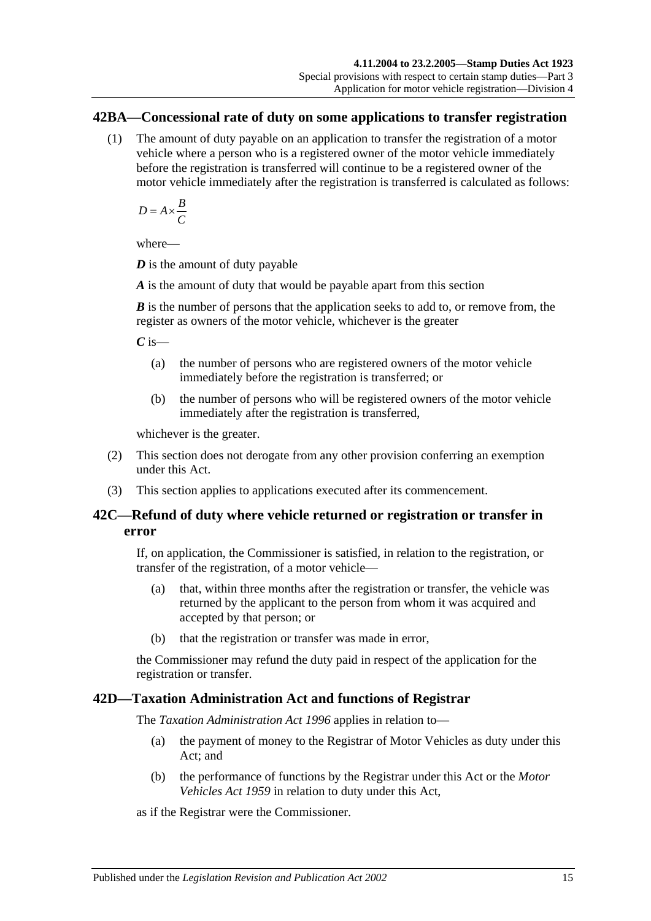## 42BA—Concessional rate of duty on some applications to transfer registration

(1) The amount of duty payable on an application to transfer the registration of a motor vehicle where a person who is a registered owner of the motor vehicle immediately before the registration is transferred will continue to be a registered owner of the motor vehicle immediately after the registration is transferred is calculated as follows:

$$D = A \times \frac{B}{C}$$

where—

***D*** is the amount of duty payable

***A*** is the amount of duty that would be payable apart from this section

***B*** is the number of persons that the application seeks to add to, or remove from, the register as owners of the motor vehicle, whichever is the greater

***C*** is—

(a) the number of persons who are registered owners of the motor vehicle immediately before the registration is transferred; or

(b) the number of persons who will be registered owners of the motor vehicle immediately after the registration is transferred,

whichever is the greater.

(2) This section does not derogate from any other provision conferring an exemption under this Act.

(3) This section applies to applications executed after its commencement.

## 42C—Refund of duty where vehicle returned or registration or transfer in error

If, on application, the Commissioner is satisfied, in relation to the registration, or transfer of the registration, of a motor vehicle—

(a) that, within three months after the registration or transfer, the vehicle was returned by the applicant to the person from whom it was acquired and accepted by that person; or

(b) that the registration or transfer was made in error,

the Commissioner may refund the duty paid in respect of the application for the registration or transfer.

## 42D—Taxation Administration Act and functions of Registrar

The *Taxation Administration Act 1996* applies in relation to—

(a) the payment of money to the Registrar of Motor Vehicles as duty under this Act; and

(b) the performance of functions by the Registrar under this Act or the *Motor Vehicles Act 1959* in relation to duty under this Act,

as if the Registrar were the Commissioner.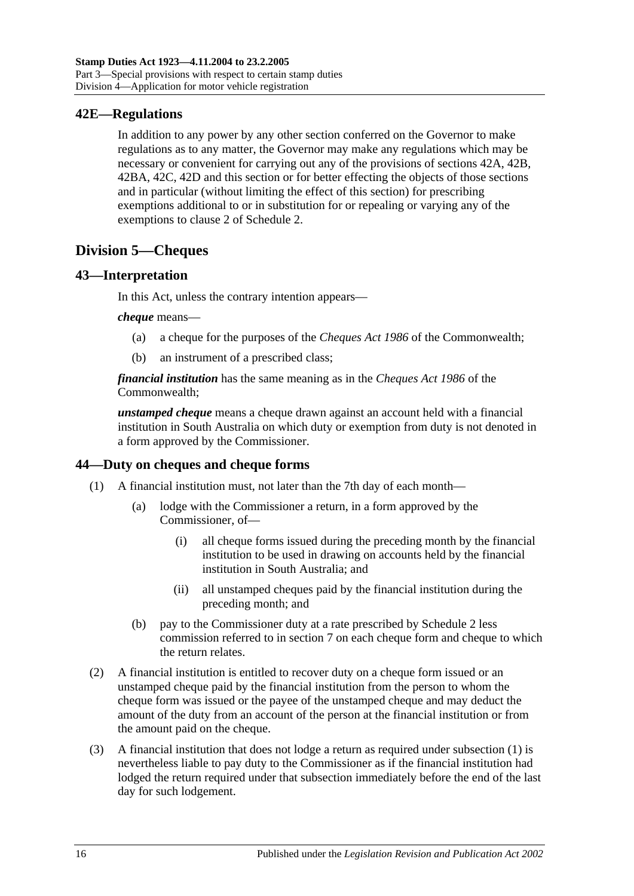## 42E—Regulations

In addition to any power by any other section conferred on the Governor to make regulations as to any matter, the Governor may make any regulations which may be necessary or convenient for carrying out any of the provisions of sections 42A, 42B, 42BA, 42C, 42D and this section or for better effecting the objects of those sections and in particular (without limiting the effect of this section) for prescribing exemptions additional to or in substitution for or repealing or varying any of the exemptions to clause 2 of Schedule 2.

# Division 5—Cheques

## 43—Interpretation

In this Act, unless the contrary intention appears—

***cheque*** means—

- (a) a cheque for the purposes of the *Cheques Act 1986* of the Commonwealth;
- (b) an instrument of a prescribed class;

***financial institution*** has the same meaning as in the *Cheques Act 1986* of the Commonwealth;

***unstamped cheque*** means a cheque drawn against an account held with a financial institution in South Australia on which duty or exemption from duty is not denoted in a form approved by the Commissioner.

## 44—Duty on cheques and cheque forms

(1) A financial institution must, not later than the 7th day of each month—

- (a) lodge with the Commissioner a return, in a form approved by the Commissioner, of—
    - (i) all cheque forms issued during the preceding month by the financial institution to be used in drawing on accounts held by the financial institution in South Australia; and
    - (ii) all unstamped cheques paid by the financial institution during the preceding month; and
- (b) pay to the Commissioner duty at a rate prescribed by Schedule 2 less commission referred to in section 7 on each cheque form and cheque to which the return relates.

(2) A financial institution is entitled to recover duty on a cheque form issued or an unstamped cheque paid by the financial institution from the person to whom the cheque form was issued or the payee of the unstamped cheque and may deduct the amount of the duty from an account of the person at the financial institution or from the amount paid on the cheque.

(3) A financial institution that does not lodge a return as required under subsection (1) is nevertheless liable to pay duty to the Commissioner as if the financial institution had lodged the return required under that subsection immediately before the end of the last day for such lodgement.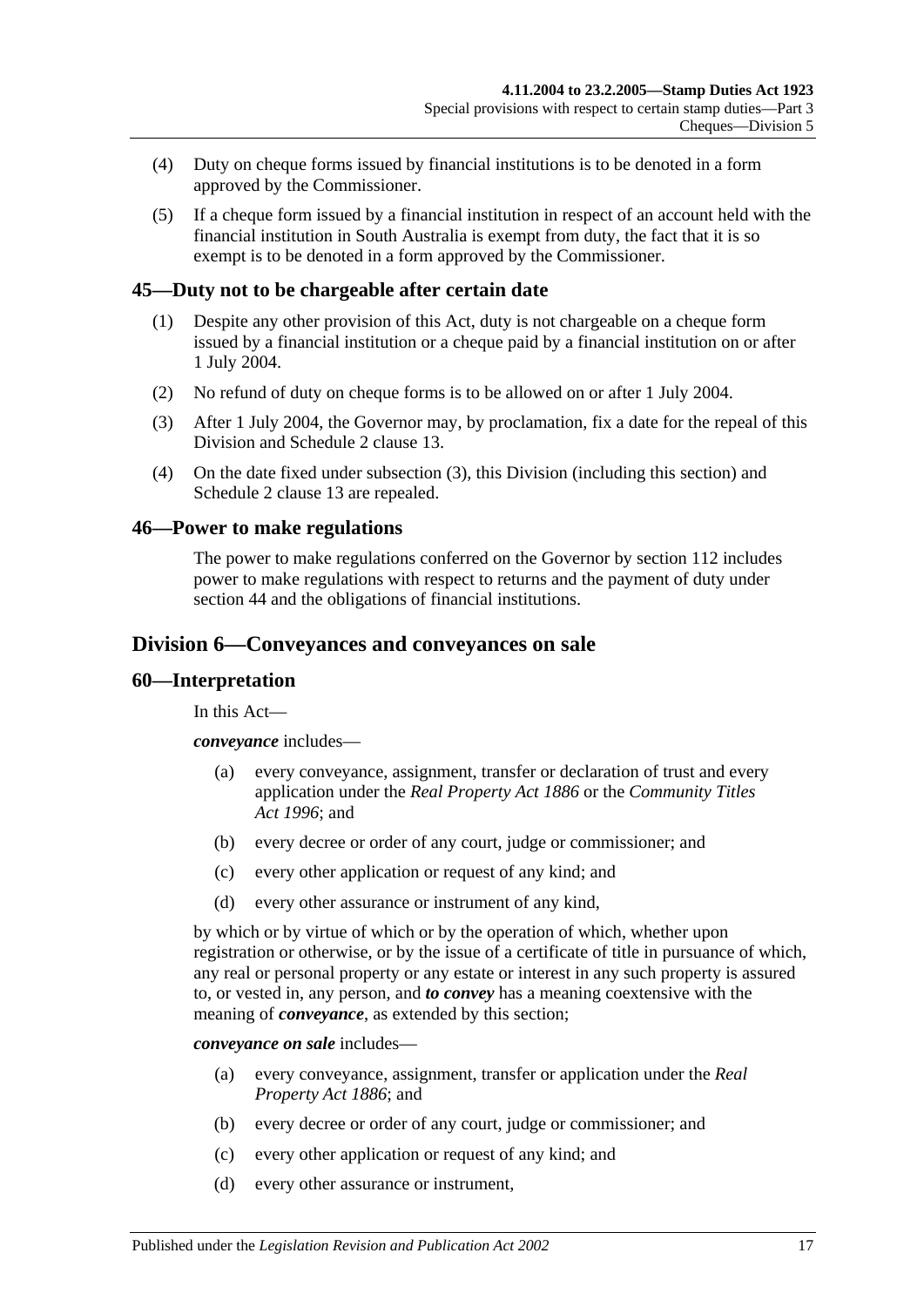(4) Duty on cheque forms issued by financial institutions is to be denoted in a form approved by the Commissioner.

(5) If a cheque form issued by a financial institution in respect of an account held with the financial institution in South Australia is exempt from duty, the fact that it is so exempt is to be denoted in a form approved by the Commissioner.

## 45—Duty not to be chargeable after certain date

(1) Despite any other provision of this Act, duty is not chargeable on a cheque form issued by a financial institution or a cheque paid by a financial institution on or after 1 July 2004.

(2) No refund of duty on cheque forms is to be allowed on or after 1 July 2004.

(3) After 1 July 2004, the Governor may, by proclamation, fix a date for the repeal of this Division and Schedule 2 clause 13.

(4) On the date fixed under subsection (3), this Division (including this section) and Schedule 2 clause 13 are repealed.

## 46—Power to make regulations

The power to make regulations conferred on the Governor by section 112 includes power to make regulations with respect to returns and the payment of duty under section 44 and the obligations of financial institutions.

# Division 6—Conveyances and conveyances on sale

## 60—Interpretation

In this Act—

***conveyance*** includes—

(a) every conveyance, assignment, transfer or declaration of trust and every application under the *Real Property Act 1886* or the *Community Titles Act 1996*; and

(b) every decree or order of any court, judge or commissioner; and

(c) every other application or request of any kind; and

(d) every other assurance or instrument of any kind,

by which or by virtue of which or by the operation of which, whether upon registration or otherwise, or by the issue of a certificate of title in pursuance of which, any real or personal property or any estate or interest in any such property is assured to, or vested in, any person, and ***to convey*** has a meaning coextensive with the meaning of ***conveyance***, as extended by this section;

***conveyance on sale*** includes—

(a) every conveyance, assignment, transfer or application under the *Real Property Act 1886*; and

(b) every decree or order of any court, judge or commissioner; and

(c) every other application or request of any kind; and

(d) every other assurance or instrument,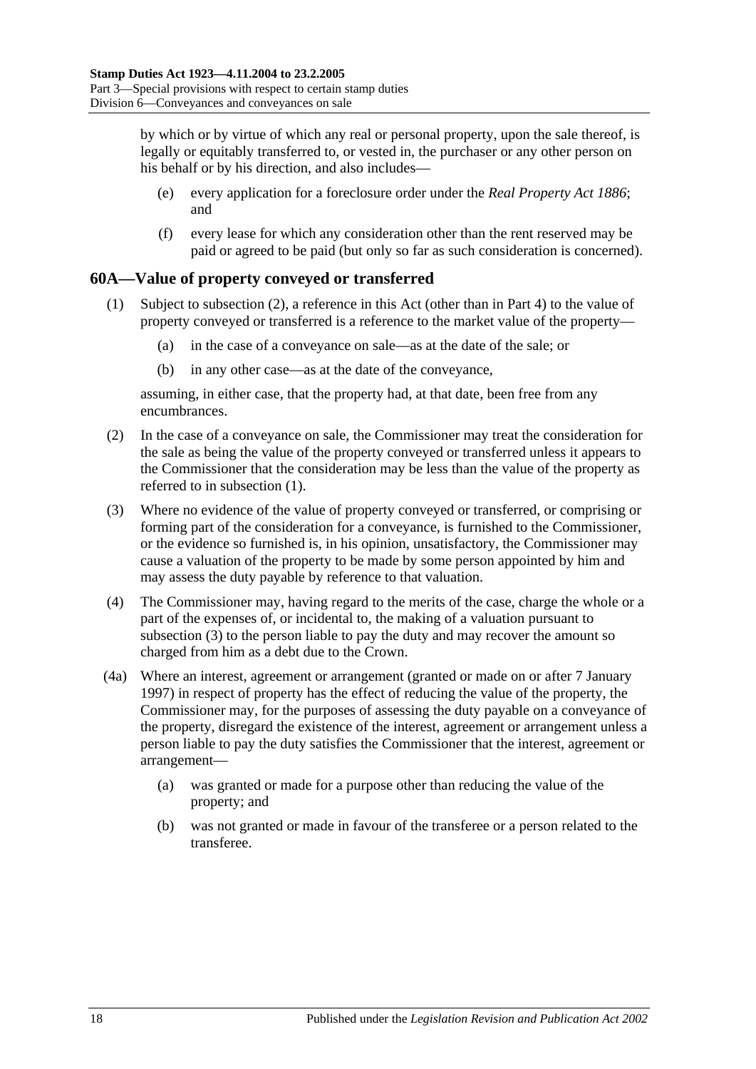by which or by virtue of which any real or personal property, upon the sale thereof, is legally or equitably transferred to, or vested in, the purchaser or any other person on his behalf or by his direction, and also includes—

(e) every application for a foreclosure order under the *Real Property Act 1886*; and

(f) every lease for which any consideration other than the rent reserved may be paid or agreed to be paid (but only so far as such consideration is concerned).

## 60A—Value of property conveyed or transferred

(1) Subject to subsection (2), a reference in this Act (other than in Part 4) to the value of property conveyed or transferred is a reference to the market value of the property—

(a) in the case of a conveyance on sale—as at the date of the sale; or

(b) in any other case—as at the date of the conveyance,

assuming, in either case, that the property had, at that date, been free from any encumbrances.

(2) In the case of a conveyance on sale, the Commissioner may treat the consideration for the sale as being the value of the property conveyed or transferred unless it appears to the Commissioner that the consideration may be less than the value of the property as referred to in subsection (1).

(3) Where no evidence of the value of property conveyed or transferred, or comprising or forming part of the consideration for a conveyance, is furnished to the Commissioner, or the evidence so furnished is, in his opinion, unsatisfactory, the Commissioner may cause a valuation of the property to be made by some person appointed by him and may assess the duty payable by reference to that valuation.

(4) The Commissioner may, having regard to the merits of the case, charge the whole or a part of the expenses of, or incidental to, the making of a valuation pursuant to subsection (3) to the person liable to pay the duty and may recover the amount so charged from him as a debt due to the Crown.

(4a) Where an interest, agreement or arrangement (granted or made on or after 7 January 1997) in respect of property has the effect of reducing the value of the property, the Commissioner may, for the purposes of assessing the duty payable on a conveyance of the property, disregard the existence of the interest, agreement or arrangement unless a person liable to pay the duty satisfies the Commissioner that the interest, agreement or arrangement—

(a) was granted or made for a purpose other than reducing the value of the property; and

(b) was not granted or made in favour of the transferee or a person related to the transferee.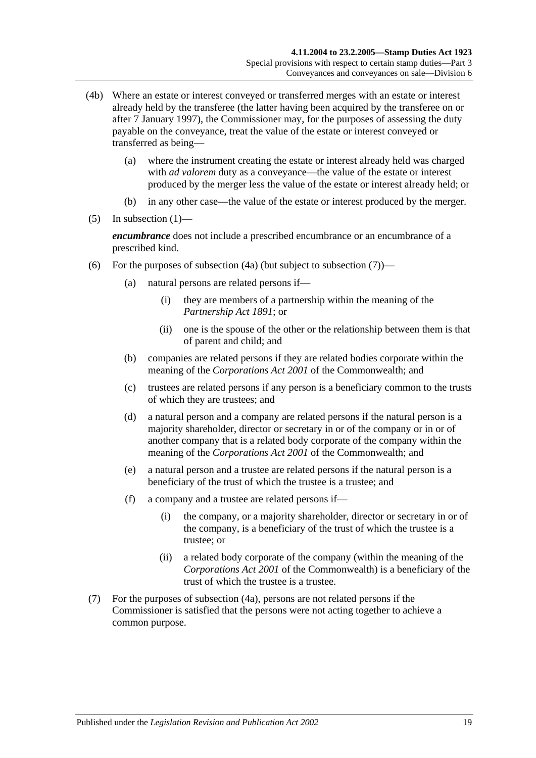(4b) Where an estate or interest conveyed or transferred merges with an estate or interest already held by the transferee (the latter having been acquired by the transferee on or after 7 January 1997), the Commissioner may, for the purposes of assessing the duty payable on the conveyance, treat the value of the estate or interest conveyed or transferred as being—

- (a) where the instrument creating the estate or interest already held was charged with *ad valorem* duty as a conveyance—the value of the estate or interest produced by the merger less the value of the estate or interest already held; or
- (b) in any other case—the value of the estate or interest produced by the merger.

(5) In subsection (1)—

***encumbrance*** does not include a prescribed encumbrance or an encumbrance of a prescribed kind.

(6) For the purposes of subsection (4a) (but subject to subsection (7))—

- (a) natural persons are related persons if—
  - (i) they are members of a partnership within the meaning of the *Partnership Act 1891*; or
  - (ii) one is the spouse of the other or the relationship between them is that of parent and child; and
- (b) companies are related persons if they are related bodies corporate within the meaning of the *Corporations Act 2001* of the Commonwealth; and
- (c) trustees are related persons if any person is a beneficiary common to the trusts of which they are trustees; and
- (d) a natural person and a company are related persons if the natural person is a majority shareholder, director or secretary in or of the company or in or of another company that is a related body corporate of the company within the meaning of the *Corporations Act 2001* of the Commonwealth; and
- (e) a natural person and a trustee are related persons if the natural person is a beneficiary of the trust of which the trustee is a trustee; and
- (f) a company and a trustee are related persons if—
  - (i) the company, or a majority shareholder, director or secretary in or of the company, is a beneficiary of the trust of which the trustee is a trustee; or
  - (ii) a related body corporate of the company (within the meaning of the *Corporations Act 2001* of the Commonwealth) is a beneficiary of the trust of which the trustee is a trustee.

(7) For the purposes of subsection (4a), persons are not related persons if the Commissioner is satisfied that the persons were not acting together to achieve a common purpose.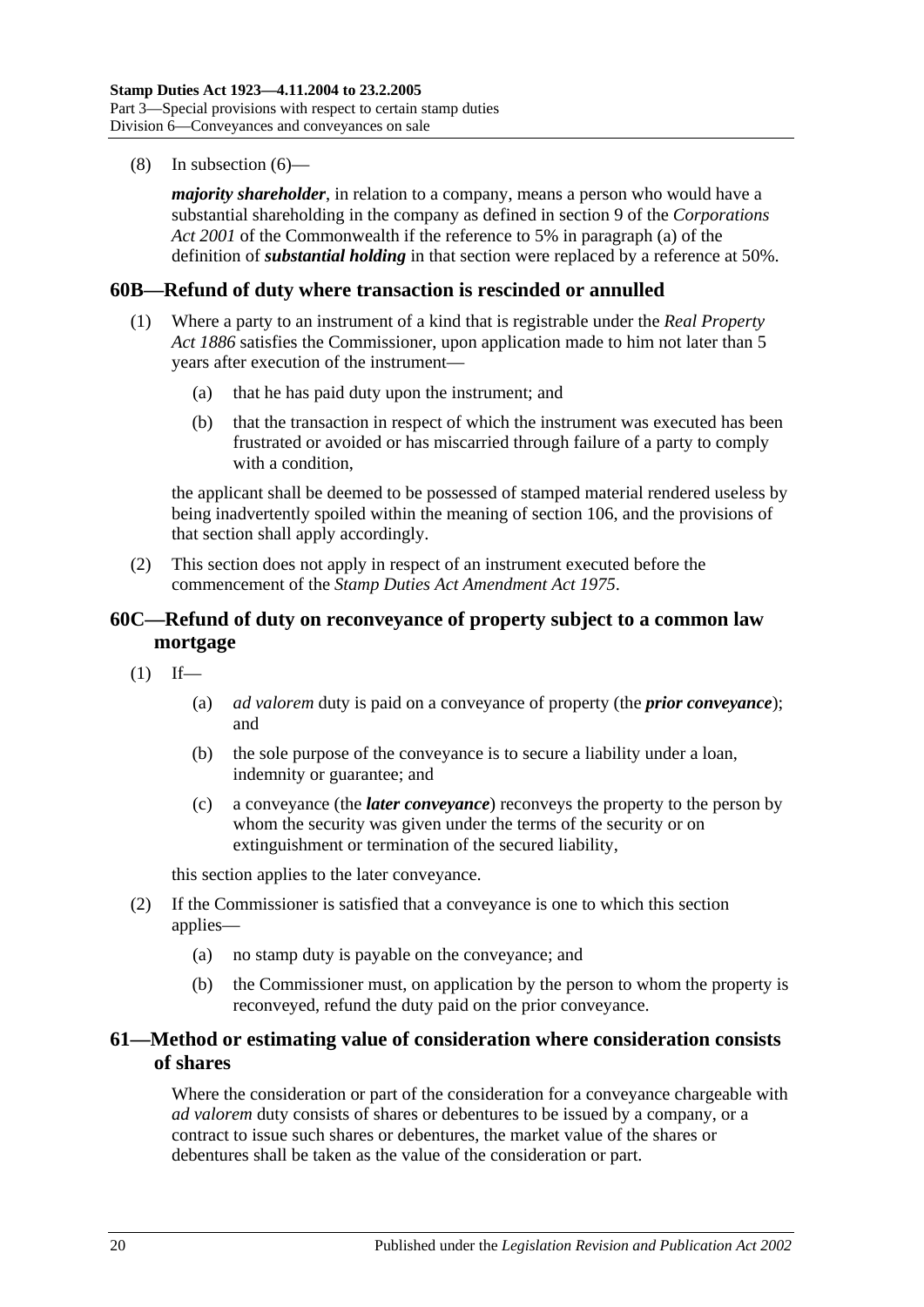(8) In subsection (6)—

***majority shareholder***, in relation to a company, means a person who would have a substantial shareholding in the company as defined in section 9 of the *Corporations Act 2001* of the Commonwealth if the reference to 5% in paragraph (a) of the definition of ***substantial holding*** in that section were replaced by a reference at 50%.

## 60B—Refund of duty where transaction is rescinded or annulled

(1) Where a party to an instrument of a kind that is registrable under the *Real Property Act 1886* satisfies the Commissioner, upon application made to him not later than 5 years after execution of the instrument—

(a) that he has paid duty upon the instrument; and

(b) that the transaction in respect of which the instrument was executed has been frustrated or avoided or has miscarried through failure of a party to comply with a condition,

the applicant shall be deemed to be possessed of stamped material rendered useless by being inadvertently spoiled within the meaning of section 106, and the provisions of that section shall apply accordingly.

(2) This section does not apply in respect of an instrument executed before the commencement of the *Stamp Duties Act Amendment Act 1975*.

## 60C—Refund of duty on reconveyance of property subject to a common law mortgage

(1) If—

(a) *ad valorem* duty is paid on a conveyance of property (the ***prior conveyance***); and

(b) the sole purpose of the conveyance is to secure a liability under a loan, indemnity or guarantee; and

(c) a conveyance (the ***later conveyance***) reconveys the property to the person by whom the security was given under the terms of the security or on extinguishment or termination of the secured liability,

this section applies to the later conveyance.

(2) If the Commissioner is satisfied that a conveyance is one to which this section applies—

(a) no stamp duty is payable on the conveyance; and

(b) the Commissioner must, on application by the person to whom the property is reconveyed, refund the duty paid on the prior conveyance.

## 61—Method or estimating value of consideration where consideration consists of shares

Where the consideration or part of the consideration for a conveyance chargeable with *ad valorem* duty consists of shares or debentures to be issued by a company, or a contract to issue such shares or debentures, the market value of the shares or debentures shall be taken as the value of the consideration or part.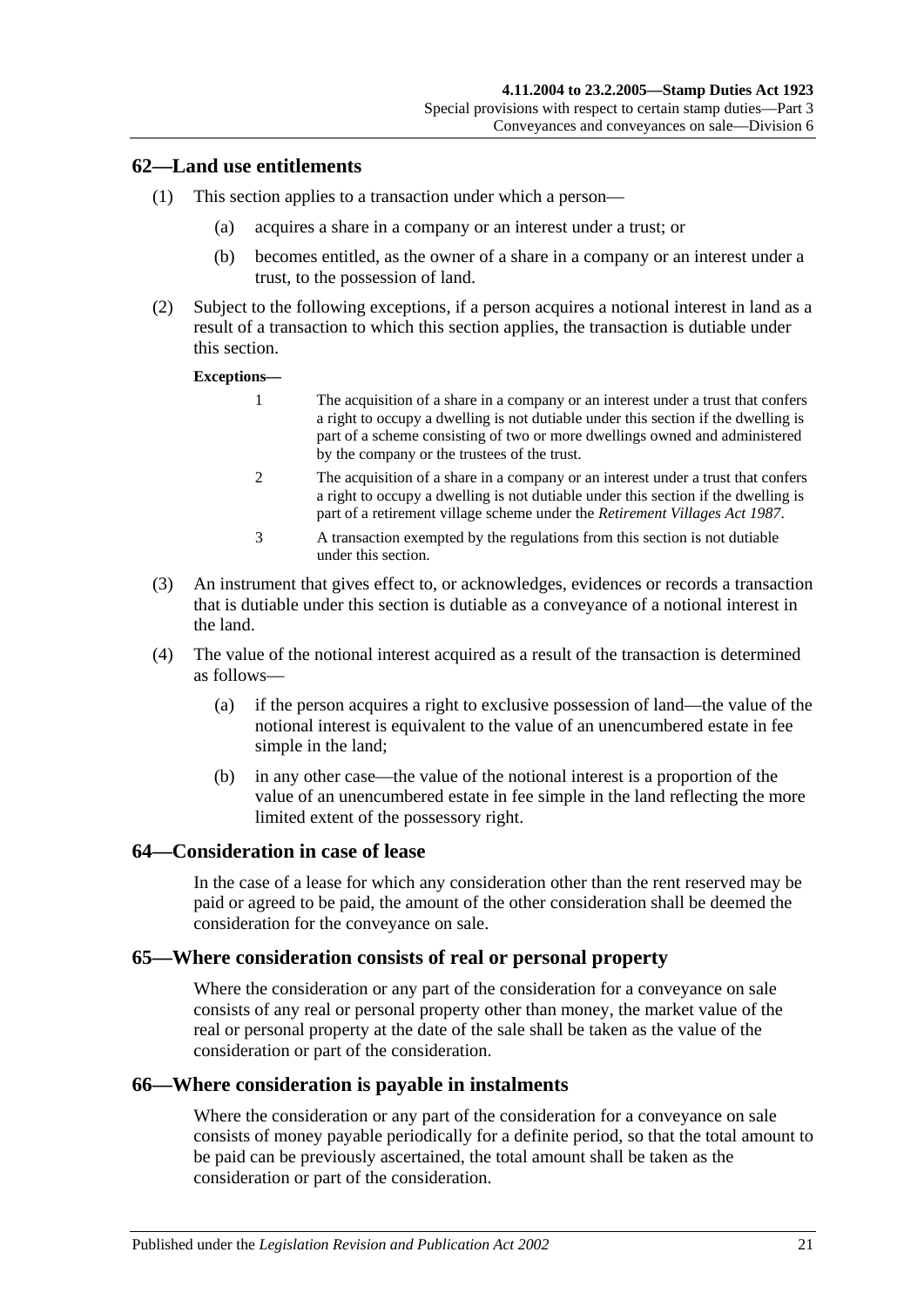## 62—Land use entitlements

(1) This section applies to a transaction under which a person—

(a) acquires a share in a company or an interest under a trust; or

(b) becomes entitled, as the owner of a share in a company or an interest under a trust, to the possession of land.

(2) Subject to the following exceptions, if a person acquires a notional interest in land as a result of a transaction to which this section applies, the transaction is dutiable under this section.

**Exceptions—**

1 The acquisition of a share in a company or an interest under a trust that confers a right to occupy a dwelling is not dutiable under this section if the dwelling is part of a scheme consisting of two or more dwellings owned and administered by the company or the trustees of the trust.

2 The acquisition of a share in a company or an interest under a trust that confers a right to occupy a dwelling is not dutiable under this section if the dwelling is part of a retirement village scheme under the *Retirement Villages Act 1987*.

3 A transaction exempted by the regulations from this section is not dutiable under this section.

(3) An instrument that gives effect to, or acknowledges, evidences or records a transaction that is dutiable under this section is dutiable as a conveyance of a notional interest in the land.

(4) The value of the notional interest acquired as a result of the transaction is determined as follows—

(a) if the person acquires a right to exclusive possession of land—the value of the notional interest is equivalent to the value of an unencumbered estate in fee simple in the land;

(b) in any other case—the value of the notional interest is a proportion of the value of an unencumbered estate in fee simple in the land reflecting the more limited extent of the possessory right.

## 64—Consideration in case of lease

In the case of a lease for which any consideration other than the rent reserved may be paid or agreed to be paid, the amount of the other consideration shall be deemed the consideration for the conveyance on sale.

## 65—Where consideration consists of real or personal property

Where the consideration or any part of the consideration for a conveyance on sale consists of any real or personal property other than money, the market value of the real or personal property at the date of the sale shall be taken as the value of the consideration or part of the consideration.

## 66—Where consideration is payable in instalments

Where the consideration or any part of the consideration for a conveyance on sale consists of money payable periodically for a definite period, so that the total amount to be paid can be previously ascertained, the total amount shall be taken as the consideration or part of the consideration.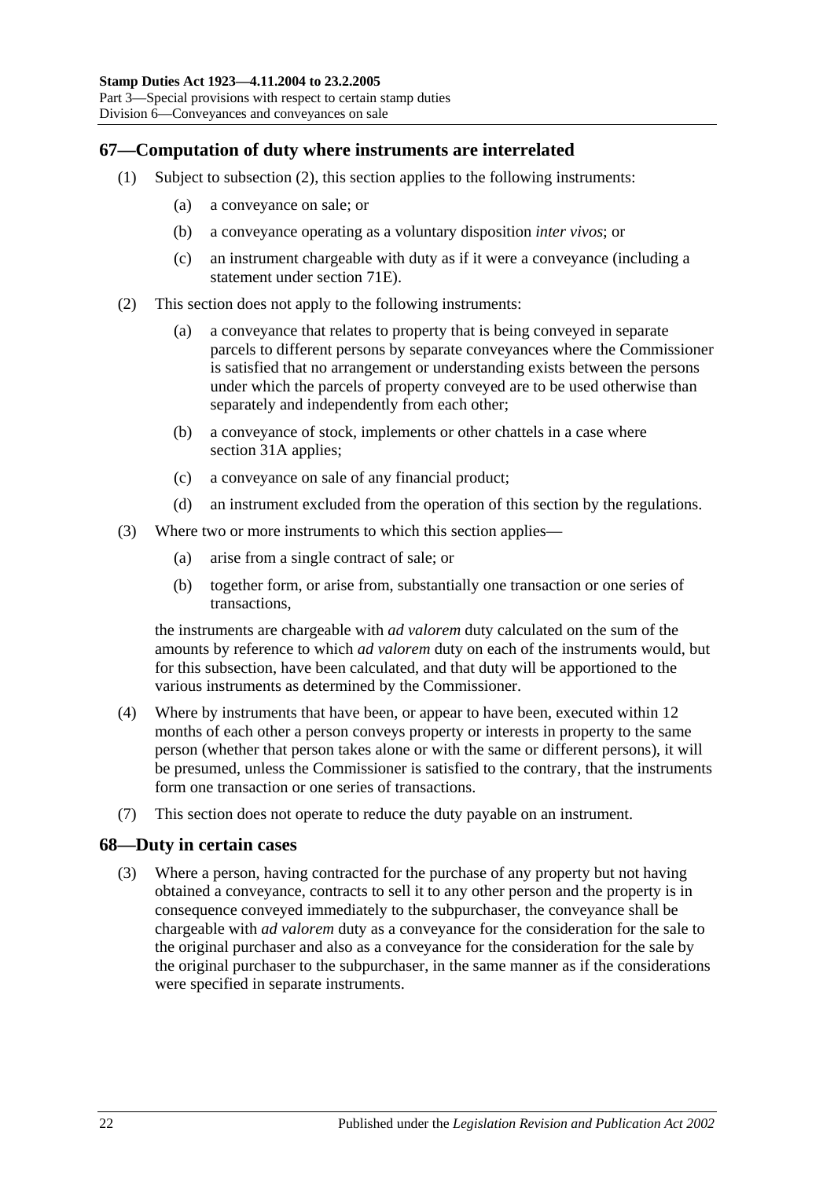## 67—Computation of duty where instruments are interrelated

(1) Subject to subsection (2), this section applies to the following instruments:

(a) a conveyance on sale; or

(b) a conveyance operating as a voluntary disposition *inter vivos*; or

(c) an instrument chargeable with duty as if it were a conveyance (including a statement under section 71E).

(2) This section does not apply to the following instruments:

(a) a conveyance that relates to property that is being conveyed in separate parcels to different persons by separate conveyances where the Commissioner is satisfied that no arrangement or understanding exists between the persons under which the parcels of property conveyed are to be used otherwise than separately and independently from each other;

(b) a conveyance of stock, implements or other chattels in a case where section 31A applies;

(c) a conveyance on sale of any financial product;

(d) an instrument excluded from the operation of this section by the regulations.

(3) Where two or more instruments to which this section applies—

(a) arise from a single contract of sale; or

(b) together form, or arise from, substantially one transaction or one series of transactions,

the instruments are chargeable with *ad valorem* duty calculated on the sum of the amounts by reference to which *ad valorem* duty on each of the instruments would, but for this subsection, have been calculated, and that duty will be apportioned to the various instruments as determined by the Commissioner.

(4) Where by instruments that have been, or appear to have been, executed within 12 months of each other a person conveys property or interests in property to the same person (whether that person takes alone or with the same or different persons), it will be presumed, unless the Commissioner is satisfied to the contrary, that the instruments form one transaction or one series of transactions.

(7) This section does not operate to reduce the duty payable on an instrument.

## 68—Duty in certain cases

(3) Where a person, having contracted for the purchase of any property but not having obtained a conveyance, contracts to sell it to any other person and the property is in consequence conveyed immediately to the subpurchaser, the conveyance shall be chargeable with *ad valorem* duty as a conveyance for the consideration for the sale to the original purchaser and also as a conveyance for the consideration for the sale by the original purchaser to the subpurchaser, in the same manner as if the considerations were specified in separate instruments.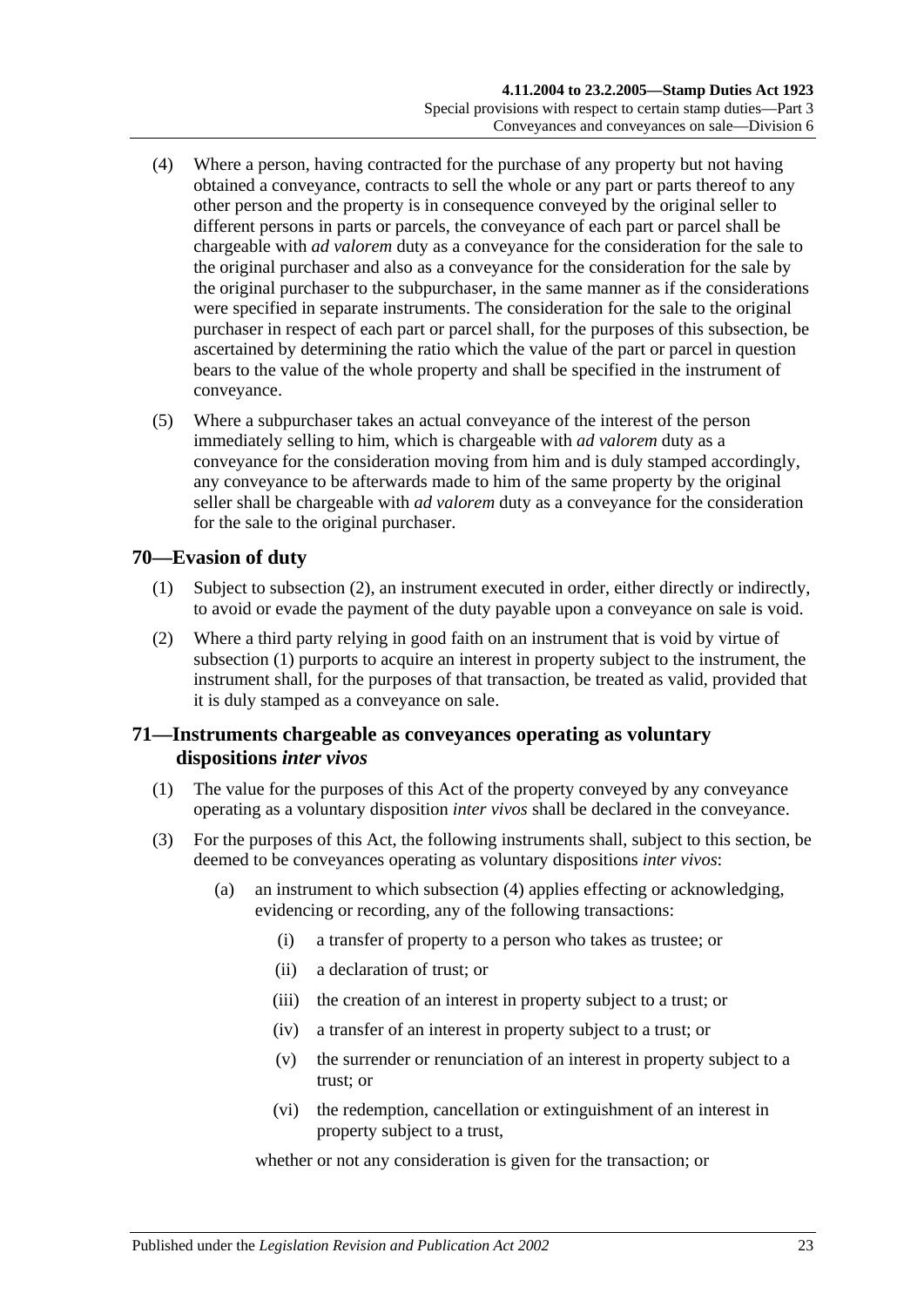(4) Where a person, having contracted for the purchase of any property but not having obtained a conveyance, contracts to sell the whole or any part or parts thereof to any other person and the property is in consequence conveyed by the original seller to different persons in parts or parcels, the conveyance of each part or parcel shall be chargeable with *ad valorem* duty as a conveyance for the consideration for the sale to the original purchaser and also as a conveyance for the consideration for the sale by the original purchaser to the subpurchaser, in the same manner as if the considerations were specified in separate instruments. The consideration for the sale to the original purchaser in respect of each part or parcel shall, for the purposes of this subsection, be ascertained by determining the ratio which the value of the part or parcel in question bears to the value of the whole property and shall be specified in the instrument of conveyance.

(5) Where a subpurchaser takes an actual conveyance of the interest of the person immediately selling to him, which is chargeable with *ad valorem* duty as a conveyance for the consideration moving from him and is duly stamped accordingly, any conveyance to be afterwards made to him of the same property by the original seller shall be chargeable with *ad valorem* duty as a conveyance for the consideration for the sale to the original purchaser.

## 70—Evasion of duty

(1) Subject to subsection (2), an instrument executed in order, either directly or indirectly, to avoid or evade the payment of the duty payable upon a conveyance on sale is void.

(2) Where a third party relying in good faith on an instrument that is void by virtue of subsection (1) purports to acquire an interest in property subject to the instrument, the instrument shall, for the purposes of that transaction, be treated as valid, provided that it is duly stamped as a conveyance on sale.

## 71—Instruments chargeable as conveyances operating as voluntary dispositions *inter vivos*

(1) The value for the purposes of this Act of the property conveyed by any conveyance operating as a voluntary disposition *inter vivos* shall be declared in the conveyance.

(3) For the purposes of this Act, the following instruments shall, subject to this section, be deemed to be conveyances operating as voluntary dispositions *inter vivos*:

(a) an instrument to which subsection (4) applies effecting or acknowledging, evidencing or recording, any of the following transactions:

(i) a transfer of property to a person who takes as trustee; or

(ii) a declaration of trust; or

(iii) the creation of an interest in property subject to a trust; or

(iv) a transfer of an interest in property subject to a trust; or

(v) the surrender or renunciation of an interest in property subject to a trust; or

(vi) the redemption, cancellation or extinguishment of an interest in property subject to a trust,

whether or not any consideration is given for the transaction; or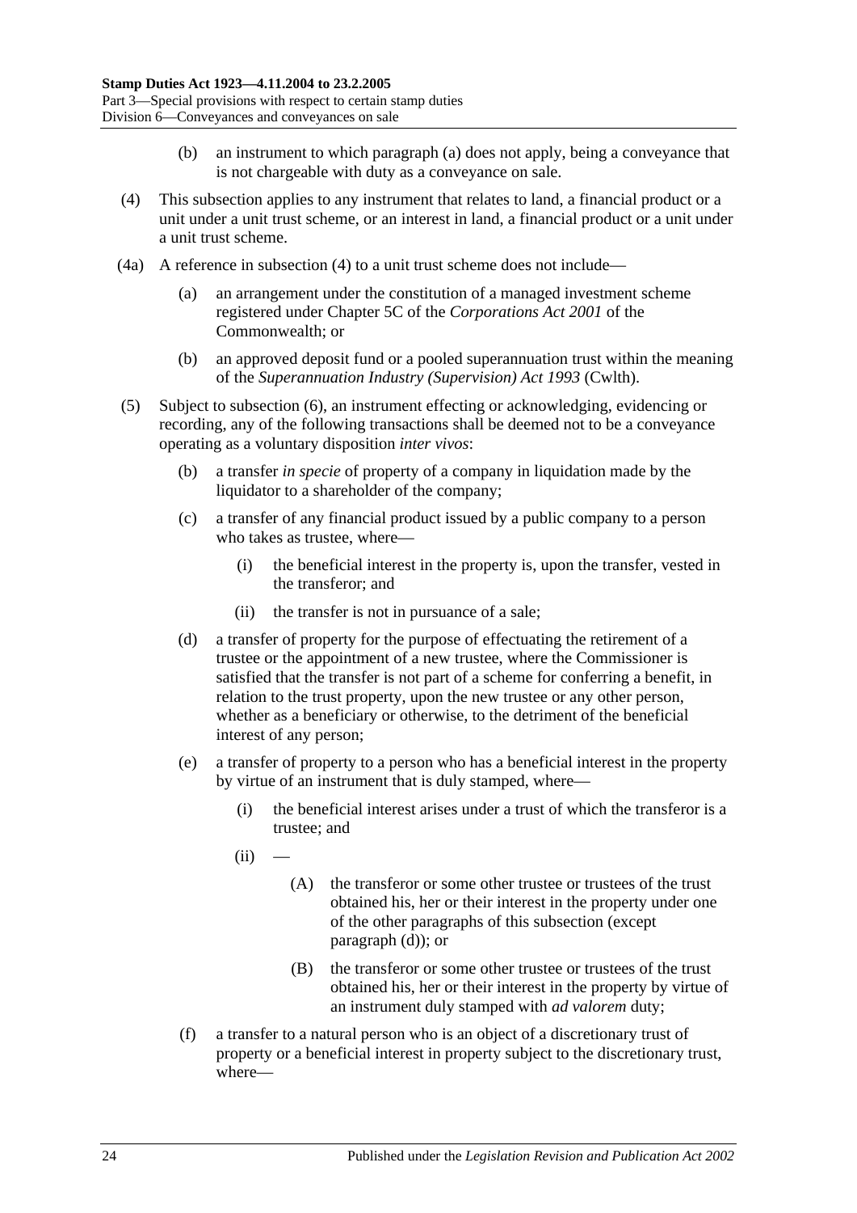(b) an instrument to which paragraph (a) does not apply, being a conveyance that is not chargeable with duty as a conveyance on sale.

(4) This subsection applies to any instrument that relates to land, a financial product or a unit under a unit trust scheme, or an interest in land, a financial product or a unit under a unit trust scheme.

(4a) A reference in subsection (4) to a unit trust scheme does not include—

(a) an arrangement under the constitution of a managed investment scheme registered under Chapter 5C of the *Corporations Act 2001* of the Commonwealth; or

(b) an approved deposit fund or a pooled superannuation trust within the meaning of the *Superannuation Industry (Supervision) Act 1993* (Cwlth).

(5) Subject to subsection (6), an instrument effecting or acknowledging, evidencing or recording, any of the following transactions shall be deemed not to be a conveyance operating as a voluntary disposition *inter vivos*:

(b) a transfer *in specie* of property of a company in liquidation made by the liquidator to a shareholder of the company;

(c) a transfer of any financial product issued by a public company to a person who takes as trustee, where—

(i) the beneficial interest in the property is, upon the transfer, vested in the transferor; and

(ii) the transfer is not in pursuance of a sale;

(d) a transfer of property for the purpose of effectuating the retirement of a trustee or the appointment of a new trustee, where the Commissioner is satisfied that the transfer is not part of a scheme for conferring a benefit, in relation to the trust property, upon the new trustee or any other person, whether as a beneficiary or otherwise, to the detriment of the beneficial interest of any person;

(e) a transfer of property to a person who has a beneficial interest in the property by virtue of an instrument that is duly stamped, where—

(i) the beneficial interest arises under a trust of which the transferor is a trustee; and

(ii) —

(A) the transferor or some other trustee or trustees of the trust obtained his, her or their interest in the property under one of the other paragraphs of this subsection (except paragraph (d)); or

(B) the transferor or some other trustee or trustees of the trust obtained his, her or their interest in the property by virtue of an instrument duly stamped with *ad valorem* duty;

(f) a transfer to a natural person who is an object of a discretionary trust of property or a beneficial interest in property subject to the discretionary trust, where—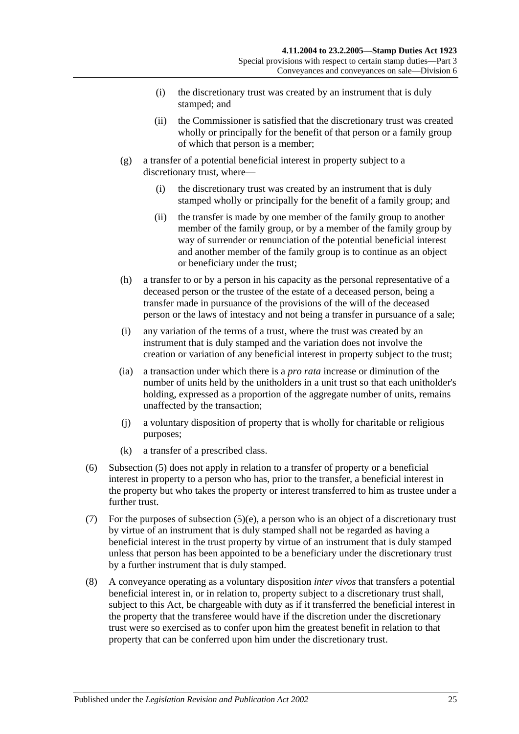(i) the discretionary trust was created by an instrument that is duly stamped; and

(ii) the Commissioner is satisfied that the discretionary trust was created wholly or principally for the benefit of that person or a family group of which that person is a member;

(g) a transfer of a potential beneficial interest in property subject to a discretionary trust, where—

(i) the discretionary trust was created by an instrument that is duly stamped wholly or principally for the benefit of a family group; and

(ii) the transfer is made by one member of the family group to another member of the family group, or by a member of the family group by way of surrender or renunciation of the potential beneficial interest and another member of the family group is to continue as an object or beneficiary under the trust;

(h) a transfer to or by a person in his capacity as the personal representative of a deceased person or the trustee of the estate of a deceased person, being a transfer made in pursuance of the provisions of the will of the deceased person or the laws of intestacy and not being a transfer in pursuance of a sale;

(i) any variation of the terms of a trust, where the trust was created by an instrument that is duly stamped and the variation does not involve the creation or variation of any beneficial interest in property subject to the trust;

(ia) a transaction under which there is a *pro rata* increase or diminution of the number of units held by the unitholders in a unit trust so that each unitholder's holding, expressed as a proportion of the aggregate number of units, remains unaffected by the transaction;

(j) a voluntary disposition of property that is wholly for charitable or religious purposes;

(k) a transfer of a prescribed class.

(6) Subsection (5) does not apply in relation to a transfer of property or a beneficial interest in property to a person who has, prior to the transfer, a beneficial interest in the property but who takes the property or interest transferred to him as trustee under a further trust.

(7) For the purposes of subsection (5)(e), a person who is an object of a discretionary trust by virtue of an instrument that is duly stamped shall not be regarded as having a beneficial interest in the trust property by virtue of an instrument that is duly stamped unless that person has been appointed to be a beneficiary under the discretionary trust by a further instrument that is duly stamped.

(8) A conveyance operating as a voluntary disposition *inter vivos* that transfers a potential beneficial interest in, or in relation to, property subject to a discretionary trust shall, subject to this Act, be chargeable with duty as if it transferred the beneficial interest in the property that the transferee would have if the discretion under the discretionary trust were so exercised as to confer upon him the greatest benefit in relation to that property that can be conferred upon him under the discretionary trust.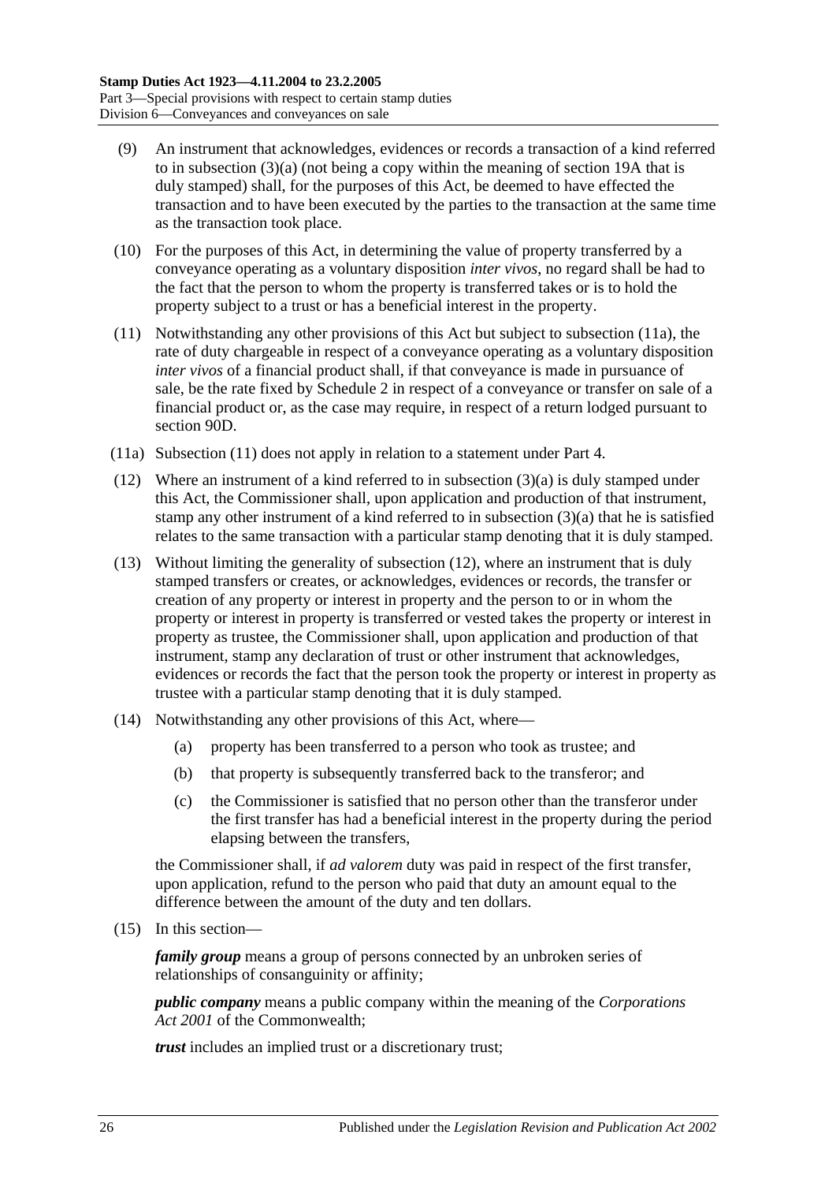(9) An instrument that acknowledges, evidences or records a transaction of a kind referred to in subsection (3)(a) (not being a copy within the meaning of section 19A that is duly stamped) shall, for the purposes of this Act, be deemed to have effected the transaction and to have been executed by the parties to the transaction at the same time as the transaction took place.

(10) For the purposes of this Act, in determining the value of property transferred by a conveyance operating as a voluntary disposition *inter vivos*, no regard shall be had to the fact that the person to whom the property is transferred takes or is to hold the property subject to a trust or has a beneficial interest in the property.

(11) Notwithstanding any other provisions of this Act but subject to subsection (11a), the rate of duty chargeable in respect of a conveyance operating as a voluntary disposition *inter vivos* of a financial product shall, if that conveyance is made in pursuance of sale, be the rate fixed by Schedule 2 in respect of a conveyance or transfer on sale of a financial product or, as the case may require, in respect of a return lodged pursuant to section 90D.

(11a) Subsection (11) does not apply in relation to a statement under Part 4.

(12) Where an instrument of a kind referred to in subsection (3)(a) is duly stamped under this Act, the Commissioner shall, upon application and production of that instrument, stamp any other instrument of a kind referred to in subsection (3)(a) that he is satisfied relates to the same transaction with a particular stamp denoting that it is duly stamped.

(13) Without limiting the generality of subsection (12), where an instrument that is duly stamped transfers or creates, or acknowledges, evidences or records, the transfer or creation of any property or interest in property and the person to or in whom the property or interest in property is transferred or vested takes the property or interest in property as trustee, the Commissioner shall, upon application and production of that instrument, stamp any declaration of trust or other instrument that acknowledges, evidences or records the fact that the person took the property or interest in property as trustee with a particular stamp denoting that it is duly stamped.

(14) Notwithstanding any other provisions of this Act, where—

(a) property has been transferred to a person who took as trustee; and

(b) that property is subsequently transferred back to the transferor; and

(c) the Commissioner is satisfied that no person other than the transferor under the first transfer has had a beneficial interest in the property during the period elapsing between the transfers,

the Commissioner shall, if *ad valorem* duty was paid in respect of the first transfer, upon application, refund to the person who paid that duty an amount equal to the difference between the amount of the duty and ten dollars.

(15) In this section—

***family group*** means a group of persons connected by an unbroken series of relationships of consanguinity or affinity;

***public company*** means a public company within the meaning of the *Corporations Act 2001* of the Commonwealth;

***trust*** includes an implied trust or a discretionary trust;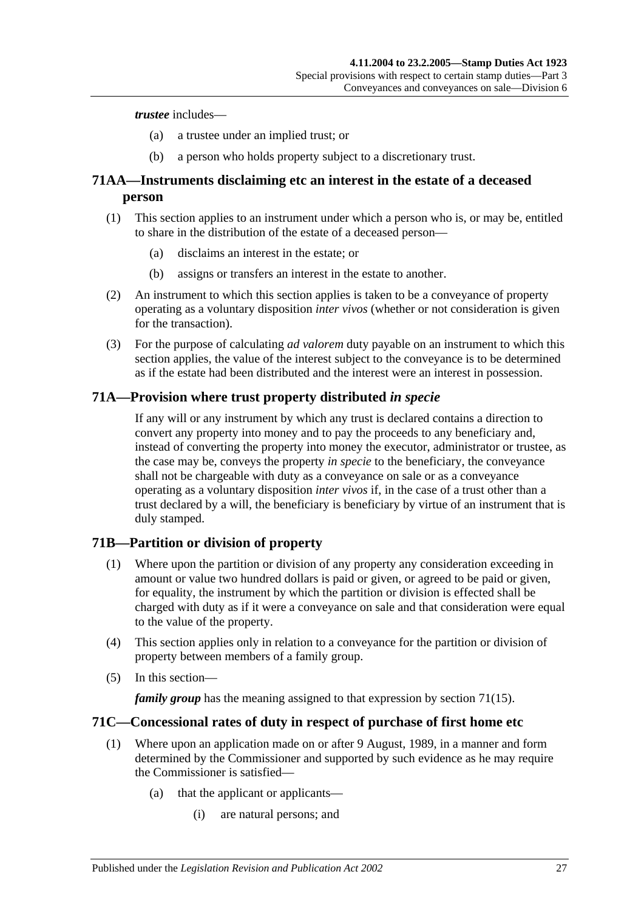***trustee*** includes—

(a) a trustee under an implied trust; or

(b) a person who holds property subject to a discretionary trust.

## 71AA—Instruments disclaiming etc an interest in the estate of a deceased person

(1) This section applies to an instrument under which a person who is, or may be, entitled to share in the distribution of the estate of a deceased person—

(a) disclaims an interest in the estate; or

(b) assigns or transfers an interest in the estate to another.

(2) An instrument to which this section applies is taken to be a conveyance of property operating as a voluntary disposition *inter vivos* (whether or not consideration is given for the transaction).

(3) For the purpose of calculating *ad valorem* duty payable on an instrument to which this section applies, the value of the interest subject to the conveyance is to be determined as if the estate had been distributed and the interest were an interest in possession.

## 71A—Provision where trust property distributed *in specie*

If any will or any instrument by which any trust is declared contains a direction to convert any property into money and to pay the proceeds to any beneficiary and, instead of converting the property into money the executor, administrator or trustee, as the case may be, conveys the property *in specie* to the beneficiary, the conveyance shall not be chargeable with duty as a conveyance on sale or as a conveyance operating as a voluntary disposition *inter vivos* if, in the case of a trust other than a trust declared by a will, the beneficiary is beneficiary by virtue of an instrument that is duly stamped.

## 71B—Partition or division of property

(1) Where upon the partition or division of any property any consideration exceeding in amount or value two hundred dollars is paid or given, or agreed to be paid or given, for equality, the instrument by which the partition or division is effected shall be charged with duty as if it were a conveyance on sale and that consideration were equal to the value of the property.

(4) This section applies only in relation to a conveyance for the partition or division of property between members of a family group.

(5) In this section—

***family group*** has the meaning assigned to that expression by section 71(15).

## 71C—Concessional rates of duty in respect of purchase of first home etc

(1) Where upon an application made on or after 9 August, 1989, in a manner and form determined by the Commissioner and supported by such evidence as he may require the Commissioner is satisfied—

(a) that the applicant or applicants—

(i) are natural persons; and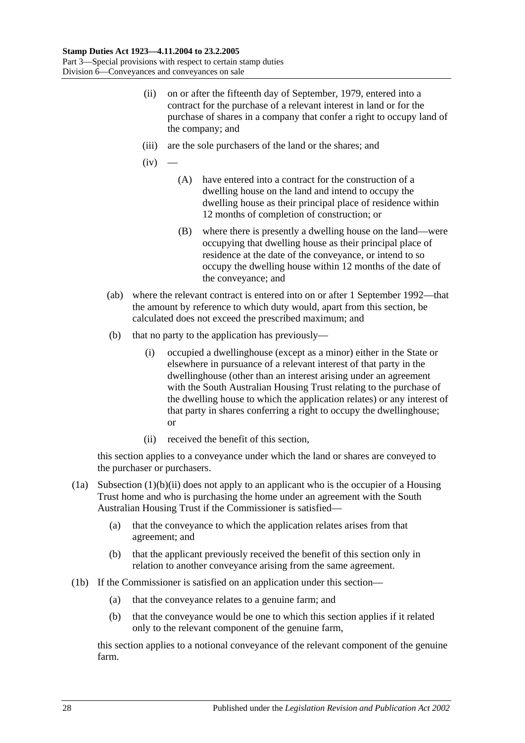(ii) on or after the fifteenth day of September, 1979, entered into a contract for the purchase of a relevant interest in land or for the purchase of shares in a company that confer a right to occupy land of the company; and

(iii) are the sole purchasers of the land or the shares; and

(iv) —

(A) have entered into a contract for the construction of a dwelling house on the land and intend to occupy the dwelling house as their principal place of residence within 12 months of completion of construction; or

(B) where there is presently a dwelling house on the land—were occupying that dwelling house as their principal place of residence at the date of the conveyance, or intend to so occupy the dwelling house within 12 months of the date of the conveyance; and

(ab) where the relevant contract is entered into on or after 1 September 1992—that the amount by reference to which duty would, apart from this section, be calculated does not exceed the prescribed maximum; and

(b) that no party to the application has previously—

(i) occupied a dwellinghouse (except as a minor) either in the State or elsewhere in pursuance of a relevant interest of that party in the dwellinghouse (other than an interest arising under an agreement with the South Australian Housing Trust relating to the purchase of the dwelling house to which the application relates) or any interest of that party in shares conferring a right to occupy the dwellinghouse; or

(ii) received the benefit of this section,

this section applies to a conveyance under which the land or shares are conveyed to the purchaser or purchasers.

(1a) Subsection (1)(b)(ii) does not apply to an applicant who is the occupier of a Housing Trust home and who is purchasing the home under an agreement with the South Australian Housing Trust if the Commissioner is satisfied—

(a) that the conveyance to which the application relates arises from that agreement; and

(b) that the applicant previously received the benefit of this section only in relation to another conveyance arising from the same agreement.

(1b) If the Commissioner is satisfied on an application under this section—

(a) that the conveyance relates to a genuine farm; and

(b) that the conveyance would be one to which this section applies if it related only to the relevant component of the genuine farm,

this section applies to a notional conveyance of the relevant component of the genuine farm.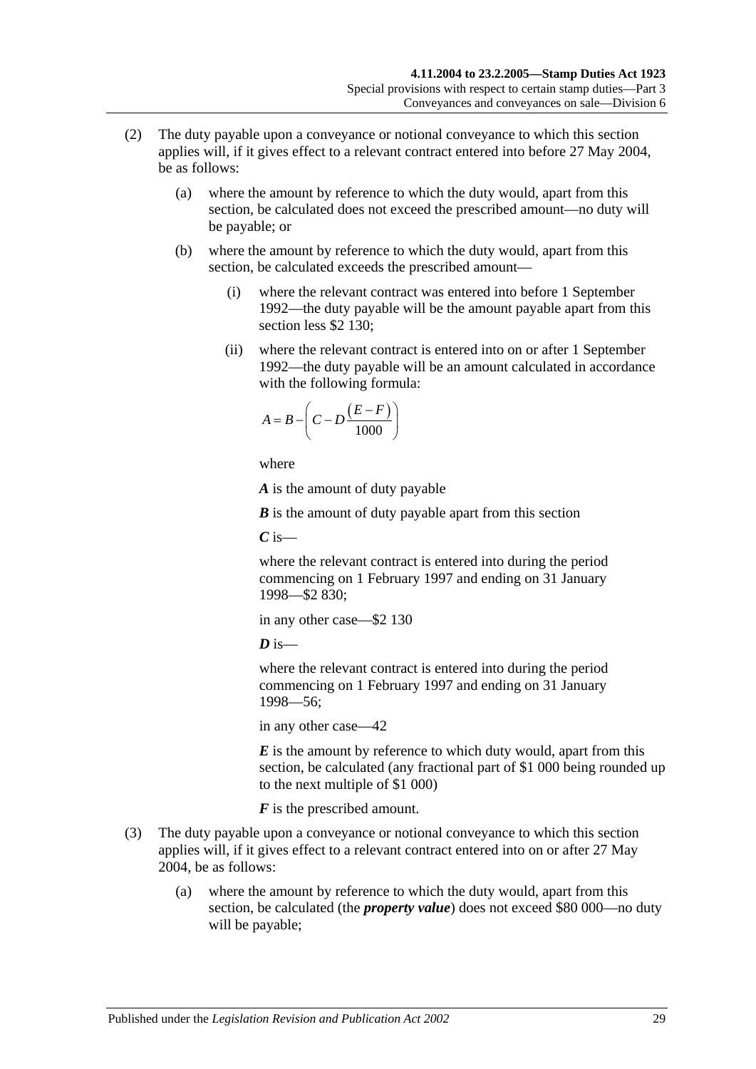(2) The duty payable upon a conveyance or notional conveyance to which this section applies will, if it gives effect to a relevant contract entered into before 27 May 2004, be as follows:

(a) where the amount by reference to which the duty would, apart from this section, be calculated does not exceed the prescribed amount—no duty will be payable; or

(b) where the amount by reference to which the duty would, apart from this section, be calculated exceeds the prescribed amount—

(i) where the relevant contract was entered into before 1 September 1992—the duty payable will be the amount payable apart from this section less $2 130;

(ii) where the relevant contract is entered into on or after 1 September 1992—the duty payable will be an amount calculated in accordance with the following formula:

$$A = B - \left( C - D\frac{(E - F)}{1000} \right)$$

where

***A*** is the amount of duty payable

***B*** is the amount of duty payable apart from this section

***C*** is—

where the relevant contract is entered into during the period commencing on 1 February 1997 and ending on 31 January 1998—$2 830;

in any other case—$2 130

***D*** is—

where the relevant contract is entered into during the period commencing on 1 February 1997 and ending on 31 January 1998—56;

in any other case—42

***E*** is the amount by reference to which duty would, apart from this section, be calculated (any fractional part of $1 000 being rounded up to the next multiple of $1 000)

***F*** is the prescribed amount.

(3) The duty payable upon a conveyance or notional conveyance to which this section applies will, if it gives effect to a relevant contract entered into on or after 27 May 2004, be as follows:

(a) where the amount by reference to which the duty would, apart from this section, be calculated (the ***property value***) does not exceed $80 000—no duty will be payable;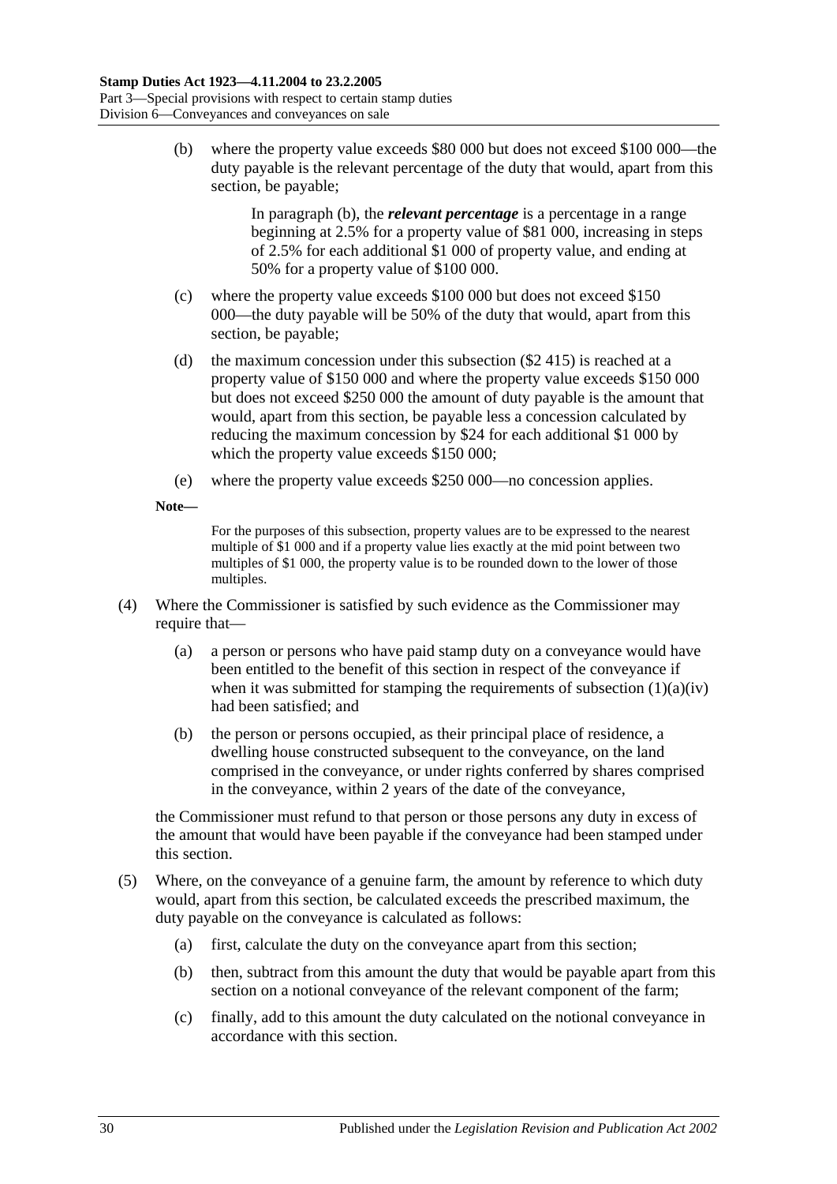(b) where the property value exceeds $80 000 but does not exceed $100 000—the duty payable is the relevant percentage of the duty that would, apart from this section, be payable;

> In paragraph (b), the ***relevant percentage*** is a percentage in a range beginning at 2.5% for a property value of $81 000, increasing in steps of 2.5% for each additional $1 000 of property value, and ending at 50% for a property value of $100 000.

(c) where the property value exceeds $100 000 but does not exceed $150 000—the duty payable will be 50% of the duty that would, apart from this section, be payable;

(d) the maximum concession under this subsection ($2 415) is reached at a property value of $150 000 and where the property value exceeds $150 000 but does not exceed $250 000 the amount of duty payable is the amount that would, apart from this section, be payable less a concession calculated by reducing the maximum concession by $24 for each additional $1 000 by which the property value exceeds $150 000;

(e) where the property value exceeds $250 000—no concession applies.

**Note—**

> For the purposes of this subsection, property values are to be expressed to the nearest multiple of $1 000 and if a property value lies exactly at the mid point between two multiples of $1 000, the property value is to be rounded down to the lower of those multiples.

(4) Where the Commissioner is satisfied by such evidence as the Commissioner may require that—

(a) a person or persons who have paid stamp duty on a conveyance would have been entitled to the benefit of this section in respect of the conveyance if when it was submitted for stamping the requirements of subsection (1)(a)(iv) had been satisfied; and

(b) the person or persons occupied, as their principal place of residence, a dwelling house constructed subsequent to the conveyance, on the land comprised in the conveyance, or under rights conferred by shares comprised in the conveyance, within 2 years of the date of the conveyance,

the Commissioner must refund to that person or those persons any duty in excess of the amount that would have been payable if the conveyance had been stamped under this section.

(5) Where, on the conveyance of a genuine farm, the amount by reference to which duty would, apart from this section, be calculated exceeds the prescribed maximum, the duty payable on the conveyance is calculated as follows:

(a) first, calculate the duty on the conveyance apart from this section;

(b) then, subtract from this amount the duty that would be payable apart from this section on a notional conveyance of the relevant component of the farm;

(c) finally, add to this amount the duty calculated on the notional conveyance in accordance with this section.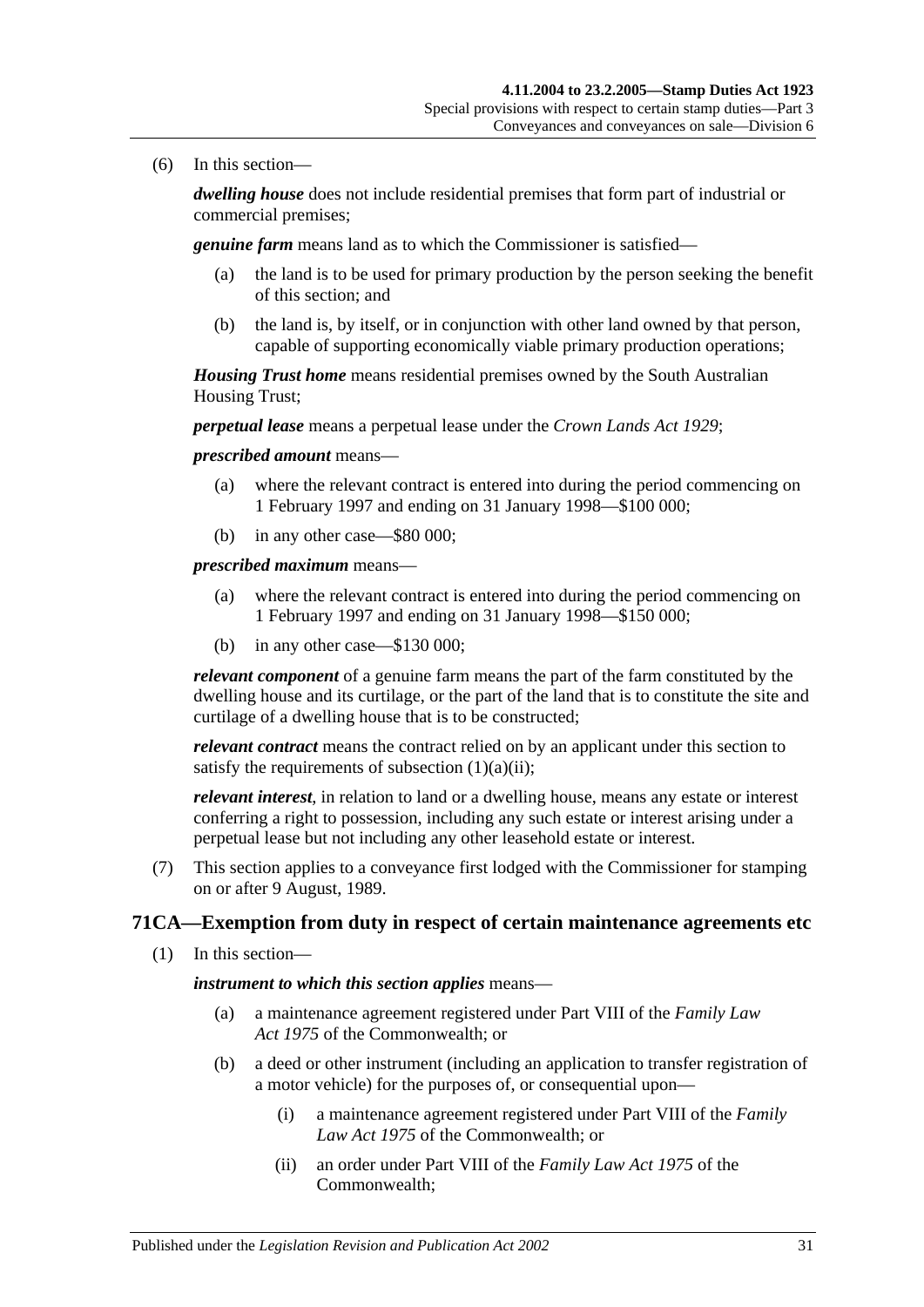(6) In this section—

***dwelling house*** does not include residential premises that form part of industrial or commercial premises;

***genuine farm*** means land as to which the Commissioner is satisfied—

(a) the land is to be used for primary production by the person seeking the benefit of this section; and

(b) the land is, by itself, or in conjunction with other land owned by that person, capable of supporting economically viable primary production operations;

***Housing Trust home*** means residential premises owned by the South Australian Housing Trust;

***perpetual lease*** means a perpetual lease under the *Crown Lands Act 1929*;

***prescribed amount*** means—

(a) where the relevant contract is entered into during the period commencing on 1 February 1997 and ending on 31 January 1998—$100 000;

(b) in any other case—$80 000;

***prescribed maximum*** means—

(a) where the relevant contract is entered into during the period commencing on 1 February 1997 and ending on 31 January 1998—$150 000;

(b) in any other case—$130 000;

***relevant component*** of a genuine farm means the part of the farm constituted by the dwelling house and its curtilage, or the part of the land that is to constitute the site and curtilage of a dwelling house that is to be constructed;

***relevant contract*** means the contract relied on by an applicant under this section to satisfy the requirements of subsection (1)(a)(ii);

***relevant interest***, in relation to land or a dwelling house, means any estate or interest conferring a right to possession, including any such estate or interest arising under a perpetual lease but not including any other leasehold estate or interest.

(7) This section applies to a conveyance first lodged with the Commissioner for stamping on or after 9 August, 1989.

## 71CA—Exemption from duty in respect of certain maintenance agreements etc

(1) In this section—

***instrument to which this section applies*** means—

(a) a maintenance agreement registered under Part VIII of the *Family Law Act 1975* of the Commonwealth; or

(b) a deed or other instrument (including an application to transfer registration of a motor vehicle) for the purposes of, or consequential upon—

(i) a maintenance agreement registered under Part VIII of the *Family Law Act 1975* of the Commonwealth; or

(ii) an order under Part VIII of the *Family Law Act 1975* of the Commonwealth;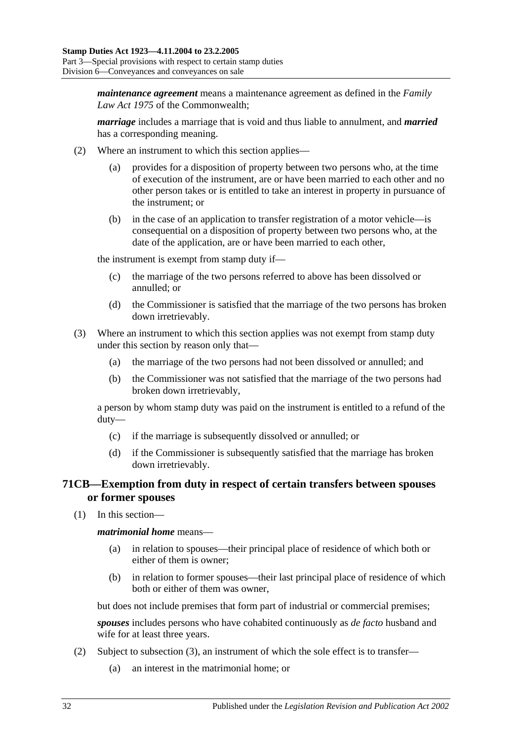***maintenance agreement*** means a maintenance agreement as defined in the *Family Law Act 1975* of the Commonwealth;

***marriage*** includes a marriage that is void and thus liable to annulment, and ***married*** has a corresponding meaning.

(2) Where an instrument to which this section applies—

(a) provides for a disposition of property between two persons who, at the time of execution of the instrument, are or have been married to each other and no other person takes or is entitled to take an interest in property in pursuance of the instrument; or

(b) in the case of an application to transfer registration of a motor vehicle—is consequential on a disposition of property between two persons who, at the date of the application, are or have been married to each other,

the instrument is exempt from stamp duty if—

(c) the marriage of the two persons referred to above has been dissolved or annulled; or

(d) the Commissioner is satisfied that the marriage of the two persons has broken down irretrievably.

(3) Where an instrument to which this section applies was not exempt from stamp duty under this section by reason only that—

(a) the marriage of the two persons had not been dissolved or annulled; and

(b) the Commissioner was not satisfied that the marriage of the two persons had broken down irretrievably,

a person by whom stamp duty was paid on the instrument is entitled to a refund of the duty—

(c) if the marriage is subsequently dissolved or annulled; or

(d) if the Commissioner is subsequently satisfied that the marriage has broken down irretrievably.

## 71CB—Exemption from duty in respect of certain transfers between spouses or former spouses

(1) In this section—

***matrimonial home*** means—

(a) in relation to spouses—their principal place of residence of which both or either of them is owner;

(b) in relation to former spouses—their last principal place of residence of which both or either of them was owner,

but does not include premises that form part of industrial or commercial premises;

***spouses*** includes persons who have cohabited continuously as *de facto* husband and wife for at least three years.

(2) Subject to subsection (3), an instrument of which the sole effect is to transfer—

(a) an interest in the matrimonial home; or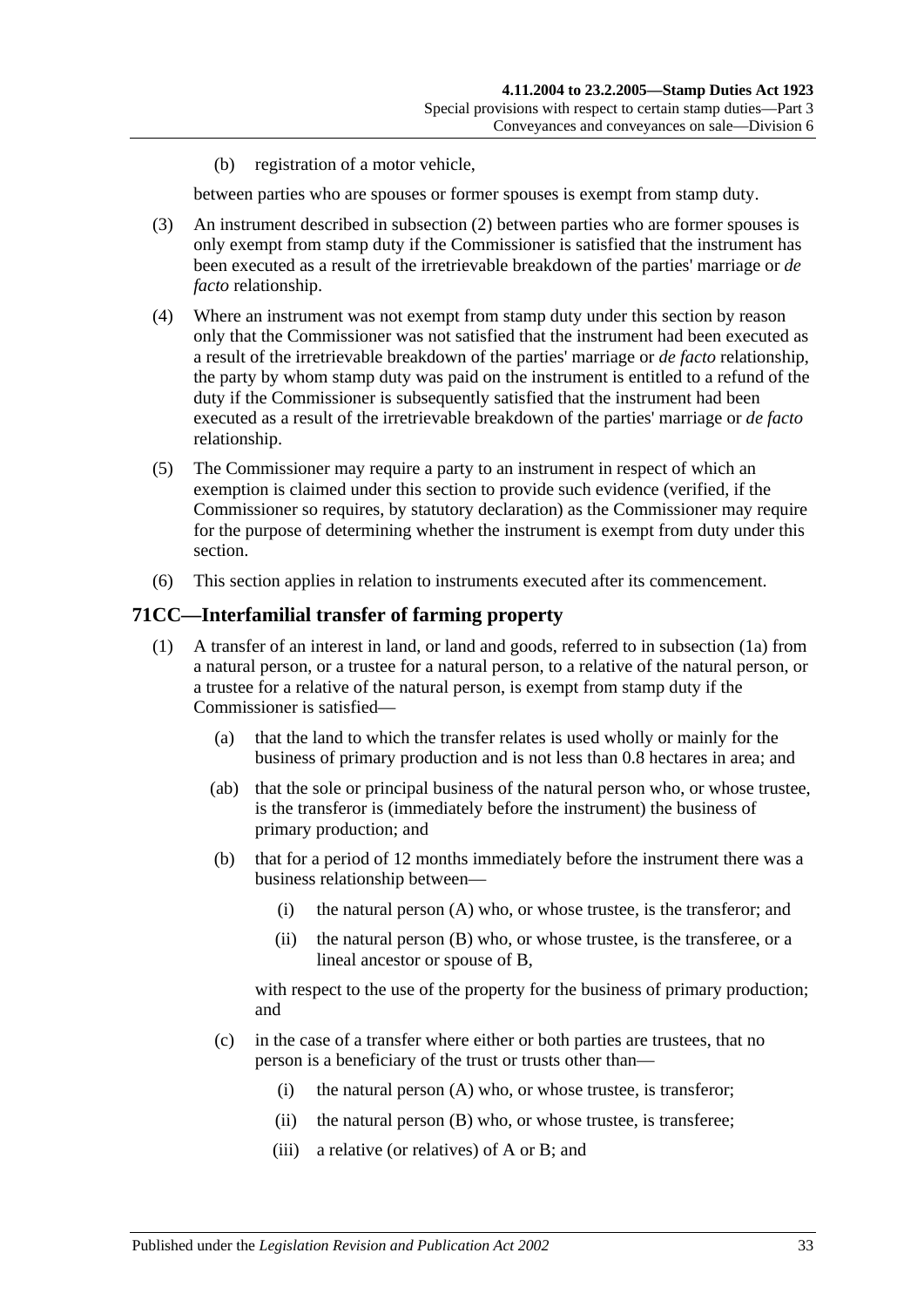(b) registration of a motor vehicle,

between parties who are spouses or former spouses is exempt from stamp duty.

(3) An instrument described in subsection (2) between parties who are former spouses is only exempt from stamp duty if the Commissioner is satisfied that the instrument has been executed as a result of the irretrievable breakdown of the parties' marriage or *de facto* relationship.

(4) Where an instrument was not exempt from stamp duty under this section by reason only that the Commissioner was not satisfied that the instrument had been executed as a result of the irretrievable breakdown of the parties' marriage or *de facto* relationship, the party by whom stamp duty was paid on the instrument is entitled to a refund of the duty if the Commissioner is subsequently satisfied that the instrument had been executed as a result of the irretrievable breakdown of the parties' marriage or *de facto* relationship.

(5) The Commissioner may require a party to an instrument in respect of which an exemption is claimed under this section to provide such evidence (verified, if the Commissioner so requires, by statutory declaration) as the Commissioner may require for the purpose of determining whether the instrument is exempt from duty under this section.

(6) This section applies in relation to instruments executed after its commencement.

## 71CC—Interfamilial transfer of farming property

(1) A transfer of an interest in land, or land and goods, referred to in subsection (1a) from a natural person, or a trustee for a natural person, to a relative of the natural person, or a trustee for a relative of the natural person, is exempt from stamp duty if the Commissioner is satisfied—

(a) that the land to which the transfer relates is used wholly or mainly for the business of primary production and is not less than 0.8 hectares in area; and

(ab) that the sole or principal business of the natural person who, or whose trustee, is the transferor is (immediately before the instrument) the business of primary production; and

(b) that for a period of 12 months immediately before the instrument there was a business relationship between—

(i) the natural person (A) who, or whose trustee, is the transferor; and

(ii) the natural person (B) who, or whose trustee, is the transferee, or a lineal ancestor or spouse of B,

with respect to the use of the property for the business of primary production; and

(c) in the case of a transfer where either or both parties are trustees, that no person is a beneficiary of the trust or trusts other than—

(i) the natural person (A) who, or whose trustee, is transferor;

(ii) the natural person (B) who, or whose trustee, is transferee;

(iii) a relative (or relatives) of A or B; and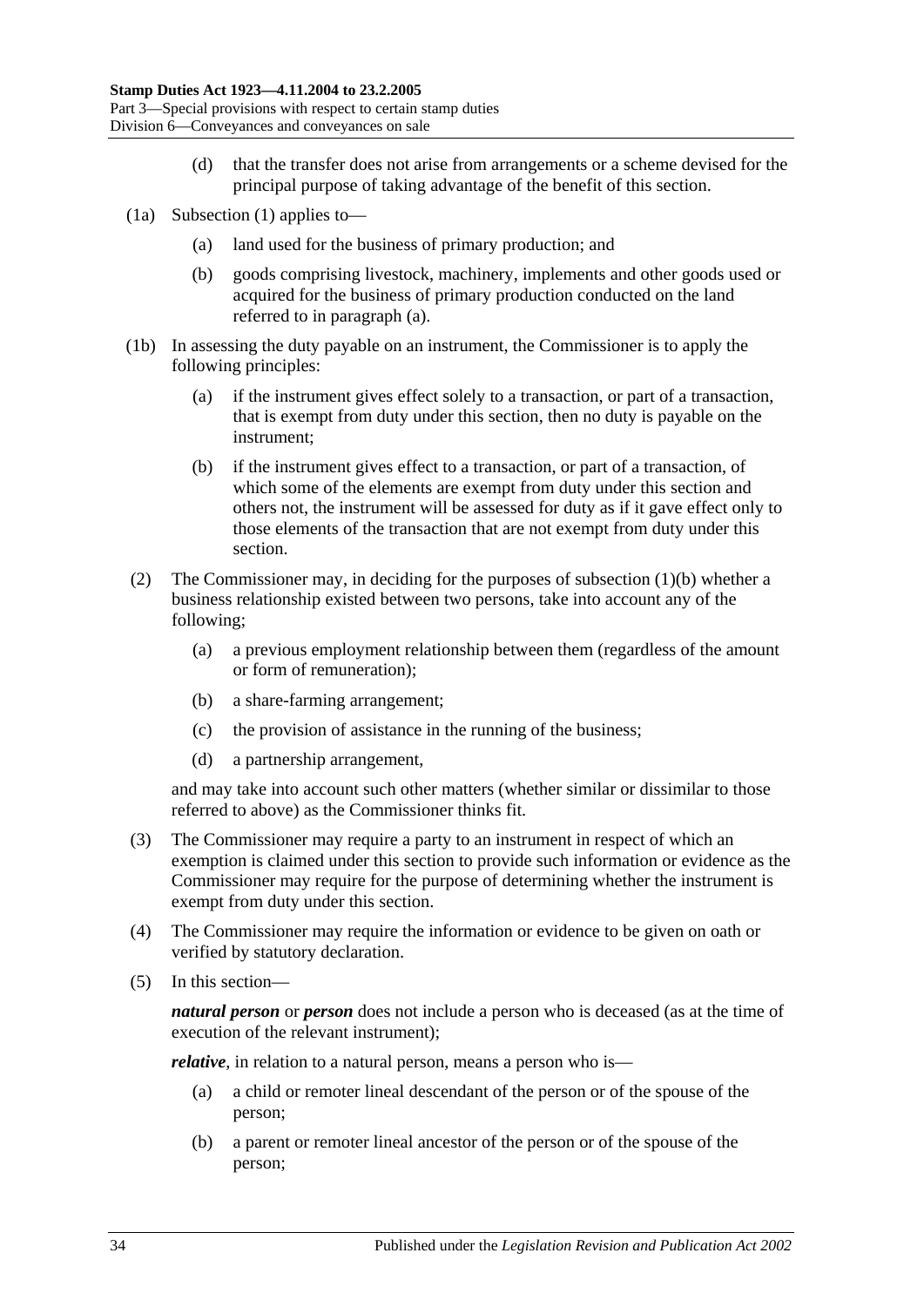(d) that the transfer does not arise from arrangements or a scheme devised for the principal purpose of taking advantage of the benefit of this section.

(1a) Subsection (1) applies to—

(a) land used for the business of primary production; and

(b) goods comprising livestock, machinery, implements and other goods used or acquired for the business of primary production conducted on the land referred to in paragraph (a).

(1b) In assessing the duty payable on an instrument, the Commissioner is to apply the following principles:

(a) if the instrument gives effect solely to a transaction, or part of a transaction, that is exempt from duty under this section, then no duty is payable on the instrument;

(b) if the instrument gives effect to a transaction, or part of a transaction, of which some of the elements are exempt from duty under this section and others not, the instrument will be assessed for duty as if it gave effect only to those elements of the transaction that are not exempt from duty under this section.

(2) The Commissioner may, in deciding for the purposes of subsection (1)(b) whether a business relationship existed between two persons, take into account any of the following;

(a) a previous employment relationship between them (regardless of the amount or form of remuneration);

(b) a share-farming arrangement;

(c) the provision of assistance in the running of the business;

(d) a partnership arrangement,

and may take into account such other matters (whether similar or dissimilar to those referred to above) as the Commissioner thinks fit.

(3) The Commissioner may require a party to an instrument in respect of which an exemption is claimed under this section to provide such information or evidence as the Commissioner may require for the purpose of determining whether the instrument is exempt from duty under this section.

(4) The Commissioner may require the information or evidence to be given on oath or verified by statutory declaration.

(5) In this section—

***natural person*** or ***person*** does not include a person who is deceased (as at the time of execution of the relevant instrument);

***relative***, in relation to a natural person, means a person who is—

(a) a child or remoter lineal descendant of the person or of the spouse of the person;

(b) a parent or remoter lineal ancestor of the person or of the spouse of the person;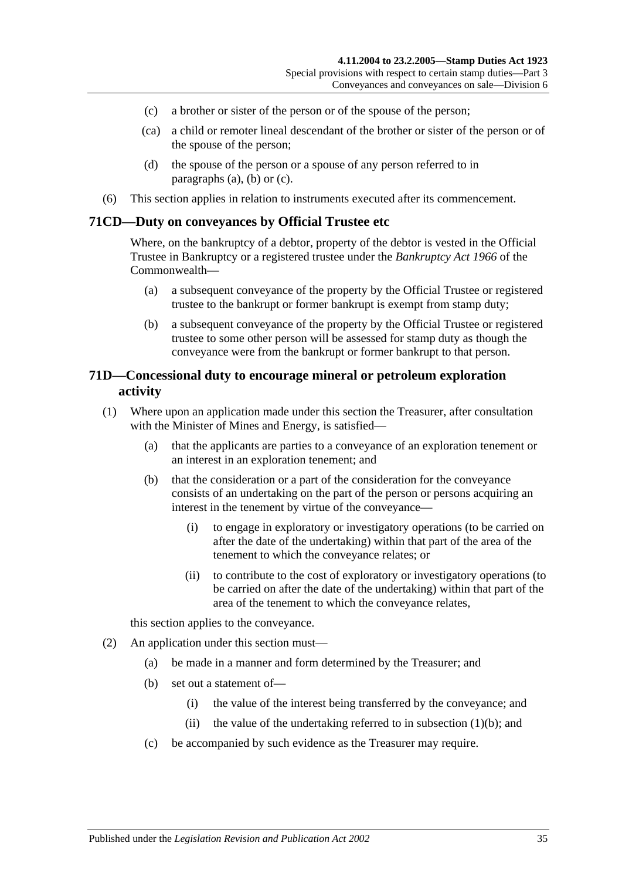(c) a brother or sister of the person or of the spouse of the person;

(ca) a child or remoter lineal descendant of the brother or sister of the person or of the spouse of the person;

(d) the spouse of the person or a spouse of any person referred to in paragraphs (a), (b) or (c).

(6) This section applies in relation to instruments executed after its commencement.

## 71CD—Duty on conveyances by Official Trustee etc

Where, on the bankruptcy of a debtor, property of the debtor is vested in the Official Trustee in Bankruptcy or a registered trustee under the *Bankruptcy Act 1966* of the Commonwealth—

(a) a subsequent conveyance of the property by the Official Trustee or registered trustee to the bankrupt or former bankrupt is exempt from stamp duty;

(b) a subsequent conveyance of the property by the Official Trustee or registered trustee to some other person will be assessed for stamp duty as though the conveyance were from the bankrupt or former bankrupt to that person.

## 71D—Concessional duty to encourage mineral or petroleum exploration activity

(1) Where upon an application made under this section the Treasurer, after consultation with the Minister of Mines and Energy, is satisfied—

(a) that the applicants are parties to a conveyance of an exploration tenement or an interest in an exploration tenement; and

(b) that the consideration or a part of the consideration for the conveyance consists of an undertaking on the part of the person or persons acquiring an interest in the tenement by virtue of the conveyance—

(i) to engage in exploratory or investigatory operations (to be carried on after the date of the undertaking) within that part of the area of the tenement to which the conveyance relates; or

(ii) to contribute to the cost of exploratory or investigatory operations (to be carried on after the date of the undertaking) within that part of the area of the tenement to which the conveyance relates,

this section applies to the conveyance.

(2) An application under this section must—

(a) be made in a manner and form determined by the Treasurer; and

(b) set out a statement of—

(i) the value of the interest being transferred by the conveyance; and

(ii) the value of the undertaking referred to in subsection (1)(b); and

(c) be accompanied by such evidence as the Treasurer may require.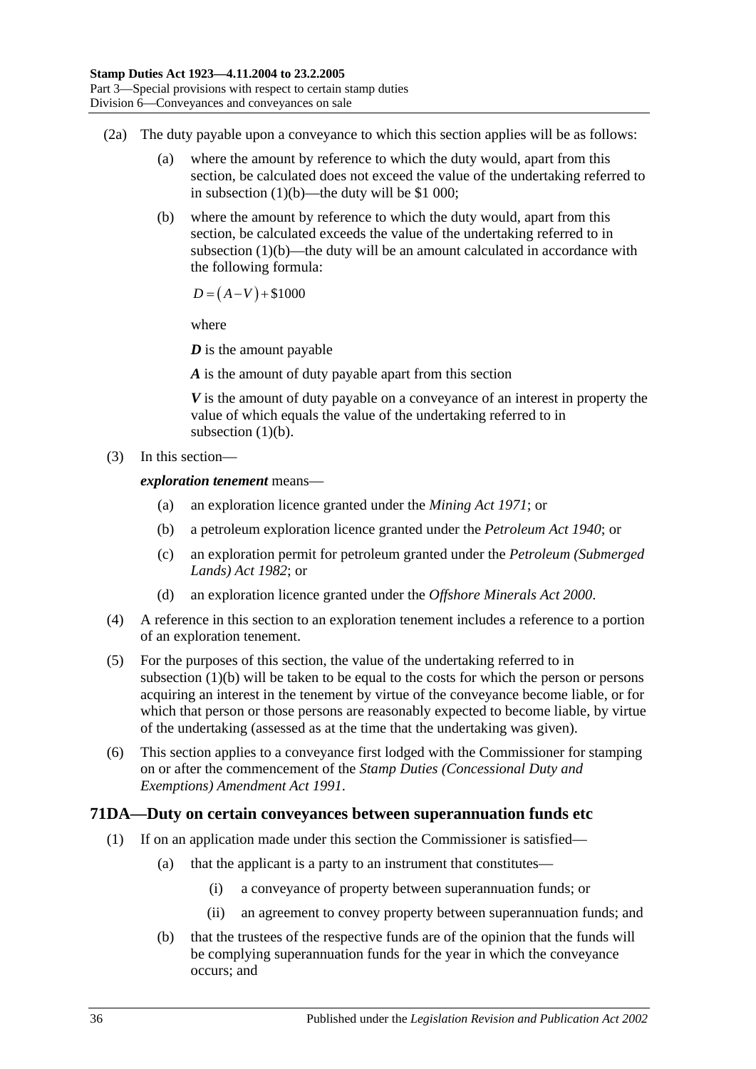(2a) The duty payable upon a conveyance to which this section applies will be as follows:

(a) where the amount by reference to which the duty would, apart from this section, be calculated does not exceed the value of the undertaking referred to in subsection (1)(b)—the duty will be $1 000;

(b) where the amount by reference to which the duty would, apart from this section, be calculated exceeds the value of the undertaking referred to in subsection (1)(b)—the duty will be an amount calculated in accordance with the following formula:

$$D = (A - V) + \$1000$$

where

***D*** is the amount payable

***A*** is the amount of duty payable apart from this section

***V*** is the amount of duty payable on a conveyance of an interest in property the value of which equals the value of the undertaking referred to in subsection (1)(b).

(3) In this section—

***exploration tenement*** means—

(a) an exploration licence granted under the *Mining Act 1971*; or

(b) a petroleum exploration licence granted under the *Petroleum Act 1940*; or

(c) an exploration permit for petroleum granted under the *Petroleum (Submerged Lands) Act 1982*; or

(d) an exploration licence granted under the *Offshore Minerals Act 2000*.

(4) A reference in this section to an exploration tenement includes a reference to a portion of an exploration tenement.

(5) For the purposes of this section, the value of the undertaking referred to in subsection (1)(b) will be taken to be equal to the costs for which the person or persons acquiring an interest in the tenement by virtue of the conveyance become liable, or for which that person or those persons are reasonably expected to become liable, by virtue of the undertaking (assessed as at the time that the undertaking was given).

(6) This section applies to a conveyance first lodged with the Commissioner for stamping on or after the commencement of the *Stamp Duties (Concessional Duty and Exemptions) Amendment Act 1991*.

## 71DA—Duty on certain conveyances between superannuation funds etc

(1) If on an application made under this section the Commissioner is satisfied—

(a) that the applicant is a party to an instrument that constitutes—

(i) a conveyance of property between superannuation funds; or

(ii) an agreement to convey property between superannuation funds; and

(b) that the trustees of the respective funds are of the opinion that the funds will be complying superannuation funds for the year in which the conveyance occurs; and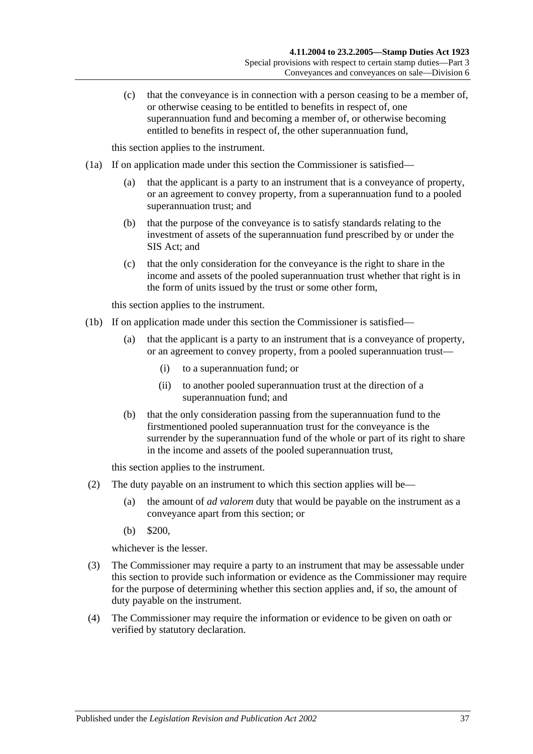(c) that the conveyance is in connection with a person ceasing to be a member of, or otherwise ceasing to be entitled to benefits in respect of, one superannuation fund and becoming a member of, or otherwise becoming entitled to benefits in respect of, the other superannuation fund,

this section applies to the instrument.

(1a) If on application made under this section the Commissioner is satisfied—

(a) that the applicant is a party to an instrument that is a conveyance of property, or an agreement to convey property, from a superannuation fund to a pooled superannuation trust; and

(b) that the purpose of the conveyance is to satisfy standards relating to the investment of assets of the superannuation fund prescribed by or under the SIS Act; and

(c) that the only consideration for the conveyance is the right to share in the income and assets of the pooled superannuation trust whether that right is in the form of units issued by the trust or some other form,

this section applies to the instrument.

(1b) If on application made under this section the Commissioner is satisfied—

(a) that the applicant is a party to an instrument that is a conveyance of property, or an agreement to convey property, from a pooled superannuation trust—

(i) to a superannuation fund; or

(ii) to another pooled superannuation trust at the direction of a superannuation fund; and

(b) that the only consideration passing from the superannuation fund to the firstmentioned pooled superannuation trust for the conveyance is the surrender by the superannuation fund of the whole or part of its right to share in the income and assets of the pooled superannuation trust,

this section applies to the instrument.

(2) The duty payable on an instrument to which this section applies will be—

(a) the amount of *ad valorem* duty that would be payable on the instrument as a conveyance apart from this section; or

(b) $200,

whichever is the lesser.

(3) The Commissioner may require a party to an instrument that may be assessable under this section to provide such information or evidence as the Commissioner may require for the purpose of determining whether this section applies and, if so, the amount of duty payable on the instrument.

(4) The Commissioner may require the information or evidence to be given on oath or verified by statutory declaration.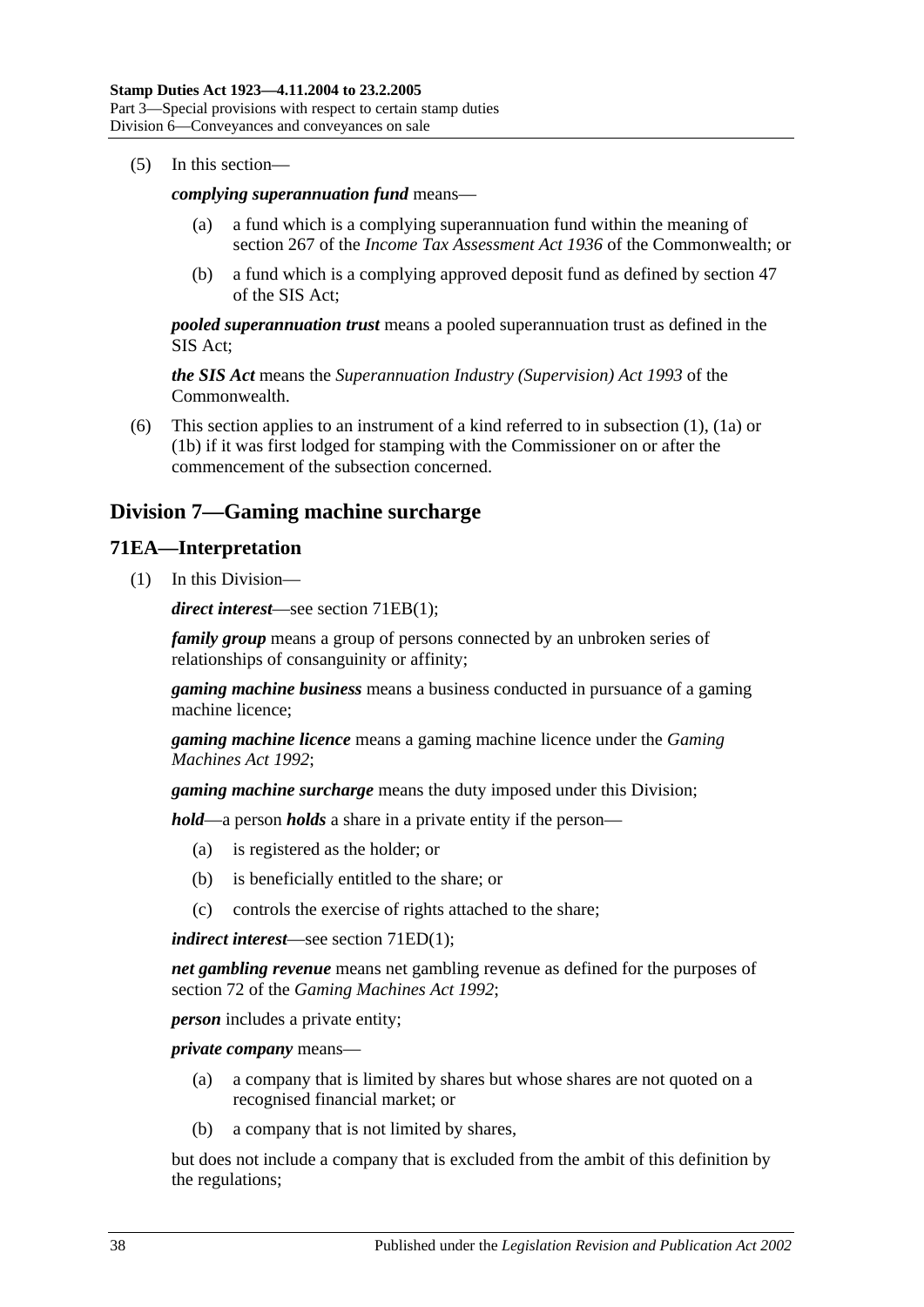(5) In this section—

***complying superannuation fund*** means—

(a) a fund which is a complying superannuation fund within the meaning of section 267 of the *Income Tax Assessment Act 1936* of the Commonwealth; or

(b) a fund which is a complying approved deposit fund as defined by section 47 of the SIS Act;

***pooled superannuation trust*** means a pooled superannuation trust as defined in the SIS Act;

***the SIS Act*** means the *Superannuation Industry (Supervision) Act 1993* of the Commonwealth.

(6) This section applies to an instrument of a kind referred to in subsection (1), (1a) or (1b) if it was first lodged for stamping with the Commissioner on or after the commencement of the subsection concerned.

## Division 7—Gaming machine surcharge

### 71EA—Interpretation

(1) In this Division—

***direct interest***—see section 71EB(1);

***family group*** means a group of persons connected by an unbroken series of relationships of consanguinity or affinity;

***gaming machine business*** means a business conducted in pursuance of a gaming machine licence;

***gaming machine licence*** means a gaming machine licence under the *Gaming Machines Act 1992*;

***gaming machine surcharge*** means the duty imposed under this Division;

***hold***—a person ***holds*** a share in a private entity if the person—

(a) is registered as the holder; or

(b) is beneficially entitled to the share; or

(c) controls the exercise of rights attached to the share;

***indirect interest***—see section 71ED(1);

***net gambling revenue*** means net gambling revenue as defined for the purposes of section 72 of the *Gaming Machines Act 1992*;

***person*** includes a private entity;

***private company*** means—

(a) a company that is limited by shares but whose shares are not quoted on a recognised financial market; or

(b) a company that is not limited by shares,

but does not include a company that is excluded from the ambit of this definition by the regulations;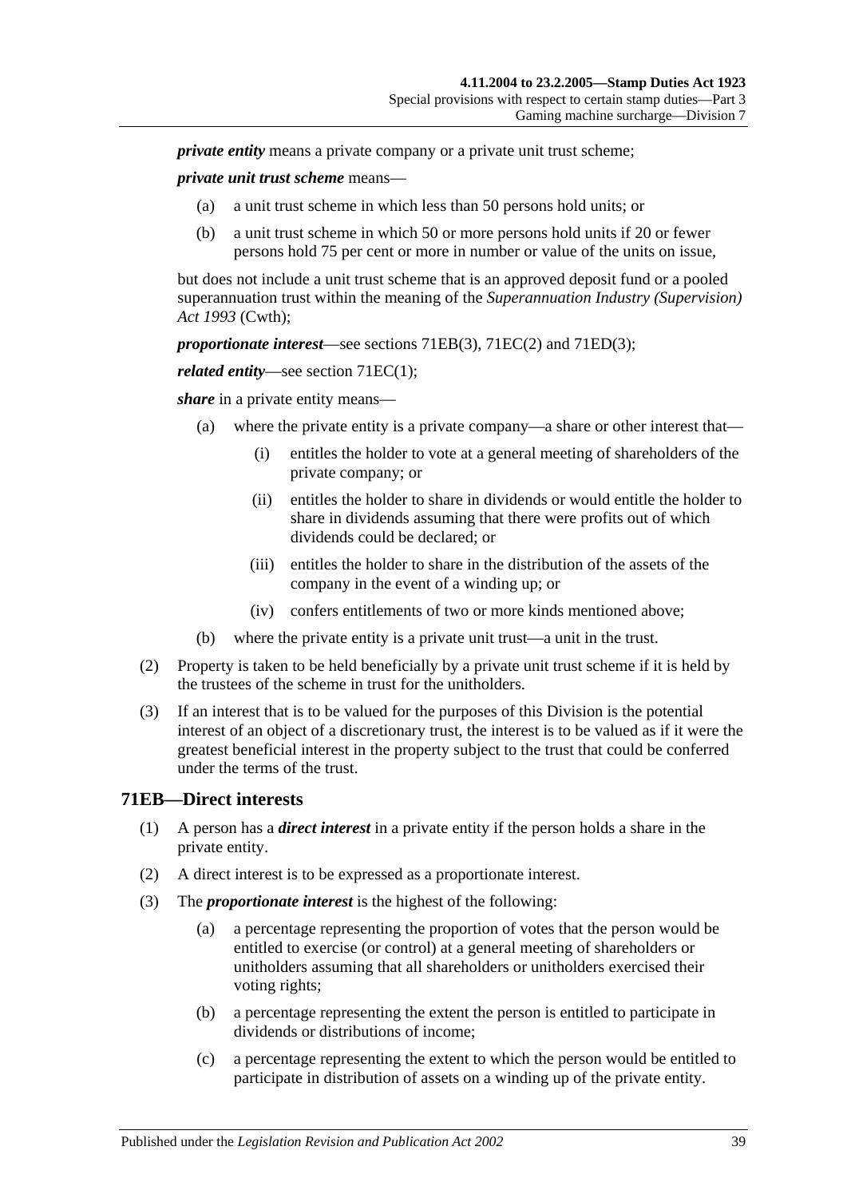***private entity*** means a private company or a private unit trust scheme;

***private unit trust scheme*** means—

- (a) a unit trust scheme in which less than 50 persons hold units; or
- (b) a unit trust scheme in which 50 or more persons hold units if 20 or fewer persons hold 75 per cent or more in number or value of the units on issue,

but does not include a unit trust scheme that is an approved deposit fund or a pooled superannuation trust within the meaning of the *Superannuation Industry (Supervision) Act 1993* (Cwth);

***proportionate interest***—see sections 71EB(3), 71EC(2) and 71ED(3);

***related entity***—see section 71EC(1);

***share*** in a private entity means—

- (a) where the private entity is a private company—a share or other interest that—
  - (i) entitles the holder to vote at a general meeting of shareholders of the private company; or
  - (ii) entitles the holder to share in dividends or would entitle the holder to share in dividends assuming that there were profits out of which dividends could be declared; or
  - (iii) entitles the holder to share in the distribution of the assets of the company in the event of a winding up; or
  - (iv) confers entitlements of two or more kinds mentioned above;
- (b) where the private entity is a private unit trust—a unit in the trust.

(2) Property is taken to be held beneficially by a private unit trust scheme if it is held by the trustees of the scheme in trust for the unitholders.

(3) If an interest that is to be valued for the purposes of this Division is the potential interest of an object of a discretionary trust, the interest is to be valued as if it were the greatest beneficial interest in the property subject to the trust that could be conferred under the terms of the trust.

## 71EB—Direct interests

(1) A person has a ***direct interest*** in a private entity if the person holds a share in the private entity.

(2) A direct interest is to be expressed as a proportionate interest.

(3) The ***proportionate interest*** is the highest of the following:

- (a) a percentage representing the proportion of votes that the person would be entitled to exercise (or control) at a general meeting of shareholders or unitholders assuming that all shareholders or unitholders exercised their voting rights;
- (b) a percentage representing the extent the person is entitled to participate in dividends or distributions of income;
- (c) a percentage representing the extent to which the person would be entitled to participate in distribution of assets on a winding up of the private entity.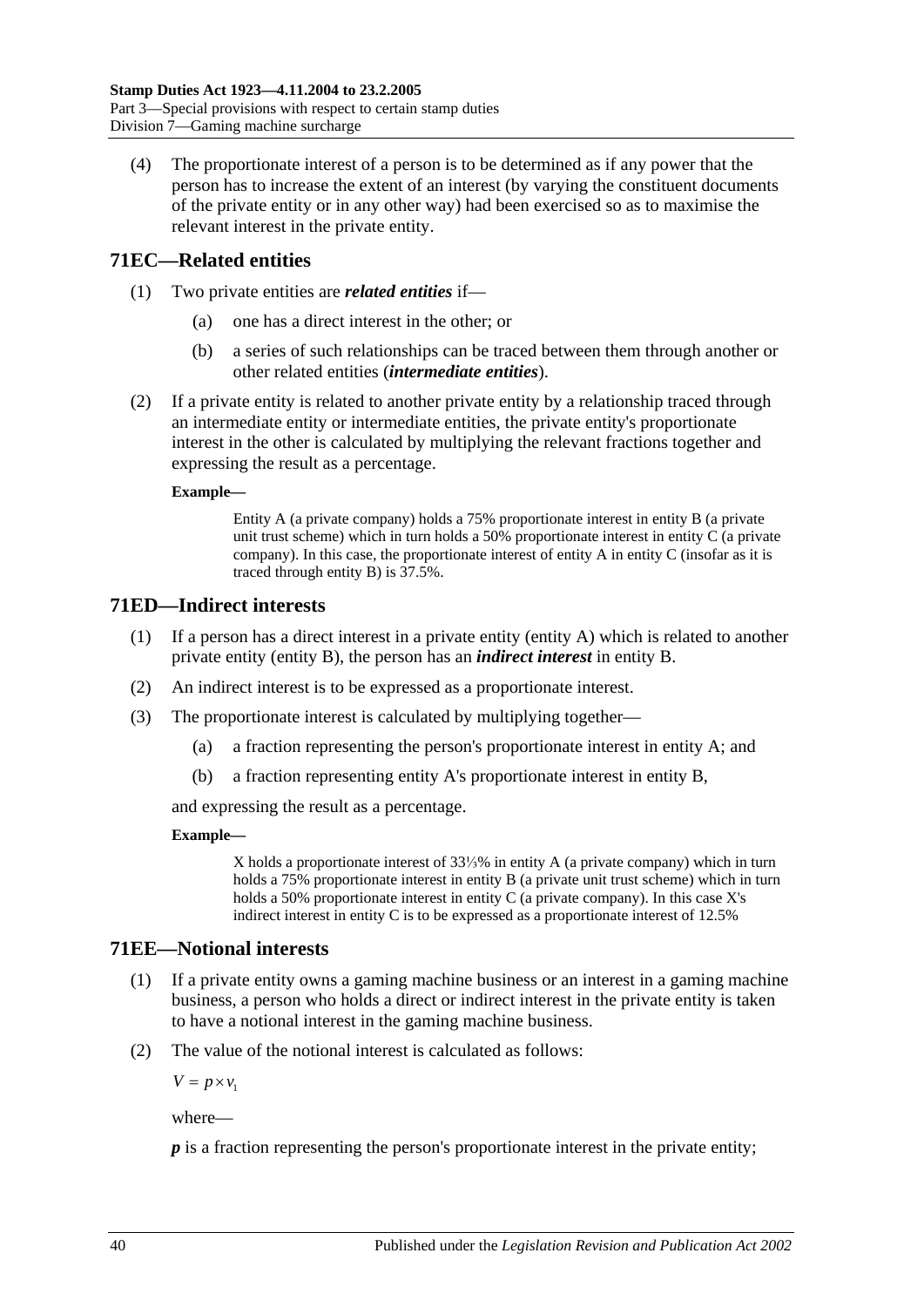(4) The proportionate interest of a person is to be determined as if any power that the person has to increase the extent of an interest (by varying the constituent documents of the private entity or in any other way) had been exercised so as to maximise the relevant interest in the private entity.

## 71EC—Related entities

(1) Two private entities are ***related entities*** if—

(a) one has a direct interest in the other; or

(b) a series of such relationships can be traced between them through another or other related entities (***intermediate entities***).

(2) If a private entity is related to another private entity by a relationship traced through an intermediate entity or intermediate entities, the private entity's proportionate interest in the other is calculated by multiplying the relevant fractions together and expressing the result as a percentage.

**Example—**

Entity A (a private company) holds a 75% proportionate interest in entity B (a private unit trust scheme) which in turn holds a 50% proportionate interest in entity C (a private company). In this case, the proportionate interest of entity A in entity C (insofar as it is traced through entity B) is 37.5%.

## 71ED—Indirect interests

(1) If a person has a direct interest in a private entity (entity A) which is related to another private entity (entity B), the person has an ***indirect interest*** in entity B.

(2) An indirect interest is to be expressed as a proportionate interest.

(3) The proportionate interest is calculated by multiplying together—

(a) a fraction representing the person's proportionate interest in entity A; and

(b) a fraction representing entity A's proportionate interest in entity B,

and expressing the result as a percentage.

**Example—**

X holds a proportionate interest of 33⅓% in entity A (a private company) which in turn holds a 75% proportionate interest in entity B (a private unit trust scheme) which in turn holds a 50% proportionate interest in entity C (a private company). In this case X's indirect interest in entity C is to be expressed as a proportionate interest of 12.5%

## 71EE—Notional interests

(1) If a private entity owns a gaming machine business or an interest in a gaming machine business, a person who holds a direct or indirect interest in the private entity is taken to have a notional interest in the gaming machine business.

(2) The value of the notional interest is calculated as follows:

$$V = p \times v_1$$

where—

***p*** is a fraction representing the person's proportionate interest in the private entity;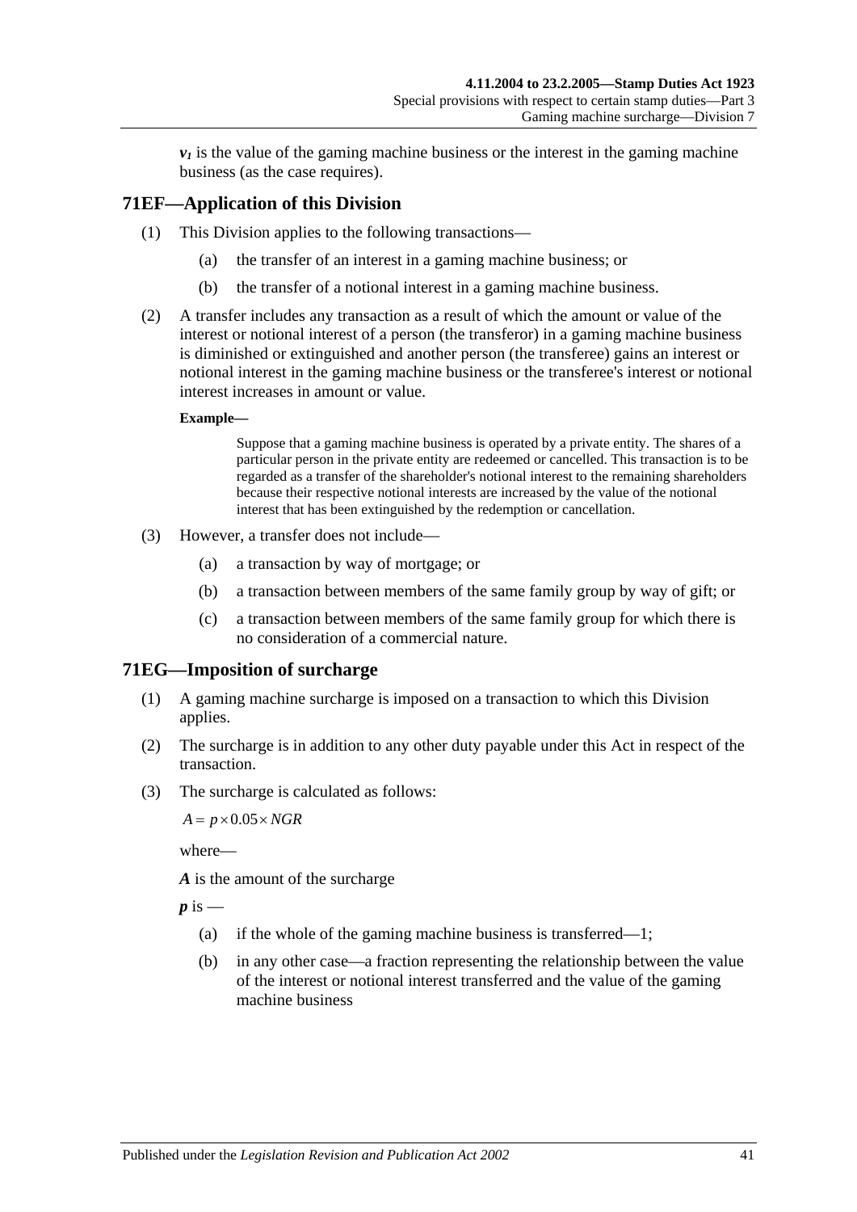$v_1$ is the value of the gaming machine business or the interest in the gaming machine business (as the case requires).

## 71EF—Application of this Division

(1) This Division applies to the following transactions—

(a) the transfer of an interest in a gaming machine business; or

(b) the transfer of a notional interest in a gaming machine business.

(2) A transfer includes any transaction as a result of which the amount or value of the interest or notional interest of a person (the transferor) in a gaming machine business is diminished or extinguished and another person (the transferee) gains an interest or notional interest in the gaming machine business or the transferee's interest or notional interest increases in amount or value.

**Example—**

Suppose that a gaming machine business is operated by a private entity. The shares of a particular person in the private entity are redeemed or cancelled. This transaction is to be regarded as a transfer of the shareholder's notional interest to the remaining shareholders because their respective notional interests are increased by the value of the notional interest that has been extinguished by the redemption or cancellation.

(3) However, a transfer does not include—

(a) a transaction by way of mortgage; or

(b) a transaction between members of the same family group by way of gift; or

(c) a transaction between members of the same family group for which there is no consideration of a commercial nature.

## 71EG—Imposition of surcharge

(1) A gaming machine surcharge is imposed on a transaction to which this Division applies.

(2) The surcharge is in addition to any other duty payable under this Act in respect of the transaction.

(3) The surcharge is calculated as follows:

$$A = p \times 0.05 \times NGR$$

where—

***A*** is the amount of the surcharge

***p*** is —

(a) if the whole of the gaming machine business is transferred—1;

(b) in any other case—a fraction representing the relationship between the value of the interest or notional interest transferred and the value of the gaming machine business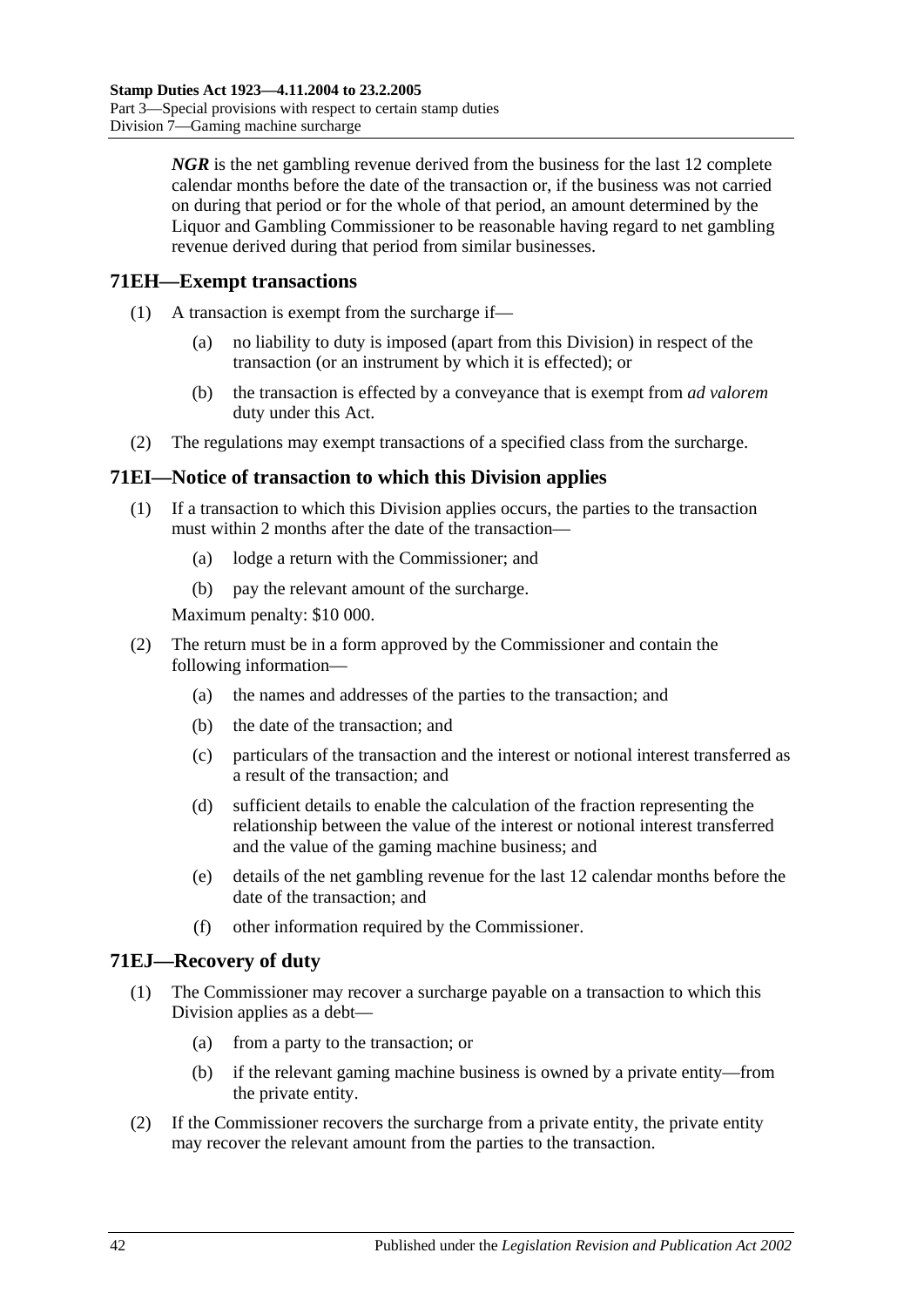***NGR*** is the net gambling revenue derived from the business for the last 12 complete calendar months before the date of the transaction or, if the business was not carried on during that period or for the whole of that period, an amount determined by the Liquor and Gambling Commissioner to be reasonable having regard to net gambling revenue derived during that period from similar businesses.

## 71EH—Exempt transactions

(1) A transaction is exempt from the surcharge if—

- (a) no liability to duty is imposed (apart from this Division) in respect of the transaction (or an instrument by which it is effected); or
- (b) the transaction is effected by a conveyance that is exempt from *ad valorem* duty under this Act.

(2) The regulations may exempt transactions of a specified class from the surcharge.

## 71EI—Notice of transaction to which this Division applies

(1) If a transaction to which this Division applies occurs, the parties to the transaction must within 2 months after the date of the transaction—

- (a) lodge a return with the Commissioner; and
- (b) pay the relevant amount of the surcharge.

Maximum penalty: $10 000.

(2) The return must be in a form approved by the Commissioner and contain the following information—

- (a) the names and addresses of the parties to the transaction; and
- (b) the date of the transaction; and
- (c) particulars of the transaction and the interest or notional interest transferred as a result of the transaction; and
- (d) sufficient details to enable the calculation of the fraction representing the relationship between the value of the interest or notional interest transferred and the value of the gaming machine business; and
- (e) details of the net gambling revenue for the last 12 calendar months before the date of the transaction; and
- (f) other information required by the Commissioner.

## 71EJ—Recovery of duty

(1) The Commissioner may recover a surcharge payable on a transaction to which this Division applies as a debt—

- (a) from a party to the transaction; or
- (b) if the relevant gaming machine business is owned by a private entity—from the private entity.

(2) If the Commissioner recovers the surcharge from a private entity, the private entity may recover the relevant amount from the parties to the transaction.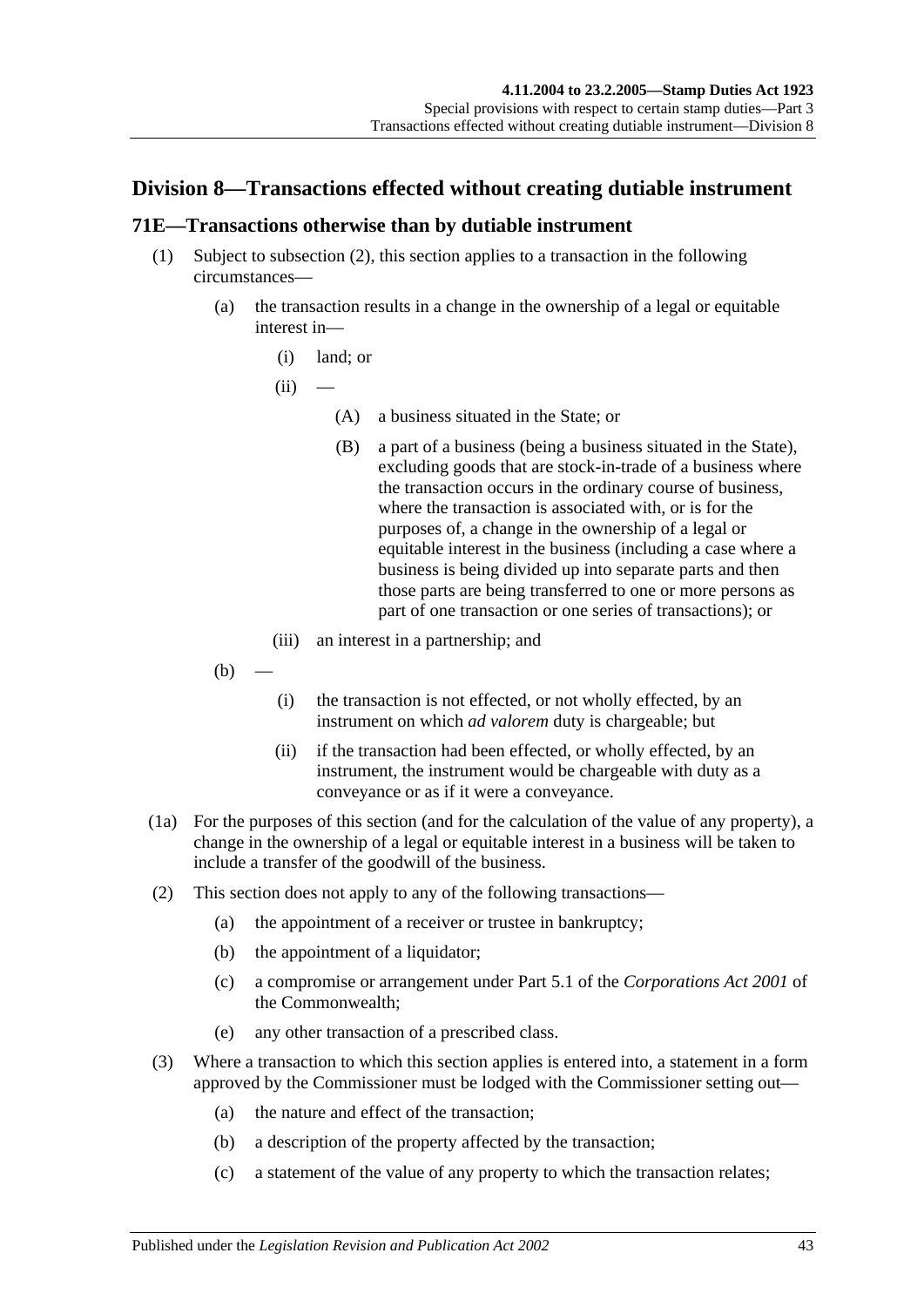## Division 8—Transactions effected without creating dutiable instrument

### 71E—Transactions otherwise than by dutiable instrument

(1) Subject to subsection (2), this section applies to a transaction in the following circumstances—

(a) the transaction results in a change in the ownership of a legal or equitable interest in—

(i) land; or

(ii) —

(A) a business situated in the State; or

(B) a part of a business (being a business situated in the State), excluding goods that are stock-in-trade of a business where the transaction occurs in the ordinary course of business, where the transaction is associated with, or is for the purposes of, a change in the ownership of a legal or equitable interest in the business (including a case where a business is being divided up into separate parts and then those parts are being transferred to one or more persons as part of one transaction or one series of transactions); or

(iii) an interest in a partnership; and

(b) —

(i) the transaction is not effected, or not wholly effected, by an instrument on which *ad valorem* duty is chargeable; but

(ii) if the transaction had been effected, or wholly effected, by an instrument, the instrument would be chargeable with duty as a conveyance or as if it were a conveyance.

(1a) For the purposes of this section (and for the calculation of the value of any property), a change in the ownership of a legal or equitable interest in a business will be taken to include a transfer of the goodwill of the business.

(2) This section does not apply to any of the following transactions—

(a) the appointment of a receiver or trustee in bankruptcy;

(b) the appointment of a liquidator;

(c) a compromise or arrangement under Part 5.1 of the *Corporations Act 2001* of the Commonwealth;

(e) any other transaction of a prescribed class.

(3) Where a transaction to which this section applies is entered into, a statement in a form approved by the Commissioner must be lodged with the Commissioner setting out—

(a) the nature and effect of the transaction;

(b) a description of the property affected by the transaction;

(c) a statement of the value of any property to which the transaction relates;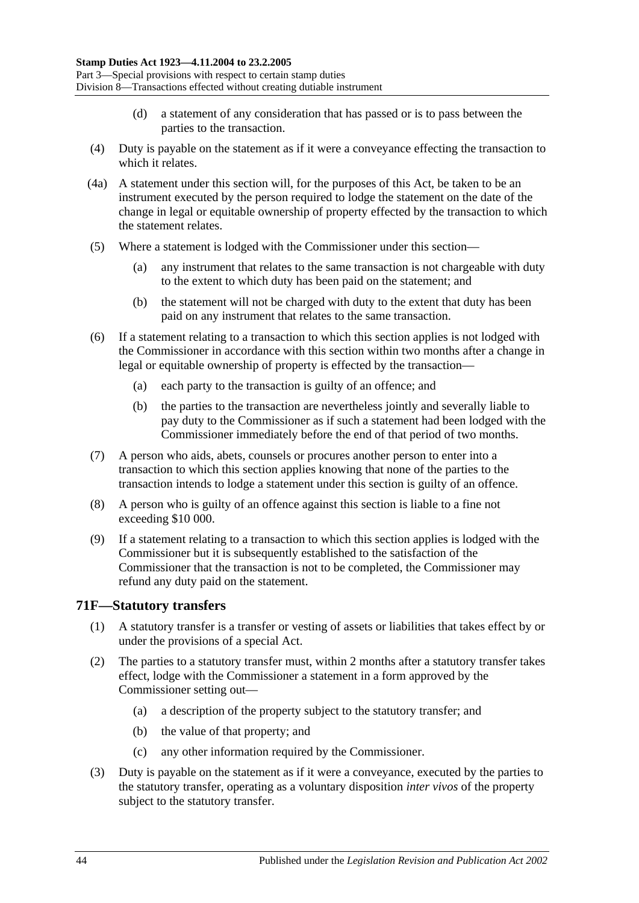(d) a statement of any consideration that has passed or is to pass between the parties to the transaction.

(4) Duty is payable on the statement as if it were a conveyance effecting the transaction to which it relates.

(4a) A statement under this section will, for the purposes of this Act, be taken to be an instrument executed by the person required to lodge the statement on the date of the change in legal or equitable ownership of property effected by the transaction to which the statement relates.

(5) Where a statement is lodged with the Commissioner under this section—

(a) any instrument that relates to the same transaction is not chargeable with duty to the extent to which duty has been paid on the statement; and

(b) the statement will not be charged with duty to the extent that duty has been paid on any instrument that relates to the same transaction.

(6) If a statement relating to a transaction to which this section applies is not lodged with the Commissioner in accordance with this section within two months after a change in legal or equitable ownership of property is effected by the transaction—

(a) each party to the transaction is guilty of an offence; and

(b) the parties to the transaction are nevertheless jointly and severally liable to pay duty to the Commissioner as if such a statement had been lodged with the Commissioner immediately before the end of that period of two months.

(7) A person who aids, abets, counsels or procures another person to enter into a transaction to which this section applies knowing that none of the parties to the transaction intends to lodge a statement under this section is guilty of an offence.

(8) A person who is guilty of an offence against this section is liable to a fine not exceeding $10 000.

(9) If a statement relating to a transaction to which this section applies is lodged with the Commissioner but it is subsequently established to the satisfaction of the Commissioner that the transaction is not to be completed, the Commissioner may refund any duty paid on the statement.

## 71F—Statutory transfers

(1) A statutory transfer is a transfer or vesting of assets or liabilities that takes effect by or under the provisions of a special Act.

(2) The parties to a statutory transfer must, within 2 months after a statutory transfer takes effect, lodge with the Commissioner a statement in a form approved by the Commissioner setting out—

(a) a description of the property subject to the statutory transfer; and

(b) the value of that property; and

(c) any other information required by the Commissioner.

(3) Duty is payable on the statement as if it were a conveyance, executed by the parties to the statutory transfer, operating as a voluntary disposition *inter vivos* of the property subject to the statutory transfer.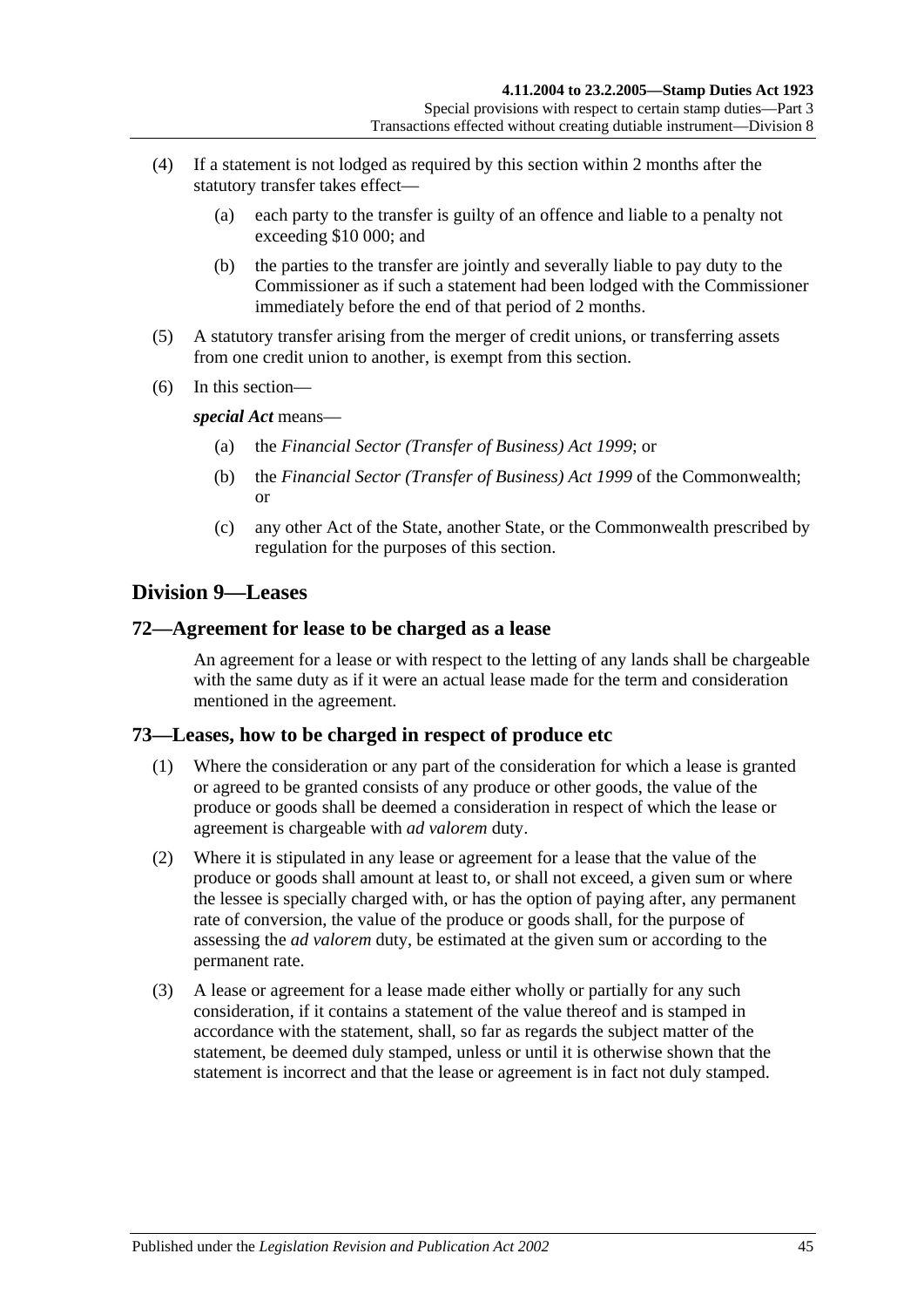(4) If a statement is not lodged as required by this section within 2 months after the statutory transfer takes effect—

(a) each party to the transfer is guilty of an offence and liable to a penalty not exceeding $10 000; and

(b) the parties to the transfer are jointly and severally liable to pay duty to the Commissioner as if such a statement had been lodged with the Commissioner immediately before the end of that period of 2 months.

(5) A statutory transfer arising from the merger of credit unions, or transferring assets from one credit union to another, is exempt from this section.

(6) In this section—

***special Act*** means—

(a) the *Financial Sector (Transfer of Business) Act 1999*; or

(b) the *Financial Sector (Transfer of Business) Act 1999* of the Commonwealth; or

(c) any other Act of the State, another State, or the Commonwealth prescribed by regulation for the purposes of this section.

## Division 9—Leases

### 72—Agreement for lease to be charged as a lease

An agreement for a lease or with respect to the letting of any lands shall be chargeable with the same duty as if it were an actual lease made for the term and consideration mentioned in the agreement.

### 73—Leases, how to be charged in respect of produce etc

(1) Where the consideration or any part of the consideration for which a lease is granted or agreed to be granted consists of any produce or other goods, the value of the produce or goods shall be deemed a consideration in respect of which the lease or agreement is chargeable with *ad valorem* duty.

(2) Where it is stipulated in any lease or agreement for a lease that the value of the produce or goods shall amount at least to, or shall not exceed, a given sum or where the lessee is specially charged with, or has the option of paying after, any permanent rate of conversion, the value of the produce or goods shall, for the purpose of assessing the *ad valorem* duty, be estimated at the given sum or according to the permanent rate.

(3) A lease or agreement for a lease made either wholly or partially for any such consideration, if it contains a statement of the value thereof and is stamped in accordance with the statement, shall, so far as regards the subject matter of the statement, be deemed duly stamped, unless or until it is otherwise shown that the statement is incorrect and that the lease or agreement is in fact not duly stamped.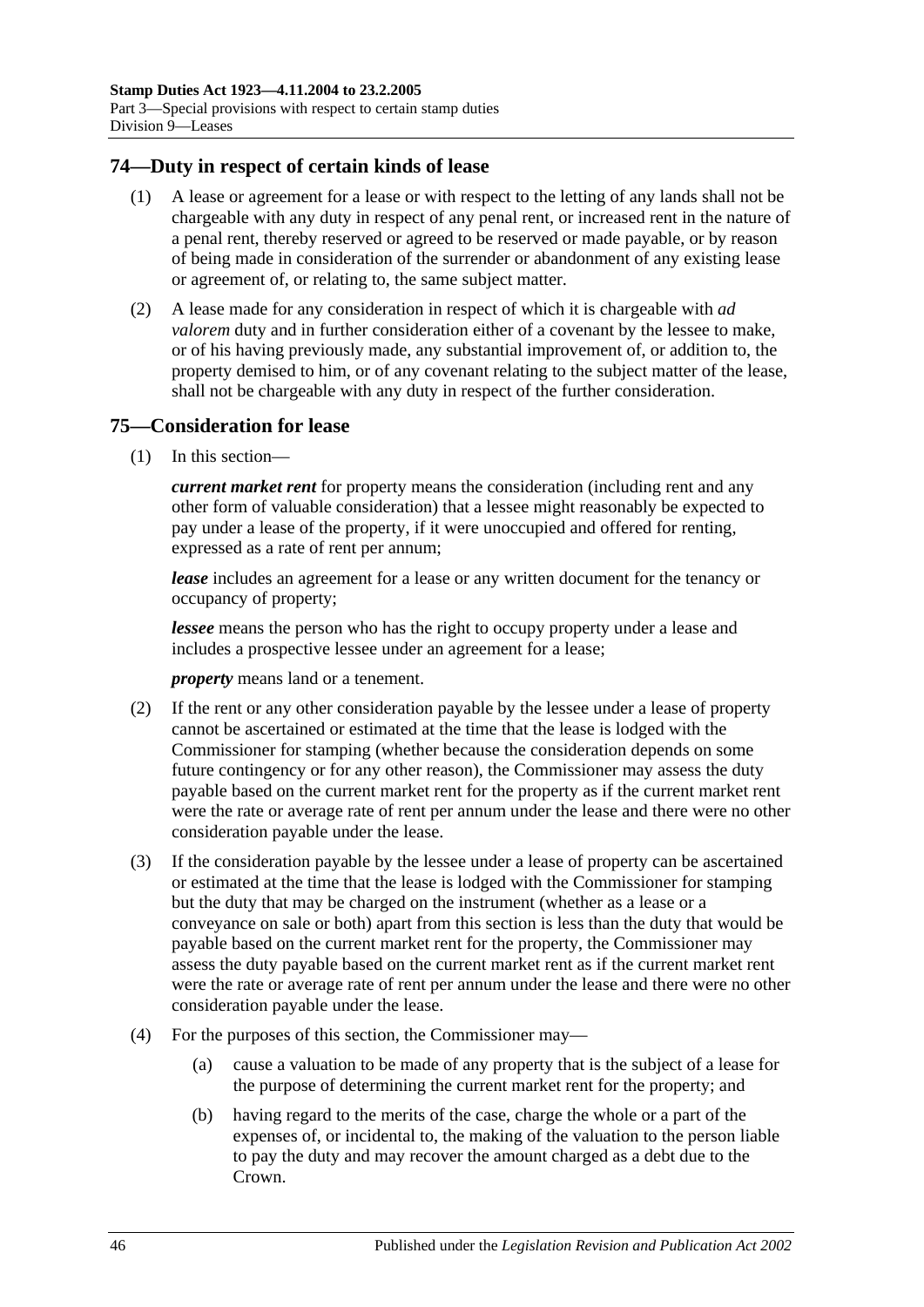## 74—Duty in respect of certain kinds of lease

(1) A lease or agreement for a lease or with respect to the letting of any lands shall not be chargeable with any duty in respect of any penal rent, or increased rent in the nature of a penal rent, thereby reserved or agreed to be reserved or made payable, or by reason of being made in consideration of the surrender or abandonment of any existing lease or agreement of, or relating to, the same subject matter.

(2) A lease made for any consideration in respect of which it is chargeable with *ad valorem* duty and in further consideration either of a covenant by the lessee to make, or of his having previously made, any substantial improvement of, or addition to, the property demised to him, or of any covenant relating to the subject matter of the lease, shall not be chargeable with any duty in respect of the further consideration.

## 75—Consideration for lease

(1) In this section—

***current market rent*** for property means the consideration (including rent and any other form of valuable consideration) that a lessee might reasonably be expected to pay under a lease of the property, if it were unoccupied and offered for renting, expressed as a rate of rent per annum;

***lease*** includes an agreement for a lease or any written document for the tenancy or occupancy of property;

***lessee*** means the person who has the right to occupy property under a lease and includes a prospective lessee under an agreement for a lease;

***property*** means land or a tenement.

(2) If the rent or any other consideration payable by the lessee under a lease of property cannot be ascertained or estimated at the time that the lease is lodged with the Commissioner for stamping (whether because the consideration depends on some future contingency or for any other reason), the Commissioner may assess the duty payable based on the current market rent for the property as if the current market rent were the rate or average rate of rent per annum under the lease and there were no other consideration payable under the lease.

(3) If the consideration payable by the lessee under a lease of property can be ascertained or estimated at the time that the lease is lodged with the Commissioner for stamping but the duty that may be charged on the instrument (whether as a lease or a conveyance on sale or both) apart from this section is less than the duty that would be payable based on the current market rent for the property, the Commissioner may assess the duty payable based on the current market rent as if the current market rent were the rate or average rate of rent per annum under the lease and there were no other consideration payable under the lease.

(4) For the purposes of this section, the Commissioner may—

(a) cause a valuation to be made of any property that is the subject of a lease for the purpose of determining the current market rent for the property; and

(b) having regard to the merits of the case, charge the whole or a part of the expenses of, or incidental to, the making of the valuation to the person liable to pay the duty and may recover the amount charged as a debt due to the Crown.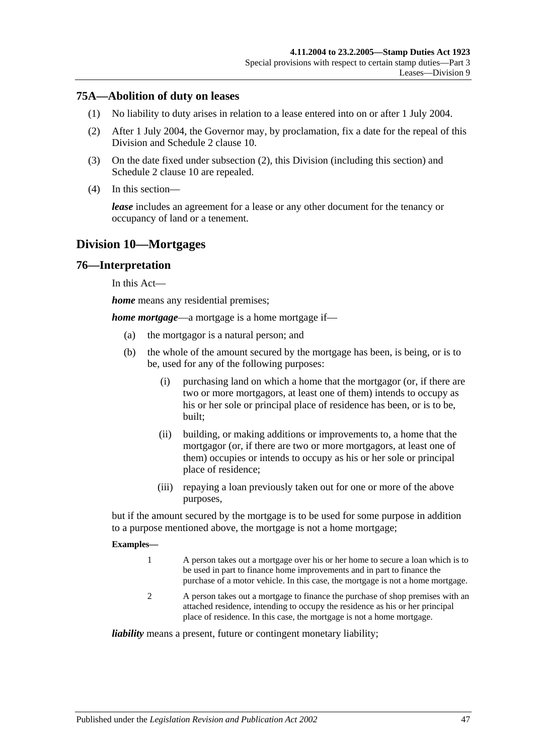## 75A—Abolition of duty on leases

(1) No liability to duty arises in relation to a lease entered into on or after 1 July 2004.

(2) After 1 July 2004, the Governor may, by proclamation, fix a date for the repeal of this Division and Schedule 2 clause 10.

(3) On the date fixed under subsection (2), this Division (including this section) and Schedule 2 clause 10 are repealed.

(4) In this section—

***lease*** includes an agreement for a lease or any other document for the tenancy or occupancy of land or a tenement.

# Division 10—Mortgages

## 76—Interpretation

In this Act—

***home*** means any residential premises;

***home mortgage***—a mortgage is a home mortgage if—

- (a) the mortgagor is a natural person; and
- (b) the whole of the amount secured by the mortgage has been, is being, or is to be, used for any of the following purposes:
  - (i) purchasing land on which a home that the mortgagor (or, if there are two or more mortgagors, at least one of them) intends to occupy as his or her sole or principal place of residence has been, or is to be, built;
  - (ii) building, or making additions or improvements to, a home that the mortgagor (or, if there are two or more mortgagors, at least one of them) occupies or intends to occupy as his or her sole or principal place of residence;
  - (iii) repaying a loan previously taken out for one or more of the above purposes,

but if the amount secured by the mortgage is to be used for some purpose in addition to a purpose mentioned above, the mortgage is not a home mortgage;

**Examples—**

1. A person takes out a mortgage over his or her home to secure a loan which is to be used in part to finance home improvements and in part to finance the purchase of a motor vehicle. In this case, the mortgage is not a home mortgage.
2. A person takes out a mortgage to finance the purchase of shop premises with an attached residence, intending to occupy the residence as his or her principal place of residence. In this case, the mortgage is not a home mortgage.

***liability*** means a present, future or contingent monetary liability;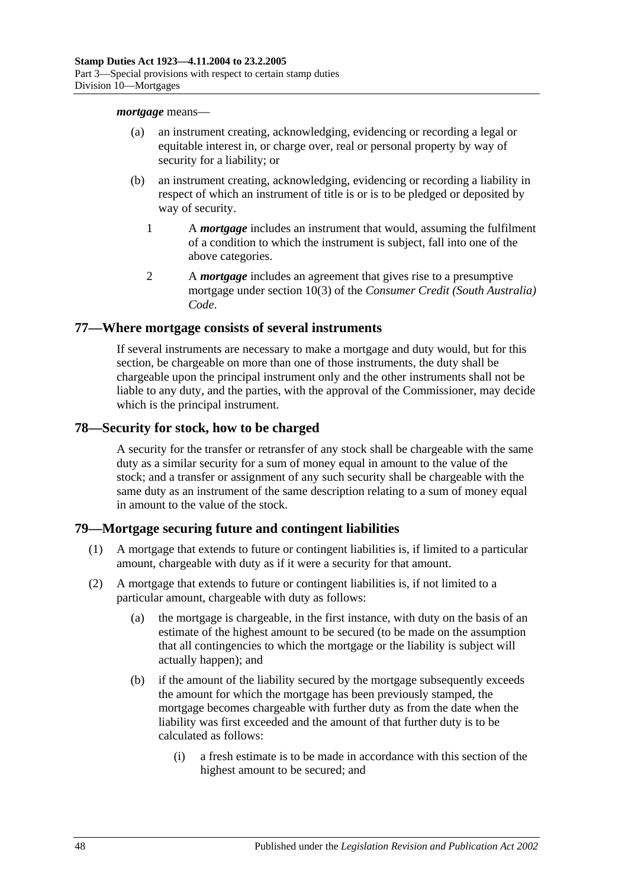***mortgage*** means—

- (a) an instrument creating, acknowledging, evidencing or recording a legal or equitable interest in, or charge over, real or personal property by way of security for a liability; or
- (b) an instrument creating, acknowledging, evidencing or recording a liability in respect of which an instrument of title is or is to be pledged or deposited by way of security.
  - 1 A ***mortgage*** includes an instrument that would, assuming the fulfilment of a condition to which the instrument is subject, fall into one of the above categories.
  - 2 A ***mortgage*** includes an agreement that gives rise to a presumptive mortgage under section 10(3) of the *Consumer Credit (South Australia) Code*.

## 77—Where mortgage consists of several instruments

If several instruments are necessary to make a mortgage and duty would, but for this section, be chargeable on more than one of those instruments, the duty shall be chargeable upon the principal instrument only and the other instruments shall not be liable to any duty, and the parties, with the approval of the Commissioner, may decide which is the principal instrument.

## 78—Security for stock, how to be charged

A security for the transfer or retransfer of any stock shall be chargeable with the same duty as a similar security for a sum of money equal in amount to the value of the stock; and a transfer or assignment of any such security shall be chargeable with the same duty as an instrument of the same description relating to a sum of money equal in amount to the value of the stock.

## 79—Mortgage securing future and contingent liabilities

- (1) A mortgage that extends to future or contingent liabilities is, if limited to a particular amount, chargeable with duty as if it were a security for that amount.
- (2) A mortgage that extends to future or contingent liabilities is, if not limited to a particular amount, chargeable with duty as follows:
  - (a) the mortgage is chargeable, in the first instance, with duty on the basis of an estimate of the highest amount to be secured (to be made on the assumption that all contingencies to which the mortgage or the liability is subject will actually happen); and
  - (b) if the amount of the liability secured by the mortgage subsequently exceeds the amount for which the mortgage has been previously stamped, the mortgage becomes chargeable with further duty as from the date when the liability was first exceeded and the amount of that further duty is to be calculated as follows:
    - (i) a fresh estimate is to be made in accordance with this section of the highest amount to be secured; and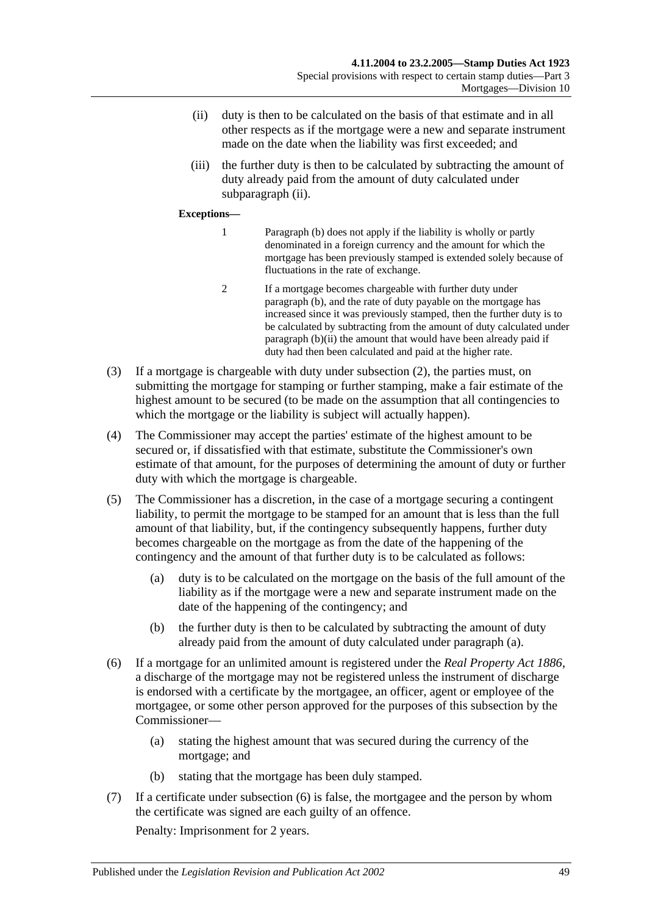(ii) duty is then to be calculated on the basis of that estimate and in all other respects as if the mortgage were a new and separate instrument made on the date when the liability was first exceeded; and

(iii) the further duty is then to be calculated by subtracting the amount of duty already paid from the amount of duty calculated under subparagraph (ii).

**Exceptions—**

1 Paragraph (b) does not apply if the liability is wholly or partly denominated in a foreign currency and the amount for which the mortgage has been previously stamped is extended solely because of fluctuations in the rate of exchange.

2 If a mortgage becomes chargeable with further duty under paragraph (b), and the rate of duty payable on the mortgage has increased since it was previously stamped, then the further duty is to be calculated by subtracting from the amount of duty calculated under paragraph (b)(ii) the amount that would have been already paid if duty had then been calculated and paid at the higher rate.

(3) If a mortgage is chargeable with duty under subsection (2), the parties must, on submitting the mortgage for stamping or further stamping, make a fair estimate of the highest amount to be secured (to be made on the assumption that all contingencies to which the mortgage or the liability is subject will actually happen).

(4) The Commissioner may accept the parties' estimate of the highest amount to be secured or, if dissatisfied with that estimate, substitute the Commissioner's own estimate of that amount, for the purposes of determining the amount of duty or further duty with which the mortgage is chargeable.

(5) The Commissioner has a discretion, in the case of a mortgage securing a contingent liability, to permit the mortgage to be stamped for an amount that is less than the full amount of that liability, but, if the contingency subsequently happens, further duty becomes chargeable on the mortgage as from the date of the happening of the contingency and the amount of that further duty is to be calculated as follows:

(a) duty is to be calculated on the mortgage on the basis of the full amount of the liability as if the mortgage were a new and separate instrument made on the date of the happening of the contingency; and

(b) the further duty is then to be calculated by subtracting the amount of duty already paid from the amount of duty calculated under paragraph (a).

(6) If a mortgage for an unlimited amount is registered under the *Real Property Act 1886*, a discharge of the mortgage may not be registered unless the instrument of discharge is endorsed with a certificate by the mortgagee, an officer, agent or employee of the mortgagee, or some other person approved for the purposes of this subsection by the Commissioner—

(a) stating the highest amount that was secured during the currency of the mortgage; and

(b) stating that the mortgage has been duly stamped.

(7) If a certificate under subsection (6) is false, the mortgagee and the person by whom the certificate was signed are each guilty of an offence.

Penalty: Imprisonment for 2 years.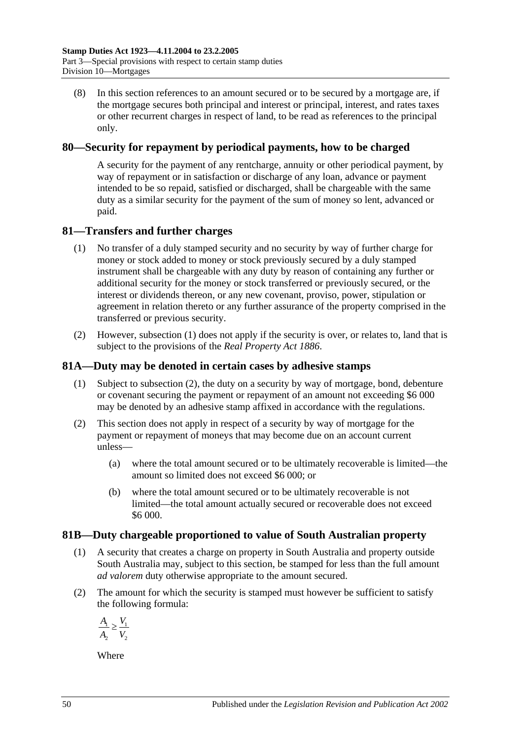(8) In this section references to an amount secured or to be secured by a mortgage are, if the mortgage secures both principal and interest or principal, interest, and rates taxes or other recurrent charges in respect of land, to be read as references to the principal only.

## 80—Security for repayment by periodical payments, how to be charged

A security for the payment of any rentcharge, annuity or other periodical payment, by way of repayment or in satisfaction or discharge of any loan, advance or payment intended to be so repaid, satisfied or discharged, shall be chargeable with the same duty as a similar security for the payment of the sum of money so lent, advanced or paid.

## 81—Transfers and further charges

(1) No transfer of a duly stamped security and no security by way of further charge for money or stock added to money or stock previously secured by a duly stamped instrument shall be chargeable with any duty by reason of containing any further or additional security for the money or stock transferred or previously secured, or the interest or dividends thereon, or any new covenant, proviso, power, stipulation or agreement in relation thereto or any further assurance of the property comprised in the transferred or previous security.

(2) However, subsection (1) does not apply if the security is over, or relates to, land that is subject to the provisions of the *Real Property Act 1886*.

## 81A—Duty may be denoted in certain cases by adhesive stamps

(1) Subject to subsection (2), the duty on a security by way of mortgage, bond, debenture or covenant securing the payment or repayment of an amount not exceeding \$6 000 may be denoted by an adhesive stamp affixed in accordance with the regulations.

(2) This section does not apply in respect of a security by way of mortgage for the payment or repayment of moneys that may become due on an account current unless—

- (a) where the total amount secured or to be ultimately recoverable is limited—the amount so limited does not exceed \$6 000; or
- (b) where the total amount secured or to be ultimately recoverable is not limited—the total amount actually secured or recoverable does not exceed \$6 000.

## 81B—Duty chargeable proportioned to value of South Australian property

(1) A security that creates a charge on property in South Australia and property outside South Australia may, subject to this section, be stamped for less than the full amount *ad valorem* duty otherwise appropriate to the amount secured.

(2) The amount for which the security is stamped must however be sufficient to satisfy the following formula:

$$\frac{A_1}{A_2} \geq \frac{V_1}{V_2}$$

Where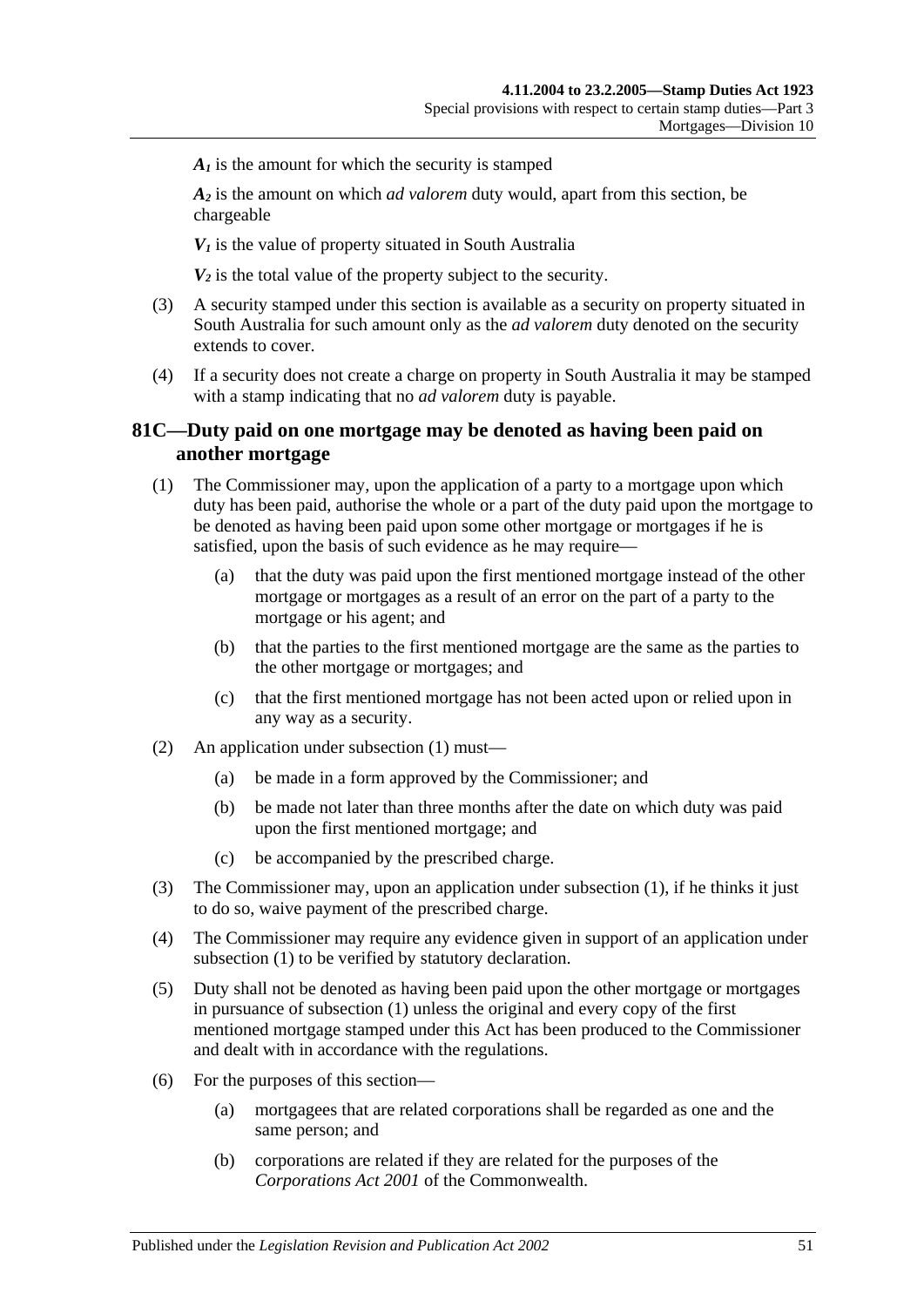$A_1$ is the amount for which the security is stamped

$A_2$ is the amount on which *ad valorem* duty would, apart from this section, be chargeable

$V_1$ is the value of property situated in South Australia

$V_2$ is the total value of the property subject to the security.

(3) A security stamped under this section is available as a security on property situated in South Australia for such amount only as the *ad valorem* duty denoted on the security extends to cover.

(4) If a security does not create a charge on property in South Australia it may be stamped with a stamp indicating that no *ad valorem* duty is payable.

## 81C—Duty paid on one mortgage may be denoted as having been paid on another mortgage

(1) The Commissioner may, upon the application of a party to a mortgage upon which duty has been paid, authorise the whole or a part of the duty paid upon the mortgage to be denoted as having been paid upon some other mortgage or mortgages if he is satisfied, upon the basis of such evidence as he may require—

(a) that the duty was paid upon the first mentioned mortgage instead of the other mortgage or mortgages as a result of an error on the part of a party to the mortgage or his agent; and

(b) that the parties to the first mentioned mortgage are the same as the parties to the other mortgage or mortgages; and

(c) that the first mentioned mortgage has not been acted upon or relied upon in any way as a security.

(2) An application under subsection (1) must—

(a) be made in a form approved by the Commissioner; and

(b) be made not later than three months after the date on which duty was paid upon the first mentioned mortgage; and

(c) be accompanied by the prescribed charge.

(3) The Commissioner may, upon an application under subsection (1), if he thinks it just to do so, waive payment of the prescribed charge.

(4) The Commissioner may require any evidence given in support of an application under subsection (1) to be verified by statutory declaration.

(5) Duty shall not be denoted as having been paid upon the other mortgage or mortgages in pursuance of subsection (1) unless the original and every copy of the first mentioned mortgage stamped under this Act has been produced to the Commissioner and dealt with in accordance with the regulations.

(6) For the purposes of this section—

(a) mortgagees that are related corporations shall be regarded as one and the same person; and

(b) corporations are related if they are related for the purposes of the *Corporations Act 2001* of the Commonwealth.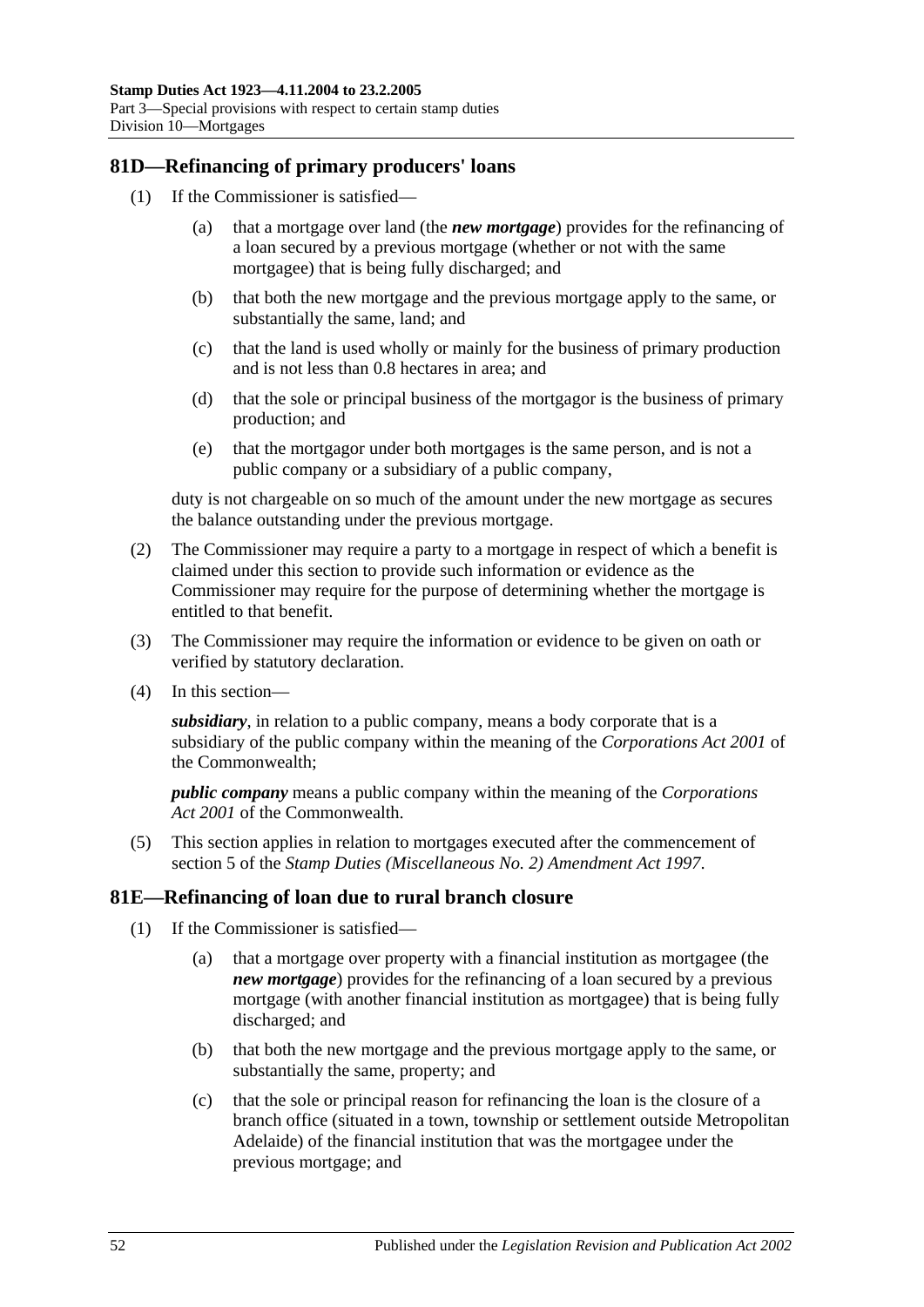## 81D—Refinancing of primary producers' loans

(1) If the Commissioner is satisfied—

(a) that a mortgage over land (the ***new mortgage***) provides for the refinancing of a loan secured by a previous mortgage (whether or not with the same mortgagee) that is being fully discharged; and

(b) that both the new mortgage and the previous mortgage apply to the same, or substantially the same, land; and

(c) that the land is used wholly or mainly for the business of primary production and is not less than 0.8 hectares in area; and

(d) that the sole or principal business of the mortgagor is the business of primary production; and

(e) that the mortgagor under both mortgages is the same person, and is not a public company or a subsidiary of a public company,

duty is not chargeable on so much of the amount under the new mortgage as secures the balance outstanding under the previous mortgage.

(2) The Commissioner may require a party to a mortgage in respect of which a benefit is claimed under this section to provide such information or evidence as the Commissioner may require for the purpose of determining whether the mortgage is entitled to that benefit.

(3) The Commissioner may require the information or evidence to be given on oath or verified by statutory declaration.

(4) In this section—

***subsidiary***, in relation to a public company, means a body corporate that is a subsidiary of the public company within the meaning of the *Corporations Act 2001* of the Commonwealth;

***public company*** means a public company within the meaning of the *Corporations Act 2001* of the Commonwealth.

(5) This section applies in relation to mortgages executed after the commencement of section 5 of the *Stamp Duties (Miscellaneous No. 2) Amendment Act 1997*.

## 81E—Refinancing of loan due to rural branch closure

(1) If the Commissioner is satisfied—

(a) that a mortgage over property with a financial institution as mortgagee (the ***new mortgage***) provides for the refinancing of a loan secured by a previous mortgage (with another financial institution as mortgagee) that is being fully discharged; and

(b) that both the new mortgage and the previous mortgage apply to the same, or substantially the same, property; and

(c) that the sole or principal reason for refinancing the loan is the closure of a branch office (situated in a town, township or settlement outside Metropolitan Adelaide) of the financial institution that was the mortgagee under the previous mortgage; and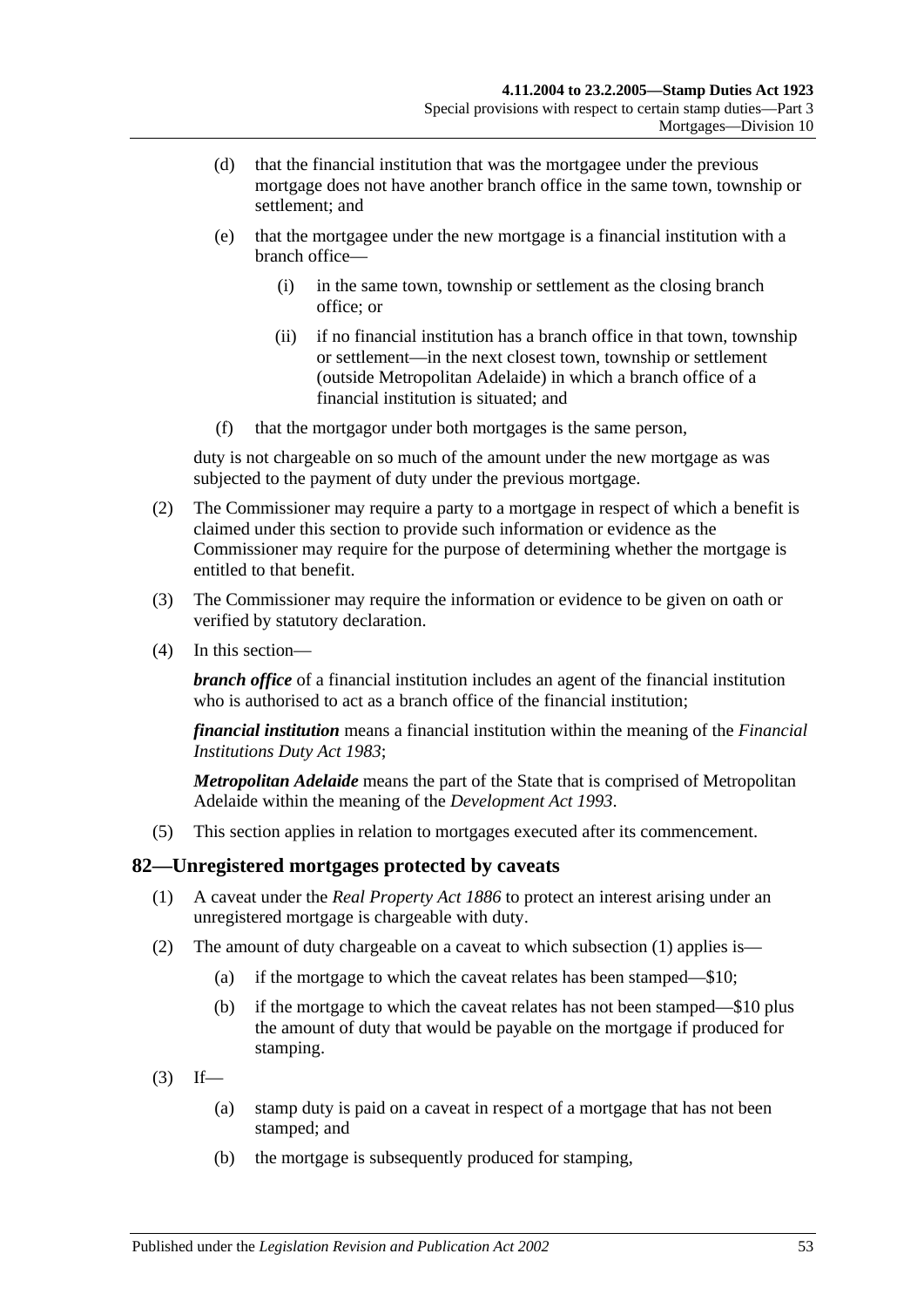(d) that the financial institution that was the mortgagee under the previous mortgage does not have another branch office in the same town, township or settlement; and

(e) that the mortgagee under the new mortgage is a financial institution with a branch office—

(i) in the same town, township or settlement as the closing branch office; or

(ii) if no financial institution has a branch office in that town, township or settlement—in the next closest town, township or settlement (outside Metropolitan Adelaide) in which a branch office of a financial institution is situated; and

(f) that the mortgagor under both mortgages is the same person,

duty is not chargeable on so much of the amount under the new mortgage as was subjected to the payment of duty under the previous mortgage.

(2) The Commissioner may require a party to a mortgage in respect of which a benefit is claimed under this section to provide such information or evidence as the Commissioner may require for the purpose of determining whether the mortgage is entitled to that benefit.

(3) The Commissioner may require the information or evidence to be given on oath or verified by statutory declaration.

(4) In this section—

***branch office*** of a financial institution includes an agent of the financial institution who is authorised to act as a branch office of the financial institution;

***financial institution*** means a financial institution within the meaning of the *Financial Institutions Duty Act 1983*;

***Metropolitan Adelaide*** means the part of the State that is comprised of Metropolitan Adelaide within the meaning of the *Development Act 1993*.

(5) This section applies in relation to mortgages executed after its commencement.

## 82—Unregistered mortgages protected by caveats

(1) A caveat under the *Real Property Act 1886* to protect an interest arising under an unregistered mortgage is chargeable with duty.

(2) The amount of duty chargeable on a caveat to which subsection (1) applies is—

(a) if the mortgage to which the caveat relates has been stamped—$10;

(b) if the mortgage to which the caveat relates has not been stamped—$10 plus the amount of duty that would be payable on the mortgage if produced for stamping.

(3) If—

(a) stamp duty is paid on a caveat in respect of a mortgage that has not been stamped; and

(b) the mortgage is subsequently produced for stamping,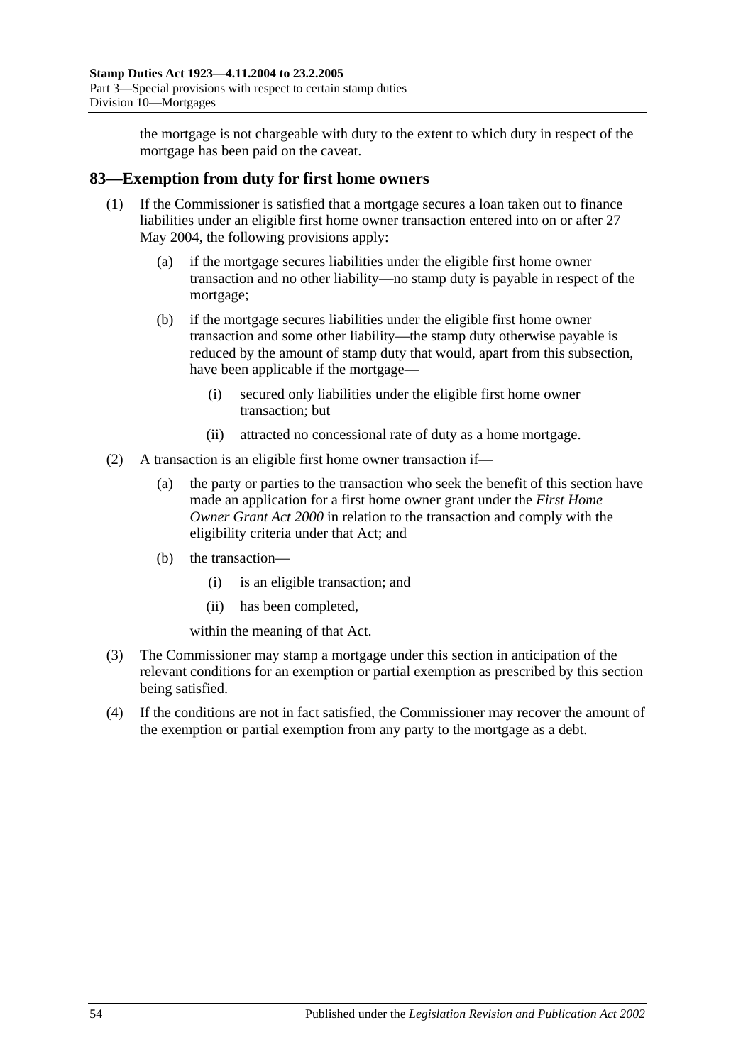the mortgage is not chargeable with duty to the extent to which duty in respect of the mortgage has been paid on the caveat.

## 83—Exemption from duty for first home owners

(1) If the Commissioner is satisfied that a mortgage secures a loan taken out to finance liabilities under an eligible first home owner transaction entered into on or after 27 May 2004, the following provisions apply:

(a) if the mortgage secures liabilities under the eligible first home owner transaction and no other liability—no stamp duty is payable in respect of the mortgage;

(b) if the mortgage secures liabilities under the eligible first home owner transaction and some other liability—the stamp duty otherwise payable is reduced by the amount of stamp duty that would, apart from this subsection, have been applicable if the mortgage—

(i) secured only liabilities under the eligible first home owner transaction; but

(ii) attracted no concessional rate of duty as a home mortgage.

(2) A transaction is an eligible first home owner transaction if—

(a) the party or parties to the transaction who seek the benefit of this section have made an application for a first home owner grant under the *First Home Owner Grant Act 2000* in relation to the transaction and comply with the eligibility criteria under that Act; and

(b) the transaction—

(i) is an eligible transaction; and

(ii) has been completed,

within the meaning of that Act.

(3) The Commissioner may stamp a mortgage under this section in anticipation of the relevant conditions for an exemption or partial exemption as prescribed by this section being satisfied.

(4) If the conditions are not in fact satisfied, the Commissioner may recover the amount of the exemption or partial exemption from any party to the mortgage as a debt.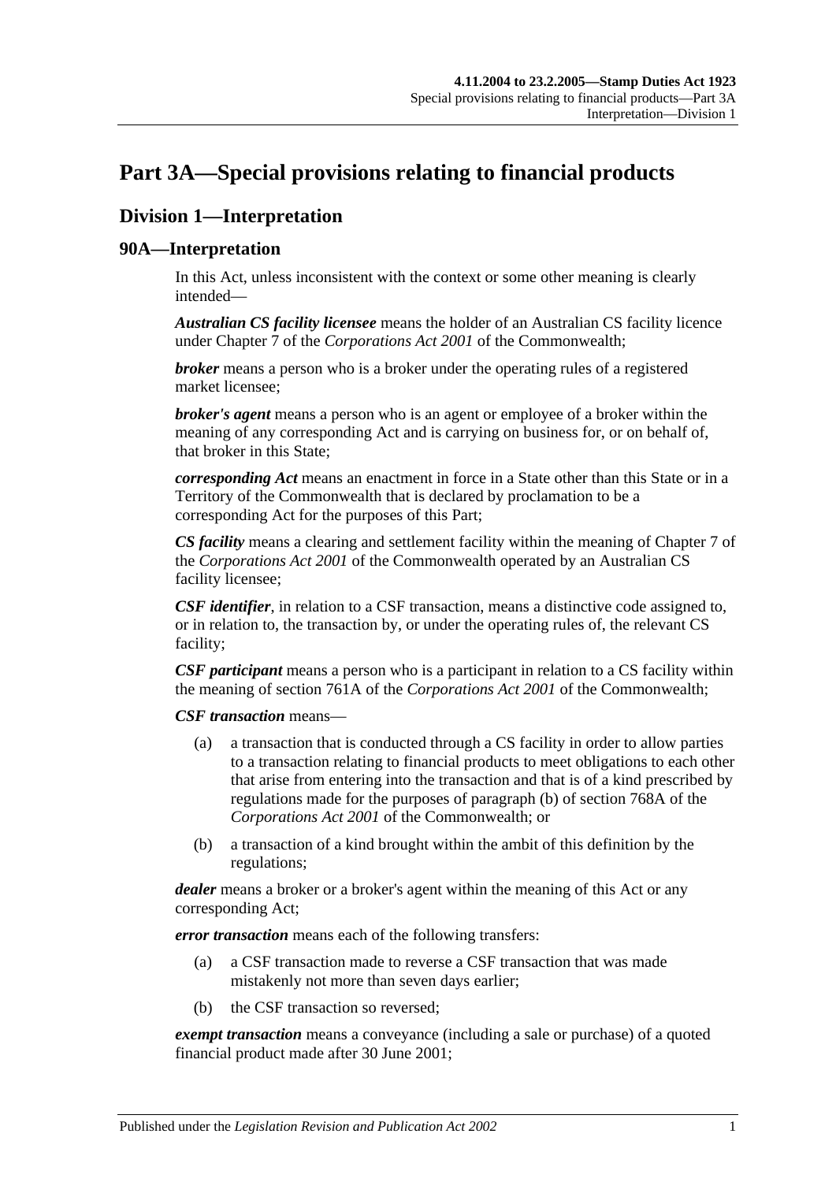# Part 3A—Special provisions relating to financial products

## Division 1—Interpretation

### 90A—Interpretation

In this Act, unless inconsistent with the context or some other meaning is clearly intended—

***Australian CS facility licensee*** means the holder of an Australian CS facility licence under Chapter 7 of the *Corporations Act 2001* of the Commonwealth;

***broker*** means a person who is a broker under the operating rules of a registered market licensee;

***broker's agent*** means a person who is an agent or employee of a broker within the meaning of any corresponding Act and is carrying on business for, or on behalf of, that broker in this State;

***corresponding Act*** means an enactment in force in a State other than this State or in a Territory of the Commonwealth that is declared by proclamation to be a corresponding Act for the purposes of this Part;

***CS facility*** means a clearing and settlement facility within the meaning of Chapter 7 of the *Corporations Act 2001* of the Commonwealth operated by an Australian CS facility licensee;

***CSF identifier***, in relation to a CSF transaction, means a distinctive code assigned to, or in relation to, the transaction by, or under the operating rules of, the relevant CS facility;

***CSF participant*** means a person who is a participant in relation to a CS facility within the meaning of section 761A of the *Corporations Act 2001* of the Commonwealth;

***CSF transaction*** means—

(a) a transaction that is conducted through a CS facility in order to allow parties to a transaction relating to financial products to meet obligations to each other that arise from entering into the transaction and that is of a kind prescribed by regulations made for the purposes of paragraph (b) of section 768A of the *Corporations Act 2001* of the Commonwealth; or

(b) a transaction of a kind brought within the ambit of this definition by the regulations;

***dealer*** means a broker or a broker's agent within the meaning of this Act or any corresponding Act;

***error transaction*** means each of the following transfers:

(a) a CSF transaction made to reverse a CSF transaction that was made mistakenly not more than seven days earlier;

(b) the CSF transaction so reversed;

***exempt transaction*** means a conveyance (including a sale or purchase) of a quoted financial product made after 30 June 2001;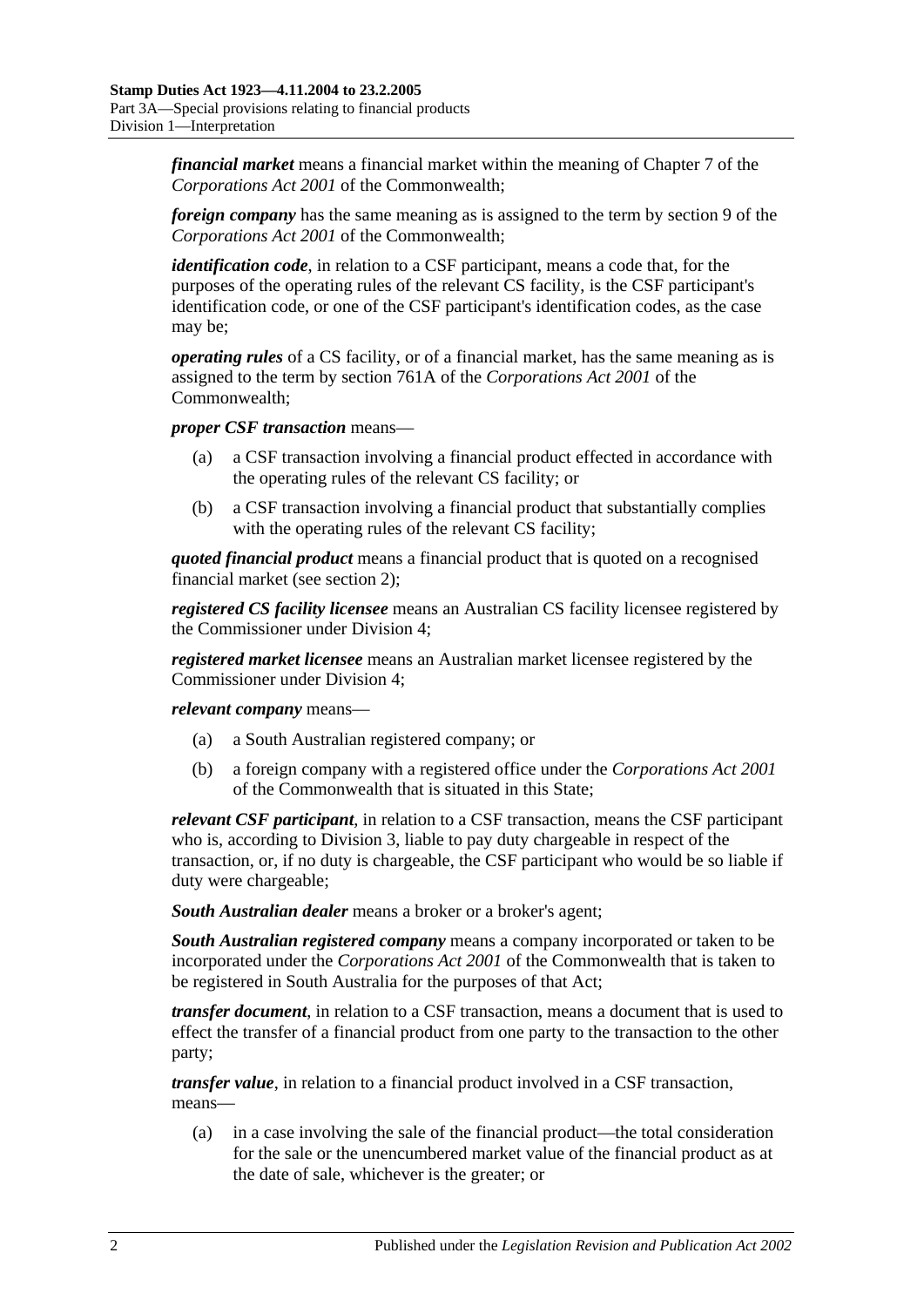***financial market*** means a financial market within the meaning of Chapter 7 of the *Corporations Act 2001* of the Commonwealth;

***foreign company*** has the same meaning as is assigned to the term by section 9 of the *Corporations Act 2001* of the Commonwealth;

***identification code***, in relation to a CSF participant, means a code that, for the purposes of the operating rules of the relevant CS facility, is the CSF participant's identification code, or one of the CSF participant's identification codes, as the case may be;

***operating rules*** of a CS facility, or of a financial market, has the same meaning as is assigned to the term by section 761A of the *Corporations Act 2001* of the Commonwealth;

***proper CSF transaction*** means—

(a) a CSF transaction involving a financial product effected in accordance with the operating rules of the relevant CS facility; or

(b) a CSF transaction involving a financial product that substantially complies with the operating rules of the relevant CS facility;

***quoted financial product*** means a financial product that is quoted on a recognised financial market (see section 2);

***registered CS facility licensee*** means an Australian CS facility licensee registered by the Commissioner under Division 4;

***registered market licensee*** means an Australian market licensee registered by the Commissioner under Division 4;

***relevant company*** means—

(a) a South Australian registered company; or

(b) a foreign company with a registered office under the *Corporations Act 2001* of the Commonwealth that is situated in this State;

***relevant CSF participant***, in relation to a CSF transaction, means the CSF participant who is, according to Division 3, liable to pay duty chargeable in respect of the transaction, or, if no duty is chargeable, the CSF participant who would be so liable if duty were chargeable;

***South Australian dealer*** means a broker or a broker's agent;

***South Australian registered company*** means a company incorporated or taken to be incorporated under the *Corporations Act 2001* of the Commonwealth that is taken to be registered in South Australia for the purposes of that Act;

***transfer document***, in relation to a CSF transaction, means a document that is used to effect the transfer of a financial product from one party to the transaction to the other party;

***transfer value***, in relation to a financial product involved in a CSF transaction, means—

(a) in a case involving the sale of the financial product—the total consideration for the sale or the unencumbered market value of the financial product as at the date of sale, whichever is the greater; or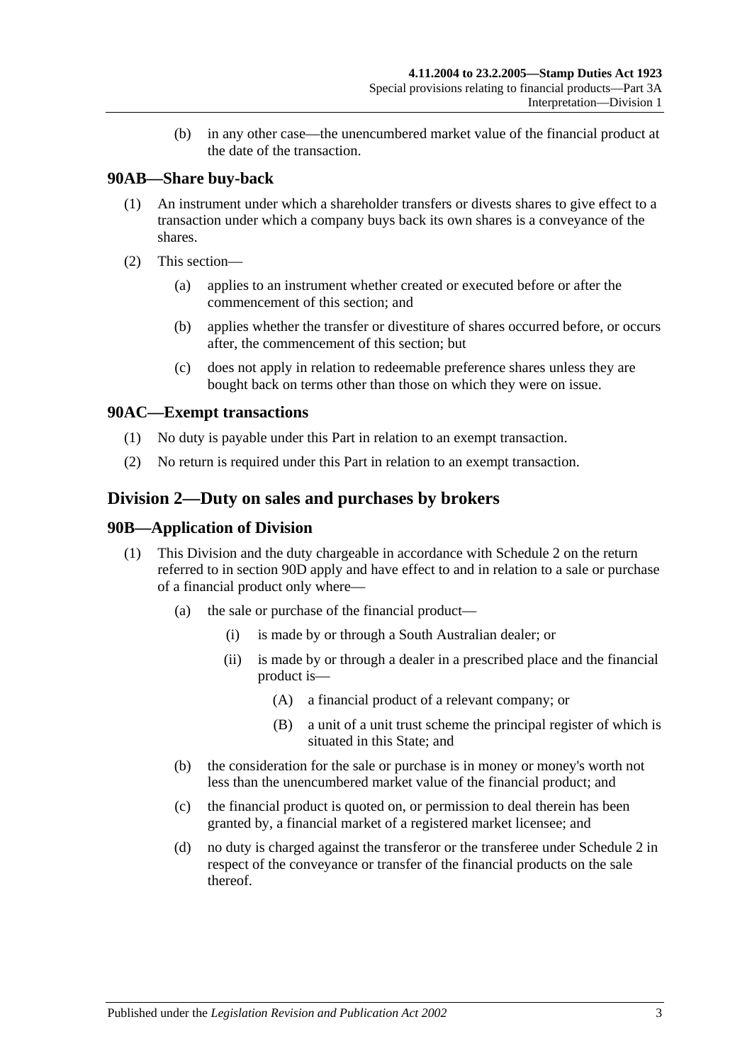(b) in any other case—the unencumbered market value of the financial product at the date of the transaction.

### 90AB—Share buy-back

(1) An instrument under which a shareholder transfers or divests shares to give effect to a transaction under which a company buys back its own shares is a conveyance of the shares.

(2) This section—

(a) applies to an instrument whether created or executed before or after the commencement of this section; and

(b) applies whether the transfer or divestiture of shares occurred before, or occurs after, the commencement of this section; but

(c) does not apply in relation to redeemable preference shares unless they are bought back on terms other than those on which they were on issue.

### 90AC—Exempt transactions

(1) No duty is payable under this Part in relation to an exempt transaction.

(2) No return is required under this Part in relation to an exempt transaction.

## Division 2—Duty on sales and purchases by brokers

### 90B—Application of Division

(1) This Division and the duty chargeable in accordance with Schedule 2 on the return referred to in section 90D apply and have effect to and in relation to a sale or purchase of a financial product only where—

(a) the sale or purchase of the financial product—

(i) is made by or through a South Australian dealer; or

(ii) is made by or through a dealer in a prescribed place and the financial product is—

(A) a financial product of a relevant company; or

(B) a unit of a unit trust scheme the principal register of which is situated in this State; and

(b) the consideration for the sale or purchase is in money or money's worth not less than the unencumbered market value of the financial product; and

(c) the financial product is quoted on, or permission to deal therein has been granted by, a financial market of a registered market licensee; and

(d) no duty is charged against the transferor or the transferee under Schedule 2 in respect of the conveyance or transfer of the financial products on the sale thereof.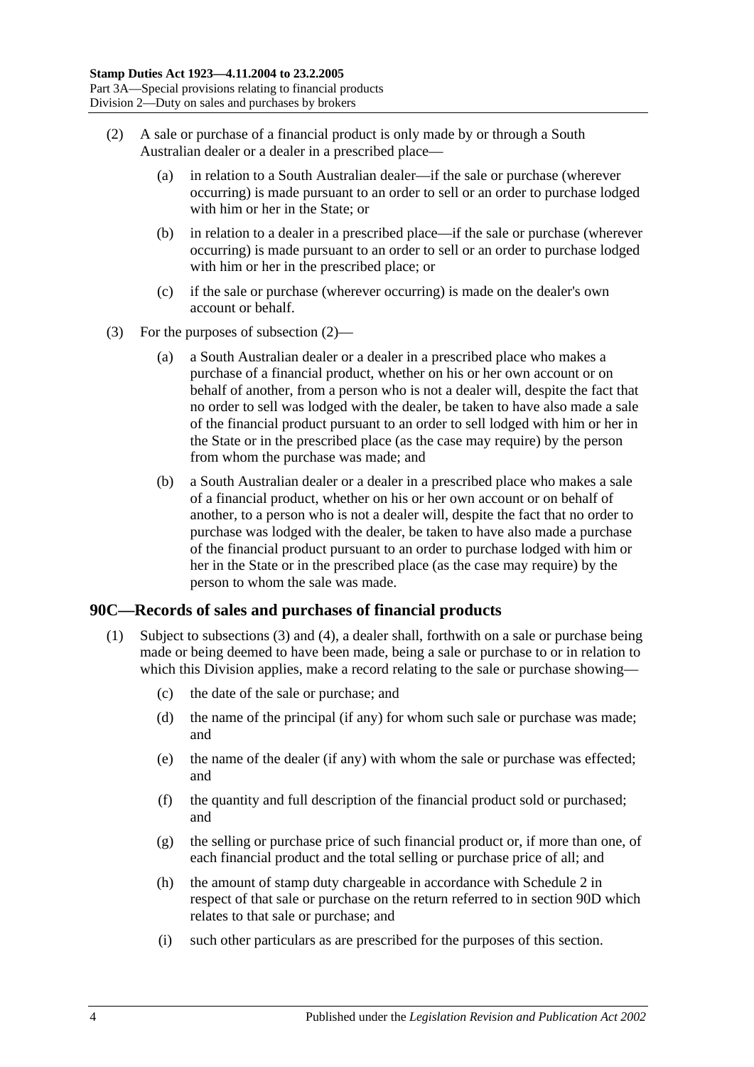(2) A sale or purchase of a financial product is only made by or through a South Australian dealer or a dealer in a prescribed place—

(a) in relation to a South Australian dealer—if the sale or purchase (wherever occurring) is made pursuant to an order to sell or an order to purchase lodged with him or her in the State; or

(b) in relation to a dealer in a prescribed place—if the sale or purchase (wherever occurring) is made pursuant to an order to sell or an order to purchase lodged with him or her in the prescribed place; or

(c) if the sale or purchase (wherever occurring) is made on the dealer's own account or behalf.

(3) For the purposes of subsection (2)—

(a) a South Australian dealer or a dealer in a prescribed place who makes a purchase of a financial product, whether on his or her own account or on behalf of another, from a person who is not a dealer will, despite the fact that no order to sell was lodged with the dealer, be taken to have also made a sale of the financial product pursuant to an order to sell lodged with him or her in the State or in the prescribed place (as the case may require) by the person from whom the purchase was made; and

(b) a South Australian dealer or a dealer in a prescribed place who makes a sale of a financial product, whether on his or her own account or on behalf of another, to a person who is not a dealer will, despite the fact that no order to purchase was lodged with the dealer, be taken to have also made a purchase of the financial product pursuant to an order to purchase lodged with him or her in the State or in the prescribed place (as the case may require) by the person to whom the sale was made.

## 90C—Records of sales and purchases of financial products

(1) Subject to subsections (3) and (4), a dealer shall, forthwith on a sale or purchase being made or being deemed to have been made, being a sale or purchase to or in relation to which this Division applies, make a record relating to the sale or purchase showing—

(c) the date of the sale or purchase; and

(d) the name of the principal (if any) for whom such sale or purchase was made; and

(e) the name of the dealer (if any) with whom the sale or purchase was effected; and

(f) the quantity and full description of the financial product sold or purchased; and

(g) the selling or purchase price of such financial product or, if more than one, of each financial product and the total selling or purchase price of all; and

(h) the amount of stamp duty chargeable in accordance with Schedule 2 in respect of that sale or purchase on the return referred to in section 90D which relates to that sale or purchase; and

(i) such other particulars as are prescribed for the purposes of this section.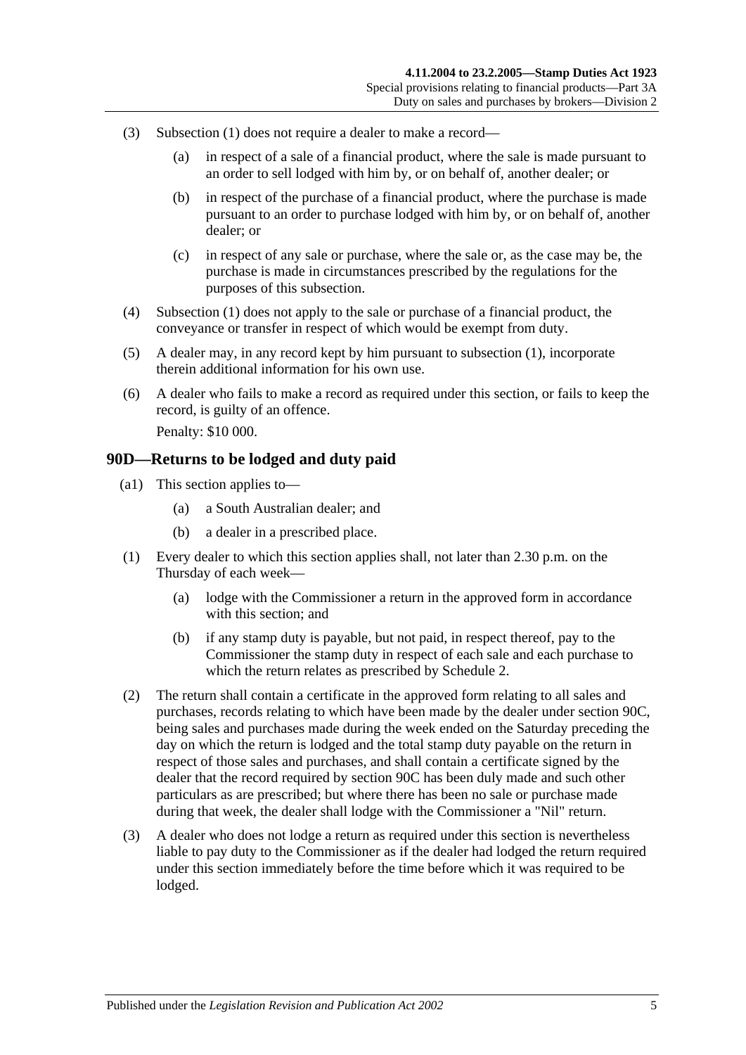(3) Subsection (1) does not require a dealer to make a record—

(a) in respect of a sale of a financial product, where the sale is made pursuant to an order to sell lodged with him by, or on behalf of, another dealer; or

(b) in respect of the purchase of a financial product, where the purchase is made pursuant to an order to purchase lodged with him by, or on behalf of, another dealer; or

(c) in respect of any sale or purchase, where the sale or, as the case may be, the purchase is made in circumstances prescribed by the regulations for the purposes of this subsection.

(4) Subsection (1) does not apply to the sale or purchase of a financial product, the conveyance or transfer in respect of which would be exempt from duty.

(5) A dealer may, in any record kept by him pursuant to subsection (1), incorporate therein additional information for his own use.

(6) A dealer who fails to make a record as required under this section, or fails to keep the record, is guilty of an offence.

Penalty: $10 000.

## 90D—Returns to be lodged and duty paid

(a1) This section applies to—

(a) a South Australian dealer; and

(b) a dealer in a prescribed place.

(1) Every dealer to which this section applies shall, not later than 2.30 p.m. on the Thursday of each week—

(a) lodge with the Commissioner a return in the approved form in accordance with this section; and

(b) if any stamp duty is payable, but not paid, in respect thereof, pay to the Commissioner the stamp duty in respect of each sale and each purchase to which the return relates as prescribed by Schedule 2.

(2) The return shall contain a certificate in the approved form relating to all sales and purchases, records relating to which have been made by the dealer under section 90C, being sales and purchases made during the week ended on the Saturday preceding the day on which the return is lodged and the total stamp duty payable on the return in respect of those sales and purchases, and shall contain a certificate signed by the dealer that the record required by section 90C has been duly made and such other particulars as are prescribed; but where there has been no sale or purchase made during that week, the dealer shall lodge with the Commissioner a "Nil" return.

(3) A dealer who does not lodge a return as required under this section is nevertheless liable to pay duty to the Commissioner as if the dealer had lodged the return required under this section immediately before the time before which it was required to be lodged.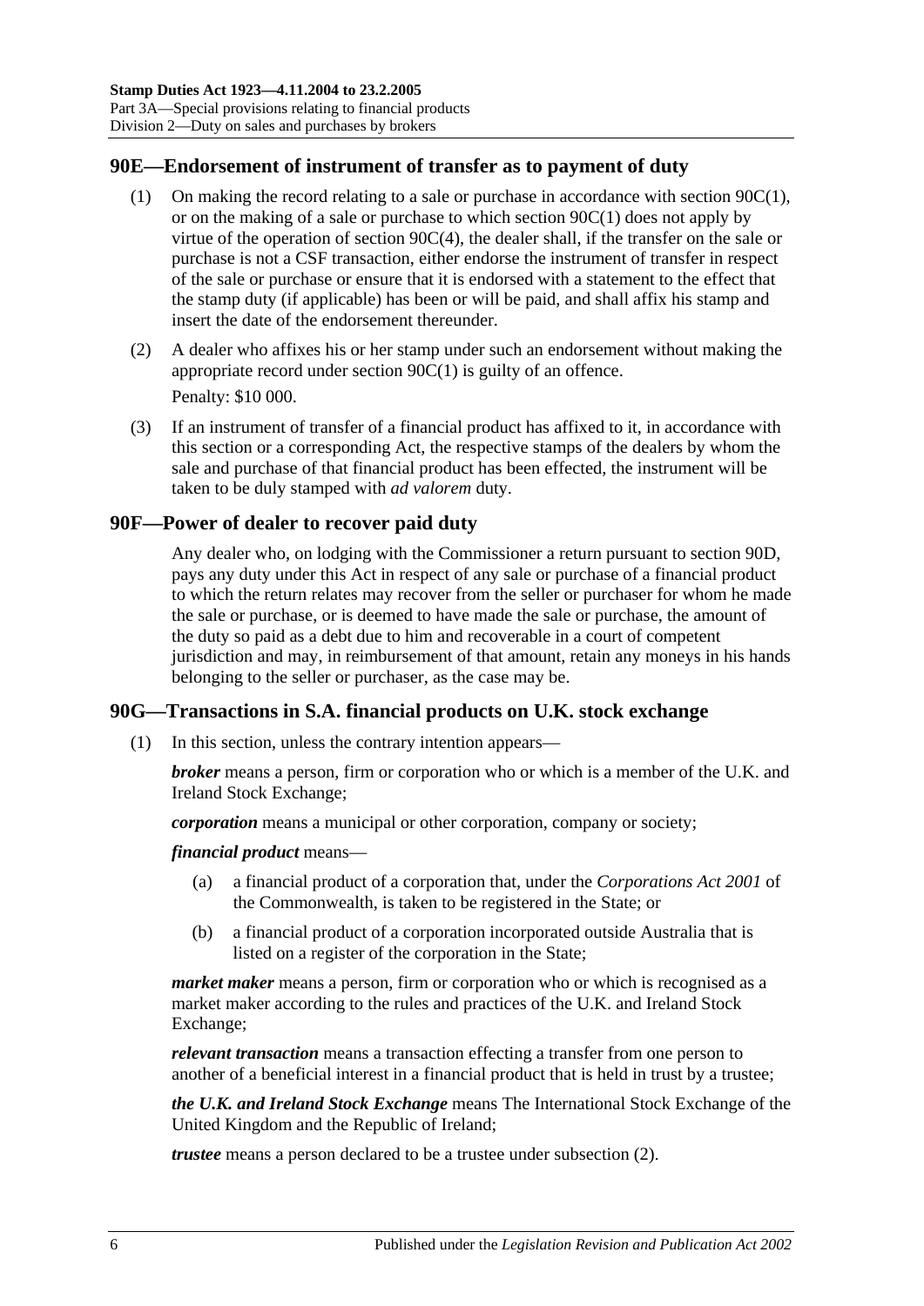## 90E—Endorsement of instrument of transfer as to payment of duty

(1) On making the record relating to a sale or purchase in accordance with section 90C(1), or on the making of a sale or purchase to which section 90C(1) does not apply by virtue of the operation of section 90C(4), the dealer shall, if the transfer on the sale or purchase is not a CSF transaction, either endorse the instrument of transfer in respect of the sale or purchase or ensure that it is endorsed with a statement to the effect that the stamp duty (if applicable) has been or will be paid, and shall affix his stamp and insert the date of the endorsement thereunder.

(2) A dealer who affixes his or her stamp under such an endorsement without making the appropriate record under section 90C(1) is guilty of an offence.

Penalty: $10 000.

(3) If an instrument of transfer of a financial product has affixed to it, in accordance with this section or a corresponding Act, the respective stamps of the dealers by whom the sale and purchase of that financial product has been effected, the instrument will be taken to be duly stamped with *ad valorem* duty.

## 90F—Power of dealer to recover paid duty

Any dealer who, on lodging with the Commissioner a return pursuant to section 90D, pays any duty under this Act in respect of any sale or purchase of a financial product to which the return relates may recover from the seller or purchaser for whom he made the sale or purchase, or is deemed to have made the sale or purchase, the amount of the duty so paid as a debt due to him and recoverable in a court of competent jurisdiction and may, in reimbursement of that amount, retain any moneys in his hands belonging to the seller or purchaser, as the case may be.

## 90G—Transactions in S.A. financial products on U.K. stock exchange

(1) In this section, unless the contrary intention appears—

***broker*** means a person, firm or corporation who or which is a member of the U.K. and Ireland Stock Exchange;

***corporation*** means a municipal or other corporation, company or society;

***financial product*** means—

(a) a financial product of a corporation that, under the *Corporations Act 2001* of the Commonwealth, is taken to be registered in the State; or

(b) a financial product of a corporation incorporated outside Australia that is listed on a register of the corporation in the State;

***market maker*** means a person, firm or corporation who or which is recognised as a market maker according to the rules and practices of the U.K. and Ireland Stock Exchange;

***relevant transaction*** means a transaction effecting a transfer from one person to another of a beneficial interest in a financial product that is held in trust by a trustee;

***the U.K. and Ireland Stock Exchange*** means The International Stock Exchange of the United Kingdom and the Republic of Ireland;

***trustee*** means a person declared to be a trustee under subsection (2).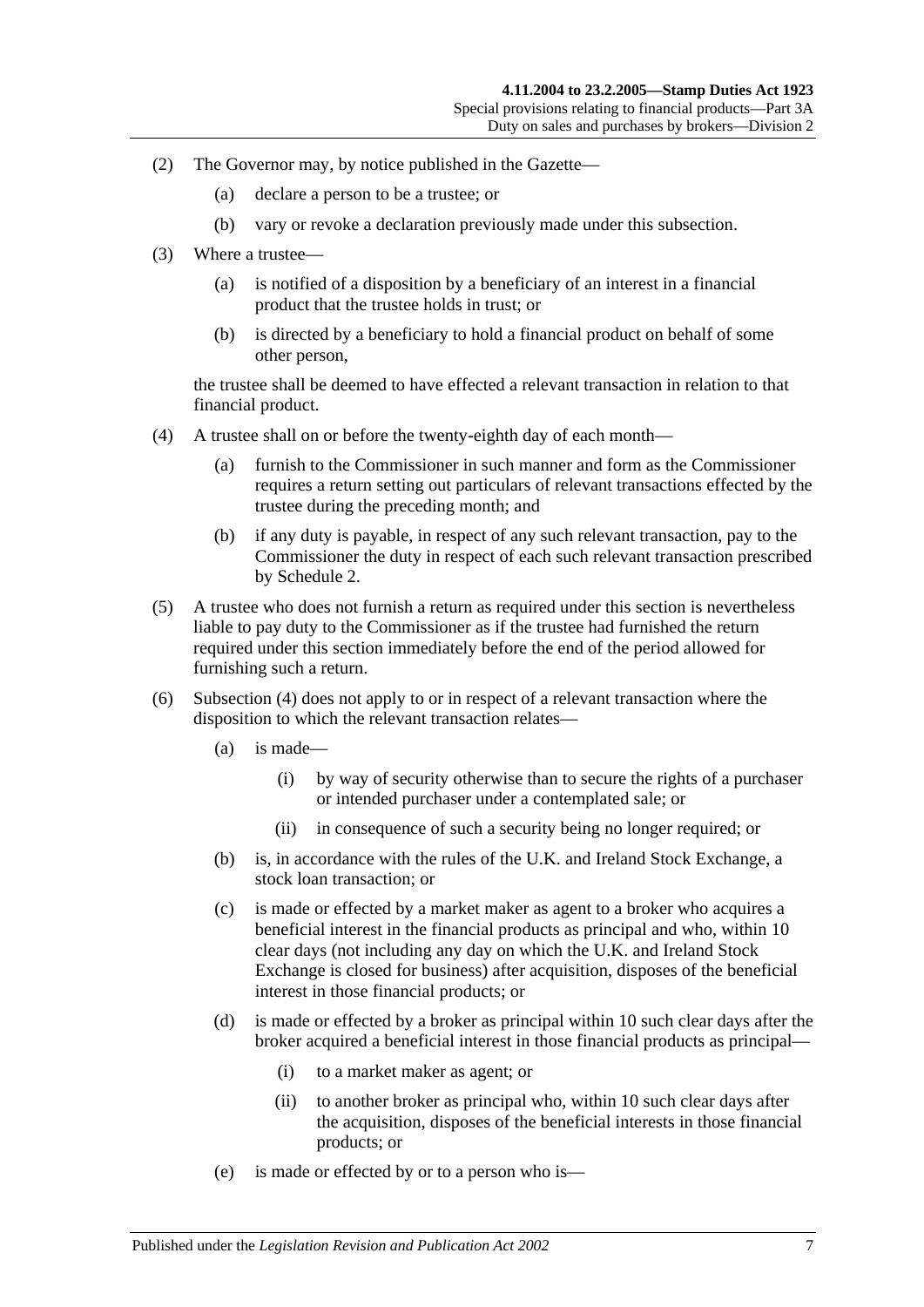(2) The Governor may, by notice published in the Gazette—

(a) declare a person to be a trustee; or

(b) vary or revoke a declaration previously made under this subsection.

(3) Where a trustee—

(a) is notified of a disposition by a beneficiary of an interest in a financial product that the trustee holds in trust; or

(b) is directed by a beneficiary to hold a financial product on behalf of some other person,

the trustee shall be deemed to have effected a relevant transaction in relation to that financial product.

(4) A trustee shall on or before the twenty-eighth day of each month—

(a) furnish to the Commissioner in such manner and form as the Commissioner requires a return setting out particulars of relevant transactions effected by the trustee during the preceding month; and

(b) if any duty is payable, in respect of any such relevant transaction, pay to the Commissioner the duty in respect of each such relevant transaction prescribed by Schedule 2.

(5) A trustee who does not furnish a return as required under this section is nevertheless liable to pay duty to the Commissioner as if the trustee had furnished the return required under this section immediately before the end of the period allowed for furnishing such a return.

(6) Subsection (4) does not apply to or in respect of a relevant transaction where the disposition to which the relevant transaction relates—

(a) is made—

(i) by way of security otherwise than to secure the rights of a purchaser or intended purchaser under a contemplated sale; or

(ii) in consequence of such a security being no longer required; or

(b) is, in accordance with the rules of the U.K. and Ireland Stock Exchange, a stock loan transaction; or

(c) is made or effected by a market maker as agent to a broker who acquires a beneficial interest in the financial products as principal and who, within 10 clear days (not including any day on which the U.K. and Ireland Stock Exchange is closed for business) after acquisition, disposes of the beneficial interest in those financial products; or

(d) is made or effected by a broker as principal within 10 such clear days after the broker acquired a beneficial interest in those financial products as principal—

(i) to a market maker as agent; or

(ii) to another broker as principal who, within 10 such clear days after the acquisition, disposes of the beneficial interests in those financial products; or

(e) is made or effected by or to a person who is—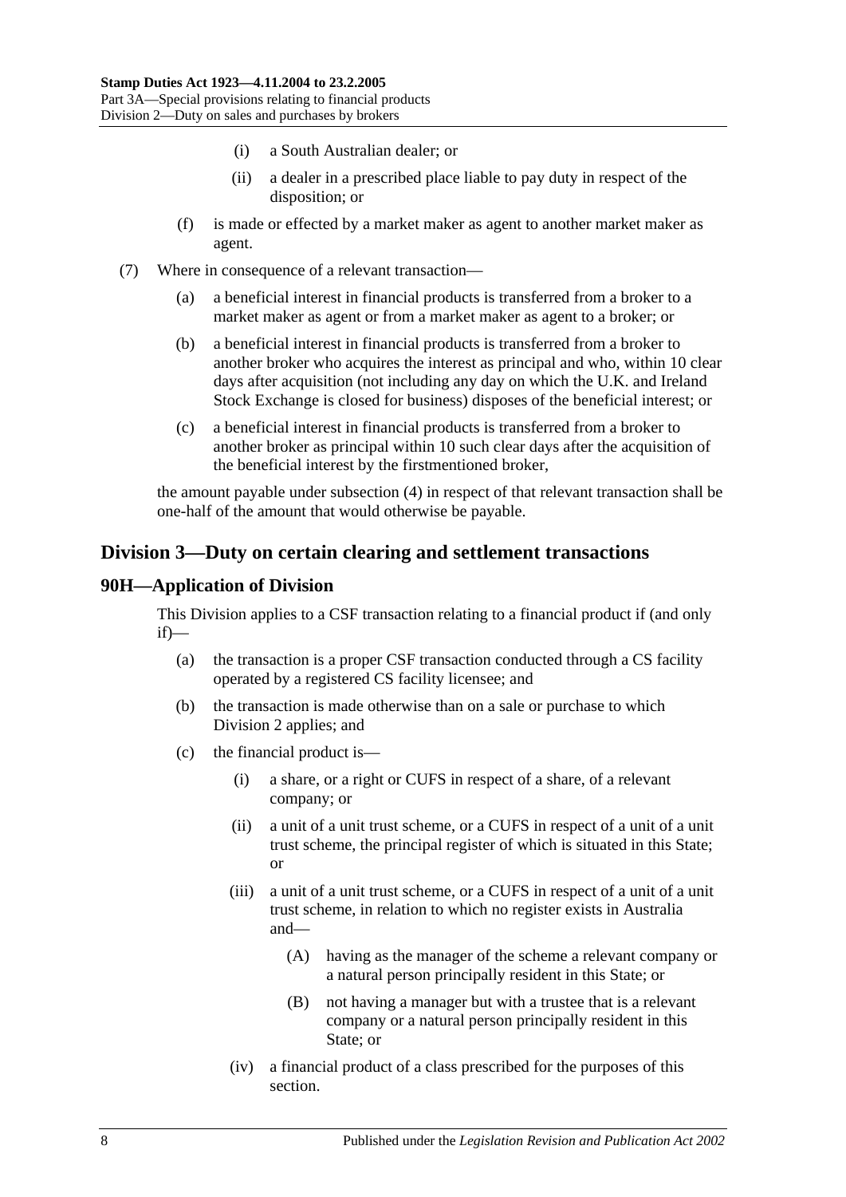(i) a South Australian dealer; or

(ii) a dealer in a prescribed place liable to pay duty in respect of the disposition; or

(f) is made or effected by a market maker as agent to another market maker as agent.

(7) Where in consequence of a relevant transaction—

(a) a beneficial interest in financial products is transferred from a broker to a market maker as agent or from a market maker as agent to a broker; or

(b) a beneficial interest in financial products is transferred from a broker to another broker who acquires the interest as principal and who, within 10 clear days after acquisition (not including any day on which the U.K. and Ireland Stock Exchange is closed for business) disposes of the beneficial interest; or

(c) a beneficial interest in financial products is transferred from a broker to another broker as principal within 10 such clear days after the acquisition of the beneficial interest by the firstmentioned broker,

the amount payable under subsection (4) in respect of that relevant transaction shall be one-half of the amount that would otherwise be payable.

## Division 3—Duty on certain clearing and settlement transactions

### 90H—Application of Division

This Division applies to a CSF transaction relating to a financial product if (and only if)—

(a) the transaction is a proper CSF transaction conducted through a CS facility operated by a registered CS facility licensee; and

(b) the transaction is made otherwise than on a sale or purchase to which Division 2 applies; and

(c) the financial product is—

(i) a share, or a right or CUFS in respect of a share, of a relevant company; or

(ii) a unit of a unit trust scheme, or a CUFS in respect of a unit of a unit trust scheme, the principal register of which is situated in this State; or

(iii) a unit of a unit trust scheme, or a CUFS in respect of a unit of a unit trust scheme, in relation to which no register exists in Australia and—

(A) having as the manager of the scheme a relevant company or a natural person principally resident in this State; or

(B) not having a manager but with a trustee that is a relevant company or a natural person principally resident in this State; or

(iv) a financial product of a class prescribed for the purposes of this section.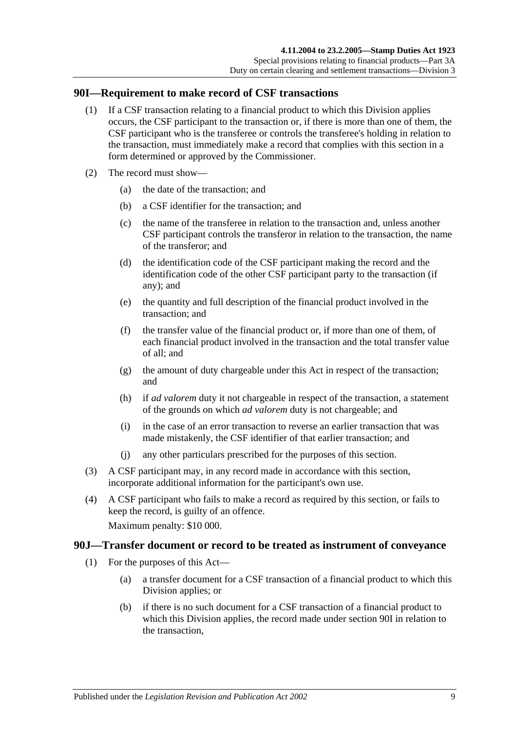## 90I—Requirement to make record of CSF transactions

(1) If a CSF transaction relating to a financial product to which this Division applies occurs, the CSF participant to the transaction or, if there is more than one of them, the CSF participant who is the transferee or controls the transferee's holding in relation to the transaction, must immediately make a record that complies with this section in a form determined or approved by the Commissioner.

(2) The record must show—

- (a) the date of the transaction; and
- (b) a CSF identifier for the transaction; and
- (c) the name of the transferee in relation to the transaction and, unless another CSF participant controls the transferor in relation to the transaction, the name of the transferor; and
- (d) the identification code of the CSF participant making the record and the identification code of the other CSF participant party to the transaction (if any); and
- (e) the quantity and full description of the financial product involved in the transaction; and
- (f) the transfer value of the financial product or, if more than one of them, of each financial product involved in the transaction and the total transfer value of all; and
- (g) the amount of duty chargeable under this Act in respect of the transaction; and
- (h) if *ad valorem* duty it not chargeable in respect of the transaction, a statement of the grounds on which *ad valorem* duty is not chargeable; and
- (i) in the case of an error transaction to reverse an earlier transaction that was made mistakenly, the CSF identifier of that earlier transaction; and
- (j) any other particulars prescribed for the purposes of this section.

(3) A CSF participant may, in any record made in accordance with this section, incorporate additional information for the participant's own use.

(4) A CSF participant who fails to make a record as required by this section, or fails to keep the record, is guilty of an offence.

Maximum penalty: $10 000.

## 90J—Transfer document or record to be treated as instrument of conveyance

(1) For the purposes of this Act—

- (a) a transfer document for a CSF transaction of a financial product to which this Division applies; or
- (b) if there is no such document for a CSF transaction of a financial product to which this Division applies, the record made under section 90I in relation to the transaction,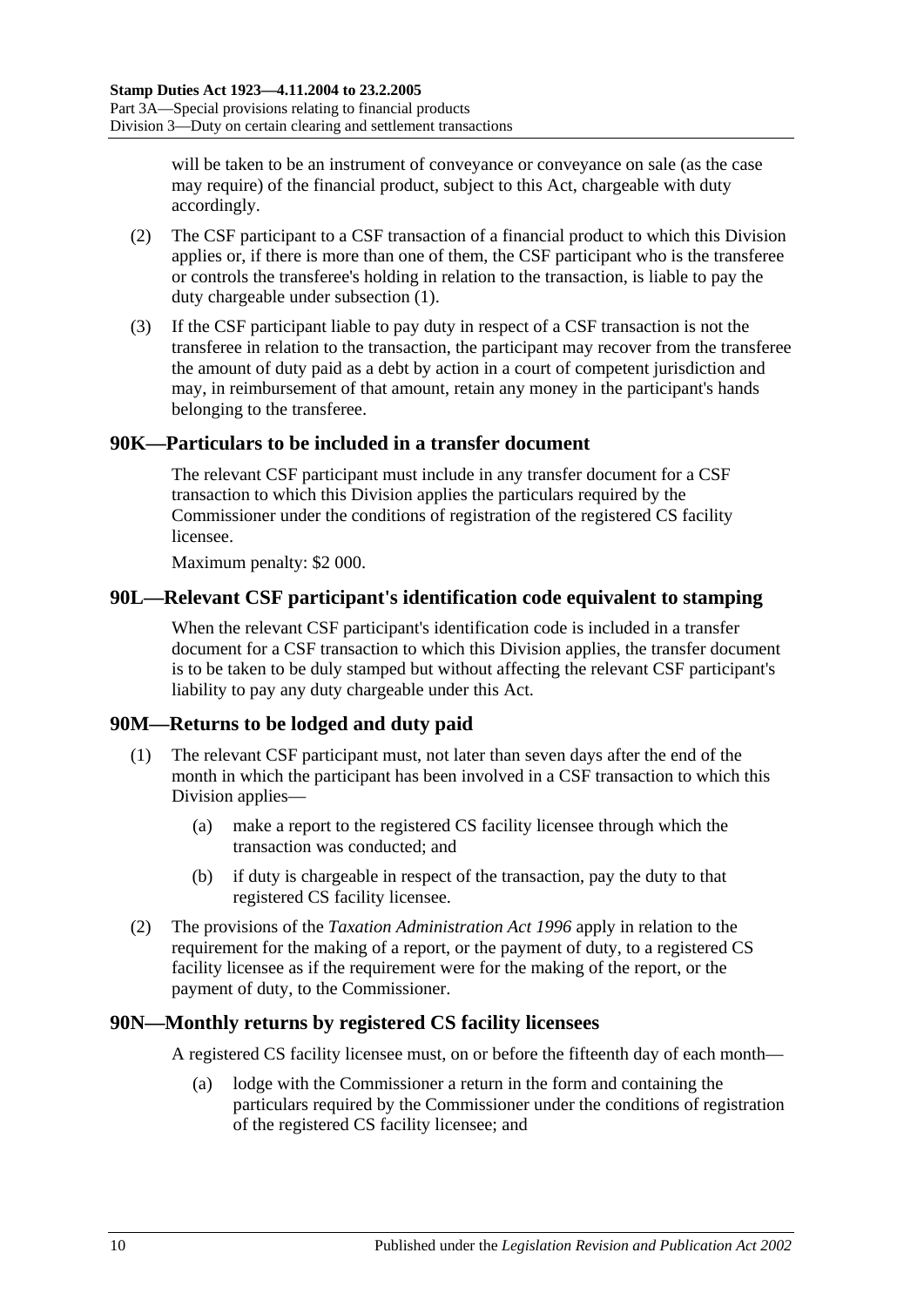will be taken to be an instrument of conveyance or conveyance on sale (as the case may require) of the financial product, subject to this Act, chargeable with duty accordingly.

(2) The CSF participant to a CSF transaction of a financial product to which this Division applies or, if there is more than one of them, the CSF participant who is the transferee or controls the transferee's holding in relation to the transaction, is liable to pay the duty chargeable under subsection (1).

(3) If the CSF participant liable to pay duty in respect of a CSF transaction is not the transferee in relation to the transaction, the participant may recover from the transferee the amount of duty paid as a debt by action in a court of competent jurisdiction and may, in reimbursement of that amount, retain any money in the participant's hands belonging to the transferee.

## 90K—Particulars to be included in a transfer document

The relevant CSF participant must include in any transfer document for a CSF transaction to which this Division applies the particulars required by the Commissioner under the conditions of registration of the registered CS facility licensee.

Maximum penalty: $2 000.

## 90L—Relevant CSF participant's identification code equivalent to stamping

When the relevant CSF participant's identification code is included in a transfer document for a CSF transaction to which this Division applies, the transfer document is to be taken to be duly stamped but without affecting the relevant CSF participant's liability to pay any duty chargeable under this Act.

## 90M—Returns to be lodged and duty paid

(1) The relevant CSF participant must, not later than seven days after the end of the month in which the participant has been involved in a CSF transaction to which this Division applies—

(a) make a report to the registered CS facility licensee through which the transaction was conducted; and

(b) if duty is chargeable in respect of the transaction, pay the duty to that registered CS facility licensee.

(2) The provisions of the *Taxation Administration Act 1996* apply in relation to the requirement for the making of a report, or the payment of duty, to a registered CS facility licensee as if the requirement were for the making of the report, or the payment of duty, to the Commissioner.

## 90N—Monthly returns by registered CS facility licensees

A registered CS facility licensee must, on or before the fifteenth day of each month—

(a) lodge with the Commissioner a return in the form and containing the particulars required by the Commissioner under the conditions of registration of the registered CS facility licensee; and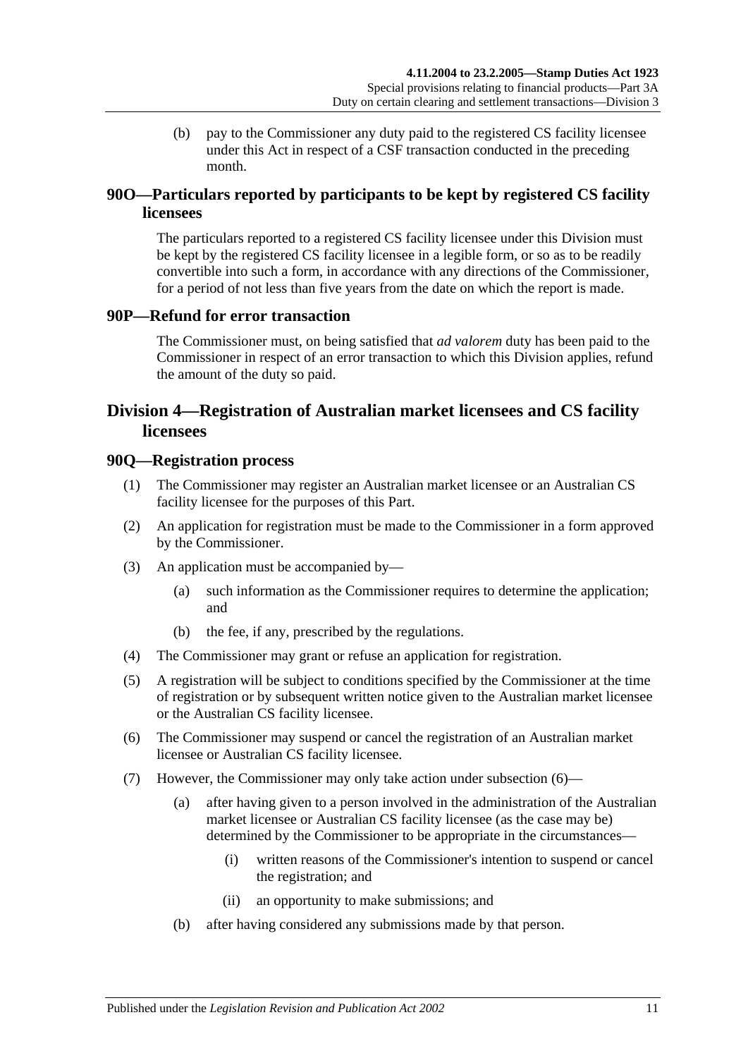(b) pay to the Commissioner any duty paid to the registered CS facility licensee under this Act in respect of a CSF transaction conducted in the preceding month.

## 90O—Particulars reported by participants to be kept by registered CS facility licensees

The particulars reported to a registered CS facility licensee under this Division must be kept by the registered CS facility licensee in a legible form, or so as to be readily convertible into such a form, in accordance with any directions of the Commissioner, for a period of not less than five years from the date on which the report is made.

## 90P—Refund for error transaction

The Commissioner must, on being satisfied that *ad valorem* duty has been paid to the Commissioner in respect of an error transaction to which this Division applies, refund the amount of the duty so paid.

# Division 4—Registration of Australian market licensees and CS facility licensees

## 90Q—Registration process

(1) The Commissioner may register an Australian market licensee or an Australian CS facility licensee for the purposes of this Part.

(2) An application for registration must be made to the Commissioner in a form approved by the Commissioner.

(3) An application must be accompanied by—

(a) such information as the Commissioner requires to determine the application; and

(b) the fee, if any, prescribed by the regulations.

(4) The Commissioner may grant or refuse an application for registration.

(5) A registration will be subject to conditions specified by the Commissioner at the time of registration or by subsequent written notice given to the Australian market licensee or the Australian CS facility licensee.

(6) The Commissioner may suspend or cancel the registration of an Australian market licensee or Australian CS facility licensee.

(7) However, the Commissioner may only take action under subsection (6)—

(a) after having given to a person involved in the administration of the Australian market licensee or Australian CS facility licensee (as the case may be) determined by the Commissioner to be appropriate in the circumstances—

(i) written reasons of the Commissioner's intention to suspend or cancel the registration; and

(ii) an opportunity to make submissions; and

(b) after having considered any submissions made by that person.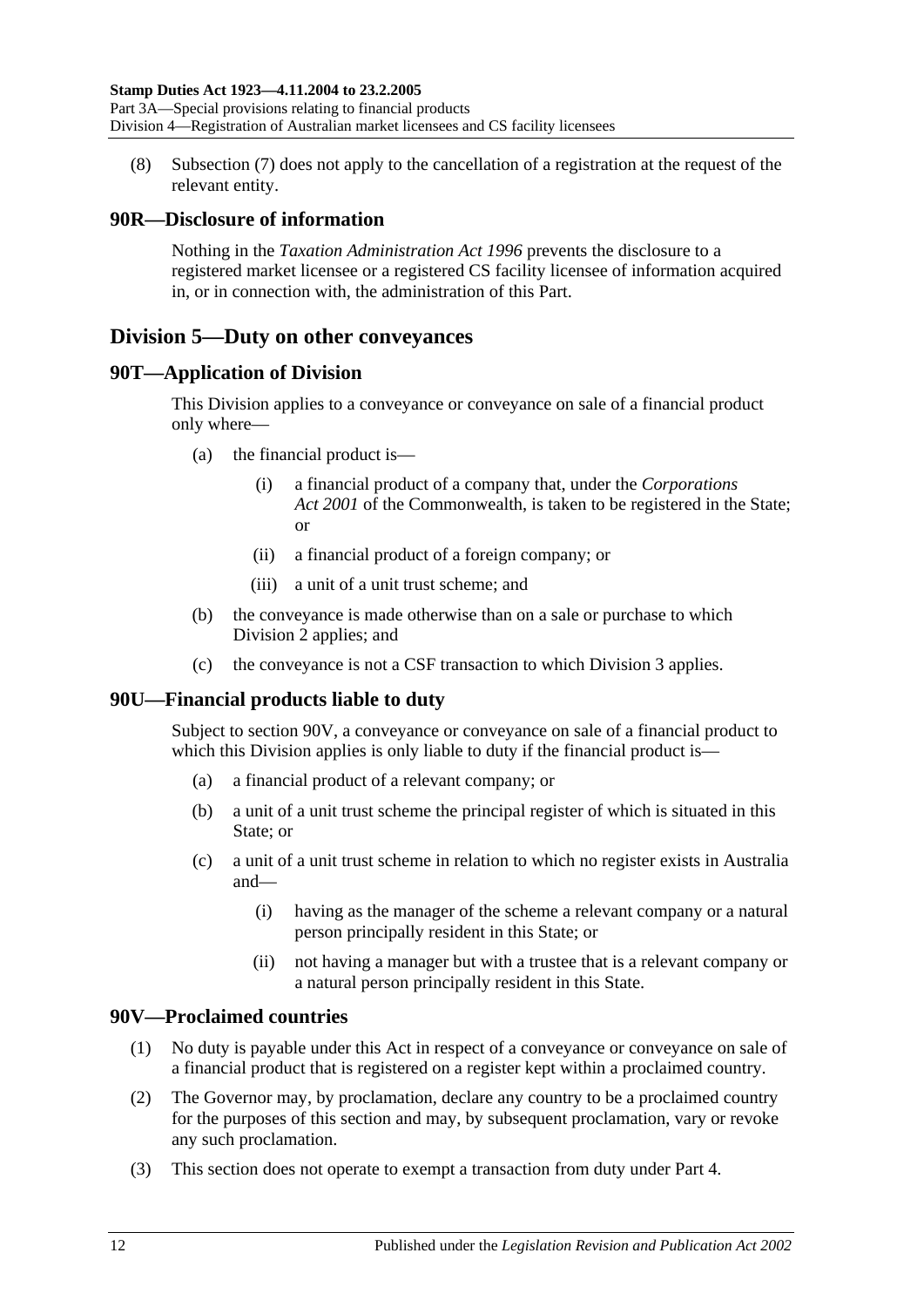(8) Subsection (7) does not apply to the cancellation of a registration at the request of the relevant entity.

### 90R—Disclosure of information

Nothing in the *Taxation Administration Act 1996* prevents the disclosure to a registered market licensee or a registered CS facility licensee of information acquired in, or in connection with, the administration of this Part.

## Division 5—Duty on other conveyances

### 90T—Application of Division

This Division applies to a conveyance or conveyance on sale of a financial product only where—

- (a) the financial product is—
  - (i) a financial product of a company that, under the *Corporations Act 2001* of the Commonwealth, is taken to be registered in the State; or
  - (ii) a financial product of a foreign company; or
  - (iii) a unit of a unit trust scheme; and
- (b) the conveyance is made otherwise than on a sale or purchase to which Division 2 applies; and
- (c) the conveyance is not a CSF transaction to which Division 3 applies.

### 90U—Financial products liable to duty

Subject to section 90V, a conveyance or conveyance on sale of a financial product to which this Division applies is only liable to duty if the financial product is—

- (a) a financial product of a relevant company; or
- (b) a unit of a unit trust scheme the principal register of which is situated in this State; or
- (c) a unit of a unit trust scheme in relation to which no register exists in Australia and—
  - (i) having as the manager of the scheme a relevant company or a natural person principally resident in this State; or
  - (ii) not having a manager but with a trustee that is a relevant company or a natural person principally resident in this State.

### 90V—Proclaimed countries

(1) No duty is payable under this Act in respect of a conveyance or conveyance on sale of a financial product that is registered on a register kept within a proclaimed country.

(2) The Governor may, by proclamation, declare any country to be a proclaimed country for the purposes of this section and may, by subsequent proclamation, vary or revoke any such proclamation.

(3) This section does not operate to exempt a transaction from duty under Part 4.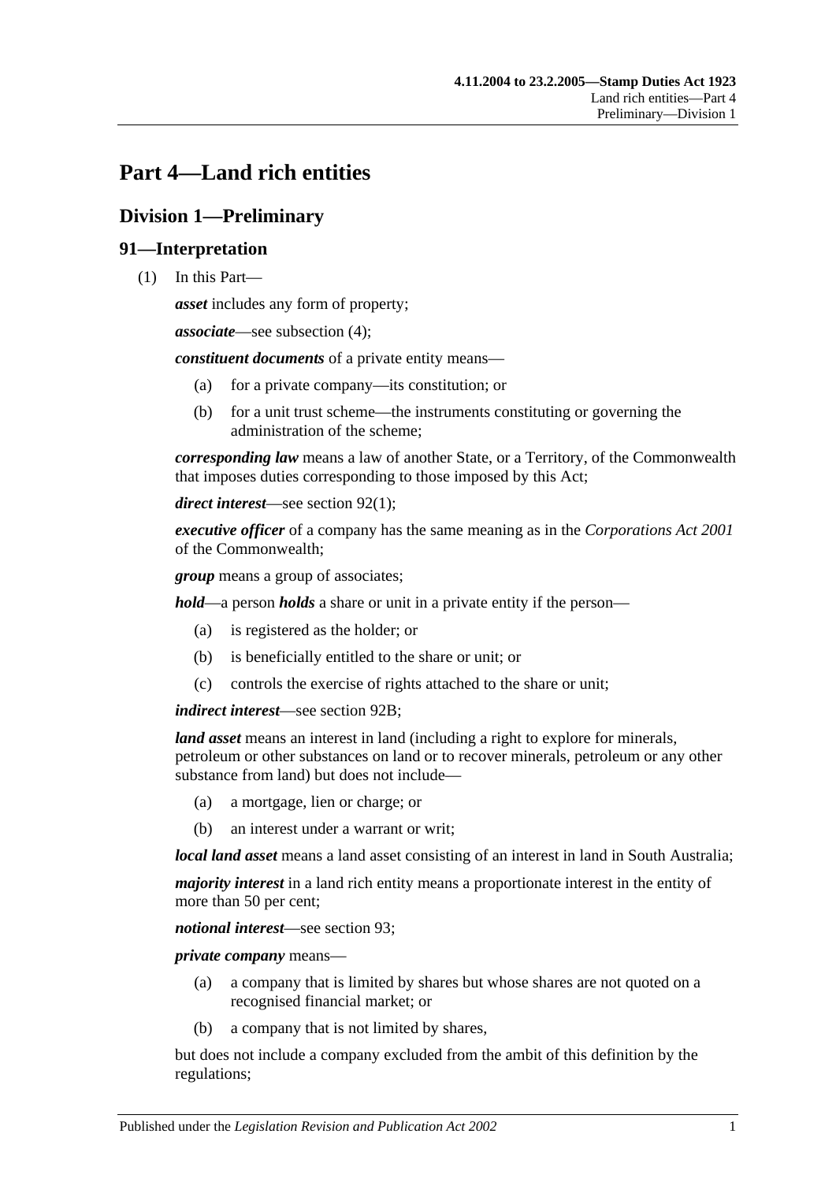# Part 4—Land rich entities

## Division 1—Preliminary

### 91—Interpretation

(1) In this Part—

***asset*** includes any form of property;

***associate***—see subsection (4);

***constituent documents*** of a private entity means—

- (a) for a private company—its constitution; or
- (b) for a unit trust scheme—the instruments constituting or governing the administration of the scheme;

***corresponding law*** means a law of another State, or a Territory, of the Commonwealth that imposes duties corresponding to those imposed by this Act;

***direct interest***—see section 92(1);

***executive officer*** of a company has the same meaning as in the *Corporations Act 2001* of the Commonwealth;

***group*** means a group of associates;

***hold***—a person ***holds*** a share or unit in a private entity if the person—

- (a) is registered as the holder; or
- (b) is beneficially entitled to the share or unit; or
- (c) controls the exercise of rights attached to the share or unit;

***indirect interest***—see section 92B;

***land asset*** means an interest in land (including a right to explore for minerals, petroleum or other substances on land or to recover minerals, petroleum or any other substance from land) but does not include—

- (a) a mortgage, lien or charge; or
- (b) an interest under a warrant or writ;

***local land asset*** means a land asset consisting of an interest in land in South Australia;

***majority interest*** in a land rich entity means a proportionate interest in the entity of more than 50 per cent;

***notional interest***—see section 93;

***private company*** means—

- (a) a company that is limited by shares but whose shares are not quoted on a recognised financial market; or
- (b) a company that is not limited by shares,

but does not include a company excluded from the ambit of this definition by the regulations;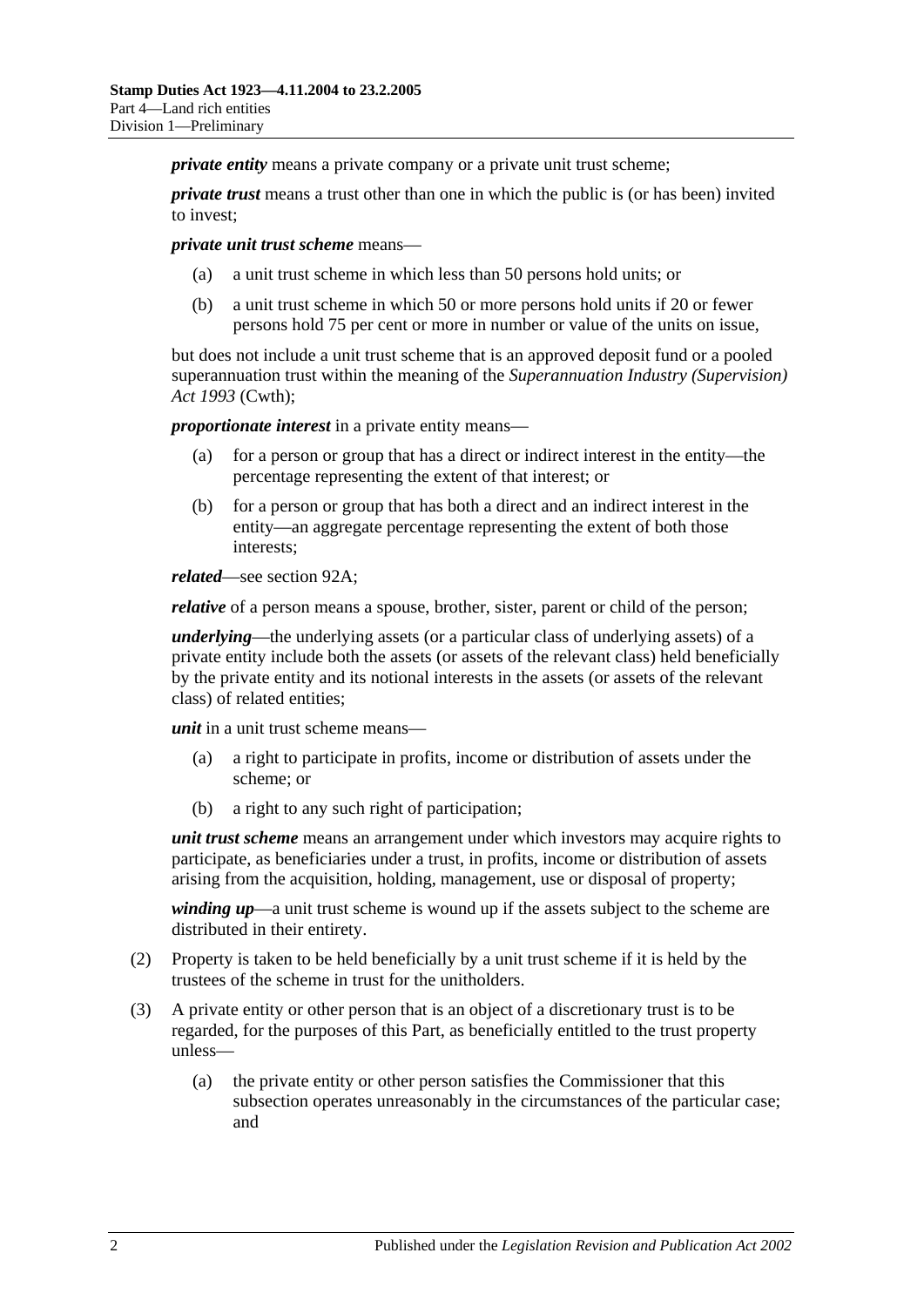***private entity*** means a private company or a private unit trust scheme;

***private trust*** means a trust other than one in which the public is (or has been) invited to invest;

***private unit trust scheme*** means—

- (a) a unit trust scheme in which less than 50 persons hold units; or
- (b) a unit trust scheme in which 50 or more persons hold units if 20 or fewer persons hold 75 per cent or more in number or value of the units on issue,

but does not include a unit trust scheme that is an approved deposit fund or a pooled superannuation trust within the meaning of the *Superannuation Industry (Supervision) Act 1993* (Cwth);

***proportionate interest*** in a private entity means—

- (a) for a person or group that has a direct or indirect interest in the entity—the percentage representing the extent of that interest; or
- (b) for a person or group that has both a direct and an indirect interest in the entity—an aggregate percentage representing the extent of both those interests;

***related***—see section 92A;

***relative*** of a person means a spouse, brother, sister, parent or child of the person;

***underlying***—the underlying assets (or a particular class of underlying assets) of a private entity include both the assets (or assets of the relevant class) held beneficially by the private entity and its notional interests in the assets (or assets of the relevant class) of related entities;

***unit*** in a unit trust scheme means—

- (a) a right to participate in profits, income or distribution of assets under the scheme; or
- (b) a right to any such right of participation;

***unit trust scheme*** means an arrangement under which investors may acquire rights to participate, as beneficiaries under a trust, in profits, income or distribution of assets arising from the acquisition, holding, management, use or disposal of property;

***winding up***—a unit trust scheme is wound up if the assets subject to the scheme are distributed in their entirety.

(2) Property is taken to be held beneficially by a unit trust scheme if it is held by the trustees of the scheme in trust for the unitholders.

(3) A private entity or other person that is an object of a discretionary trust is to be regarded, for the purposes of this Part, as beneficially entitled to the trust property unless—

- (a) the private entity or other person satisfies the Commissioner that this subsection operates unreasonably in the circumstances of the particular case; and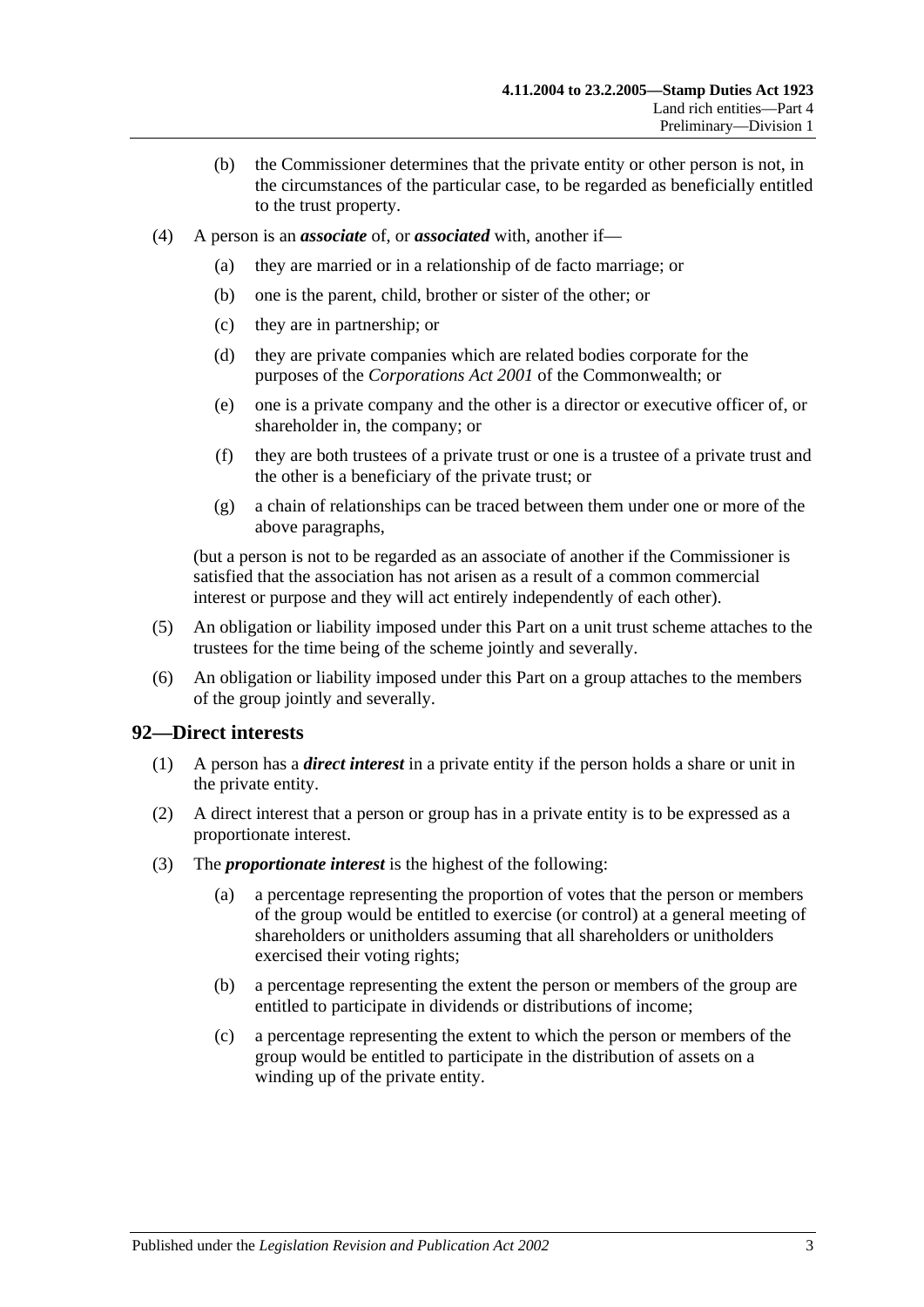(b) the Commissioner determines that the private entity or other person is not, in the circumstances of the particular case, to be regarded as beneficially entitled to the trust property.

(4) A person is an ***associate*** of, or ***associated*** with, another if—

(a) they are married or in a relationship of de facto marriage; or

(b) one is the parent, child, brother or sister of the other; or

(c) they are in partnership; or

(d) they are private companies which are related bodies corporate for the purposes of the *Corporations Act 2001* of the Commonwealth; or

(e) one is a private company and the other is a director or executive officer of, or shareholder in, the company; or

(f) they are both trustees of a private trust or one is a trustee of a private trust and the other is a beneficiary of the private trust; or

(g) a chain of relationships can be traced between them under one or more of the above paragraphs,

(but a person is not to be regarded as an associate of another if the Commissioner is satisfied that the association has not arisen as a result of a common commercial interest or purpose and they will act entirely independently of each other).

(5) An obligation or liability imposed under this Part on a unit trust scheme attaches to the trustees for the time being of the scheme jointly and severally.

(6) An obligation or liability imposed under this Part on a group attaches to the members of the group jointly and severally.

## 92—Direct interests

(1) A person has a ***direct interest*** in a private entity if the person holds a share or unit in the private entity.

(2) A direct interest that a person or group has in a private entity is to be expressed as a proportionate interest.

(3) The ***proportionate interest*** is the highest of the following:

(a) a percentage representing the proportion of votes that the person or members of the group would be entitled to exercise (or control) at a general meeting of shareholders or unitholders assuming that all shareholders or unitholders exercised their voting rights;

(b) a percentage representing the extent the person or members of the group are entitled to participate in dividends or distributions of income;

(c) a percentage representing the extent to which the person or members of the group would be entitled to participate in the distribution of assets on a winding up of the private entity.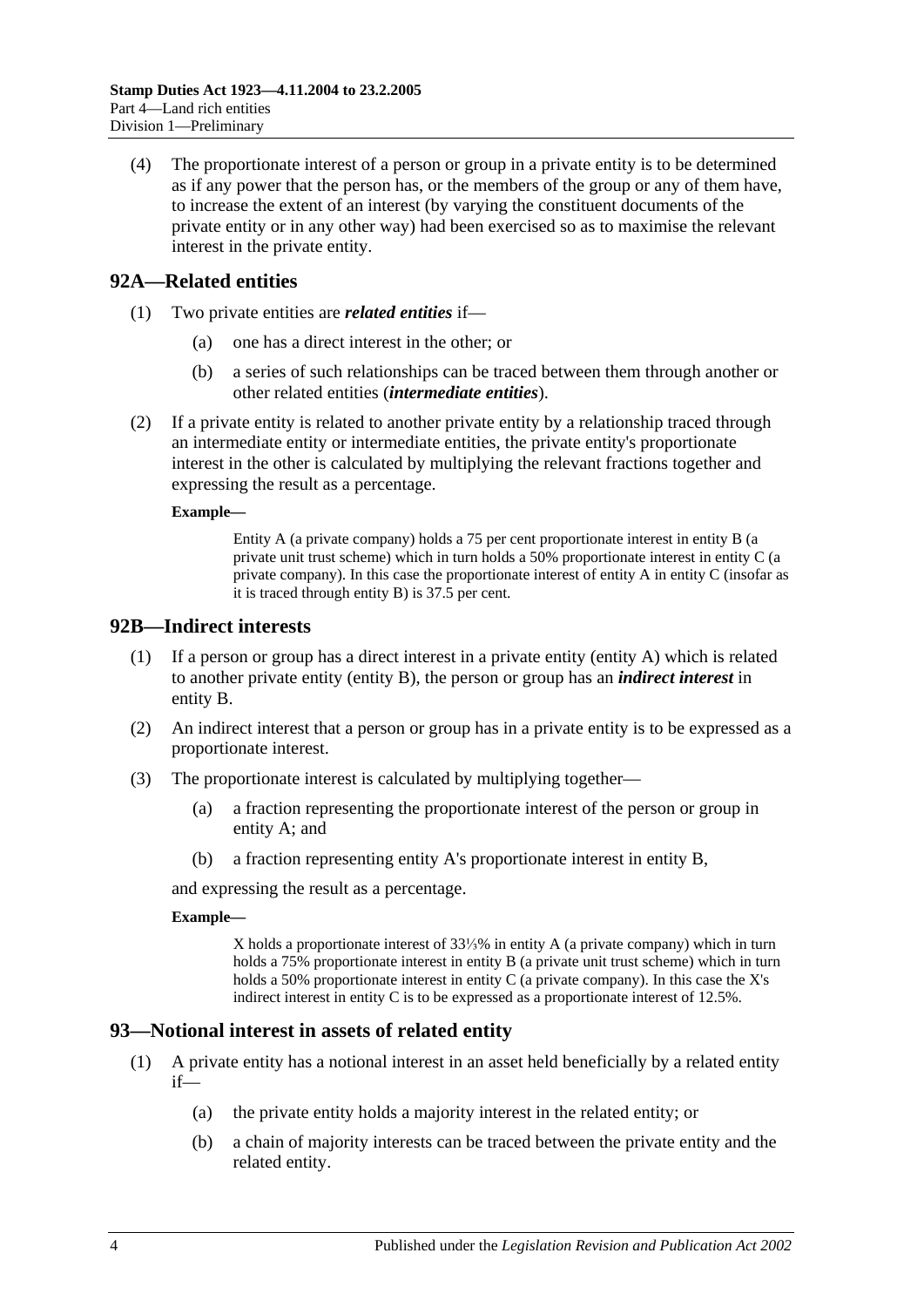(4) The proportionate interest of a person or group in a private entity is to be determined as if any power that the person has, or the members of the group or any of them have, to increase the extent of an interest (by varying the constituent documents of the private entity or in any other way) had been exercised so as to maximise the relevant interest in the private entity.

## 92A—Related entities

(1) Two private entities are ***related entities*** if—

(a) one has a direct interest in the other; or

(b) a series of such relationships can be traced between them through another or other related entities (***intermediate entities***).

(2) If a private entity is related to another private entity by a relationship traced through an intermediate entity or intermediate entities, the private entity's proportionate interest in the other is calculated by multiplying the relevant fractions together and expressing the result as a percentage.

**Example—**

Entity A (a private company) holds a 75 per cent proportionate interest in entity B (a private unit trust scheme) which in turn holds a 50% proportionate interest in entity C (a private company). In this case the proportionate interest of entity A in entity C (insofar as it is traced through entity B) is 37.5 per cent.

## 92B—Indirect interests

(1) If a person or group has a direct interest in a private entity (entity A) which is related to another private entity (entity B), the person or group has an ***indirect interest*** in entity B.

(2) An indirect interest that a person or group has in a private entity is to be expressed as a proportionate interest.

(3) The proportionate interest is calculated by multiplying together—

(a) a fraction representing the proportionate interest of the person or group in entity A; and

(b) a fraction representing entity A's proportionate interest in entity B,

and expressing the result as a percentage.

**Example—**

X holds a proportionate interest of 33⅓% in entity A (a private company) which in turn holds a 75% proportionate interest in entity B (a private unit trust scheme) which in turn holds a 50% proportionate interest in entity C (a private company). In this case the X's indirect interest in entity C is to be expressed as a proportionate interest of 12.5%.

## 93—Notional interest in assets of related entity

(1) A private entity has a notional interest in an asset held beneficially by a related entity if—

(a) the private entity holds a majority interest in the related entity; or

(b) a chain of majority interests can be traced between the private entity and the related entity.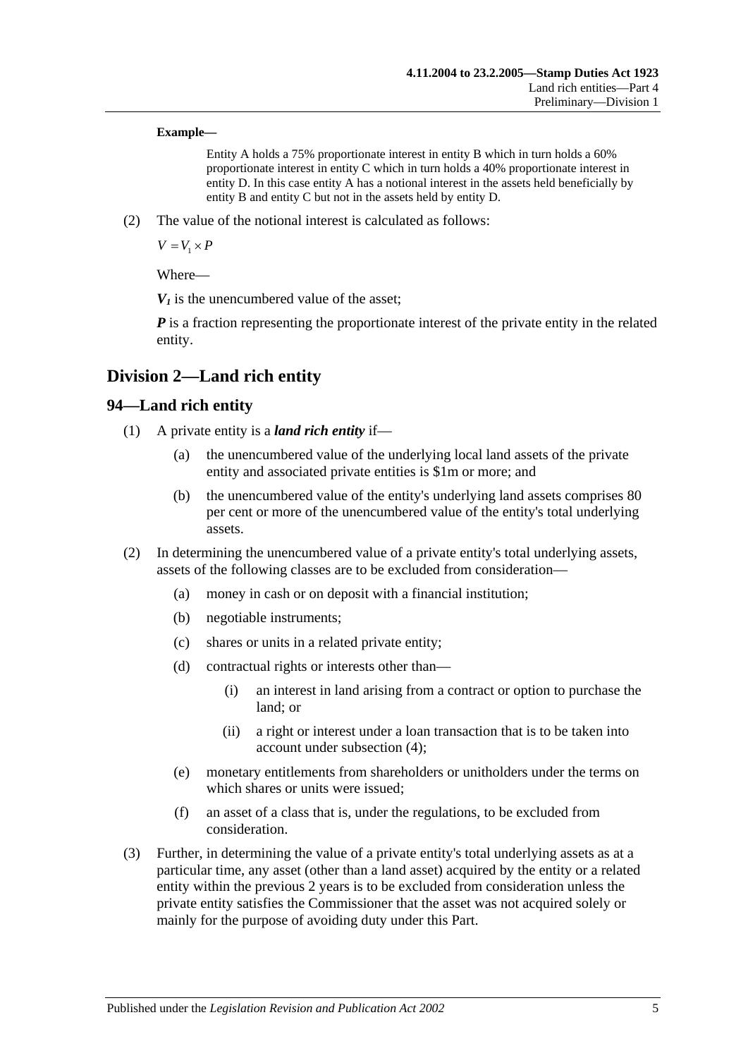**Example—**

Entity A holds a 75% proportionate interest in entity B which in turn holds a 60% proportionate interest in entity C which in turn holds a 40% proportionate interest in entity D. In this case entity A has a notional interest in the assets held beneficially by entity B and entity C but not in the assets held by entity D.

(2) The value of the notional interest is calculated as follows:

$$V = V_1 \times P$$

Where—

$V_1$ is the unencumbered value of the asset;

***P*** is a fraction representing the proportionate interest of the private entity in the related entity.

## Division 2—Land rich entity

### 94—Land rich entity

(1) A private entity is a ***land rich entity*** if—

(a) the unencumbered value of the underlying local land assets of the private entity and associated private entities is $1m or more; and

(b) the unencumbered value of the entity's underlying land assets comprises 80 per cent or more of the unencumbered value of the entity's total underlying assets.

(2) In determining the unencumbered value of a private entity's total underlying assets, assets of the following classes are to be excluded from consideration—

(a) money in cash or on deposit with a financial institution;

(b) negotiable instruments;

(c) shares or units in a related private entity;

(d) contractual rights or interests other than—

(i) an interest in land arising from a contract or option to purchase the land; or

(ii) a right or interest under a loan transaction that is to be taken into account under subsection (4);

(e) monetary entitlements from shareholders or unitholders under the terms on which shares or units were issued;

(f) an asset of a class that is, under the regulations, to be excluded from consideration.

(3) Further, in determining the value of a private entity's total underlying assets as at a particular time, any asset (other than a land asset) acquired by the entity or a related entity within the previous 2 years is to be excluded from consideration unless the private entity satisfies the Commissioner that the asset was not acquired solely or mainly for the purpose of avoiding duty under this Part.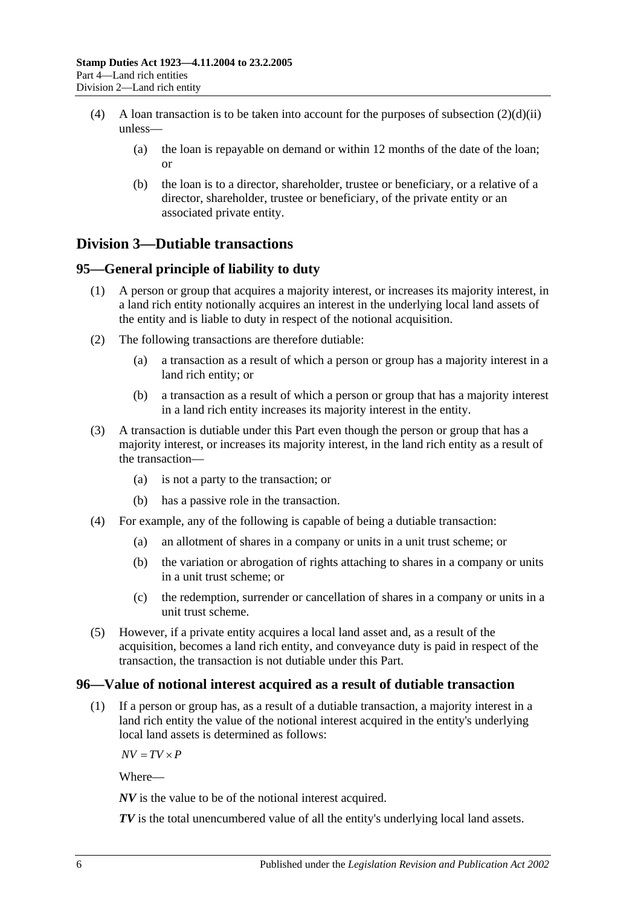(4) A loan transaction is to be taken into account for the purposes of subsection (2)(d)(ii) unless—

(a) the loan is repayable on demand or within 12 months of the date of the loan; or

(b) the loan is to a director, shareholder, trustee or beneficiary, or a relative of a director, shareholder, trustee or beneficiary, of the private entity or an associated private entity.

## Division 3—Dutiable transactions

### 95—General principle of liability to duty

(1) A person or group that acquires a majority interest, or increases its majority interest, in a land rich entity notionally acquires an interest in the underlying local land assets of the entity and is liable to duty in respect of the notional acquisition.

(2) The following transactions are therefore dutiable:

(a) a transaction as a result of which a person or group has a majority interest in a land rich entity; or

(b) a transaction as a result of which a person or group that has a majority interest in a land rich entity increases its majority interest in the entity.

(3) A transaction is dutiable under this Part even though the person or group that has a majority interest, or increases its majority interest, in the land rich entity as a result of the transaction—

(a) is not a party to the transaction; or

(b) has a passive role in the transaction.

(4) For example, any of the following is capable of being a dutiable transaction:

(a) an allotment of shares in a company or units in a unit trust scheme; or

(b) the variation or abrogation of rights attaching to shares in a company or units in a unit trust scheme; or

(c) the redemption, surrender or cancellation of shares in a company or units in a unit trust scheme.

(5) However, if a private entity acquires a local land asset and, as a result of the acquisition, becomes a land rich entity, and conveyance duty is paid in respect of the transaction, the transaction is not dutiable under this Part.

### 96—Value of notional interest acquired as a result of dutiable transaction

(1) If a person or group has, as a result of a dutiable transaction, a majority interest in a land rich entity the value of the notional interest acquired in the entity's underlying local land assets is determined as follows:

$$NV = TV \times P$$

Where—

***NV*** is the value to be of the notional interest acquired.

***TV*** is the total unencumbered value of all the entity's underlying local land assets.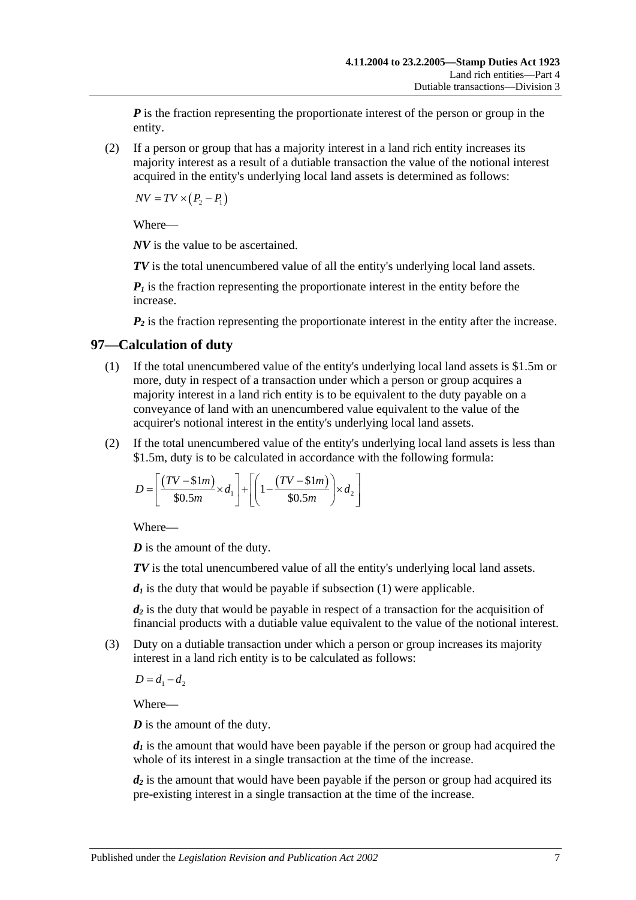***P*** is the fraction representing the proportionate interest of the person or group in the entity.

(2) If a person or group that has a majority interest in a land rich entity increases its majority interest as a result of a dutiable transaction the value of the notional interest acquired in the entity's underlying local land assets is determined as follows:

$$NV = TV \times (P_2 - P_1)$$

Where—

***NV*** is the value to be ascertained.

***TV*** is the total unencumbered value of all the entity's underlying local land assets.

$P_1$ is the fraction representing the proportionate interest in the entity before the increase.

$P_2$ is the fraction representing the proportionate interest in the entity after the increase.

## 97—Calculation of duty

(1) If the total unencumbered value of the entity's underlying local land assets is \$1.5m or more, duty in respect of a transaction under which a person or group acquires a majority interest in a land rich entity is to be equivalent to the duty payable on a conveyance of land with an unencumbered value equivalent to the value of the acquirer's notional interest in the entity's underlying local land assets.

(2) If the total unencumbered value of the entity's underlying local land assets is less than \$1.5m, duty is to be calculated in accordance with the following formula:

$$D = \left[ \frac{(TV - \$1m)}{\$0.5m} \times d_1 \right] + \left[ \left( 1 - \frac{(TV - \$1m)}{\$0.5m} \right) \times d_2 \right]$$

Where—

***D*** is the amount of the duty.

***TV*** is the total unencumbered value of all the entity's underlying local land assets.

$d_1$ is the duty that would be payable if subsection (1) were applicable.

$d_2$ is the duty that would be payable in respect of a transaction for the acquisition of financial products with a dutiable value equivalent to the value of the notional interest.

(3) Duty on a dutiable transaction under which a person or group increases its majority interest in a land rich entity is to be calculated as follows:

$$D = d_1 - d_2$$

Where—

***D*** is the amount of the duty.

$d_1$ is the amount that would have been payable if the person or group had acquired the whole of its interest in a single transaction at the time of the increase.

$d_2$ is the amount that would have been payable if the person or group had acquired its pre-existing interest in a single transaction at the time of the increase.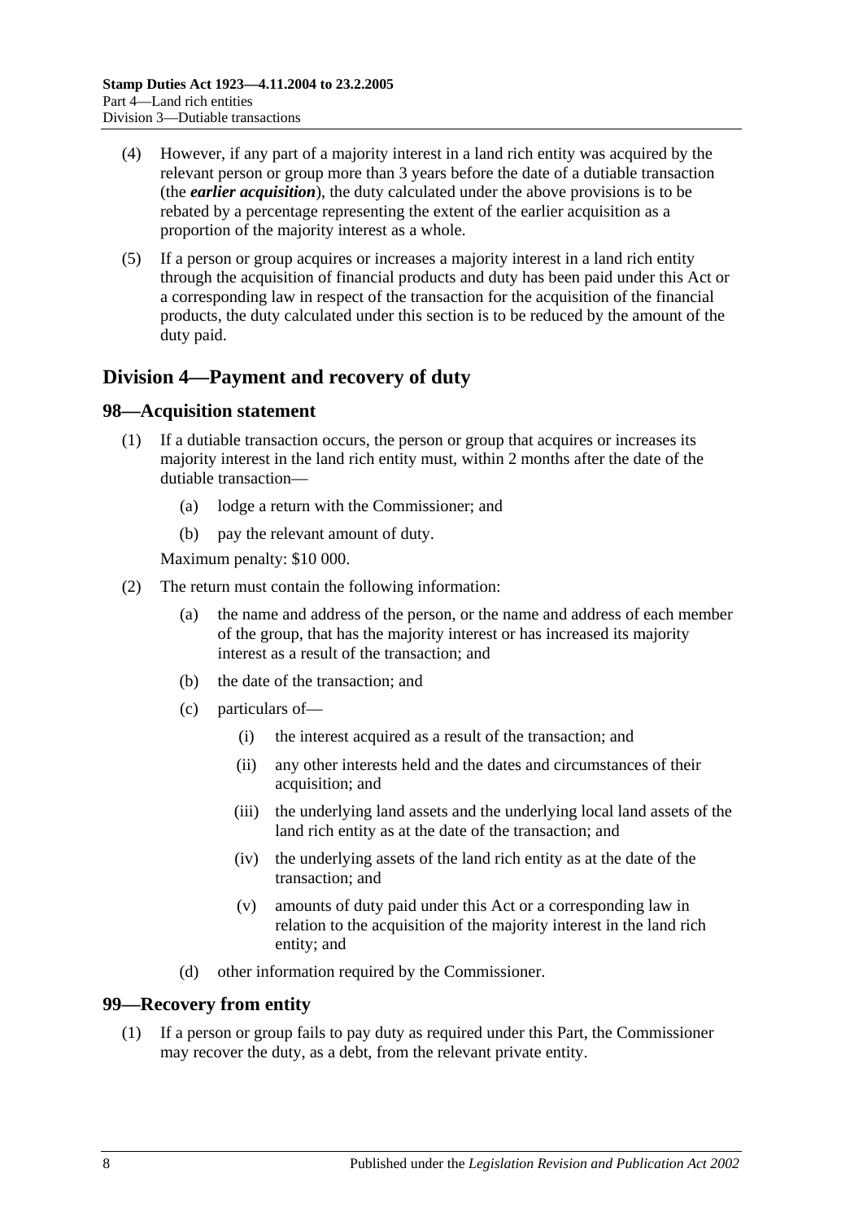(4) However, if any part of a majority interest in a land rich entity was acquired by the relevant person or group more than 3 years before the date of a dutiable transaction (the ***earlier acquisition***), the duty calculated under the above provisions is to be rebated by a percentage representing the extent of the earlier acquisition as a proportion of the majority interest as a whole.

(5) If a person or group acquires or increases a majority interest in a land rich entity through the acquisition of financial products and duty has been paid under this Act or a corresponding law in respect of the transaction for the acquisition of the financial products, the duty calculated under this section is to be reduced by the amount of the duty paid.

## Division 4—Payment and recovery of duty

### 98—Acquisition statement

(1) If a dutiable transaction occurs, the person or group that acquires or increases its majority interest in the land rich entity must, within 2 months after the date of the dutiable transaction—

  (a) lodge a return with the Commissioner; and

  (b) pay the relevant amount of duty.

Maximum penalty: $10 000.

(2) The return must contain the following information:

  (a) the name and address of the person, or the name and address of each member of the group, that has the majority interest or has increased its majority interest as a result of the transaction; and

  (b) the date of the transaction; and

  (c) particulars of—

    (i) the interest acquired as a result of the transaction; and

    (ii) any other interests held and the dates and circumstances of their acquisition; and

    (iii) the underlying land assets and the underlying local land assets of the land rich entity as at the date of the transaction; and

    (iv) the underlying assets of the land rich entity as at the date of the transaction; and

    (v) amounts of duty paid under this Act or a corresponding law in relation to the acquisition of the majority interest in the land rich entity; and

  (d) other information required by the Commissioner.

### 99—Recovery from entity

(1) If a person or group fails to pay duty as required under this Part, the Commissioner may recover the duty, as a debt, from the relevant private entity.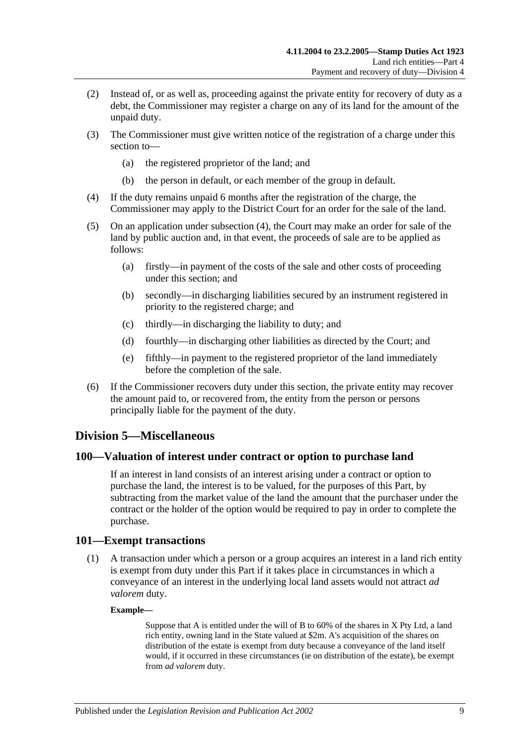(2) Instead of, or as well as, proceeding against the private entity for recovery of duty as a debt, the Commissioner may register a charge on any of its land for the amount of the unpaid duty.

(3) The Commissioner must give written notice of the registration of a charge under this section to—

(a) the registered proprietor of the land; and

(b) the person in default, or each member of the group in default.

(4) If the duty remains unpaid 6 months after the registration of the charge, the Commissioner may apply to the District Court for an order for the sale of the land.

(5) On an application under subsection (4), the Court may make an order for sale of the land by public auction and, in that event, the proceeds of sale are to be applied as follows:

(a) firstly—in payment of the costs of the sale and other costs of proceeding under this section; and

(b) secondly—in discharging liabilities secured by an instrument registered in priority to the registered charge; and

(c) thirdly—in discharging the liability to duty; and

(d) fourthly—in discharging other liabilities as directed by the Court; and

(e) fifthly—in payment to the registered proprietor of the land immediately before the completion of the sale.

(6) If the Commissioner recovers duty under this section, the private entity may recover the amount paid to, or recovered from, the entity from the person or persons principally liable for the payment of the duty.

## Division 5—Miscellaneous

### 100—Valuation of interest under contract or option to purchase land

If an interest in land consists of an interest arising under a contract or option to purchase the land, the interest is to be valued, for the purposes of this Part, by subtracting from the market value of the land the amount that the purchaser under the contract or the holder of the option would be required to pay in order to complete the purchase.

### 101—Exempt transactions

(1) A transaction under which a person or a group acquires an interest in a land rich entity is exempt from duty under this Part if it takes place in circumstances in which a conveyance of an interest in the underlying local land assets would not attract *ad valorem* duty.

**Example—**

Suppose that A is entitled under the will of B to 60% of the shares in X Pty Ltd, a land rich entity, owning land in the State valued at \$2m. A's acquisition of the shares on distribution of the estate is exempt from duty because a conveyance of the land itself would, if it occurred in these circumstances (ie on distribution of the estate), be exempt from *ad valorem* duty.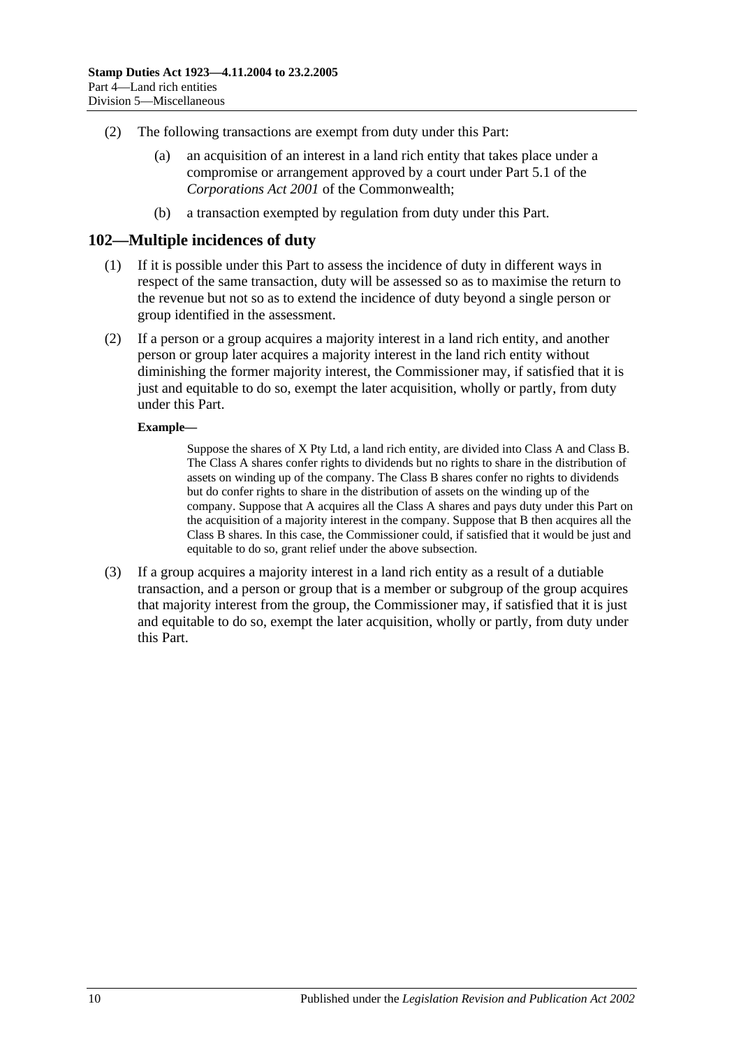(2) The following transactions are exempt from duty under this Part:

(a) an acquisition of an interest in a land rich entity that takes place under a compromise or arrangement approved by a court under Part 5.1 of the *Corporations Act 2001* of the Commonwealth;

(b) a transaction exempted by regulation from duty under this Part.

## 102—Multiple incidences of duty

(1) If it is possible under this Part to assess the incidence of duty in different ways in respect of the same transaction, duty will be assessed so as to maximise the return to the revenue but not so as to extend the incidence of duty beyond a single person or group identified in the assessment.

(2) If a person or a group acquires a majority interest in a land rich entity, and another person or group later acquires a majority interest in the land rich entity without diminishing the former majority interest, the Commissioner may, if satisfied that it is just and equitable to do so, exempt the later acquisition, wholly or partly, from duty under this Part.

**Example—**

Suppose the shares of X Pty Ltd, a land rich entity, are divided into Class A and Class B. The Class A shares confer rights to dividends but no rights to share in the distribution of assets on winding up of the company. The Class B shares confer no rights to dividends but do confer rights to share in the distribution of assets on the winding up of the company. Suppose that A acquires all the Class A shares and pays duty under this Part on the acquisition of a majority interest in the company. Suppose that B then acquires all the Class B shares. In this case, the Commissioner could, if satisfied that it would be just and equitable to do so, grant relief under the above subsection.

(3) If a group acquires a majority interest in a land rich entity as a result of a dutiable transaction, and a person or group that is a member or subgroup of the group acquires that majority interest from the group, the Commissioner may, if satisfied that it is just and equitable to do so, exempt the later acquisition, wholly or partly, from duty under this Part.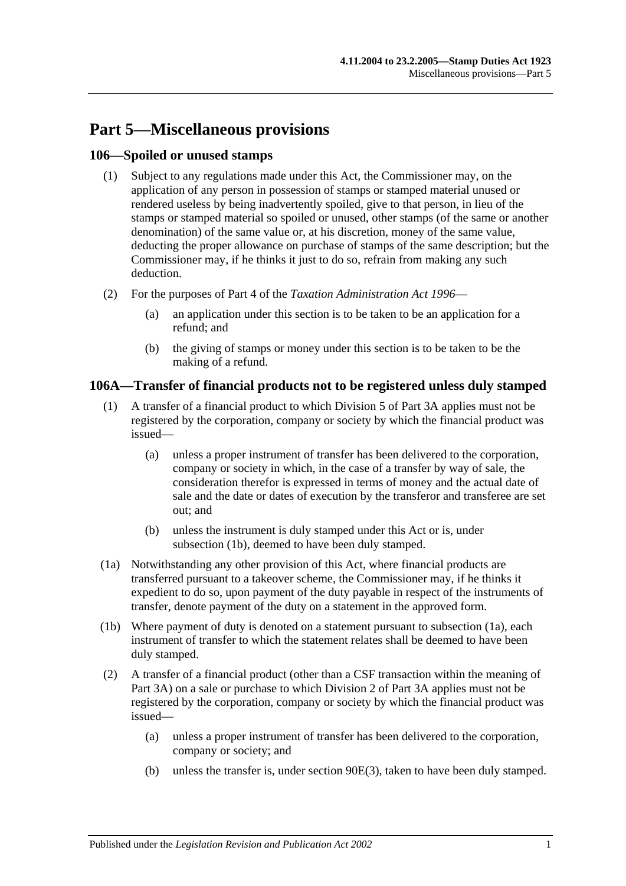# Part 5—Miscellaneous provisions

## 106—Spoiled or unused stamps

(1) Subject to any regulations made under this Act, the Commissioner may, on the application of any person in possession of stamps or stamped material unused or rendered useless by being inadvertently spoiled, give to that person, in lieu of the stamps or stamped material so spoiled or unused, other stamps (of the same or another denomination) of the same value or, at his discretion, money of the same value, deducting the proper allowance on purchase of stamps of the same description; but the Commissioner may, if he thinks it just to do so, refrain from making any such deduction.

(2) For the purposes of Part 4 of the *Taxation Administration Act 1996*—

(a) an application under this section is to be taken to be an application for a refund; and

(b) the giving of stamps or money under this section is to be taken to be the making of a refund.

## 106A—Transfer of financial products not to be registered unless duly stamped

(1) A transfer of a financial product to which Division 5 of Part 3A applies must not be registered by the corporation, company or society by which the financial product was issued—

(a) unless a proper instrument of transfer has been delivered to the corporation, company or society in which, in the case of a transfer by way of sale, the consideration therefor is expressed in terms of money and the actual date of sale and the date or dates of execution by the transferor and transferee are set out; and

(b) unless the instrument is duly stamped under this Act or is, under subsection (1b), deemed to have been duly stamped.

(1a) Notwithstanding any other provision of this Act, where financial products are transferred pursuant to a takeover scheme, the Commissioner may, if he thinks it expedient to do so, upon payment of the duty payable in respect of the instruments of transfer, denote payment of the duty on a statement in the approved form.

(1b) Where payment of duty is denoted on a statement pursuant to subsection (1a), each instrument of transfer to which the statement relates shall be deemed to have been duly stamped.

(2) A transfer of a financial product (other than a CSF transaction within the meaning of Part 3A) on a sale or purchase to which Division 2 of Part 3A applies must not be registered by the corporation, company or society by which the financial product was issued—

(a) unless a proper instrument of transfer has been delivered to the corporation, company or society; and

(b) unless the transfer is, under section 90E(3), taken to have been duly stamped.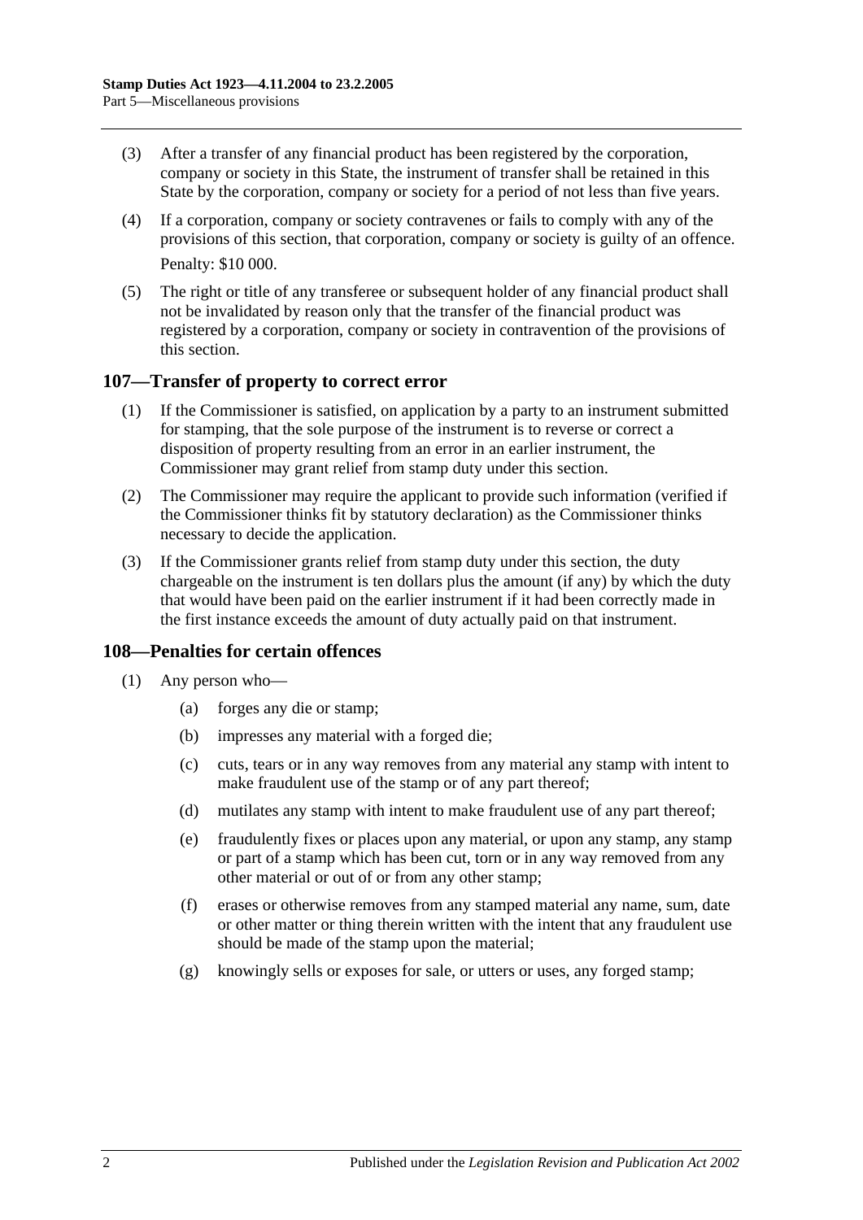(3) After a transfer of any financial product has been registered by the corporation, company or society in this State, the instrument of transfer shall be retained in this State by the corporation, company or society for a period of not less than five years.

(4) If a corporation, company or society contravenes or fails to comply with any of the provisions of this section, that corporation, company or society is guilty of an offence.

Penalty: $10 000.

(5) The right or title of any transferee or subsequent holder of any financial product shall not be invalidated by reason only that the transfer of the financial product was registered by a corporation, company or society in contravention of the provisions of this section.

## 107—Transfer of property to correct error

(1) If the Commissioner is satisfied, on application by a party to an instrument submitted for stamping, that the sole purpose of the instrument is to reverse or correct a disposition of property resulting from an error in an earlier instrument, the Commissioner may grant relief from stamp duty under this section.

(2) The Commissioner may require the applicant to provide such information (verified if the Commissioner thinks fit by statutory declaration) as the Commissioner thinks necessary to decide the application.

(3) If the Commissioner grants relief from stamp duty under this section, the duty chargeable on the instrument is ten dollars plus the amount (if any) by which the duty that would have been paid on the earlier instrument if it had been correctly made in the first instance exceeds the amount of duty actually paid on that instrument.

## 108—Penalties for certain offences

(1) Any person who—

(a) forges any die or stamp;

(b) impresses any material with a forged die;

(c) cuts, tears or in any way removes from any material any stamp with intent to make fraudulent use of the stamp or of any part thereof;

(d) mutilates any stamp with intent to make fraudulent use of any part thereof;

(e) fraudulently fixes or places upon any material, or upon any stamp, any stamp or part of a stamp which has been cut, torn or in any way removed from any other material or out of or from any other stamp;

(f) erases or otherwise removes from any stamped material any name, sum, date or other matter or thing therein written with the intent that any fraudulent use should be made of the stamp upon the material;

(g) knowingly sells or exposes for sale, or utters or uses, any forged stamp;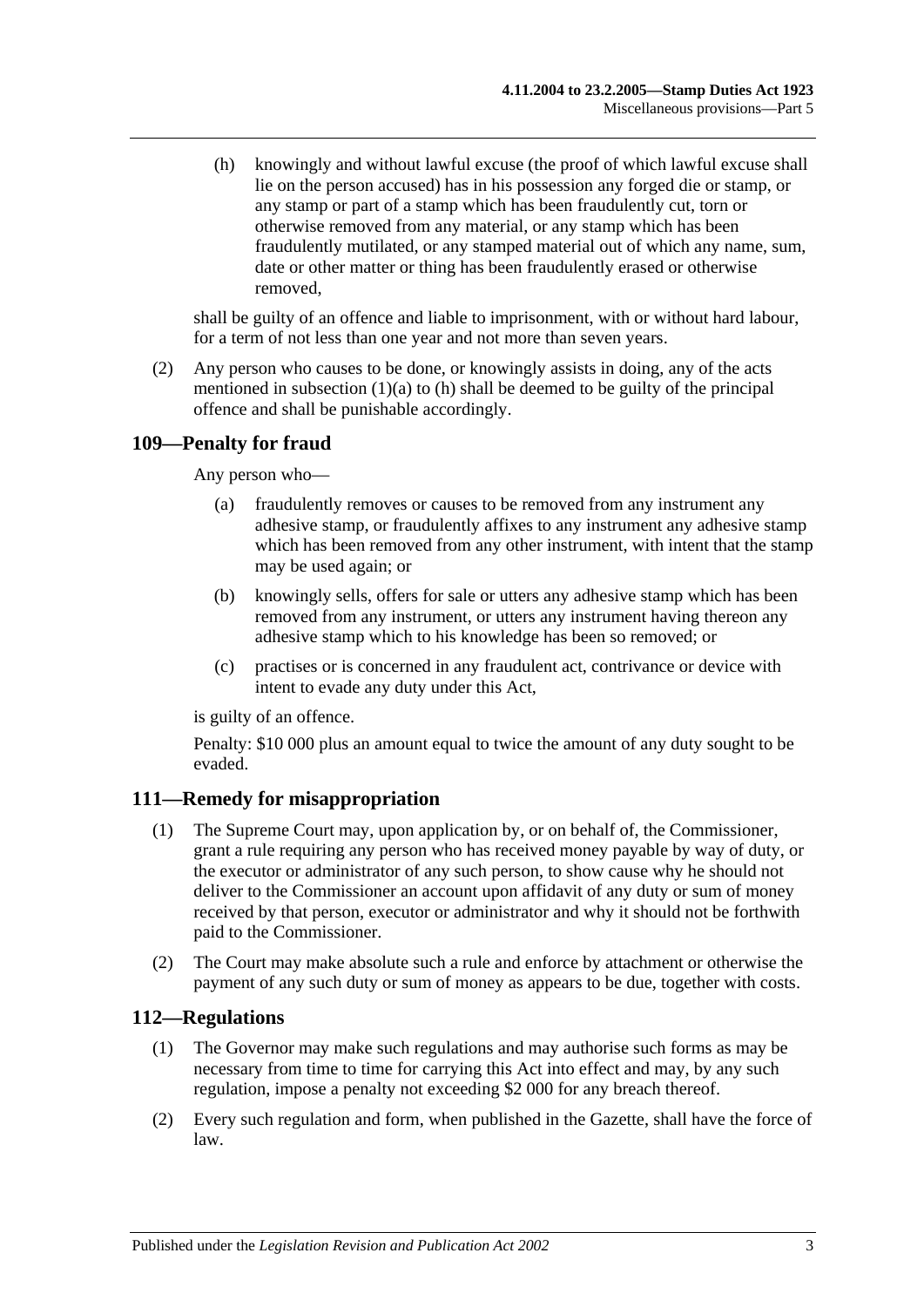(h) knowingly and without lawful excuse (the proof of which lawful excuse shall lie on the person accused) has in his possession any forged die or stamp, or any stamp or part of a stamp which has been fraudulently cut, torn or otherwise removed from any material, or any stamp which has been fraudulently mutilated, or any stamped material out of which any name, sum, date or other matter or thing has been fraudulently erased or otherwise removed,

shall be guilty of an offence and liable to imprisonment, with or without hard labour, for a term of not less than one year and not more than seven years.

(2) Any person who causes to be done, or knowingly assists in doing, any of the acts mentioned in subsection (1)(a) to (h) shall be deemed to be guilty of the principal offence and shall be punishable accordingly.

## 109—Penalty for fraud

Any person who—

(a) fraudulently removes or causes to be removed from any instrument any adhesive stamp, or fraudulently affixes to any instrument any adhesive stamp which has been removed from any other instrument, with intent that the stamp may be used again; or

(b) knowingly sells, offers for sale or utters any adhesive stamp which has been removed from any instrument, or utters any instrument having thereon any adhesive stamp which to his knowledge has been so removed; or

(c) practises or is concerned in any fraudulent act, contrivance or device with intent to evade any duty under this Act,

is guilty of an offence.

Penalty: $10 000 plus an amount equal to twice the amount of any duty sought to be evaded.

## 111—Remedy for misappropriation

(1) The Supreme Court may, upon application by, or on behalf of, the Commissioner, grant a rule requiring any person who has received money payable by way of duty, or the executor or administrator of any such person, to show cause why he should not deliver to the Commissioner an account upon affidavit of any duty or sum of money received by that person, executor or administrator and why it should not be forthwith paid to the Commissioner.

(2) The Court may make absolute such a rule and enforce by attachment or otherwise the payment of any such duty or sum of money as appears to be due, together with costs.

## 112—Regulations

(1) The Governor may make such regulations and may authorise such forms as may be necessary from time to time for carrying this Act into effect and may, by any such regulation, impose a penalty not exceeding $2 000 for any breach thereof.

(2) Every such regulation and form, when published in the Gazette, shall have the force of law.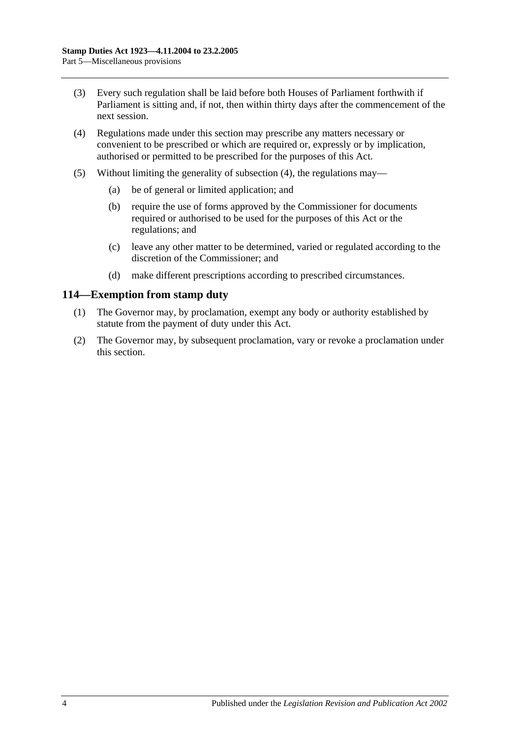(3) Every such regulation shall be laid before both Houses of Parliament forthwith if Parliament is sitting and, if not, then within thirty days after the commencement of the next session.

(4) Regulations made under this section may prescribe any matters necessary or convenient to be prescribed or which are required or, expressly or by implication, authorised or permitted to be prescribed for the purposes of this Act.

(5) Without limiting the generality of subsection (4), the regulations may—

(a) be of general or limited application; and

(b) require the use of forms approved by the Commissioner for documents required or authorised to be used for the purposes of this Act or the regulations; and

(c) leave any other matter to be determined, varied or regulated according to the discretion of the Commissioner; and

(d) make different prescriptions according to prescribed circumstances.

## 114—Exemption from stamp duty

(1) The Governor may, by proclamation, exempt any body or authority established by statute from the payment of duty under this Act.

(2) The Governor may, by subsequent proclamation, vary or revoke a proclamation under this section.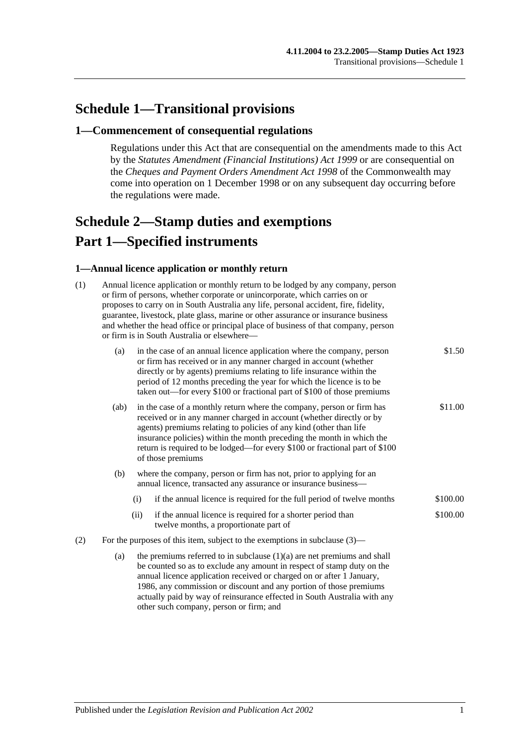# Schedule 1—Transitional provisions

## 1—Commencement of consequential regulations

Regulations under this Act that are consequential on the amendments made to this Act by the *Statutes Amendment (Financial Institutions) Act 1999* or are consequential on the *Cheques and Payment Orders Amendment Act 1998* of the Commonwealth may come into operation on 1 December 1998 or on any subsequent day occurring before the regulations were made.

# Schedule 2—Stamp duties and exemptions

# Part 1—Specified instruments

### 1—Annual licence application or monthly return

(1) Annual licence application or monthly return to be lodged by any company, person or firm of persons, whether corporate or unincorporate, which carries on or proposes to carry on in South Australia any life, personal accident, fire, fidelity, guarantee, livestock, plate glass, marine or other assurance or insurance business and whether the head office or principal place of business of that company, person or firm is in South Australia or elsewhere—

(a) in the case of an annual licence application where the company, person or firm has received or in any manner charged in account (whether directly or by agents) premiums relating to life insurance within the period of 12 months preceding the year for which the licence is to be taken out—for every $100 or fractional part of $100 of those premiums — $1.50

(ab) in the case of a monthly return where the company, person or firm has received or in any manner charged in account (whether directly or by agents) premiums relating to policies of any kind (other than life insurance policies) within the month preceding the month in which the return is required to be lodged—for every $100 or fractional part of $100 of those premiums — $11.00

(b) where the company, person or firm has not, prior to applying for an annual licence, transacted any assurance or insurance business—

(i) if the annual licence is required for the full period of twelve months — $100.00

(ii) if the annual licence is required for a shorter period than twelve months, a proportionate part of — $100.00

(2) For the purposes of this item, subject to the exemptions in subclause (3)—

(a) the premiums referred to in subclause (1)(a) are net premiums and shall be counted so as to exclude any amount in respect of stamp duty on the annual licence application received or charged on or after 1 January, 1986, any commission or discount and any portion of those premiums actually paid by way of reinsurance effected in South Australia with any other such company, person or firm; and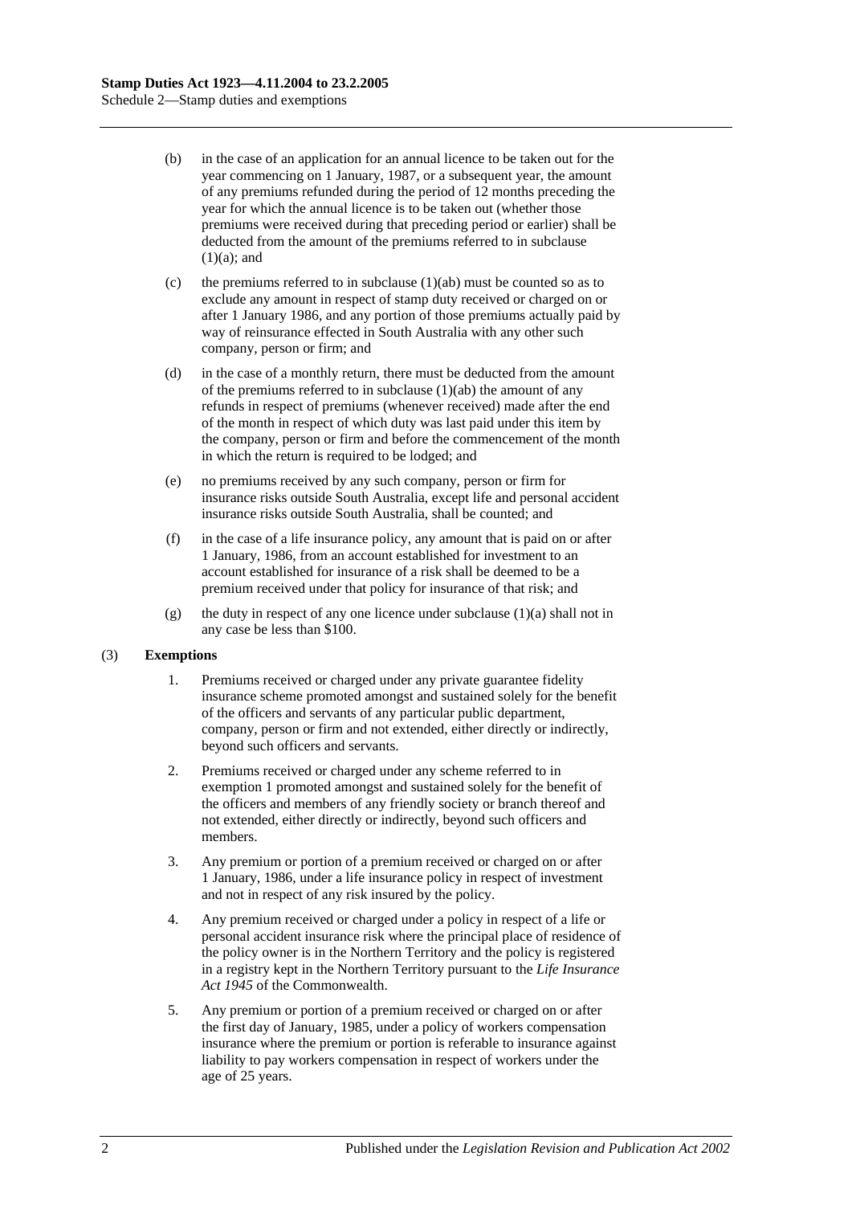(b) in the case of an application for an annual licence to be taken out for the year commencing on 1 January, 1987, or a subsequent year, the amount of any premiums refunded during the period of 12 months preceding the year for which the annual licence is to be taken out (whether those premiums were received during that preceding period or earlier) shall be deducted from the amount of the premiums referred to in subclause (1)(a); and

(c) the premiums referred to in subclause (1)(ab) must be counted so as to exclude any amount in respect of stamp duty received or charged on or after 1 January 1986, and any portion of those premiums actually paid by way of reinsurance effected in South Australia with any other such company, person or firm; and

(d) in the case of a monthly return, there must be deducted from the amount of the premiums referred to in subclause (1)(ab) the amount of any refunds in respect of premiums (whenever received) made after the end of the month in respect of which duty was last paid under this item by the company, person or firm and before the commencement of the month in which the return is required to be lodged; and

(e) no premiums received by any such company, person or firm for insurance risks outside South Australia, except life and personal accident insurance risks outside South Australia, shall be counted; and

(f) in the case of a life insurance policy, any amount that is paid on or after 1 January, 1986, from an account established for investment to an account established for insurance of a risk shall be deemed to be a premium received under that policy for insurance of that risk; and

(g) the duty in respect of any one licence under subclause (1)(a) shall not in any case be less than $100.

(3) **Exemptions**

1. Premiums received or charged under any private guarantee fidelity insurance scheme promoted amongst and sustained solely for the benefit of the officers and servants of any particular public department, company, person or firm and not extended, either directly or indirectly, beyond such officers and servants.

2. Premiums received or charged under any scheme referred to in exemption 1 promoted amongst and sustained solely for the benefit of the officers and members of any friendly society or branch thereof and not extended, either directly or indirectly, beyond such officers and members.

3. Any premium or portion of a premium received or charged on or after 1 January, 1986, under a life insurance policy in respect of investment and not in respect of any risk insured by the policy.

4. Any premium received or charged under a policy in respect of a life or personal accident insurance risk where the principal place of residence of the policy owner is in the Northern Territory and the policy is registered in a registry kept in the Northern Territory pursuant to the *Life Insurance Act 1945* of the Commonwealth.

5. Any premium or portion of a premium received or charged on or after the first day of January, 1985, under a policy of workers compensation insurance where the premium or portion is referable to insurance against liability to pay workers compensation in respect of workers under the age of 25 years.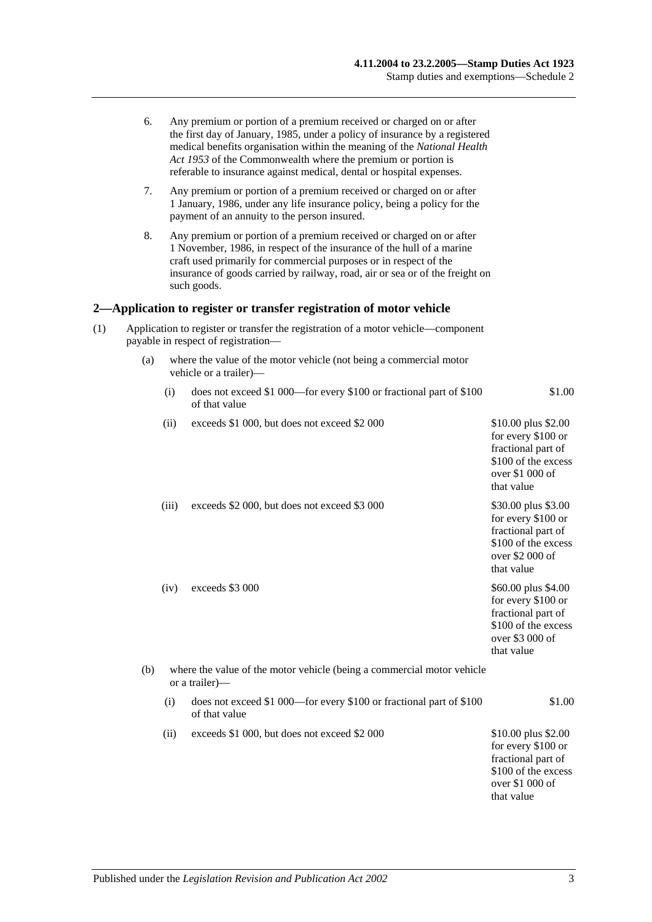6. Any premium or portion of a premium received or charged on or after the first day of January, 1985, under a policy of insurance by a registered medical benefits organisation within the meaning of the *National Health Act 1953* of the Commonwealth where the premium or portion is referable to insurance against medical, dental or hospital expenses.

7. Any premium or portion of a premium received or charged on or after 1 January, 1986, under any life insurance policy, being a policy for the payment of an annuity to the person insured.

8. Any premium or portion of a premium received or charged on or after 1 November, 1986, in respect of the insurance of the hull of a marine craft used primarily for commercial purposes or in respect of the insurance of goods carried by railway, road, air or sea or of the freight on such goods.

## 2—Application to register or transfer registration of motor vehicle

(1) Application to register or transfer the registration of a motor vehicle—component payable in respect of registration—

(a) where the value of the motor vehicle (not being a commercial motor vehicle or a trailer)—

| | | |
|---|---|---|
| (i) | does not exceed $1 000—for every $100 or fractional part of $100 of that value | $1.00 |
| (ii) | exceeds $1 000, but does not exceed $2 000 | $10.00 plus $2.00 for every $100 or fractional part of $100 of the excess over $1 000 of that value |
| (iii) | exceeds $2 000, but does not exceed $3 000 | $30.00 plus $3.00 for every $100 or fractional part of $100 of the excess over $2 000 of that value |
| (iv) | exceeds $3 000 | $60.00 plus $4.00 for every $100 or fractional part of $100 of the excess over $3 000 of that value |

(b) where the value of the motor vehicle (being a commercial motor vehicle or a trailer)—

| | | |
|---|---|---|
| (i) | does not exceed $1 000—for every $100 or fractional part of $100 of that value | $1.00 |
| (ii) | exceeds $1 000, but does not exceed $2 000 | $10.00 plus $2.00 for every $100 or fractional part of $100 of the excess over $1 000 of that value |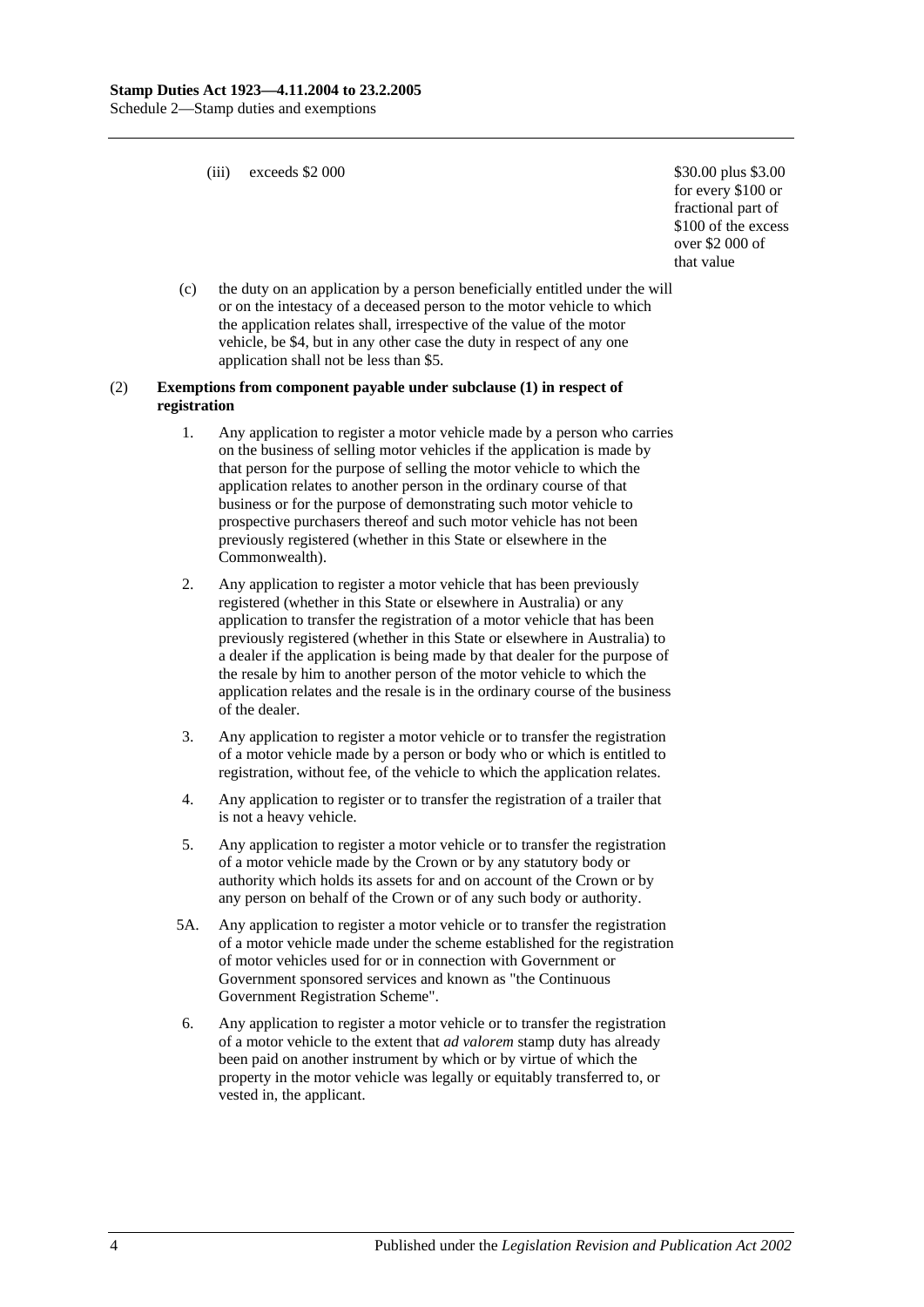(iii) exceeds $2 000 — $30.00 plus $3.00 for every $100 or fractional part of $100 of the excess over $2 000 of that value

(c) the duty on an application by a person beneficially entitled under the will or on the intestacy of a deceased person to the motor vehicle to which the application relates shall, irrespective of the value of the motor vehicle, be $4, but in any other case the duty in respect of any one application shall not be less than $5.

(2) **Exemptions from component payable under subclause (1) in respect of registration**

1. Any application to register a motor vehicle made by a person who carries on the business of selling motor vehicles if the application is made by that person for the purpose of selling the motor vehicle to which the application relates to another person in the ordinary course of that business or for the purpose of demonstrating such motor vehicle to prospective purchasers thereof and such motor vehicle has not been previously registered (whether in this State or elsewhere in the Commonwealth).

2. Any application to register a motor vehicle that has been previously registered (whether in this State or elsewhere in Australia) or any application to transfer the registration of a motor vehicle that has been previously registered (whether in this State or elsewhere in Australia) to a dealer if the application is being made by that dealer for the purpose of the resale by him to another person of the motor vehicle to which the application relates and the resale is in the ordinary course of the business of the dealer.

3. Any application to register a motor vehicle or to transfer the registration of a motor vehicle made by a person or body who or which is entitled to registration, without fee, of the vehicle to which the application relates.

4. Any application to register or to transfer the registration of a trailer that is not a heavy vehicle.

5. Any application to register a motor vehicle or to transfer the registration of a motor vehicle made by the Crown or by any statutory body or authority which holds its assets for and on account of the Crown or by any person on behalf of the Crown or of any such body or authority.

5A. Any application to register a motor vehicle or to transfer the registration of a motor vehicle made under the scheme established for the registration of motor vehicles used for or in connection with Government or Government sponsored services and known as "the Continuous Government Registration Scheme".

6. Any application to register a motor vehicle or to transfer the registration of a motor vehicle to the extent that *ad valorem* stamp duty has already been paid on another instrument by which or by virtue of which the property in the motor vehicle was legally or equitably transferred to, or vested in, the applicant.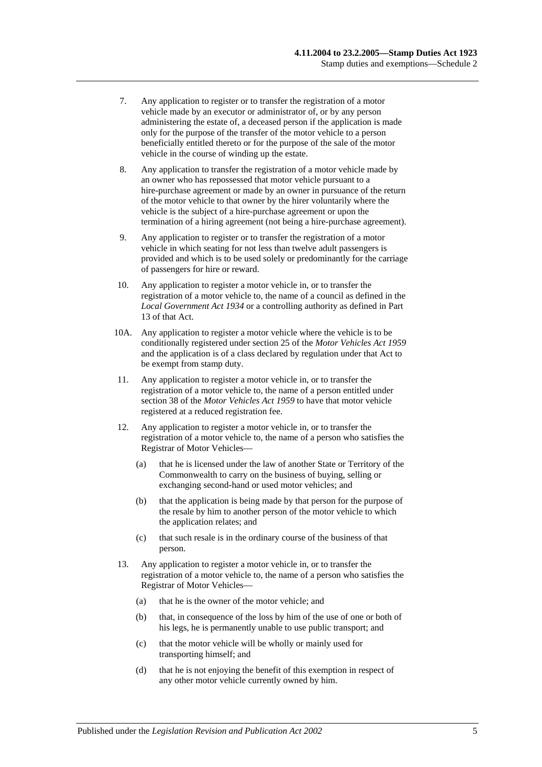7. Any application to register or to transfer the registration of a motor vehicle made by an executor or administrator of, or by any person administering the estate of, a deceased person if the application is made only for the purpose of the transfer of the motor vehicle to a person beneficially entitled thereto or for the purpose of the sale of the motor vehicle in the course of winding up the estate.

8. Any application to transfer the registration of a motor vehicle made by an owner who has repossessed that motor vehicle pursuant to a hire-purchase agreement or made by an owner in pursuance of the return of the motor vehicle to that owner by the hirer voluntarily where the vehicle is the subject of a hire-purchase agreement or upon the termination of a hiring agreement (not being a hire-purchase agreement).

9. Any application to register or to transfer the registration of a motor vehicle in which seating for not less than twelve adult passengers is provided and which is to be used solely or predominantly for the carriage of passengers for hire or reward.

10. Any application to register a motor vehicle in, or to transfer the registration of a motor vehicle to, the name of a council as defined in the *Local Government Act 1934* or a controlling authority as defined in Part 13 of that Act.

10A. Any application to register a motor vehicle where the vehicle is to be conditionally registered under section 25 of the *Motor Vehicles Act 1959* and the application is of a class declared by regulation under that Act to be exempt from stamp duty.

11. Any application to register a motor vehicle in, or to transfer the registration of a motor vehicle to, the name of a person entitled under section 38 of the *Motor Vehicles Act 1959* to have that motor vehicle registered at a reduced registration fee.

12. Any application to register a motor vehicle in, or to transfer the registration of a motor vehicle to, the name of a person who satisfies the Registrar of Motor Vehicles—

   (a) that he is licensed under the law of another State or Territory of the Commonwealth to carry on the business of buying, selling or exchanging second-hand or used motor vehicles; and

   (b) that the application is being made by that person for the purpose of the resale by him to another person of the motor vehicle to which the application relates; and

   (c) that such resale is in the ordinary course of the business of that person.

13. Any application to register a motor vehicle in, or to transfer the registration of a motor vehicle to, the name of a person who satisfies the Registrar of Motor Vehicles—

   (a) that he is the owner of the motor vehicle; and

   (b) that, in consequence of the loss by him of the use of one or both of his legs, he is permanently unable to use public transport; and

   (c) that the motor vehicle will be wholly or mainly used for transporting himself; and

   (d) that he is not enjoying the benefit of this exemption in respect of any other motor vehicle currently owned by him.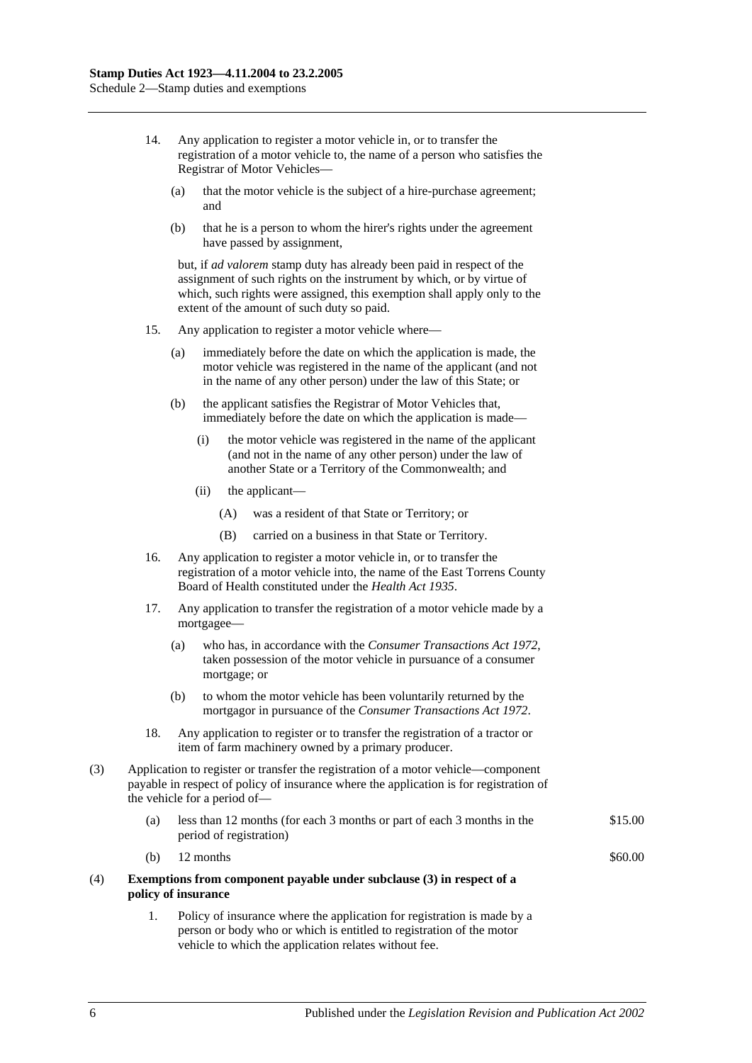14. Any application to register a motor vehicle in, or to transfer the registration of a motor vehicle to, the name of a person who satisfies the Registrar of Motor Vehicles—

    (a) that the motor vehicle is the subject of a hire-purchase agreement; and

    (b) that he is a person to whom the hirer's rights under the agreement have passed by assignment,

    but, if *ad valorem* stamp duty has already been paid in respect of the assignment of such rights on the instrument by which, or by virtue of which, such rights were assigned, this exemption shall apply only to the extent of the amount of such duty so paid.

15. Any application to register a motor vehicle where—

    (a) immediately before the date on which the application is made, the motor vehicle was registered in the name of the applicant (and not in the name of any other person) under the law of this State; or

    (b) the applicant satisfies the Registrar of Motor Vehicles that, immediately before the date on which the application is made—

        (i) the motor vehicle was registered in the name of the applicant (and not in the name of any other person) under the law of another State or a Territory of the Commonwealth; and

        (ii) the applicant—

            (A) was a resident of that State or Territory; or

            (B) carried on a business in that State or Territory.

16. Any application to register a motor vehicle in, or to transfer the registration of a motor vehicle into, the name of the East Torrens County Board of Health constituted under the *Health Act 1935*.

17. Any application to transfer the registration of a motor vehicle made by a mortgagee—

    (a) who has, in accordance with the *Consumer Transactions Act 1972*, taken possession of the motor vehicle in pursuance of a consumer mortgage; or

    (b) to whom the motor vehicle has been voluntarily returned by the mortgagor in pursuance of the *Consumer Transactions Act 1972*.

18. Any application to register or to transfer the registration of a tractor or item of farm machinery owned by a primary producer.

(3) Application to register or transfer the registration of a motor vehicle—component payable in respect of policy of insurance where the application is for registration of the vehicle for a period of—

| | | |
|---|---|---|
| (a) | less than 12 months (for each 3 months or part of each 3 months in the period of registration) | \$15.00 |
| (b) | 12 months | \$60.00 |

(4) **Exemptions from component payable under subclause (3) in respect of a policy of insurance**

1. Policy of insurance where the application for registration is made by a person or body who or which is entitled to registration of the motor vehicle to which the application relates without fee.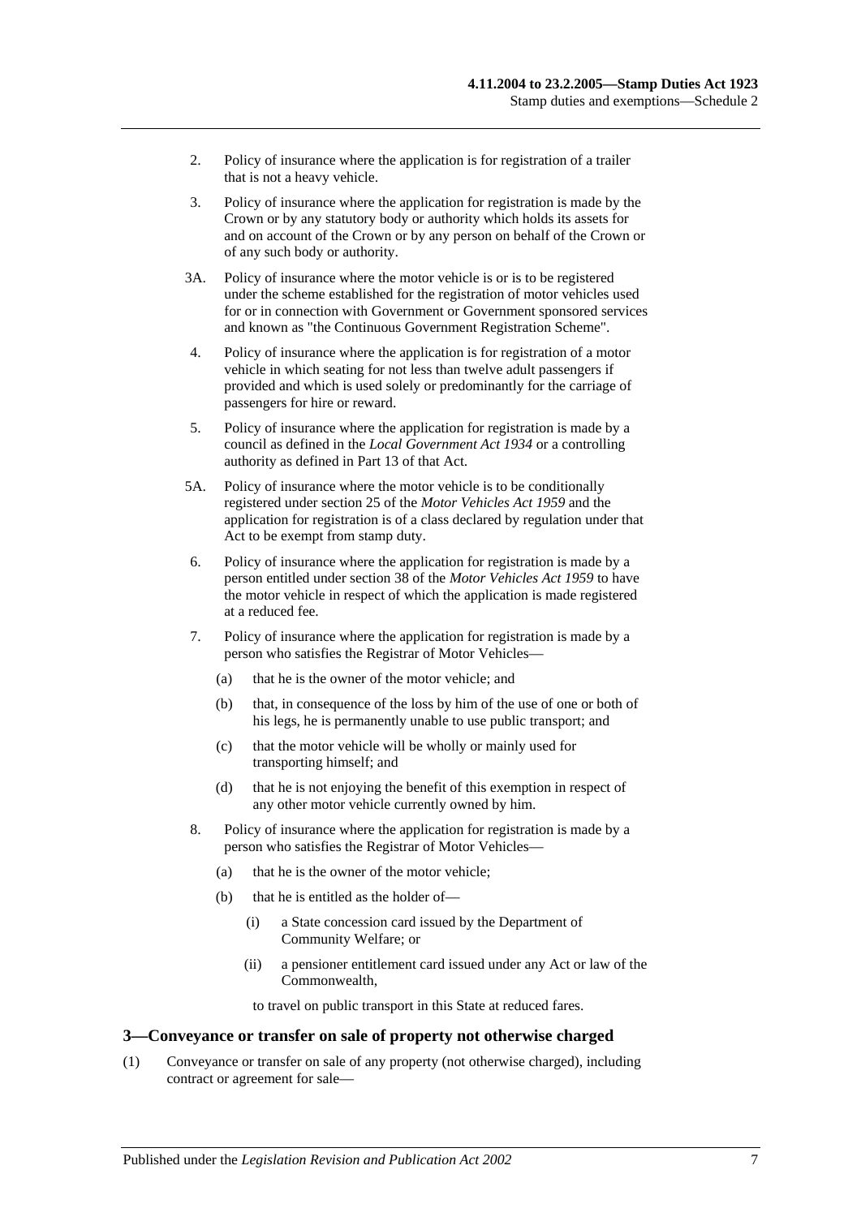2. Policy of insurance where the application is for registration of a trailer that is not a heavy vehicle.

3. Policy of insurance where the application for registration is made by the Crown or by any statutory body or authority which holds its assets for and on account of the Crown or by any person on behalf of the Crown or of any such body or authority.

3A. Policy of insurance where the motor vehicle is or is to be registered under the scheme established for the registration of motor vehicles used for or in connection with Government or Government sponsored services and known as "the Continuous Government Registration Scheme".

4. Policy of insurance where the application is for registration of a motor vehicle in which seating for not less than twelve adult passengers if provided and which is used solely or predominantly for the carriage of passengers for hire or reward.

5. Policy of insurance where the application for registration is made by a council as defined in the *Local Government Act 1934* or a controlling authority as defined in Part 13 of that Act.

5A. Policy of insurance where the motor vehicle is to be conditionally registered under section 25 of the *Motor Vehicles Act 1959* and the application for registration is of a class declared by regulation under that Act to be exempt from stamp duty.

6. Policy of insurance where the application for registration is made by a person entitled under section 38 of the *Motor Vehicles Act 1959* to have the motor vehicle in respect of which the application is made registered at a reduced fee.

7. Policy of insurance where the application for registration is made by a person who satisfies the Registrar of Motor Vehicles—

   (a) that he is the owner of the motor vehicle; and

   (b) that, in consequence of the loss by him of the use of one or both of his legs, he is permanently unable to use public transport; and

   (c) that the motor vehicle will be wholly or mainly used for transporting himself; and

   (d) that he is not enjoying the benefit of this exemption in respect of any other motor vehicle currently owned by him.

8. Policy of insurance where the application for registration is made by a person who satisfies the Registrar of Motor Vehicles—

   (a) that he is the owner of the motor vehicle;

   (b) that he is entitled as the holder of—

      (i) a State concession card issued by the Department of Community Welfare; or

      (ii) a pensioner entitlement card issued under any Act or law of the Commonwealth,

      to travel on public transport in this State at reduced fares.

### 3—Conveyance or transfer on sale of property not otherwise charged

(1) Conveyance or transfer on sale of any property (not otherwise charged), including contract or agreement for sale—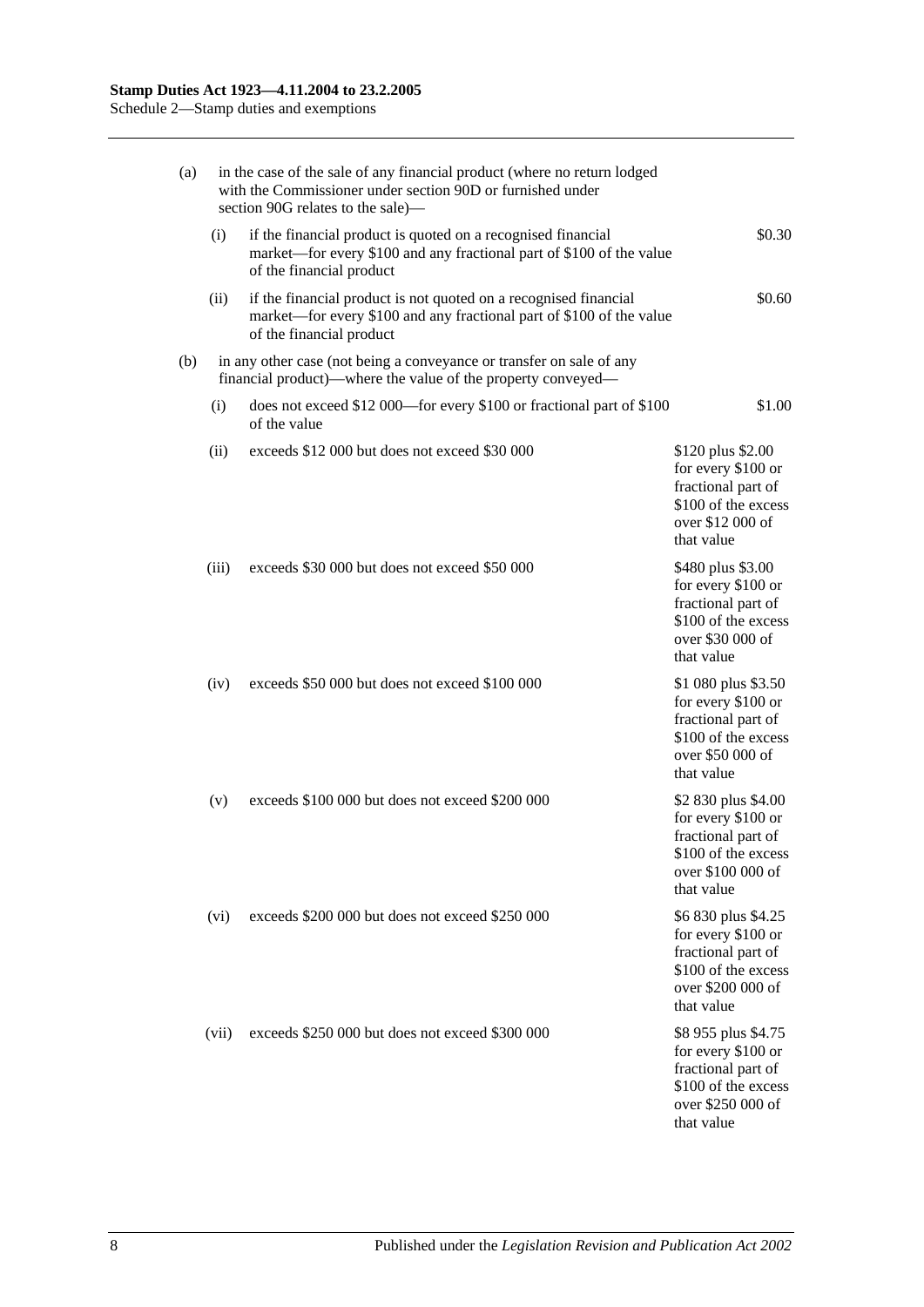| | | |
|---|---|---|
| (a) | in the case of the sale of any financial product (where no return lodged with the Commissioner under section 90D or furnished under section 90G relates to the sale)— | |
| (i) | if the financial product is quoted on a recognised financial market—for every $100 and any fractional part of $100 of the value of the financial product | $0.30 |
| (ii) | if the financial product is not quoted on a recognised financial market—for every $100 and any fractional part of $100 of the value of the financial product | $0.60 |
| (b) | in any other case (not being a conveyance or transfer on sale of any financial product)—where the value of the property conveyed— | |
| (i) | does not exceed $12 000—for every $100 or fractional part of $100 of the value | $1.00 |
| (ii) | exceeds $12 000 but does not exceed $30 000 | $120 plus $2.00 for every $100 or fractional part of $100 of the excess over $12 000 of that value |
| (iii) | exceeds $30 000 but does not exceed $50 000 | $480 plus $3.00 for every $100 or fractional part of $100 of the excess over $30 000 of that value |
| (iv) | exceeds $50 000 but does not exceed $100 000 | $1 080 plus $3.50 for every $100 or fractional part of $100 of the excess over $50 000 of that value |
| (v) | exceeds $100 000 but does not exceed $200 000 | $2 830 plus $4.00 for every $100 or fractional part of $100 of the excess over $100 000 of that value |
| (vi) | exceeds $200 000 but does not exceed $250 000 | $6 830 plus $4.25 for every $100 or fractional part of $100 of the excess over $200 000 of that value |
| (vii) | exceeds $250 000 but does not exceed $300 000 | $8 955 plus $4.75 for every $100 or fractional part of $100 of the excess over $250 000 of that value |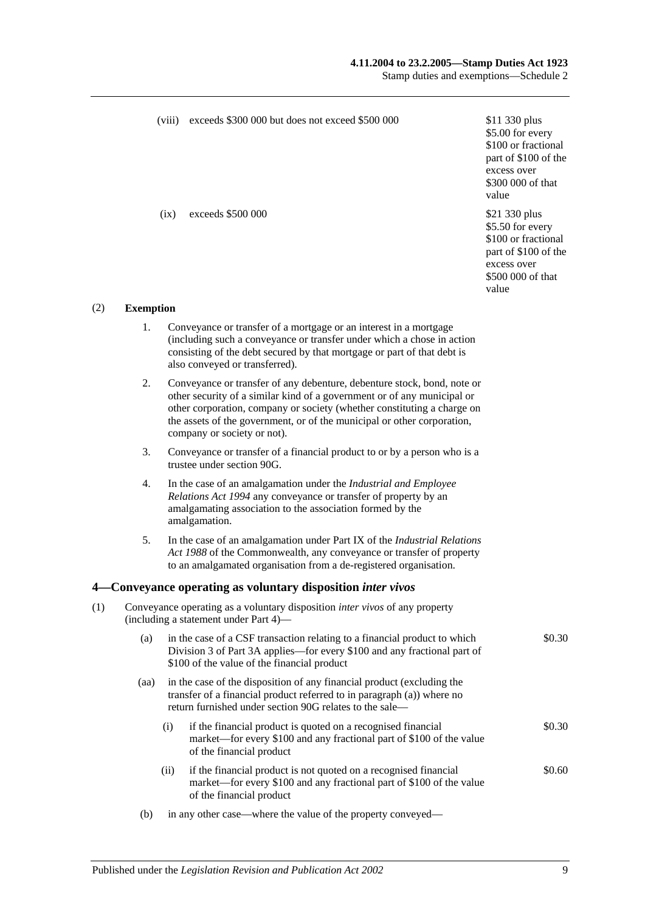| | | |
|---|---|---|
| (viii) | exceeds $300 000 but does not exceed $500 000 | $11 330 plus $5.00 for every $100 or fractional part of $100 of the excess over $300 000 of that value |
| (ix) | exceeds $500 000 | $21 330 plus $5.50 for every $100 or fractional part of $100 of the excess over $500 000 of that value |

(2) **Exemption**

1. Conveyance or transfer of a mortgage or an interest in a mortgage (including such a conveyance or transfer under which a chose in action consisting of the debt secured by that mortgage or part of that debt is also conveyed or transferred).

2. Conveyance or transfer of any debenture, debenture stock, bond, note or other security of a similar kind of a government or of any municipal or other corporation, company or society (whether constituting a charge on the assets of the government, or of the municipal or other corporation, company or society or not).

3. Conveyance or transfer of a financial product to or by a person who is a trustee under section 90G.

4. In the case of an amalgamation under the *Industrial and Employee Relations Act 1994* any conveyance or transfer of property by an amalgamating association to the association formed by the amalgamation.

5. In the case of an amalgamation under Part IX of the *Industrial Relations Act 1988* of the Commonwealth, any conveyance or transfer of property to an amalgamated organisation from a de-registered organisation.

## 4—Conveyance operating as voluntary disposition *inter vivos*

(1) Conveyance operating as a voluntary disposition *inter vivos* of any property (including a statement under Part 4)—

(a) in the case of a CSF transaction relating to a financial product to which Division 3 of Part 3A applies—for every $100 and any fractional part of $100 of the value of the financial product — $0.30

(aa) in the case of the disposition of any financial product (excluding the transfer of a financial product referred to in paragraph (a)) where no return furnished under section 90G relates to the sale—

(i) if the financial product is quoted on a recognised financial market—for every $100 and any fractional part of $100 of the value of the financial product — $0.30

(ii) if the financial product is not quoted on a recognised financial market—for every $100 and any fractional part of $100 of the value of the financial product — $0.60

(b) in any other case—where the value of the property conveyed—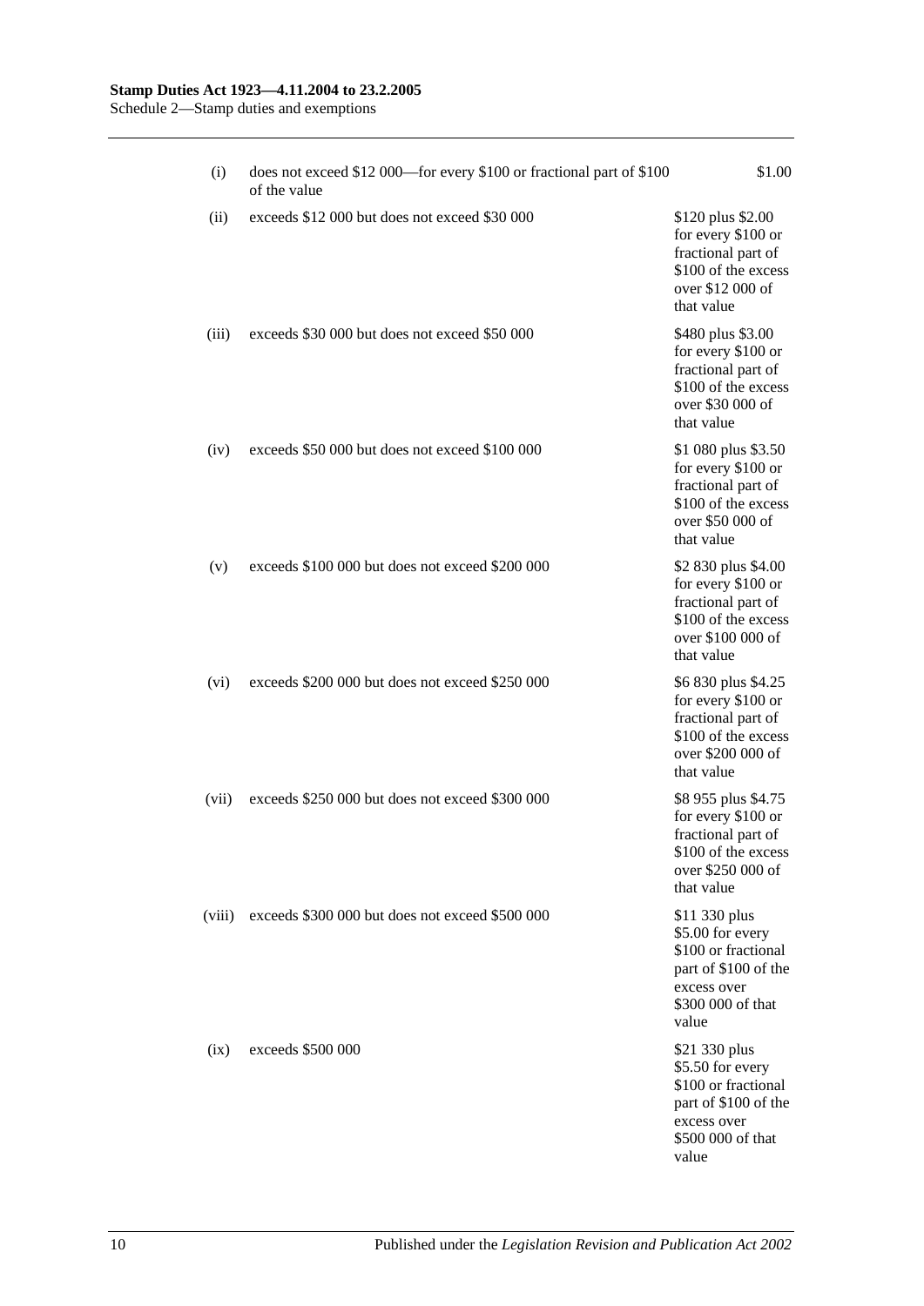| | | |
|---|---|---|
| (i) | does not exceed \$12 000—for every \$100 or fractional part of \$100 of the value | \$1.00 |
| (ii) | exceeds \$12 000 but does not exceed \$30 000 | \$120 plus \$2.00 for every \$100 or fractional part of \$100 of the excess over \$12 000 of that value |
| (iii) | exceeds \$30 000 but does not exceed \$50 000 | \$480 plus \$3.00 for every \$100 or fractional part of \$100 of the excess over \$30 000 of that value |
| (iv) | exceeds \$50 000 but does not exceed \$100 000 | \$1 080 plus \$3.50 for every \$100 or fractional part of \$100 of the excess over \$50 000 of that value |
| (v) | exceeds \$100 000 but does not exceed \$200 000 | \$2 830 plus \$4.00 for every \$100 or fractional part of \$100 of the excess over \$100 000 of that value |
| (vi) | exceeds \$200 000 but does not exceed \$250 000 | \$6 830 plus \$4.25 for every \$100 or fractional part of \$100 of the excess over \$200 000 of that value |
| (vii) | exceeds \$250 000 but does not exceed \$300 000 | \$8 955 plus \$4.75 for every \$100 or fractional part of \$100 of the excess over \$250 000 of that value |
| (viii) | exceeds \$300 000 but does not exceed \$500 000 | \$11 330 plus \$5.00 for every \$100 or fractional part of \$100 of the excess over \$300 000 of that value |
| (ix) | exceeds \$500 000 | \$21 330 plus \$5.50 for every \$100 or fractional part of \$100 of the excess over \$500 000 of that value |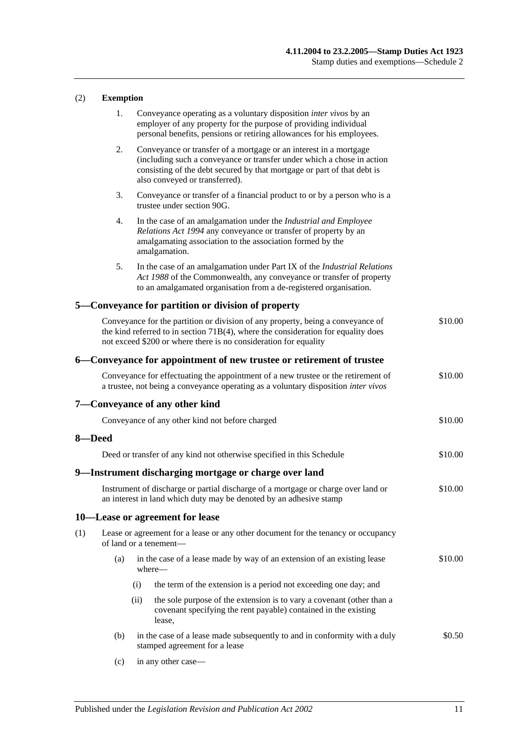(2) **Exemption**

1. Conveyance operating as a voluntary disposition *inter vivos* by an employer of any property for the purpose of providing individual personal benefits, pensions or retiring allowances for his employees.

2. Conveyance or transfer of a mortgage or an interest in a mortgage (including such a conveyance or transfer under which a chose in action consisting of the debt secured by that mortgage or part of that debt is also conveyed or transferred).

3. Conveyance or transfer of a financial product to or by a person who is a trustee under section 90G.

4. In the case of an amalgamation under the *Industrial and Employee Relations Act 1994* any conveyance or transfer of property by an amalgamating association to the association formed by the amalgamation.

5. In the case of an amalgamation under Part IX of the *Industrial Relations Act 1988* of the Commonwealth, any conveyance or transfer of property to an amalgamated organisation from a de-registered organisation.

## 5—Conveyance for partition or division of property

Conveyance for the partition or division of any property, being a conveyance of the kind referred to in section 71B(4), where the consideration for equality does not exceed \$200 or where there is no consideration for equality — \$10.00

## 6—Conveyance for appointment of new trustee or retirement of trustee

Conveyance for effectuating the appointment of a new trustee or the retirement of a trustee, not being a conveyance operating as a voluntary disposition *inter vivos* — \$10.00

## 7—Conveyance of any other kind

Conveyance of any other kind not before charged — \$10.00

## 8—Deed

Deed or transfer of any kind not otherwise specified in this Schedule — \$10.00

## 9—Instrument discharging mortgage or charge over land

Instrument of discharge or partial discharge of a mortgage or charge over land or an interest in land which duty may be denoted by an adhesive stamp — \$10.00

## 10—Lease or agreement for lease

(1) Lease or agreement for a lease or any other document for the tenancy or occupancy of land or a tenement—

(a) in the case of a lease made by way of an extension of an existing lease where— — \$10.00

(i) the term of the extension is a period not exceeding one day; and

(ii) the sole purpose of the extension is to vary a covenant (other than a covenant specifying the rent payable) contained in the existing lease,

(b) in the case of a lease made subsequently to and in conformity with a duly stamped agreement for a lease — \$0.50

(c) in any other case—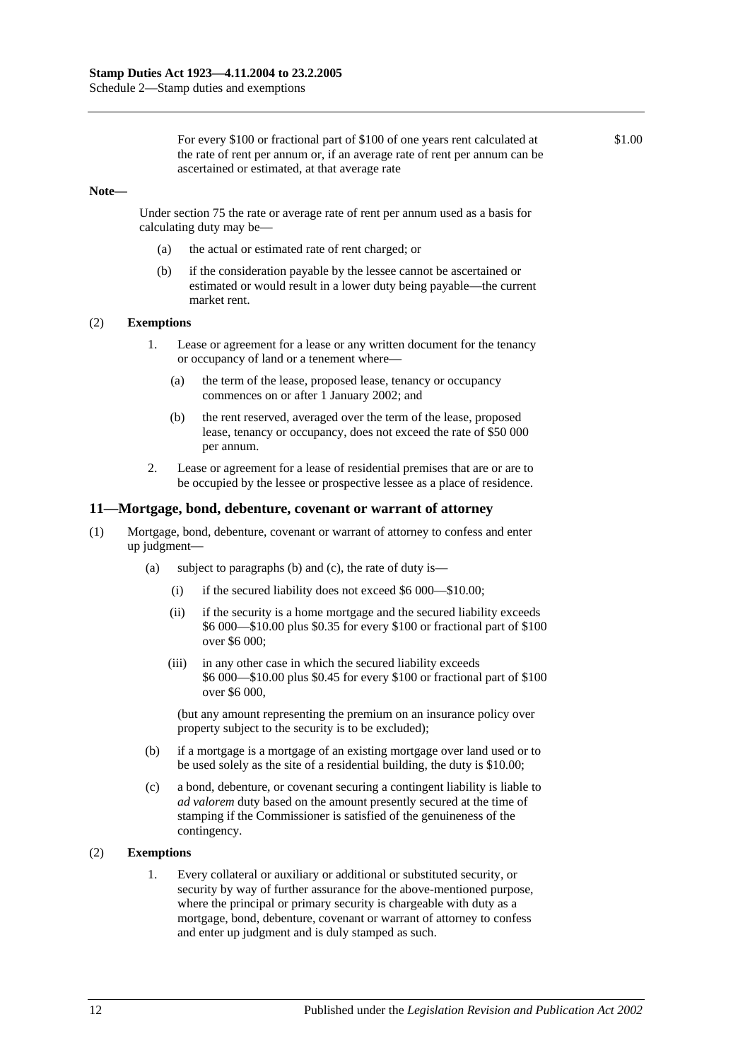For every $100 or fractional part of $100 of one years rent calculated at the rate of rent per annum or, if an average rate of rent per annum can be ascertained or estimated, at that average rate — $1.00

**Note—**

Under section 75 the rate or average rate of rent per annum used as a basis for calculating duty may be—

- (a) the actual or estimated rate of rent charged; or
- (b) if the consideration payable by the lessee cannot be ascertained or estimated or would result in a lower duty being payable—the current market rent.

(2) **Exemptions**

1. Lease or agreement for a lease or any written document for the tenancy or occupancy of land or a tenement where—
   - (a) the term of the lease, proposed lease, tenancy or occupancy commences on or after 1 January 2002; and
   - (b) the rent reserved, averaged over the term of the lease, proposed lease, tenancy or occupancy, does not exceed the rate of $50 000 per annum.
2. Lease or agreement for a lease of residential premises that are or are to be occupied by the lessee or prospective lessee as a place of residence.

## 11—Mortgage, bond, debenture, covenant or warrant of attorney

(1) Mortgage, bond, debenture, covenant or warrant of attorney to confess and enter up judgment—

- (a) subject to paragraphs (b) and (c), the rate of duty is—
  - (i) if the secured liability does not exceed $6 000—$10.00;
  - (ii) if the security is a home mortgage and the secured liability exceeds $6 000—$10.00 plus $0.35 for every $100 or fractional part of $100 over $6 000;
  - (iii) in any other case in which the secured liability exceeds $6 000—$10.00 plus $0.45 for every $100 or fractional part of $100 over $6 000,

  (but any amount representing the premium on an insurance policy over property subject to the security is to be excluded);
- (b) if a mortgage is a mortgage of an existing mortgage over land used or to be used solely as the site of a residential building, the duty is $10.00;
- (c) a bond, debenture, or covenant securing a contingent liability is liable to *ad valorem* duty based on the amount presently secured at the time of stamping if the Commissioner is satisfied of the genuineness of the contingency.

(2) **Exemptions**

1. Every collateral or auxiliary or additional or substituted security, or security by way of further assurance for the above-mentioned purpose, where the principal or primary security is chargeable with duty as a mortgage, bond, debenture, covenant or warrant of attorney to confess and enter up judgment and is duly stamped as such.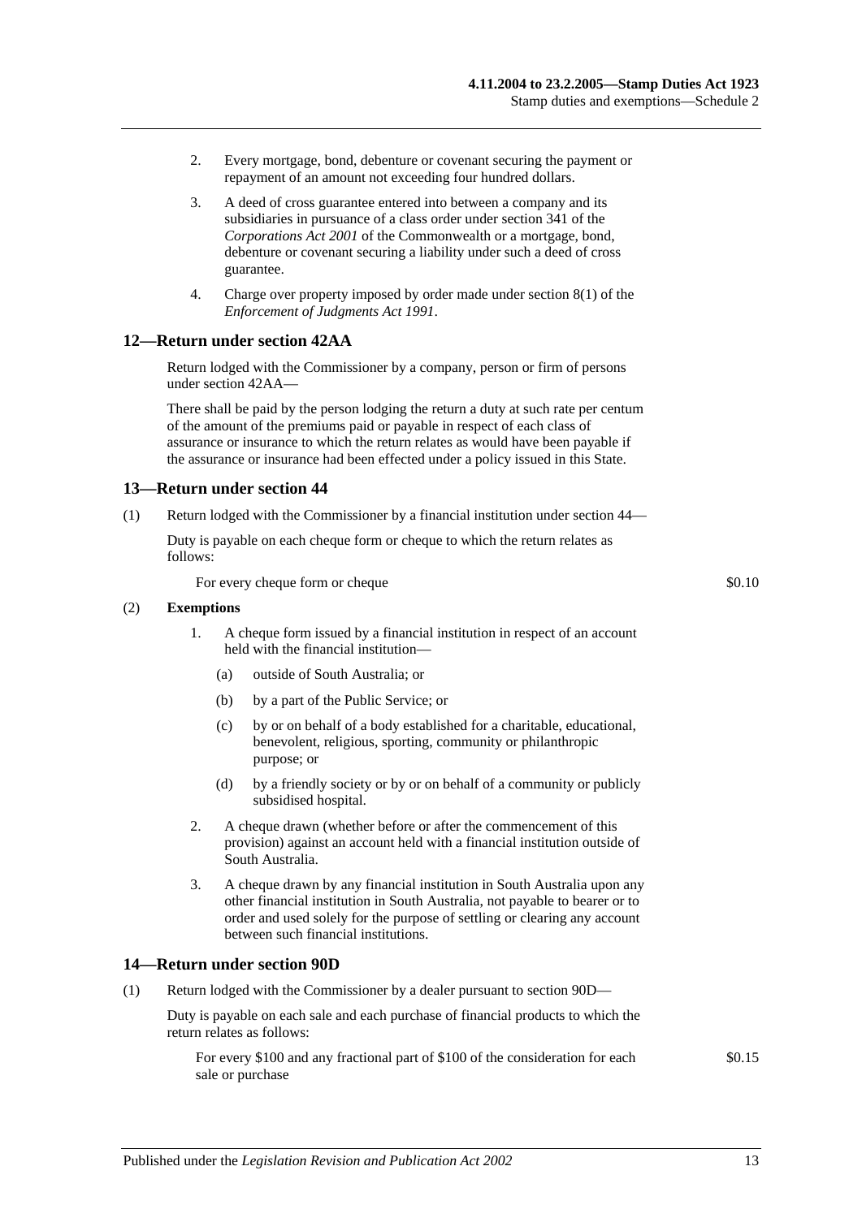2. Every mortgage, bond, debenture or covenant securing the payment or repayment of an amount not exceeding four hundred dollars.

3. A deed of cross guarantee entered into between a company and its subsidiaries in pursuance of a class order under section 341 of the *Corporations Act 2001* of the Commonwealth or a mortgage, bond, debenture or covenant securing a liability under such a deed of cross guarantee.

4. Charge over property imposed by order made under section 8(1) of the *Enforcement of Judgments Act 1991*.

## 12—Return under section 42AA

Return lodged with the Commissioner by a company, person or firm of persons under section 42AA—

There shall be paid by the person lodging the return a duty at such rate per centum of the amount of the premiums paid or payable in respect of each class of assurance or insurance to which the return relates as would have been payable if the assurance or insurance had been effected under a policy issued in this State.

## 13—Return under section 44

(1) Return lodged with the Commissioner by a financial institution under section 44—

Duty is payable on each cheque form or cheque to which the return relates as follows:

For every cheque form or cheque — $0.10

(2) **Exemptions**

1. A cheque form issued by a financial institution in respect of an account held with the financial institution—
   (a) outside of South Australia; or
   (b) by a part of the Public Service; or
   (c) by or on behalf of a body established for a charitable, educational, benevolent, religious, sporting, community or philanthropic purpose; or
   (d) by a friendly society or by or on behalf of a community or publicly subsidised hospital.

2. A cheque drawn (whether before or after the commencement of this provision) against an account held with a financial institution outside of South Australia.

3. A cheque drawn by any financial institution in South Australia upon any other financial institution in South Australia, not payable to bearer or to order and used solely for the purpose of settling or clearing any account between such financial institutions.

## 14—Return under section 90D

(1) Return lodged with the Commissioner by a dealer pursuant to section 90D—

Duty is payable on each sale and each purchase of financial products to which the return relates as follows:

For every $100 and any fractional part of $100 of the consideration for each sale or purchase — $0.15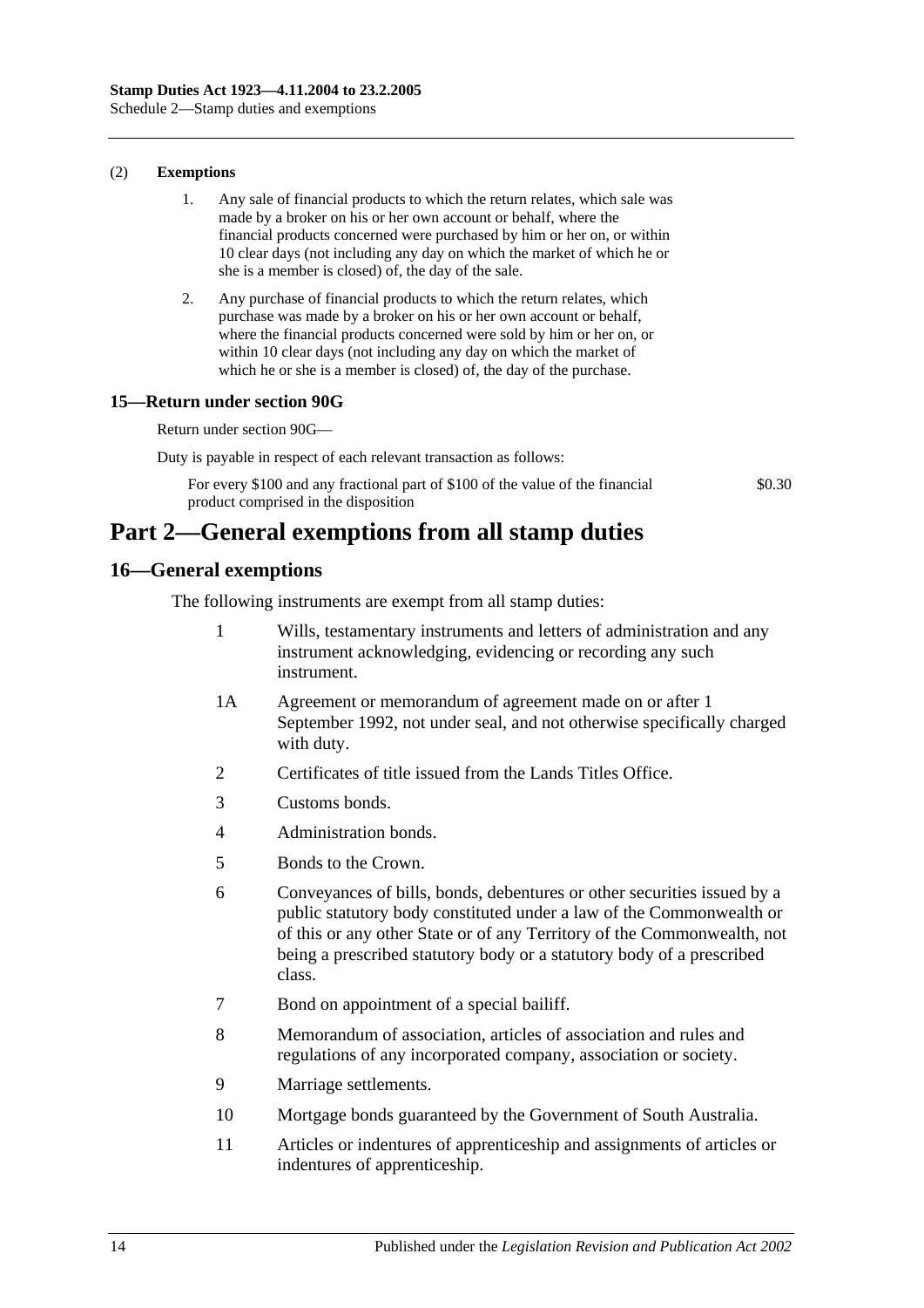(2) **Exemptions**

1. Any sale of financial products to which the return relates, which sale was made by a broker on his or her own account or behalf, where the financial products concerned were purchased by him or her on, or within 10 clear days (not including any day on which the market of which he or she is a member is closed) of, the day of the sale.

2. Any purchase of financial products to which the return relates, which purchase was made by a broker on his or her own account or behalf, where the financial products concerned were sold by him or her on, or within 10 clear days (not including any day on which the market of which he or she is a member is closed) of, the day of the purchase.

### 15—Return under section 90G

Return under section 90G—

Duty is payable in respect of each relevant transaction as follows:

| | |
|---|---|
| For every \$100 and any fractional part of \$100 of the value of the financial product comprised in the disposition | \$0.30 |

# Part 2—General exemptions from all stamp duties

### 16—General exemptions

The following instruments are exempt from all stamp duties:

1 Wills, testamentary instruments and letters of administration and any instrument acknowledging, evidencing or recording any such instrument.

1A Agreement or memorandum of agreement made on or after 1 September 1992, not under seal, and not otherwise specifically charged with duty.

2 Certificates of title issued from the Lands Titles Office.

3 Customs bonds.

4 Administration bonds.

5 Bonds to the Crown.

6 Conveyances of bills, bonds, debentures or other securities issued by a public statutory body constituted under a law of the Commonwealth or of this or any other State or of any Territory of the Commonwealth, not being a prescribed statutory body or a statutory body of a prescribed class.

7 Bond on appointment of a special bailiff.

8 Memorandum of association, articles of association and rules and regulations of any incorporated company, association or society.

9 Marriage settlements.

10 Mortgage bonds guaranteed by the Government of South Australia.

11 Articles or indentures of apprenticeship and assignments of articles or indentures of apprenticeship.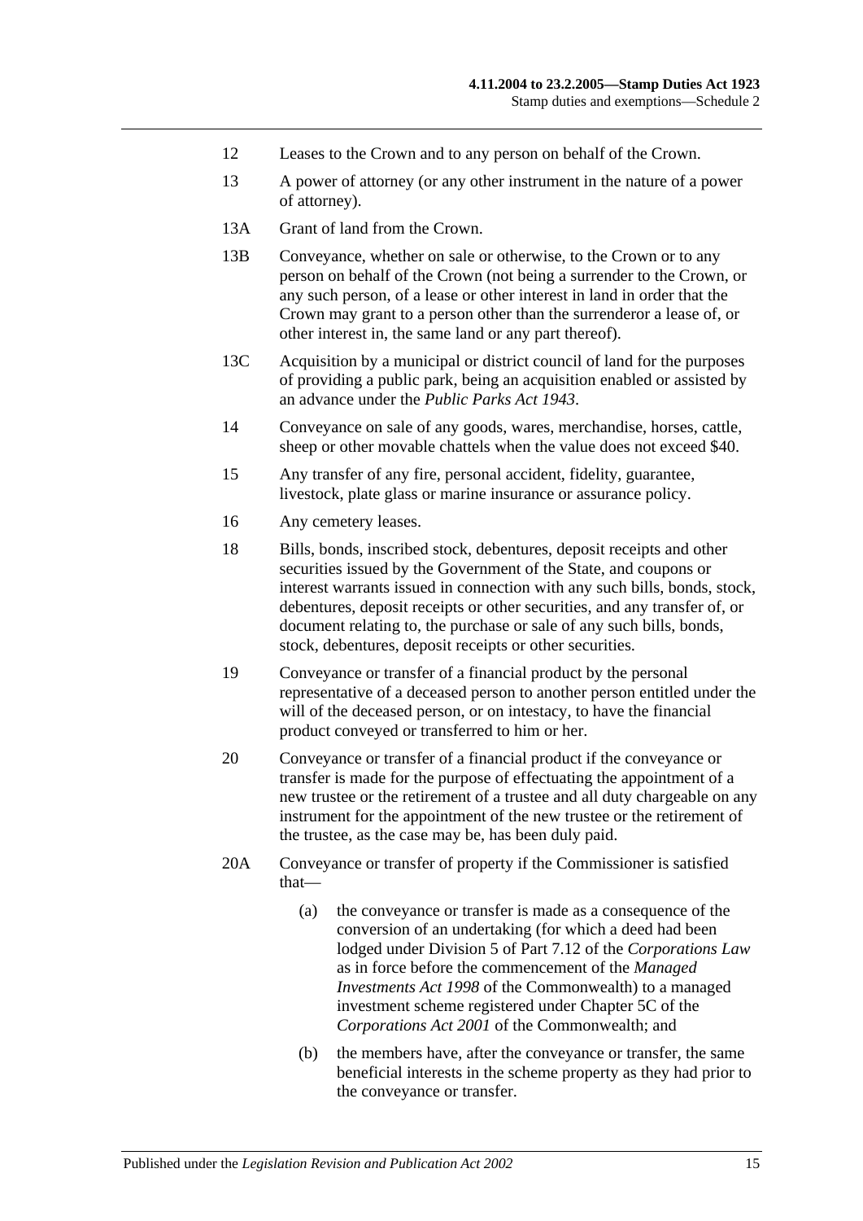12 Leases to the Crown and to any person on behalf of the Crown.

13 A power of attorney (or any other instrument in the nature of a power of attorney).

13A Grant of land from the Crown.

13B Conveyance, whether on sale or otherwise, to the Crown or to any person on behalf of the Crown (not being a surrender to the Crown, or any such person, of a lease or other interest in land in order that the Crown may grant to a person other than the surrenderor a lease of, or other interest in, the same land or any part thereof).

13C Acquisition by a municipal or district council of land for the purposes of providing a public park, being an acquisition enabled or assisted by an advance under the *Public Parks Act 1943*.

14 Conveyance on sale of any goods, wares, merchandise, horses, cattle, sheep or other movable chattels when the value does not exceed $40.

15 Any transfer of any fire, personal accident, fidelity, guarantee, livestock, plate glass or marine insurance or assurance policy.

16 Any cemetery leases.

18 Bills, bonds, inscribed stock, debentures, deposit receipts and other securities issued by the Government of the State, and coupons or interest warrants issued in connection with any such bills, bonds, stock, debentures, deposit receipts or other securities, and any transfer of, or document relating to, the purchase or sale of any such bills, bonds, stock, debentures, deposit receipts or other securities.

19 Conveyance or transfer of a financial product by the personal representative of a deceased person to another person entitled under the will of the deceased person, or on intestacy, to have the financial product conveyed or transferred to him or her.

20 Conveyance or transfer of a financial product if the conveyance or transfer is made for the purpose of effectuating the appointment of a new trustee or the retirement of a trustee and all duty chargeable on any instrument for the appointment of the new trustee or the retirement of the trustee, as the case may be, has been duly paid.

20A Conveyance or transfer of property if the Commissioner is satisfied that—

(a) the conveyance or transfer is made as a consequence of the conversion of an undertaking (for which a deed had been lodged under Division 5 of Part 7.12 of the *Corporations Law* as in force before the commencement of the *Managed Investments Act 1998* of the Commonwealth) to a managed investment scheme registered under Chapter 5C of the *Corporations Act 2001* of the Commonwealth; and

(b) the members have, after the conveyance or transfer, the same beneficial interests in the scheme property as they had prior to the conveyance or transfer.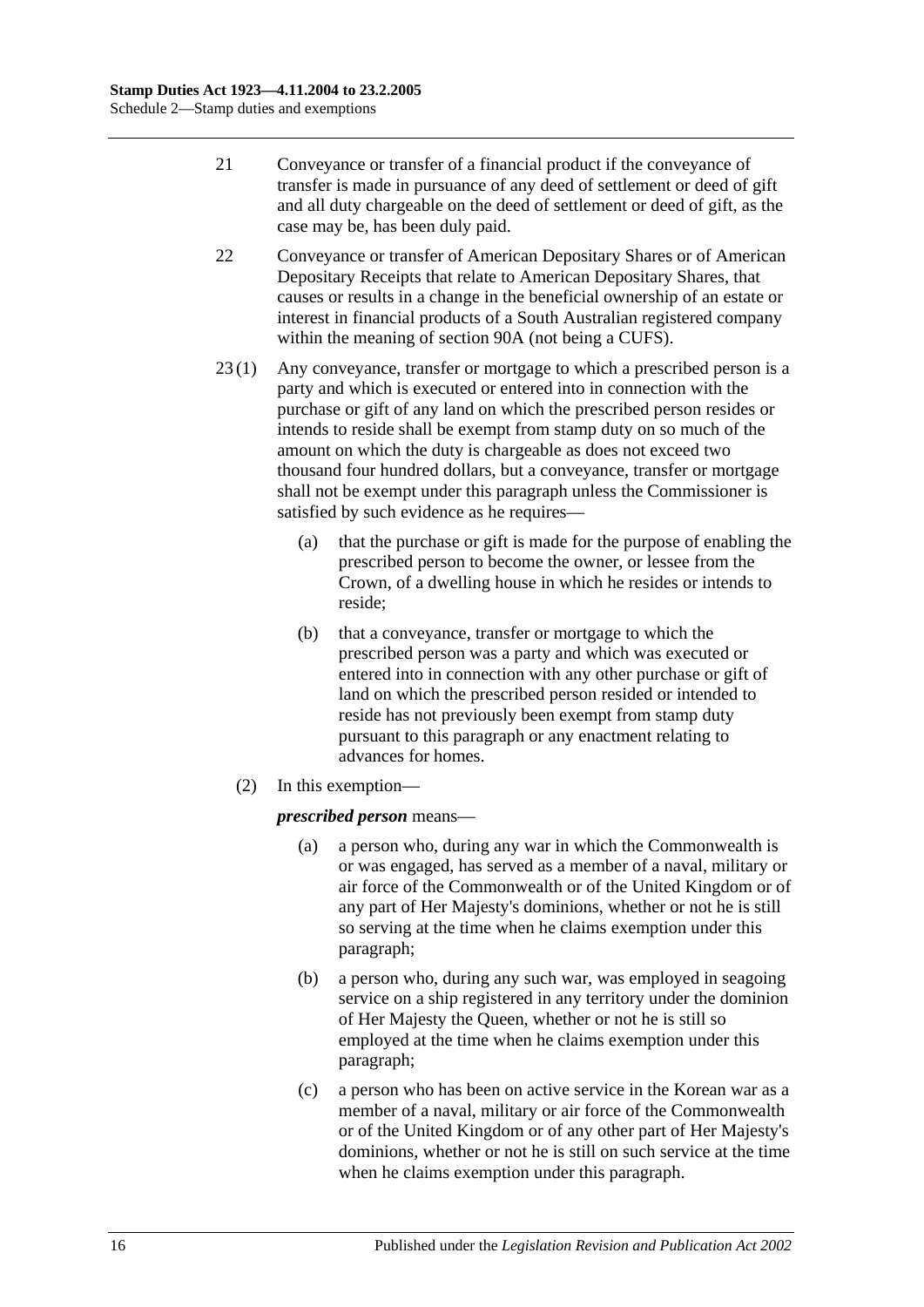21 Conveyance or transfer of a financial product if the conveyance of transfer is made in pursuance of any deed of settlement or deed of gift and all duty chargeable on the deed of settlement or deed of gift, as the case may be, has been duly paid.

22 Conveyance or transfer of American Depositary Shares or of American Depositary Receipts that relate to American Depositary Shares, that causes or results in a change in the beneficial ownership of an estate or interest in financial products of a South Australian registered company within the meaning of section 90A (not being a CUFS).

23 (1) Any conveyance, transfer or mortgage to which a prescribed person is a party and which is executed or entered into in connection with the purchase or gift of any land on which the prescribed person resides or intends to reside shall be exempt from stamp duty on so much of the amount on which the duty is chargeable as does not exceed two thousand four hundred dollars, but a conveyance, transfer or mortgage shall not be exempt under this paragraph unless the Commissioner is satisfied by such evidence as he requires—

- (a) that the purchase or gift is made for the purpose of enabling the prescribed person to become the owner, or lessee from the Crown, of a dwelling house in which he resides or intends to reside;
- (b) that a conveyance, transfer or mortgage to which the prescribed person was a party and which was executed or entered into in connection with any other purchase or gift of land on which the prescribed person resided or intended to reside has not previously been exempt from stamp duty pursuant to this paragraph or any enactment relating to advances for homes.

(2) In this exemption—

***prescribed person*** means—

- (a) a person who, during any war in which the Commonwealth is or was engaged, has served as a member of a naval, military or air force of the Commonwealth or of the United Kingdom or of any part of Her Majesty's dominions, whether or not he is still so serving at the time when he claims exemption under this paragraph;
- (b) a person who, during any such war, was employed in seagoing service on a ship registered in any territory under the dominion of Her Majesty the Queen, whether or not he is still so employed at the time when he claims exemption under this paragraph;
- (c) a person who has been on active service in the Korean war as a member of a naval, military or air force of the Commonwealth or of the United Kingdom or of any other part of Her Majesty's dominions, whether or not he is still on such service at the time when he claims exemption under this paragraph.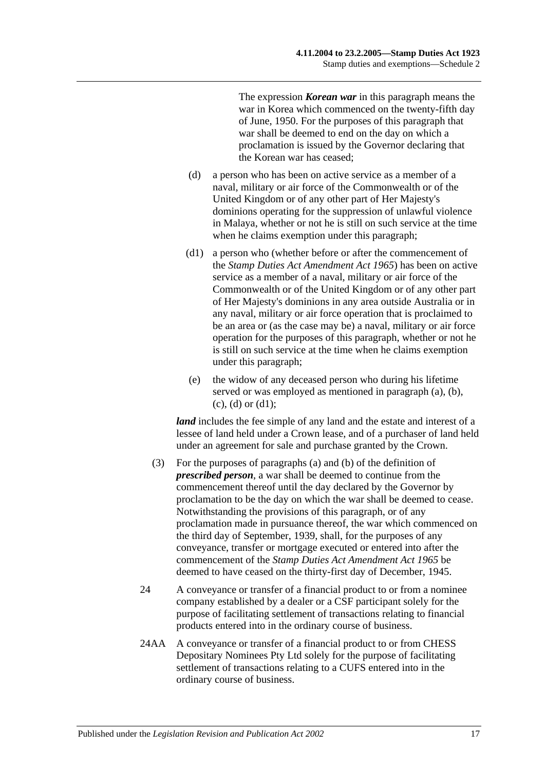The expression ***Korean war*** in this paragraph means the war in Korea which commenced on the twenty-fifth day of June, 1950. For the purposes of this paragraph that war shall be deemed to end on the day on which a proclamation is issued by the Governor declaring that the Korean war has ceased;

(d) a person who has been on active service as a member of a naval, military or air force of the Commonwealth or of the United Kingdom or of any other part of Her Majesty's dominions operating for the suppression of unlawful violence in Malaya, whether or not he is still on such service at the time when he claims exemption under this paragraph;

(d1) a person who (whether before or after the commencement of the *Stamp Duties Act Amendment Act 1965*) has been on active service as a member of a naval, military or air force of the Commonwealth or of the United Kingdom or of any other part of Her Majesty's dominions in any area outside Australia or in any naval, military or air force operation that is proclaimed to be an area or (as the case may be) a naval, military or air force operation for the purposes of this paragraph, whether or not he is still on such service at the time when he claims exemption under this paragraph;

(e) the widow of any deceased person who during his lifetime served or was employed as mentioned in paragraph (a), (b), (c), (d) or (d1);

***land*** includes the fee simple of any land and the estate and interest of a lessee of land held under a Crown lease, and of a purchaser of land held under an agreement for sale and purchase granted by the Crown.

(3) For the purposes of paragraphs (a) and (b) of the definition of ***prescribed person***, a war shall be deemed to continue from the commencement thereof until the day declared by the Governor by proclamation to be the day on which the war shall be deemed to cease. Notwithstanding the provisions of this paragraph, or of any proclamation made in pursuance thereof, the war which commenced on the third day of September, 1939, shall, for the purposes of any conveyance, transfer or mortgage executed or entered into after the commencement of the *Stamp Duties Act Amendment Act 1965* be deemed to have ceased on the thirty-first day of December, 1945.

24 A conveyance or transfer of a financial product to or from a nominee company established by a dealer or a CSF participant solely for the purpose of facilitating settlement of transactions relating to financial products entered into in the ordinary course of business.

24AA A conveyance or transfer of a financial product to or from CHESS Depositary Nominees Pty Ltd solely for the purpose of facilitating settlement of transactions relating to a CUFS entered into in the ordinary course of business.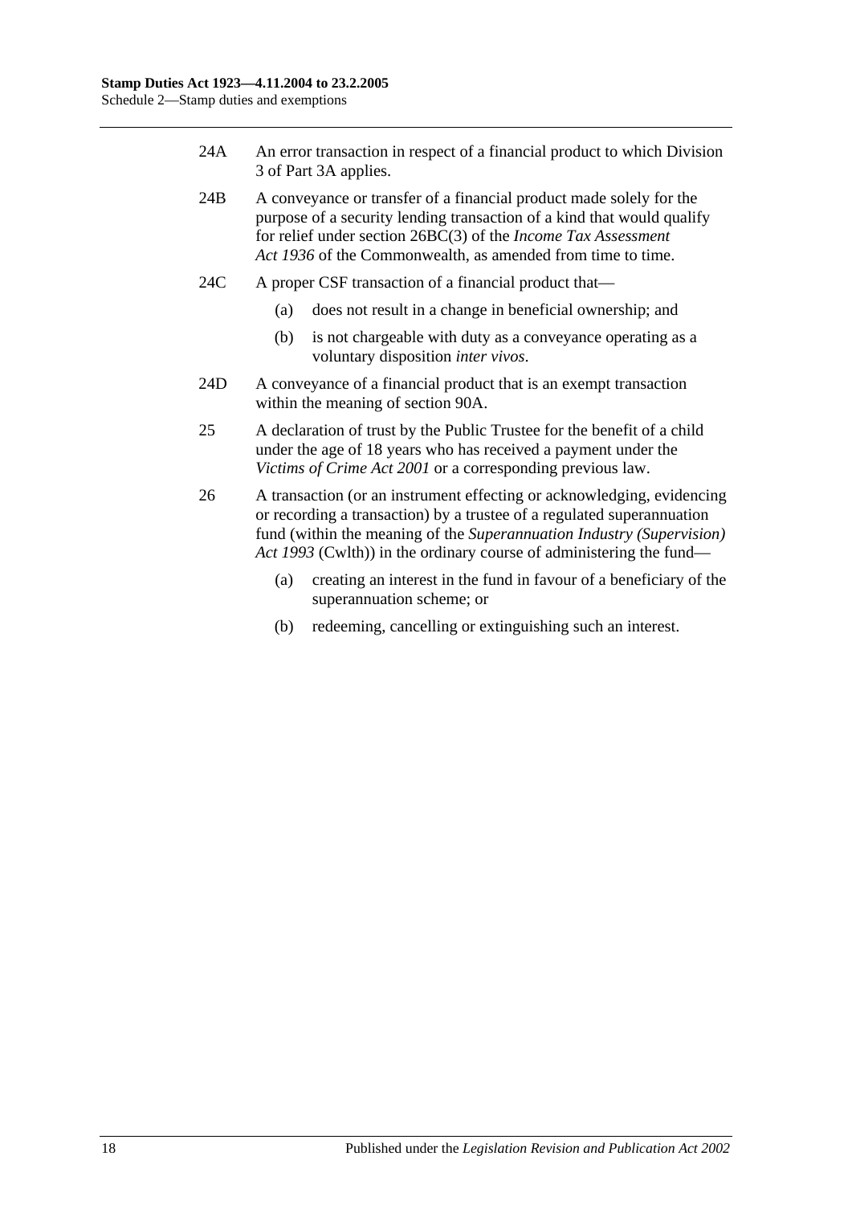24A An error transaction in respect of a financial product to which Division 3 of Part 3A applies.

24B A conveyance or transfer of a financial product made solely for the purpose of a security lending transaction of a kind that would qualify for relief under section 26BC(3) of the *Income Tax Assessment Act 1936* of the Commonwealth, as amended from time to time.

24C A proper CSF transaction of a financial product that—

(a) does not result in a change in beneficial ownership; and

(b) is not chargeable with duty as a conveyance operating as a voluntary disposition *inter vivos*.

24D A conveyance of a financial product that is an exempt transaction within the meaning of section 90A.

25 A declaration of trust by the Public Trustee for the benefit of a child under the age of 18 years who has received a payment under the *Victims of Crime Act 2001* or a corresponding previous law.

26 A transaction (or an instrument effecting or acknowledging, evidencing or recording a transaction) by a trustee of a regulated superannuation fund (within the meaning of the *Superannuation Industry (Supervision) Act 1993* (Cwlth)) in the ordinary course of administering the fund—

(a) creating an interest in the fund in favour of a beneficiary of the superannuation scheme; or

(b) redeeming, cancelling or extinguishing such an interest.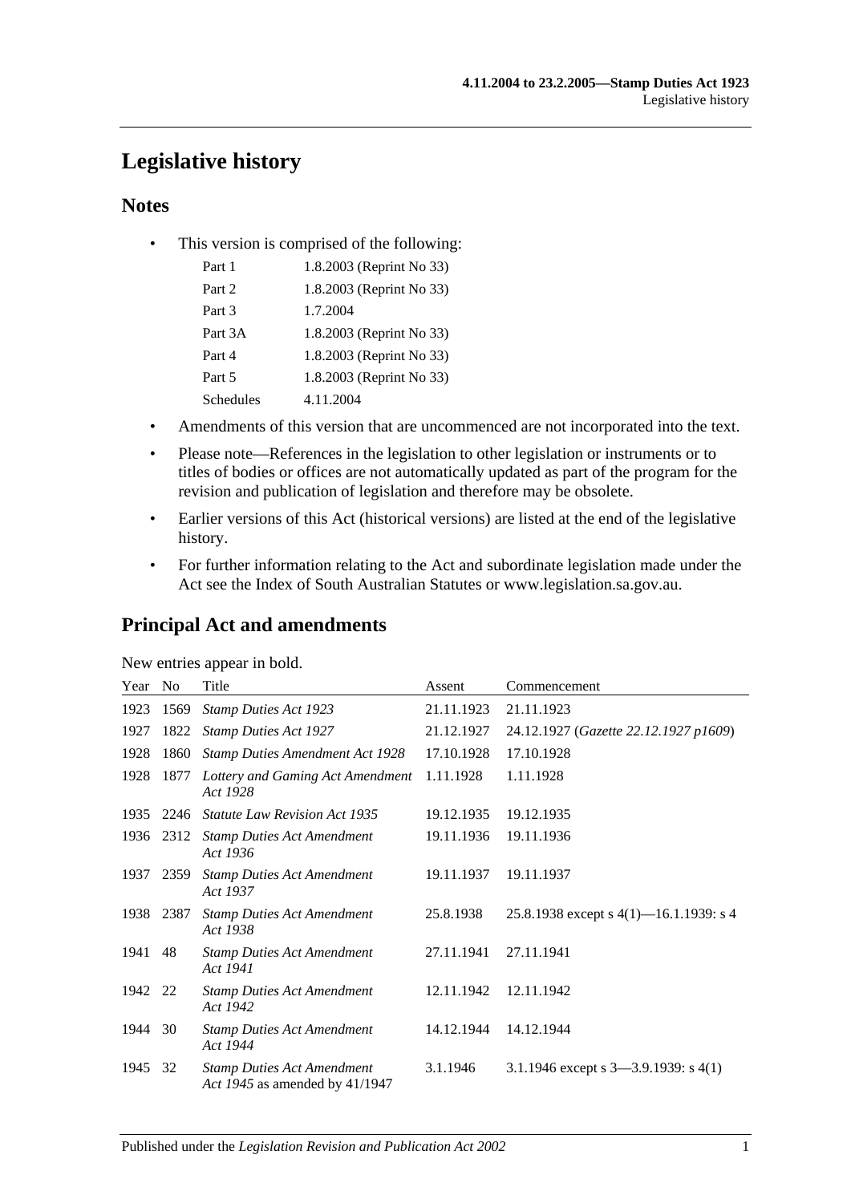# Legislative history

## Notes

- This version is comprised of the following:

| | |
|---|---|
| Part 1 | 1.8.2003 (Reprint No 33) |
| Part 2 | 1.8.2003 (Reprint No 33) |
| Part 3 | 1.7.2004 |
| Part 3A | 1.8.2003 (Reprint No 33) |
| Part 4 | 1.8.2003 (Reprint No 33) |
| Part 5 | 1.8.2003 (Reprint No 33) |
| Schedules | 4.11.2004 |

- Amendments of this version that are uncommenced are not incorporated into the text.
- Please note—References in the legislation to other legislation or instruments or to titles of bodies or offices are not automatically updated as part of the program for the revision and publication of legislation and therefore may be obsolete.
- Earlier versions of this Act (historical versions) are listed at the end of the legislative history.
- For further information relating to the Act and subordinate legislation made under the Act see the Index of South Australian Statutes or www.legislation.sa.gov.au.

## Principal Act and amendments

New entries appear in bold.

| Year | No | Title | Assent | Commencement |
|---|---|---|---|---|
| 1923 | 1569 | *Stamp Duties Act 1923* | 21.11.1923 | 21.11.1923 |
| 1927 | 1822 | *Stamp Duties Act 1927* | 21.12.1927 | 24.12.1927 (*Gazette 22.12.1927 p1609*) |
| 1928 | 1860 | *Stamp Duties Amendment Act 1928* | 17.10.1928 | 17.10.1928 |
| 1928 | 1877 | *Lottery and Gaming Act Amendment Act 1928* | 1.11.1928 | 1.11.1928 |
| 1935 | 2246 | *Statute Law Revision Act 1935* | 19.12.1935 | 19.12.1935 |
| 1936 | 2312 | *Stamp Duties Act Amendment Act 1936* | 19.11.1936 | 19.11.1936 |
| 1937 | 2359 | *Stamp Duties Act Amendment Act 1937* | 19.11.1937 | 19.11.1937 |
| 1938 | 2387 | *Stamp Duties Act Amendment Act 1938* | 25.8.1938 | 25.8.1938 except s 4(1)—16.1.1939: s 4 |
| 1941 | 48 | *Stamp Duties Act Amendment Act 1941* | 27.11.1941 | 27.11.1941 |
| 1942 | 22 | *Stamp Duties Act Amendment Act 1942* | 12.11.1942 | 12.11.1942 |
| 1944 | 30 | *Stamp Duties Act Amendment Act 1944* | 14.12.1944 | 14.12.1944 |
| 1945 | 32 | *Stamp Duties Act Amendment Act 1945* as amended by 41/1947 | 3.1.1946 | 3.1.1946 except s 3—3.9.1939: s 4(1) |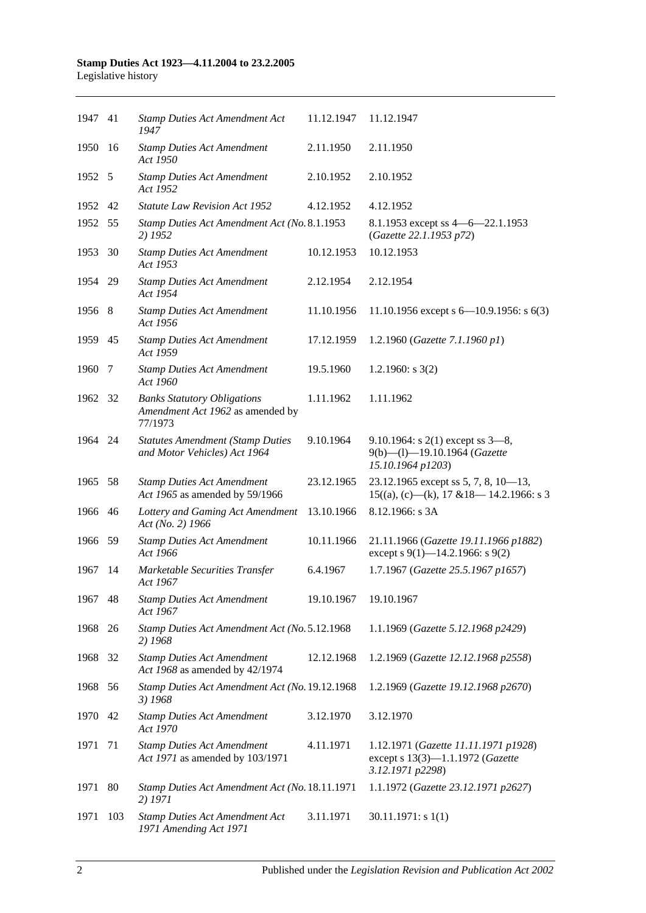| | | | | |
|---|---|---|---|---|
| 1947 | 41 | *Stamp Duties Act Amendment Act 1947* | 11.12.1947 | 11.12.1947 |
| 1950 | 16 | *Stamp Duties Act Amendment Act 1950* | 2.11.1950 | 2.11.1950 |
| 1952 | 5 | *Stamp Duties Act Amendment Act 1952* | 2.10.1952 | 2.10.1952 |
| 1952 | 42 | *Statute Law Revision Act 1952* | 4.12.1952 | 4.12.1952 |
| 1952 | 55 | *Stamp Duties Act Amendment Act (No. 2) 1952* | 8.1.1953 | 8.1.1953 except ss 4—6—22.1.1953 (*Gazette 22.1.1953 p72*) |
| 1953 | 30 | *Stamp Duties Act Amendment Act 1953* | 10.12.1953 | 10.12.1953 |
| 1954 | 29 | *Stamp Duties Act Amendment Act 1954* | 2.12.1954 | 2.12.1954 |
| 1956 | 8 | *Stamp Duties Act Amendment Act 1956* | 11.10.1956 | 11.10.1956 except s 6—10.9.1956: s 6(3) |
| 1959 | 45 | *Stamp Duties Act Amendment Act 1959* | 17.12.1959 | 1.2.1960 (*Gazette 7.1.1960 p1*) |
| 1960 | 7 | *Stamp Duties Act Amendment Act 1960* | 19.5.1960 | 1.2.1960: s 3(2) |
| 1962 | 32 | *Banks Statutory Obligations Amendment Act 1962* as amended by 77/1973 | 1.11.1962 | 1.11.1962 |
| 1964 | 24 | *Statutes Amendment (Stamp Duties and Motor Vehicles) Act 1964* | 9.10.1964 | 9.10.1964: s 2(1) except ss 3—8, 9(b)—(l)—19.10.1964 (*Gazette 15.10.1964 p1203*) |
| 1965 | 58 | *Stamp Duties Act Amendment Act 1965* as amended by 59/1966 | 23.12.1965 | 23.12.1965 except ss 5, 7, 8, 10—13, 15((a), (c)—(k), 17 &18— 14.2.1966: s 3 |
| 1966 | 46 | *Lottery and Gaming Act Amendment Act (No. 2) 1966* | 13.10.1966 | 8.12.1966: s 3A |
| 1966 | 59 | *Stamp Duties Act Amendment Act 1966* | 10.11.1966 | 21.11.1966 (*Gazette 19.11.1966 p1882*) except s 9(1)—14.2.1966: s 9(2) |
| 1967 | 14 | *Marketable Securities Transfer Act 1967* | 6.4.1967 | 1.7.1967 (*Gazette 25.5.1967 p1657*) |
| 1967 | 48 | *Stamp Duties Act Amendment Act 1967* | 19.10.1967 | 19.10.1967 |
| 1968 | 26 | *Stamp Duties Act Amendment Act (No. 2) 1968* | 5.12.1968 | 1.1.1969 (*Gazette 5.12.1968 p2429*) |
| 1968 | 32 | *Stamp Duties Act Amendment Act 1968* as amended by 42/1974 | 12.12.1968 | 1.2.1969 (*Gazette 12.12.1968 p2558*) |
| 1968 | 56 | *Stamp Duties Act Amendment Act (No. 3) 1968* | 19.12.1968 | 1.2.1969 (*Gazette 19.12.1968 p2670*) |
| 1970 | 42 | *Stamp Duties Act Amendment Act 1970* | 3.12.1970 | 3.12.1970 |
| 1971 | 71 | *Stamp Duties Act Amendment Act 1971* as amended by 103/1971 | 4.11.1971 | 1.12.1971 (*Gazette 11.11.1971 p1928*) except s 13(3)—1.1.1972 (*Gazette 3.12.1971 p2298*) |
| 1971 | 80 | *Stamp Duties Act Amendment Act (No. 2) 1971* | 18.11.1971 | 1.1.1972 (*Gazette 23.12.1971 p2627*) |
| 1971 | 103 | *Stamp Duties Act Amendment Act 1971 Amending Act 1971* | 3.11.1971 | 30.11.1971: s 1(1) |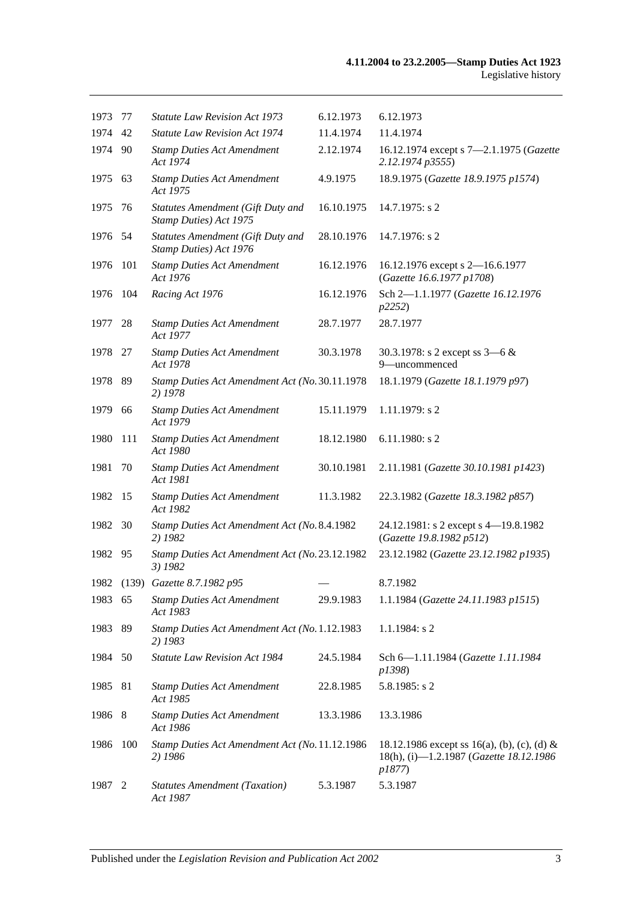| | | | | |
|---|---|---|---|---|
| 1973 | 77 | *Statute Law Revision Act 1973* | 6.12.1973 | 6.12.1973 |
| 1974 | 42 | *Statute Law Revision Act 1974* | 11.4.1974 | 11.4.1974 |
| 1974 | 90 | *Stamp Duties Act Amendment Act 1974* | 2.12.1974 | 16.12.1974 except s 7—2.1.1975 (*Gazette 2.12.1974 p3555*) |
| 1975 | 63 | *Stamp Duties Act Amendment Act 1975* | 4.9.1975 | 18.9.1975 (*Gazette 18.9.1975 p1574*) |
| 1975 | 76 | *Statutes Amendment (Gift Duty and Stamp Duties) Act 1975* | 16.10.1975 | 14.7.1975: s 2 |
| 1976 | 54 | *Statutes Amendment (Gift Duty and Stamp Duties) Act 1976* | 28.10.1976 | 14.7.1976: s 2 |
| 1976 | 101 | *Stamp Duties Act Amendment Act 1976* | 16.12.1976 | 16.12.1976 except s 2—16.6.1977 (*Gazette 16.6.1977 p1708*) |
| 1976 | 104 | *Racing Act 1976* | 16.12.1976 | Sch 2—1.1.1977 (*Gazette 16.12.1976 p2252*) |
| 1977 | 28 | *Stamp Duties Act Amendment Act 1977* | 28.7.1977 | 28.7.1977 |
| 1978 | 27 | *Stamp Duties Act Amendment Act 1978* | 30.3.1978 | 30.3.1978: s 2 except ss 3—6 & 9—uncommenced |
| 1978 | 89 | *Stamp Duties Act Amendment Act (No. 2) 1978* | 30.11.1978 | 18.1.1979 (*Gazette 18.1.1979 p97*) |
| 1979 | 66 | *Stamp Duties Act Amendment Act 1979* | 15.11.1979 | 1.11.1979: s 2 |
| 1980 | 111 | *Stamp Duties Act Amendment Act 1980* | 18.12.1980 | 6.11.1980: s 2 |
| 1981 | 70 | *Stamp Duties Act Amendment Act 1981* | 30.10.1981 | 2.11.1981 (*Gazette 30.10.1981 p1423*) |
| 1982 | 15 | *Stamp Duties Act Amendment Act 1982* | 11.3.1982 | 22.3.1982 (*Gazette 18.3.1982 p857*) |
| 1982 | 30 | *Stamp Duties Act Amendment Act (No. 2) 1982* | 8.4.1982 | 24.12.1981: s 2 except s 4—19.8.1982 (*Gazette 19.8.1982 p512*) |
| 1982 | 95 | *Stamp Duties Act Amendment Act (No. 3) 1982* | 23.12.1982 | 23.12.1982 (*Gazette 23.12.1982 p1935*) |
| 1982 | (139) | *Gazette 8.7.1982 p95* | — | 8.7.1982 |
| 1983 | 65 | *Stamp Duties Act Amendment Act 1983* | 29.9.1983 | 1.1.1984 (*Gazette 24.11.1983 p1515*) |
| 1983 | 89 | *Stamp Duties Act Amendment Act (No. 2) 1983* | 1.12.1983 | 1.1.1984: s 2 |
| 1984 | 50 | *Statute Law Revision Act 1984* | 24.5.1984 | Sch 6—1.11.1984 (*Gazette 1.11.1984 p1398*) |
| 1985 | 81 | *Stamp Duties Act Amendment Act 1985* | 22.8.1985 | 5.8.1985: s 2 |
| 1986 | 8 | *Stamp Duties Act Amendment Act 1986* | 13.3.1986 | 13.3.1986 |
| 1986 | 100 | *Stamp Duties Act Amendment Act (No. 2) 1986* | 11.12.1986 | 18.12.1986 except ss 16(a), (b), (c), (d) & 18(h), (i)—1.2.1987 (*Gazette 18.12.1986 p1877*) |
| 1987 | 2 | *Statutes Amendment (Taxation) Act 1987* | 5.3.1987 | 5.3.1987 |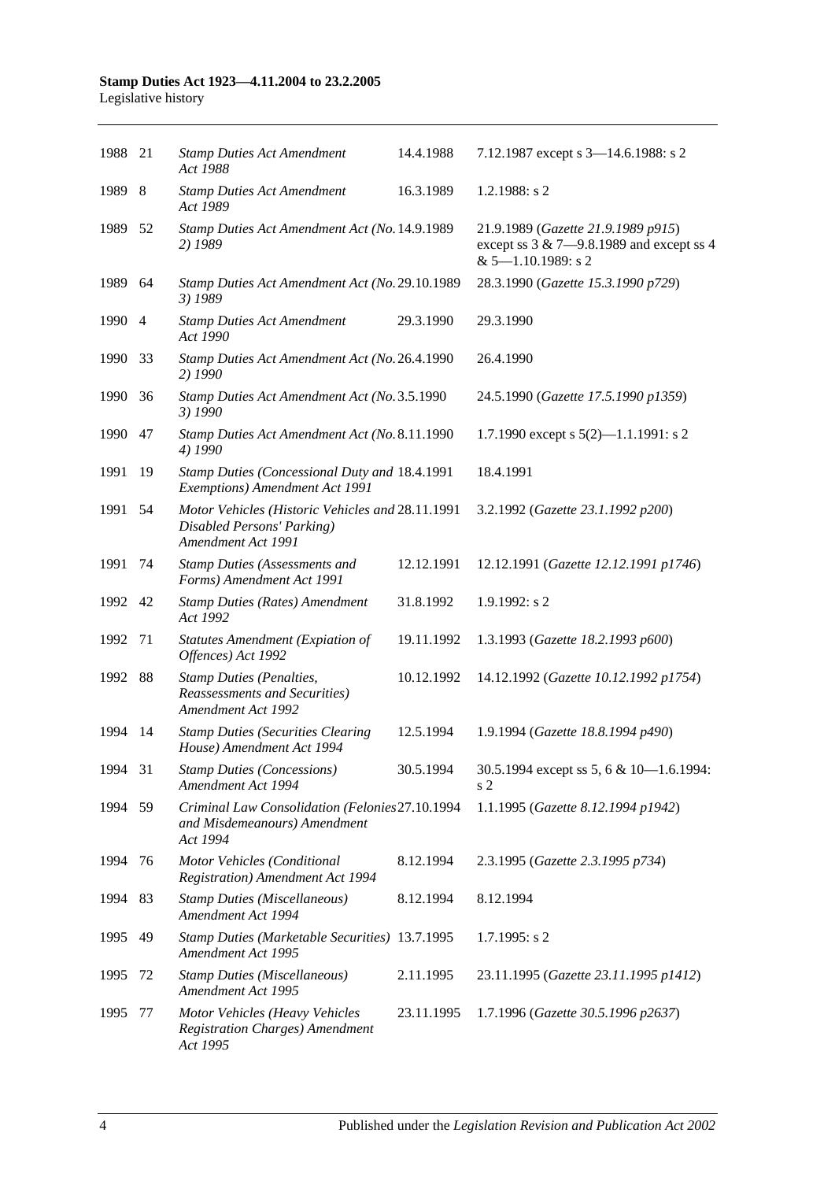| | | | | |
|---|---|---|---|---|
| 1988 | 21 | *Stamp Duties Act Amendment Act 1988* | 14.4.1988 | 7.12.1987 except s 3—14.6.1988: s 2 |
| 1989 | 8 | *Stamp Duties Act Amendment Act 1989* | 16.3.1989 | 1.2.1988: s 2 |
| 1989 | 52 | *Stamp Duties Act Amendment Act (No. 2) 1989* | 14.9.1989 | 21.9.1989 (*Gazette 21.9.1989 p915*) except ss 3 & 7—9.8.1989 and except ss 4 & 5—1.10.1989: s 2 |
| 1989 | 64 | *Stamp Duties Act Amendment Act (No. 3) 1989* | 29.10.1989 | 28.3.1990 (*Gazette 15.3.1990 p729*) |
| 1990 | 4 | *Stamp Duties Act Amendment Act 1990* | 29.3.1990 | 29.3.1990 |
| 1990 | 33 | *Stamp Duties Act Amendment Act (No. 2) 1990* | 26.4.1990 | 26.4.1990 |
| 1990 | 36 | *Stamp Duties Act Amendment Act (No. 3) 1990* | 3.5.1990 | 24.5.1990 (*Gazette 17.5.1990 p1359*) |
| 1990 | 47 | *Stamp Duties Act Amendment Act (No. 4) 1990* | 8.11.1990 | 1.7.1990 except s 5(2)—1.1.1991: s 2 |
| 1991 | 19 | *Stamp Duties (Concessional Duty and Exemptions) Amendment Act 1991* | 18.4.1991 | 18.4.1991 |
| 1991 | 54 | *Motor Vehicles (Historic Vehicles and Disabled Persons' Parking) Amendment Act 1991* | 28.11.1991 | 3.2.1992 (*Gazette 23.1.1992 p200*) |
| 1991 | 74 | *Stamp Duties (Assessments and Forms) Amendment Act 1991* | 12.12.1991 | 12.12.1991 (*Gazette 12.12.1991 p1746*) |
| 1992 | 42 | *Stamp Duties (Rates) Amendment Act 1992* | 31.8.1992 | 1.9.1992: s 2 |
| 1992 | 71 | *Statutes Amendment (Expiation of Offences) Act 1992* | 19.11.1992 | 1.3.1993 (*Gazette 18.2.1993 p600*) |
| 1992 | 88 | *Stamp Duties (Penalties, Reassessments and Securities) Amendment Act 1992* | 10.12.1992 | 14.12.1992 (*Gazette 10.12.1992 p1754*) |
| 1994 | 14 | *Stamp Duties (Securities Clearing House) Amendment Act 1994* | 12.5.1994 | 1.9.1994 (*Gazette 18.8.1994 p490*) |
| 1994 | 31 | *Stamp Duties (Concessions) Amendment Act 1994* | 30.5.1994 | 30.5.1994 except ss 5, 6 & 10—1.6.1994: s 2 |
| 1994 | 59 | *Criminal Law Consolidation (Felonies and Misdemeanours) Amendment Act 1994* | 27.10.1994 | 1.1.1995 (*Gazette 8.12.1994 p1942*) |
| 1994 | 76 | *Motor Vehicles (Conditional Registration) Amendment Act 1994* | 8.12.1994 | 2.3.1995 (*Gazette 2.3.1995 p734*) |
| 1994 | 83 | *Stamp Duties (Miscellaneous) Amendment Act 1994* | 8.12.1994 | 8.12.1994 |
| 1995 | 49 | *Stamp Duties (Marketable Securities) Amendment Act 1995* | 13.7.1995 | 1.7.1995: s 2 |
| 1995 | 72 | *Stamp Duties (Miscellaneous) Amendment Act 1995* | 2.11.1995 | 23.11.1995 (*Gazette 23.11.1995 p1412*) |
| 1995 | 77 | *Motor Vehicles (Heavy Vehicles Registration Charges) Amendment Act 1995* | 23.11.1995 | 1.7.1996 (*Gazette 30.5.1996 p2637*) |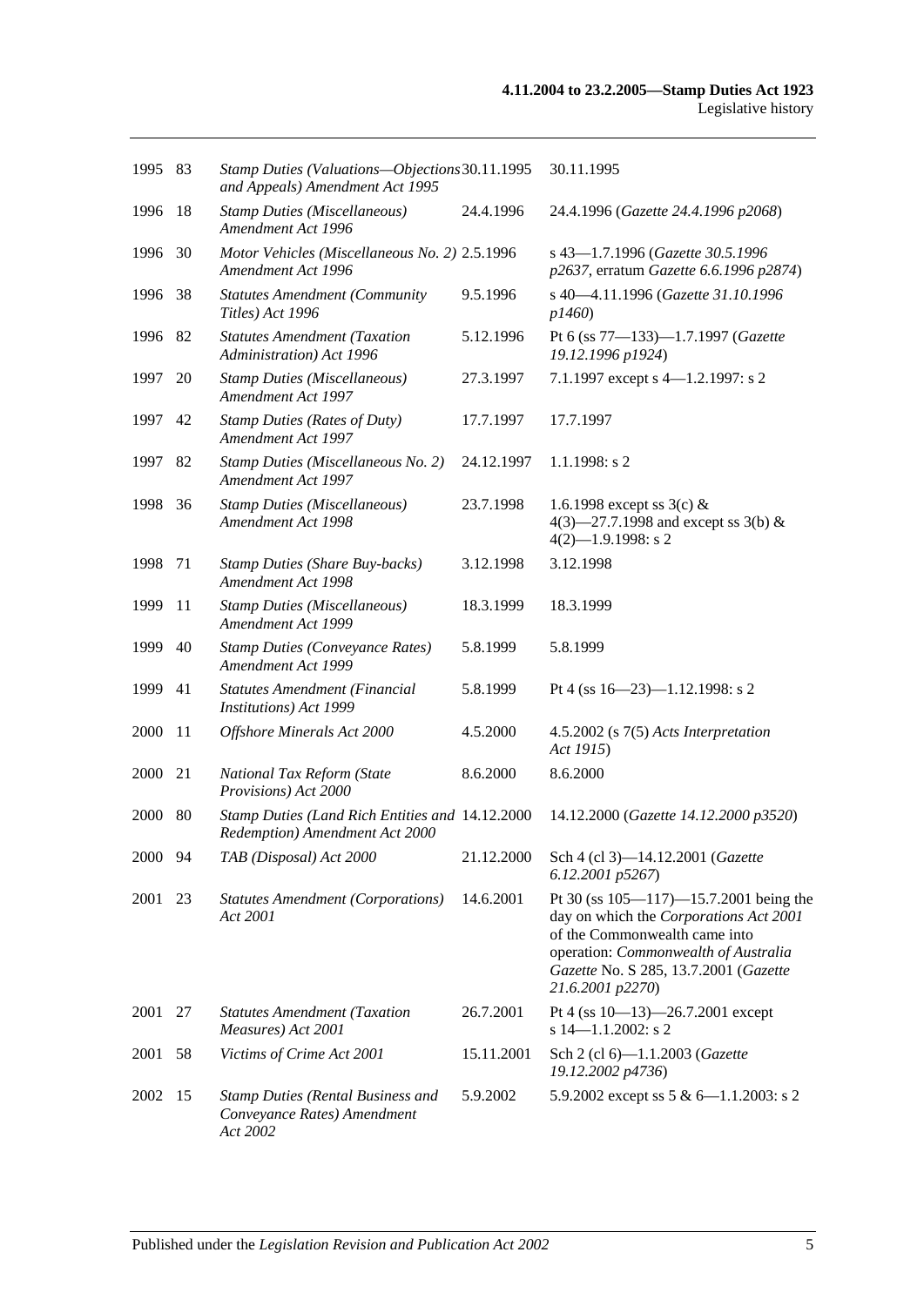| | | | | |
|---|---|---|---|---|
| 1995 | 83 | *Stamp Duties (Valuations—Objections and Appeals) Amendment Act 1995* | 30.11.1995 | 30.11.1995 |
| 1996 | 18 | *Stamp Duties (Miscellaneous) Amendment Act 1996* | 24.4.1996 | 24.4.1996 (*Gazette 24.4.1996 p2068*) |
| 1996 | 30 | *Motor Vehicles (Miscellaneous No. 2) Amendment Act 1996* | 2.5.1996 | s 43—1.7.1996 (*Gazette 30.5.1996 p2637*, erratum *Gazette 6.6.1996 p2874*) |
| 1996 | 38 | *Statutes Amendment (Community Titles) Act 1996* | 9.5.1996 | s 40—4.11.1996 (*Gazette 31.10.1996 p1460*) |
| 1996 | 82 | *Statutes Amendment (Taxation Administration) Act 1996* | 5.12.1996 | Pt 6 (ss 77—133)—1.7.1997 (*Gazette 19.12.1996 p1924*) |
| 1997 | 20 | *Stamp Duties (Miscellaneous) Amendment Act 1997* | 27.3.1997 | 7.1.1997 except s 4—1.2.1997: s 2 |
| 1997 | 42 | *Stamp Duties (Rates of Duty) Amendment Act 1997* | 17.7.1997 | 17.7.1997 |
| 1997 | 82 | *Stamp Duties (Miscellaneous No. 2) Amendment Act 1997* | 24.12.1997 | 1.1.1998: s 2 |
| 1998 | 36 | *Stamp Duties (Miscellaneous) Amendment Act 1998* | 23.7.1998 | 1.6.1998 except ss 3(c) & 4(3)—27.7.1998 and except ss 3(b) & 4(2)—1.9.1998: s 2 |
| 1998 | 71 | *Stamp Duties (Share Buy-backs) Amendment Act 1998* | 3.12.1998 | 3.12.1998 |
| 1999 | 11 | *Stamp Duties (Miscellaneous) Amendment Act 1999* | 18.3.1999 | 18.3.1999 |
| 1999 | 40 | *Stamp Duties (Conveyance Rates) Amendment Act 1999* | 5.8.1999 | 5.8.1999 |
| 1999 | 41 | *Statutes Amendment (Financial Institutions) Act 1999* | 5.8.1999 | Pt 4 (ss 16—23)—1.12.1998: s 2 |
| 2000 | 11 | *Offshore Minerals Act 2000* | 4.5.2000 | 4.5.2002 (s 7(5) *Acts Interpretation Act 1915*) |
| 2000 | 21 | *National Tax Reform (State Provisions) Act 2000* | 8.6.2000 | 8.6.2000 |
| 2000 | 80 | *Stamp Duties (Land Rich Entities and Redemption) Amendment Act 2000* | 14.12.2000 | 14.12.2000 (*Gazette 14.12.2000 p3520*) |
| 2000 | 94 | *TAB (Disposal) Act 2000* | 21.12.2000 | Sch 4 (cl 3)—14.12.2001 (*Gazette 6.12.2001 p5267*) |
| 2001 | 23 | *Statutes Amendment (Corporations) Act 2001* | 14.6.2001 | Pt 30 (ss 105—117)—15.7.2001 being the day on which the *Corporations Act 2001* of the Commonwealth came into operation: *Commonwealth of Australia Gazette* No. S 285, 13.7.2001 (*Gazette 21.6.2001 p2270*) |
| 2001 | 27 | *Statutes Amendment (Taxation Measures) Act 2001* | 26.7.2001 | Pt 4 (ss 10—13)—26.7.2001 except s 14—1.1.2002: s 2 |
| 2001 | 58 | *Victims of Crime Act 2001* | 15.11.2001 | Sch 2 (cl 6)—1.1.2003 (*Gazette 19.12.2002 p4736*) |
| 2002 | 15 | *Stamp Duties (Rental Business and Conveyance Rates) Amendment Act 2002* | 5.9.2002 | 5.9.2002 except ss 5 & 6—1.1.2003: s 2 |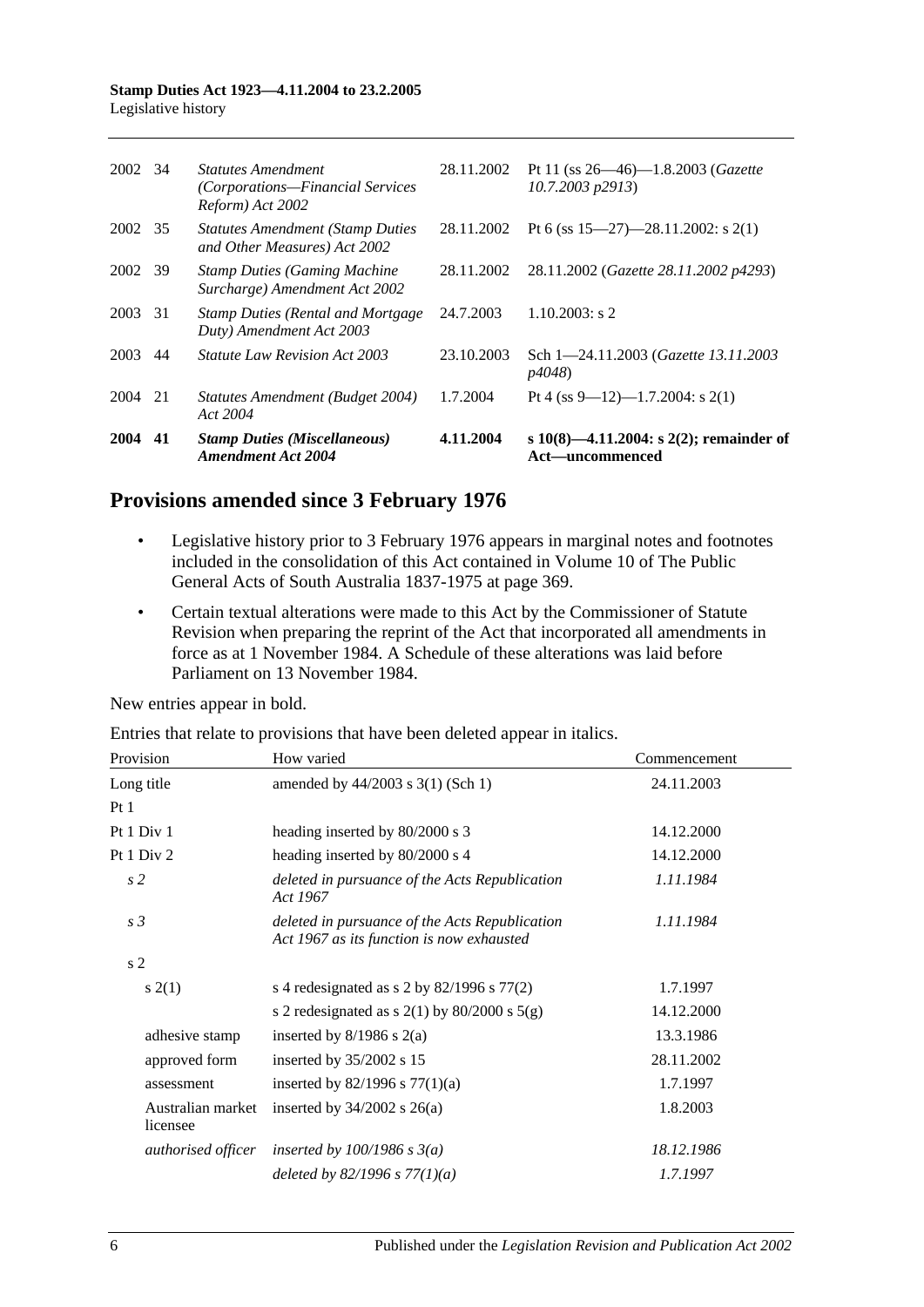| | | | | |
|---|---|---|---|---|
| 2002 | 34 | *Statutes Amendment (Corporations—Financial Services Reform) Act 2002* | 28.11.2002 | Pt 11 (ss 26—46)—1.8.2003 (*Gazette 10.7.2003 p2913*) |
| 2002 | 35 | *Statutes Amendment (Stamp Duties and Other Measures) Act 2002* | 28.11.2002 | Pt 6 (ss 15—27)—28.11.2002: s 2(1) |
| 2002 | 39 | *Stamp Duties (Gaming Machine Surcharge) Amendment Act 2002* | 28.11.2002 | 28.11.2002 (*Gazette 28.11.2002 p4293*) |
| 2003 | 31 | *Stamp Duties (Rental and Mortgage Duty) Amendment Act 2003* | 24.7.2003 | 1.10.2003: s 2 |
| 2003 | 44 | *Statute Law Revision Act 2003* | 23.10.2003 | Sch 1—24.11.2003 (*Gazette 13.11.2003 p4048*) |
| 2004 | 21 | *Statutes Amendment (Budget 2004) Act 2004* | 1.7.2004 | Pt 4 (ss 9—12)—1.7.2004: s 2(1) |
| **2004** | **41** | ***Stamp Duties (Miscellaneous) Amendment Act 2004*** | **4.11.2004** | **s 10(8)—4.11.2004: s 2(2); remainder of Act—uncommenced** |

## Provisions amended since 3 February 1976

- Legislative history prior to 3 February 1976 appears in marginal notes and footnotes included in the consolidation of this Act contained in Volume 10 of The Public General Acts of South Australia 1837-1975 at page 369.
- Certain textual alterations were made to this Act by the Commissioner of Statute Revision when preparing the reprint of the Act that incorporated all amendments in force as at 1 November 1984. A Schedule of these alterations was laid before Parliament on 13 November 1984.

New entries appear in bold.

Entries that relate to provisions that have been deleted appear in italics.

| Provision | How varied | Commencement |
|---|---|---|
| Long title | amended by 44/2003 s 3(1) (Sch 1) | 24.11.2003 |
| Pt 1 | | |
| Pt 1 Div 1 | heading inserted by 80/2000 s 3 | 14.12.2000 |
| Pt 1 Div 2 | heading inserted by 80/2000 s 4 | 14.12.2000 |
| *s 2* | *deleted in pursuance of the Acts Republication Act 1967* | *1.11.1984* |
| *s 3* | *deleted in pursuance of the Acts Republication Act 1967 as its function is now exhausted* | *1.11.1984* |
| s 2 | | |
| s 2(1) | s 4 redesignated as s 2 by 82/1996 s 77(2) | 1.7.1997 |
| | s 2 redesignated as s 2(1) by 80/2000 s 5(g) | 14.12.2000 |
| adhesive stamp | inserted by 8/1986 s 2(a) | 13.3.1986 |
| approved form | inserted by 35/2002 s 15 | 28.11.2002 |
| assessment | inserted by 82/1996 s 77(1)(a) | 1.7.1997 |
| Australian market licensee | inserted by 34/2002 s 26(a) | 1.8.2003 |
| *authorised officer* | *inserted by 100/1986 s 3(a)* | *18.12.1986* |
| | *deleted by 82/1996 s 77(1)(a)* | *1.7.1997* |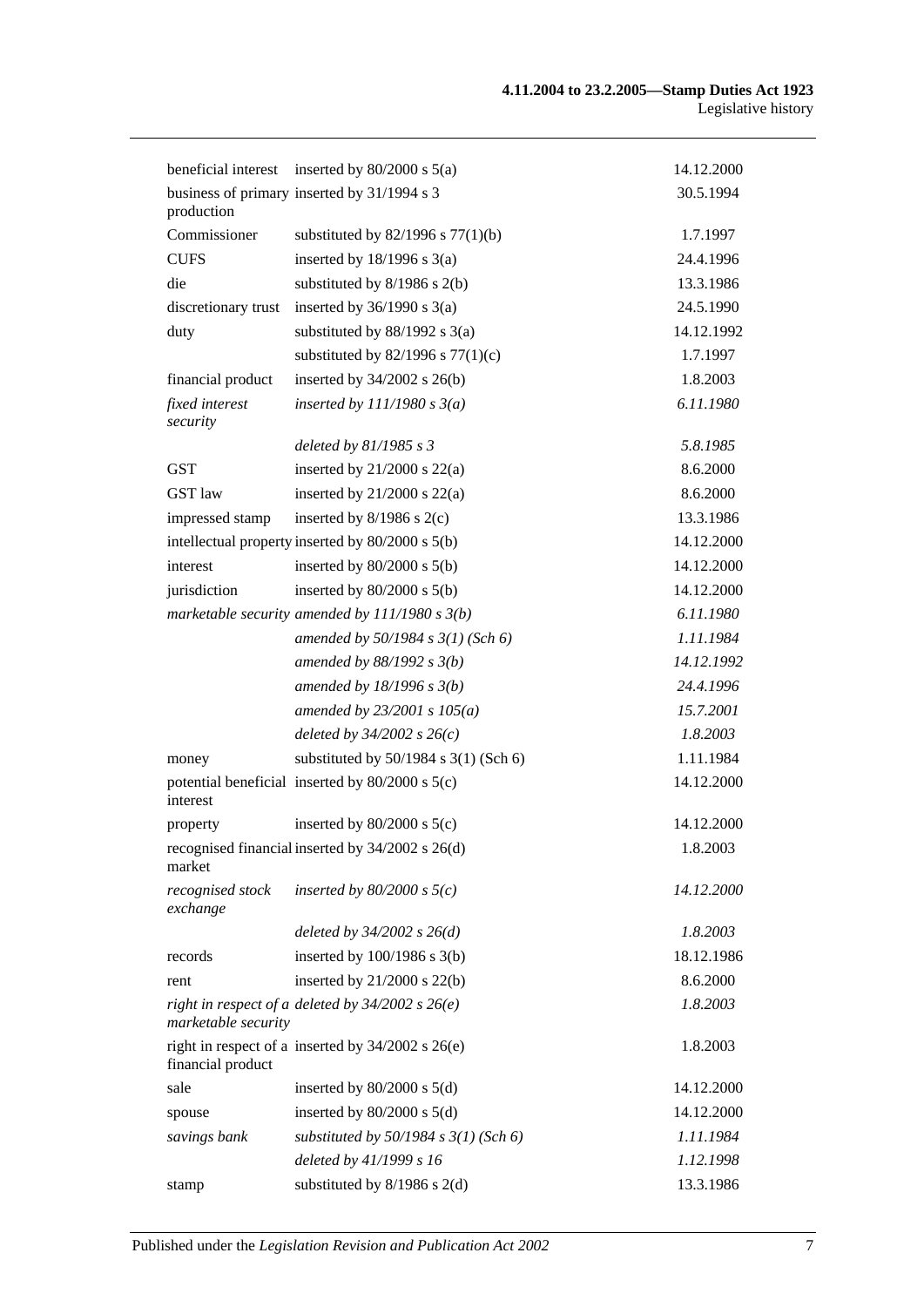| | | |
|---|---|---|
| beneficial interest | inserted by 80/2000 s 5(a) | 14.12.2000 |
| business of primary production | inserted by 31/1994 s 3 | 30.5.1994 |
| Commissioner | substituted by 82/1996 s 77(1)(b) | 1.7.1997 |
| CUFS | inserted by 18/1996 s 3(a) | 24.4.1996 |
| die | substituted by 8/1986 s 2(b) | 13.3.1986 |
| discretionary trust | inserted by 36/1990 s 3(a) | 24.5.1990 |
| duty | substituted by 88/1992 s 3(a) | 14.12.1992 |
| | substituted by 82/1996 s 77(1)(c) | 1.7.1997 |
| financial product | inserted by 34/2002 s 26(b) | 1.8.2003 |
| *fixed interest security* | *inserted by 111/1980 s 3(a)* | *6.11.1980* |
| | *deleted by 81/1985 s 3* | *5.8.1985* |
| GST | inserted by 21/2000 s 22(a) | 8.6.2000 |
| GST law | inserted by 21/2000 s 22(a) | 8.6.2000 |
| impressed stamp | inserted by 8/1986 s 2(c) | 13.3.1986 |
| intellectual property | inserted by 80/2000 s 5(b) | 14.12.2000 |
| interest | inserted by 80/2000 s 5(b) | 14.12.2000 |
| jurisdiction | inserted by 80/2000 s 5(b) | 14.12.2000 |
| *marketable security* | *amended by 111/1980 s 3(b)* | *6.11.1980* |
| | *amended by 50/1984 s 3(1) (Sch 6)* | *1.11.1984* |
| | *amended by 88/1992 s 3(b)* | *14.12.1992* |
| | *amended by 18/1996 s 3(b)* | *24.4.1996* |
| | *amended by 23/2001 s 105(a)* | *15.7.2001* |
| | *deleted by 34/2002 s 26(c)* | *1.8.2003* |
| money | substituted by 50/1984 s 3(1) (Sch 6) | 1.11.1984 |
| potential beneficial interest | inserted by 80/2000 s 5(c) | 14.12.2000 |
| property | inserted by 80/2000 s 5(c) | 14.12.2000 |
| recognised financial market | inserted by 34/2002 s 26(d) | 1.8.2003 |
| *recognised stock exchange* | *inserted by 80/2000 s 5(c)* | *14.12.2000* |
| | *deleted by 34/2002 s 26(d)* | *1.8.2003* |
| records | inserted by 100/1986 s 3(b) | 18.12.1986 |
| rent | inserted by 21/2000 s 22(b) | 8.6.2000 |
| *right in respect of a marketable security* | *deleted by 34/2002 s 26(e)* | *1.8.2003* |
| right in respect of a financial product | inserted by 34/2002 s 26(e) | 1.8.2003 |
| sale | inserted by 80/2000 s 5(d) | 14.12.2000 |
| spouse | inserted by 80/2000 s 5(d) | 14.12.2000 |
| *savings bank* | *substituted by 50/1984 s 3(1) (Sch 6)* | *1.11.1984* |
| | *deleted by 41/1999 s 16* | *1.12.1998* |
| stamp | substituted by 8/1986 s 2(d) | 13.3.1986 |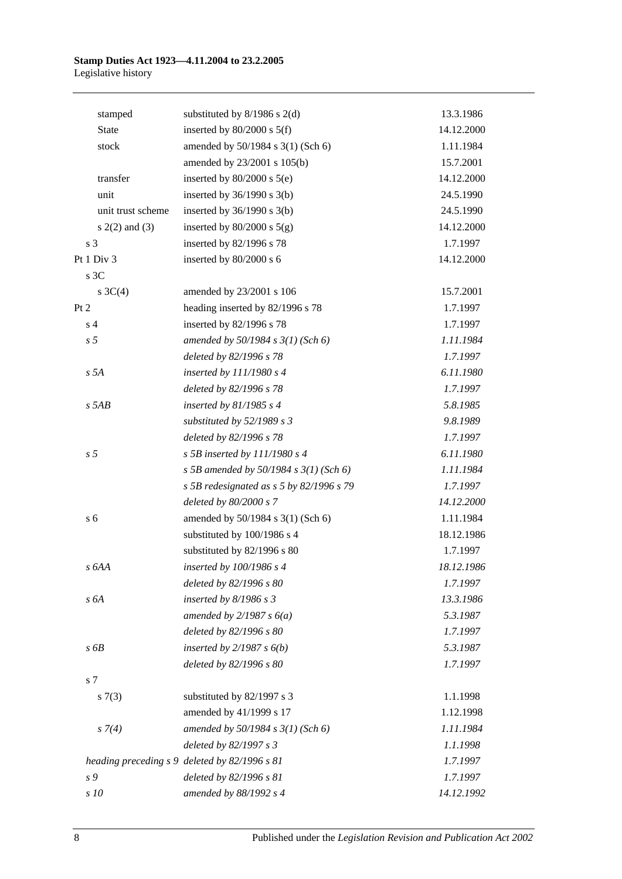| | | |
|---|---|---|
| stamped | substituted by 8/1986 s 2(d) | 13.3.1986 |
| State | inserted by 80/2000 s 5(f) | 14.12.2000 |
| stock | amended by 50/1984 s 3(1) (Sch 6) | 1.11.1984 |
| | amended by 23/2001 s 105(b) | 15.7.2001 |
| transfer | inserted by 80/2000 s 5(e) | 14.12.2000 |
| unit | inserted by 36/1990 s 3(b) | 24.5.1990 |
| unit trust scheme | inserted by 36/1990 s 3(b) | 24.5.1990 |
| s 2(2) and (3) | inserted by 80/2000 s 5(g) | 14.12.2000 |
| s 3 | inserted by 82/1996 s 78 | 1.7.1997 |
| Pt 1 Div 3 | inserted by 80/2000 s 6 | 14.12.2000 |
| s 3C | | |
| s 3C(4) | amended by 23/2001 s 106 | 15.7.2001 |
| Pt 2 | heading inserted by 82/1996 s 78 | 1.7.1997 |
| s 4 | inserted by 82/1996 s 78 | 1.7.1997 |
| *s 5* | *amended by 50/1984 s 3(1) (Sch 6)* | *1.11.1984* |
| | *deleted by 82/1996 s 78* | *1.7.1997* |
| *s 5A* | *inserted by 111/1980 s 4* | *6.11.1980* |
| | *deleted by 82/1996 s 78* | *1.7.1997* |
| *s 5AB* | *inserted by 81/1985 s 4* | *5.8.1985* |
| | *substituted by 52/1989 s 3* | *9.8.1989* |
| | *deleted by 82/1996 s 78* | *1.7.1997* |
| *s 5* | *s 5B inserted by 111/1980 s 4* | *6.11.1980* |
| | *s 5B amended by 50/1984 s 3(1) (Sch 6)* | *1.11.1984* |
| | *s 5B redesignated as s 5 by 82/1996 s 79* | *1.7.1997* |
| | *deleted by 80/2000 s 7* | *14.12.2000* |
| s 6 | amended by 50/1984 s 3(1) (Sch 6) | 1.11.1984 |
| | substituted by 100/1986 s 4 | 18.12.1986 |
| | substituted by 82/1996 s 80 | 1.7.1997 |
| *s 6AA* | *inserted by 100/1986 s 4* | *18.12.1986* |
| | *deleted by 82/1996 s 80* | *1.7.1997* |
| *s 6A* | *inserted by 8/1986 s 3* | *13.3.1986* |
| | *amended by 2/1987 s 6(a)* | *5.3.1987* |
| | *deleted by 82/1996 s 80* | *1.7.1997* |
| *s 6B* | *inserted by 2/1987 s 6(b)* | *5.3.1987* |
| | *deleted by 82/1996 s 80* | *1.7.1997* |
| s 7 | | |
| s 7(3) | substituted by 82/1997 s 3 | 1.1.1998 |
| | amended by 41/1999 s 17 | 1.12.1998 |
| *s 7(4)* | *amended by 50/1984 s 3(1) (Sch 6)* | *1.11.1984* |
| | *deleted by 82/1997 s 3* | *1.1.1998* |
| *heading preceding s 9* | *deleted by 82/1996 s 81* | *1.7.1997* |
| *s 9* | *deleted by 82/1996 s 81* | *1.7.1997* |
| *s 10* | *amended by 88/1992 s 4* | *14.12.1992* |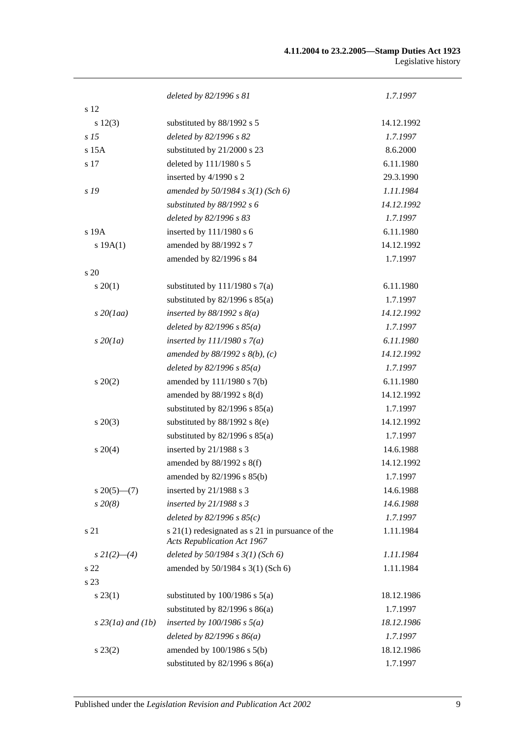| | | |
|---|---|---|
| | *deleted by 82/1996 s 81* | *1.7.1997* |
| s 12 | | |
| s 12(3) | substituted by 88/1992 s 5 | 14.12.1992 |
| *s 15* | *deleted by 82/1996 s 82* | *1.7.1997* |
| s 15A | substituted by 21/2000 s 23 | 8.6.2000 |
| s 17 | deleted by 111/1980 s 5 | 6.11.1980 |
| | inserted by 4/1990 s 2 | 29.3.1990 |
| *s 19* | *amended by 50/1984 s 3(1) (Sch 6)* | *1.11.1984* |
| | *substituted by 88/1992 s 6* | *14.12.1992* |
| | *deleted by 82/1996 s 83* | *1.7.1997* |
| s 19A | inserted by 111/1980 s 6 | 6.11.1980 |
| s 19A(1) | amended by 88/1992 s 7 | 14.12.1992 |
| | amended by 82/1996 s 84 | 1.7.1997 |
| s 20 | | |
| s 20(1) | substituted by 111/1980 s 7(a) | 6.11.1980 |
| | substituted by 82/1996 s 85(a) | 1.7.1997 |
| *s 20(1aa)* | *inserted by 88/1992 s 8(a)* | *14.12.1992* |
| | *deleted by 82/1996 s 85(a)* | *1.7.1997* |
| *s 20(1a)* | *inserted by 111/1980 s 7(a)* | *6.11.1980* |
| | *amended by 88/1992 s 8(b), (c)* | *14.12.1992* |
| | *deleted by 82/1996 s 85(a)* | *1.7.1997* |
| s 20(2) | amended by 111/1980 s 7(b) | 6.11.1980 |
| | amended by 88/1992 s 8(d) | 14.12.1992 |
| | substituted by 82/1996 s 85(a) | 1.7.1997 |
| s 20(3) | substituted by 88/1992 s 8(e) | 14.12.1992 |
| | substituted by 82/1996 s 85(a) | 1.7.1997 |
| s 20(4) | inserted by 21/1988 s 3 | 14.6.1988 |
| | amended by 88/1992 s 8(f) | 14.12.1992 |
| | amended by 82/1996 s 85(b) | 1.7.1997 |
| s 20(5)—(7) | inserted by 21/1988 s 3 | 14.6.1988 |
| *s 20(8)* | *inserted by 21/1988 s 3* | *14.6.1988* |
| | *deleted by 82/1996 s 85(c)* | *1.7.1997* |
| s 21 | s 21(1) redesignated as s 21 in pursuance of the *Acts Republication Act 1967* | 1.11.1984 |
| *s 21(2)—(4)* | *deleted by 50/1984 s 3(1) (Sch 6)* | *1.11.1984* |
| s 22 | amended by 50/1984 s 3(1) (Sch 6) | 1.11.1984 |
| s 23 | | |
| s 23(1) | substituted by 100/1986 s 5(a) | 18.12.1986 |
| | substituted by 82/1996 s 86(a) | 1.7.1997 |
| *s 23(1a) and (1b)* | *inserted by 100/1986 s 5(a)* | *18.12.1986* |
| | *deleted by 82/1996 s 86(a)* | *1.7.1997* |
| s 23(2) | amended by 100/1986 s 5(b) | 18.12.1986 |
| | substituted by 82/1996 s 86(a) | 1.7.1997 |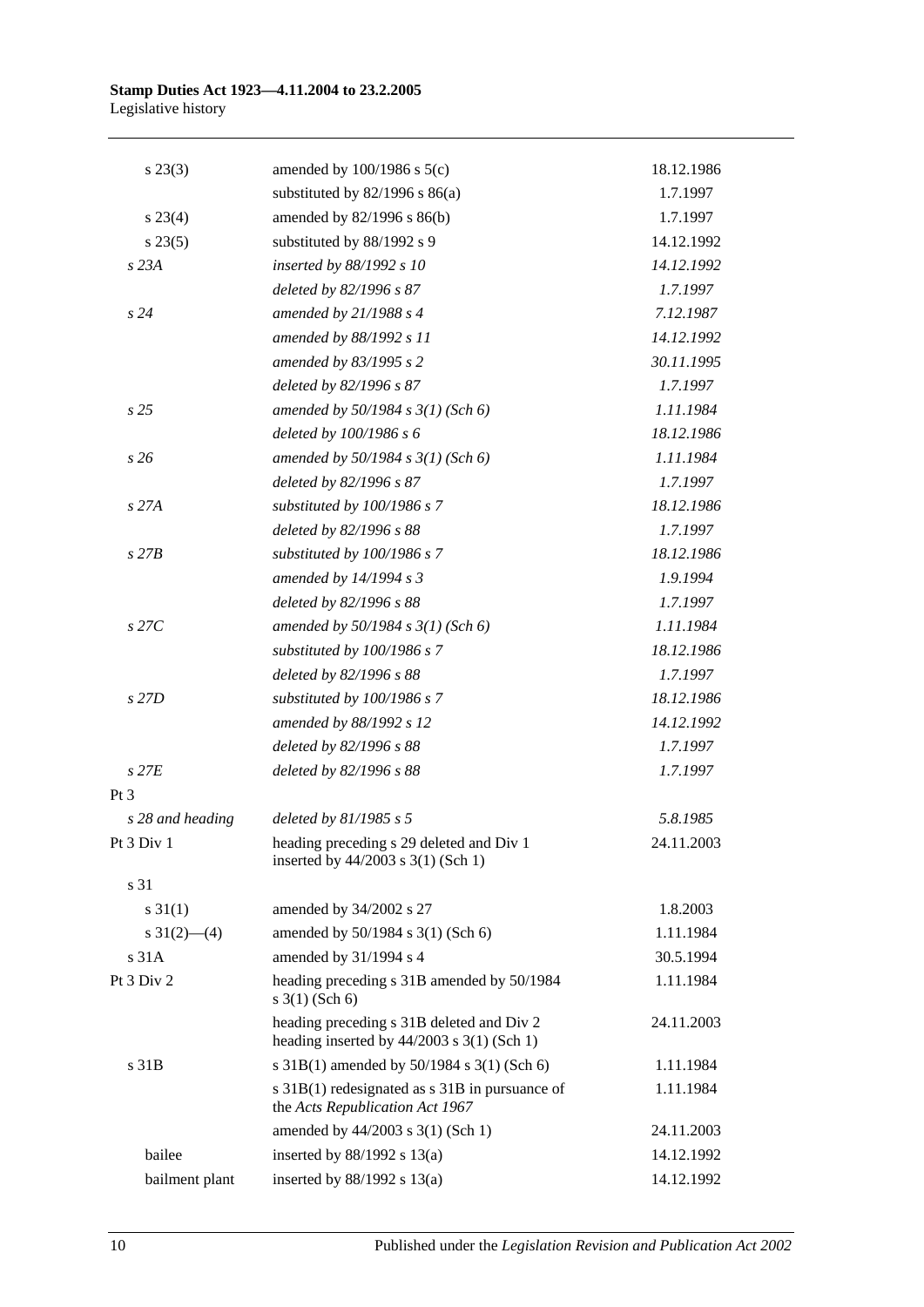| | | |
|---|---|---|
| s 23(3) | amended by 100/1986 s 5(c) | 18.12.1986 |
| | substituted by 82/1996 s 86(a) | 1.7.1997 |
| s 23(4) | amended by 82/1996 s 86(b) | 1.7.1997 |
| s 23(5) | substituted by 88/1992 s 9 | 14.12.1992 |
| *s 23A* | *inserted by 88/1992 s 10* | *14.12.1992* |
| | *deleted by 82/1996 s 87* | *1.7.1997* |
| *s 24* | *amended by 21/1988 s 4* | *7.12.1987* |
| | *amended by 88/1992 s 11* | *14.12.1992* |
| | *amended by 83/1995 s 2* | *30.11.1995* |
| | *deleted by 82/1996 s 87* | *1.7.1997* |
| *s 25* | *amended by 50/1984 s 3(1) (Sch 6)* | *1.11.1984* |
| | *deleted by 100/1986 s 6* | *18.12.1986* |
| *s 26* | *amended by 50/1984 s 3(1) (Sch 6)* | *1.11.1984* |
| | *deleted by 82/1996 s 87* | *1.7.1997* |
| *s 27A* | *substituted by 100/1986 s 7* | *18.12.1986* |
| | *deleted by 82/1996 s 88* | *1.7.1997* |
| *s 27B* | *substituted by 100/1986 s 7* | *18.12.1986* |
| | *amended by 14/1994 s 3* | *1.9.1994* |
| | *deleted by 82/1996 s 88* | *1.7.1997* |
| *s 27C* | *amended by 50/1984 s 3(1) (Sch 6)* | *1.11.1984* |
| | *substituted by 100/1986 s 7* | *18.12.1986* |
| | *deleted by 82/1996 s 88* | *1.7.1997* |
| *s 27D* | *substituted by 100/1986 s 7* | *18.12.1986* |
| | *amended by 88/1992 s 12* | *14.12.1992* |
| | *deleted by 82/1996 s 88* | *1.7.1997* |
| *s 27E* | *deleted by 82/1996 s 88* | *1.7.1997* |
| Pt 3 | | |
| *s 28 and heading* | *deleted by 81/1985 s 5* | *5.8.1985* |
| Pt 3 Div 1 | heading preceding s 29 deleted and Div 1 inserted by 44/2003 s 3(1) (Sch 1) | 24.11.2003 |
| s 31 | | |
| s 31(1) | amended by 34/2002 s 27 | 1.8.2003 |
| s 31(2)—(4) | amended by 50/1984 s 3(1) (Sch 6) | 1.11.1984 |
| s 31A | amended by 31/1994 s 4 | 30.5.1994 |
| Pt 3 Div 2 | heading preceding s 31B amended by 50/1984 s 3(1) (Sch 6) | 1.11.1984 |
| | heading preceding s 31B deleted and Div 2 heading inserted by 44/2003 s 3(1) (Sch 1) | 24.11.2003 |
| s 31B | s 31B(1) amended by 50/1984 s 3(1) (Sch 6) | 1.11.1984 |
| | s 31B(1) redesignated as s 31B in pursuance of the *Acts Republication Act 1967* | 1.11.1984 |
| | amended by 44/2003 s 3(1) (Sch 1) | 24.11.2003 |
| bailee | inserted by 88/1992 s 13(a) | 14.12.1992 |
| bailment plant | inserted by 88/1992 s 13(a) | 14.12.1992 |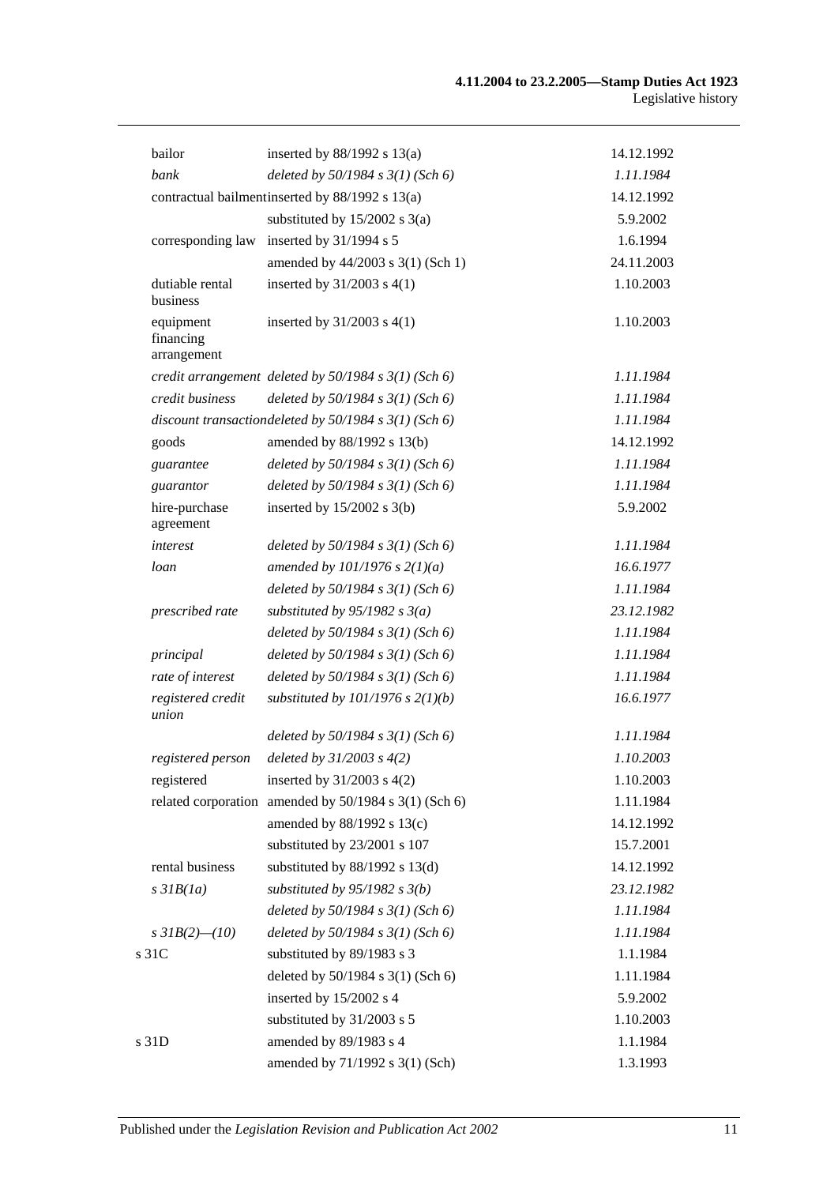| | | |
|---|---|---|
| bailor | inserted by 88/1992 s 13(a) | 14.12.1992 |
| *bank* | *deleted by 50/1984 s 3(1) (Sch 6)* | *1.11.1984* |
| contractual bailment | inserted by 88/1992 s 13(a) | 14.12.1992 |
| | substituted by 15/2002 s 3(a) | 5.9.2002 |
| corresponding law | inserted by 31/1994 s 5 | 1.6.1994 |
| | amended by 44/2003 s 3(1) (Sch 1) | 24.11.2003 |
| dutiable rental business | inserted by 31/2003 s 4(1) | 1.10.2003 |
| equipment financing arrangement | inserted by 31/2003 s 4(1) | 1.10.2003 |
| *credit arrangement* | *deleted by 50/1984 s 3(1) (Sch 6)* | *1.11.1984* |
| *credit business* | *deleted by 50/1984 s 3(1) (Sch 6)* | *1.11.1984* |
| *discount transaction* | *deleted by 50/1984 s 3(1) (Sch 6)* | *1.11.1984* |
| goods | amended by 88/1992 s 13(b) | 14.12.1992 |
| *guarantee* | *deleted by 50/1984 s 3(1) (Sch 6)* | *1.11.1984* |
| *guarantor* | *deleted by 50/1984 s 3(1) (Sch 6)* | *1.11.1984* |
| hire-purchase agreement | inserted by 15/2002 s 3(b) | 5.9.2002 |
| *interest* | *deleted by 50/1984 s 3(1) (Sch 6)* | *1.11.1984* |
| *loan* | *amended by 101/1976 s 2(1)(a)* | *16.6.1977* |
| | *deleted by 50/1984 s 3(1) (Sch 6)* | *1.11.1984* |
| *prescribed rate* | *substituted by 95/1982 s 3(a)* | *23.12.1982* |
| | *deleted by 50/1984 s 3(1) (Sch 6)* | *1.11.1984* |
| *principal* | *deleted by 50/1984 s 3(1) (Sch 6)* | *1.11.1984* |
| *rate of interest* | *deleted by 50/1984 s 3(1) (Sch 6)* | *1.11.1984* |
| *registered credit union* | *substituted by 101/1976 s 2(1)(b)* | *16.6.1977* |
| | *deleted by 50/1984 s 3(1) (Sch 6)* | *1.11.1984* |
| *registered person* | *deleted by 31/2003 s 4(2)* | *1.10.2003* |
| registered | inserted by 31/2003 s 4(2) | 1.10.2003 |
| related corporation | amended by 50/1984 s 3(1) (Sch 6) | 1.11.1984 |
| | amended by 88/1992 s 13(c) | 14.12.1992 |
| | substituted by 23/2001 s 107 | 15.7.2001 |
| rental business | substituted by 88/1992 s 13(d) | 14.12.1992 |
| *s 31B(1a)* | *substituted by 95/1982 s 3(b)* | *23.12.1982* |
| | *deleted by 50/1984 s 3(1) (Sch 6)* | *1.11.1984* |
| *s 31B(2)—(10)* | *deleted by 50/1984 s 3(1) (Sch 6)* | *1.11.1984* |
| s 31C | substituted by 89/1983 s 3 | 1.1.1984 |
| | deleted by 50/1984 s 3(1) (Sch 6) | 1.11.1984 |
| | inserted by 15/2002 s 4 | 5.9.2002 |
| | substituted by 31/2003 s 5 | 1.10.2003 |
| s 31D | amended by 89/1983 s 4 | 1.1.1984 |
| | amended by 71/1992 s 3(1) (Sch) | 1.3.1993 |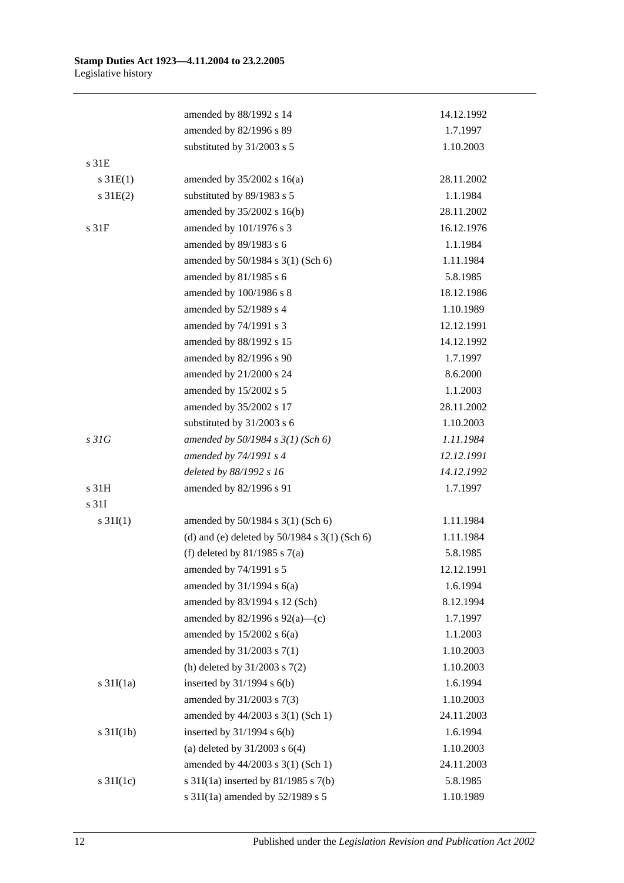| | | |
|---|---|---|
| | amended by 88/1992 s 14 | 14.12.1992 |
| | amended by 82/1996 s 89 | 1.7.1997 |
| | substituted by 31/2003 s 5 | 1.10.2003 |
| s 31E | | |
| s 31E(1) | amended by 35/2002 s 16(a) | 28.11.2002 |
| s 31E(2) | substituted by 89/1983 s 5 | 1.1.1984 |
| | amended by 35/2002 s 16(b) | 28.11.2002 |
| s 31F | amended by 101/1976 s 3 | 16.12.1976 |
| | amended by 89/1983 s 6 | 1.1.1984 |
| | amended by 50/1984 s 3(1) (Sch 6) | 1.11.1984 |
| | amended by 81/1985 s 6 | 5.8.1985 |
| | amended by 100/1986 s 8 | 18.12.1986 |
| | amended by 52/1989 s 4 | 1.10.1989 |
| | amended by 74/1991 s 3 | 12.12.1991 |
| | amended by 88/1992 s 15 | 14.12.1992 |
| | amended by 82/1996 s 90 | 1.7.1997 |
| | amended by 21/2000 s 24 | 8.6.2000 |
| | amended by 15/2002 s 5 | 1.1.2003 |
| | amended by 35/2002 s 17 | 28.11.2002 |
| | substituted by 31/2003 s 6 | 1.10.2003 |
| *s 31G* | *amended by 50/1984 s 3(1) (Sch 6)* | *1.11.1984* |
| | *amended by 74/1991 s 4* | *12.12.1991* |
| | *deleted by 88/1992 s 16* | *14.12.1992* |
| s 31H | amended by 82/1996 s 91 | 1.7.1997 |
| s 31I | | |
| s 31I(1) | amended by 50/1984 s 3(1) (Sch 6) | 1.11.1984 |
| | (d) and (e) deleted by 50/1984 s 3(1) (Sch 6) | 1.11.1984 |
| | (f) deleted by 81/1985 s 7(a) | 5.8.1985 |
| | amended by 74/1991 s 5 | 12.12.1991 |
| | amended by 31/1994 s 6(a) | 1.6.1994 |
| | amended by 83/1994 s 12 (Sch) | 8.12.1994 |
| | amended by 82/1996 s 92(a)—(c) | 1.7.1997 |
| | amended by 15/2002 s 6(a) | 1.1.2003 |
| | amended by 31/2003 s 7(1) | 1.10.2003 |
| | (h) deleted by 31/2003 s 7(2) | 1.10.2003 |
| s 31I(1a) | inserted by 31/1994 s 6(b) | 1.6.1994 |
| | amended by 31/2003 s 7(3) | 1.10.2003 |
| | amended by 44/2003 s 3(1) (Sch 1) | 24.11.2003 |
| s 31I(1b) | inserted by 31/1994 s 6(b) | 1.6.1994 |
| | (a) deleted by 31/2003 s 6(4) | 1.10.2003 |
| | amended by 44/2003 s 3(1) (Sch 1) | 24.11.2003 |
| s 31I(1c) | s 31I(1a) inserted by 81/1985 s 7(b) | 5.8.1985 |
| | s 31I(1a) amended by 52/1989 s 5 | 1.10.1989 |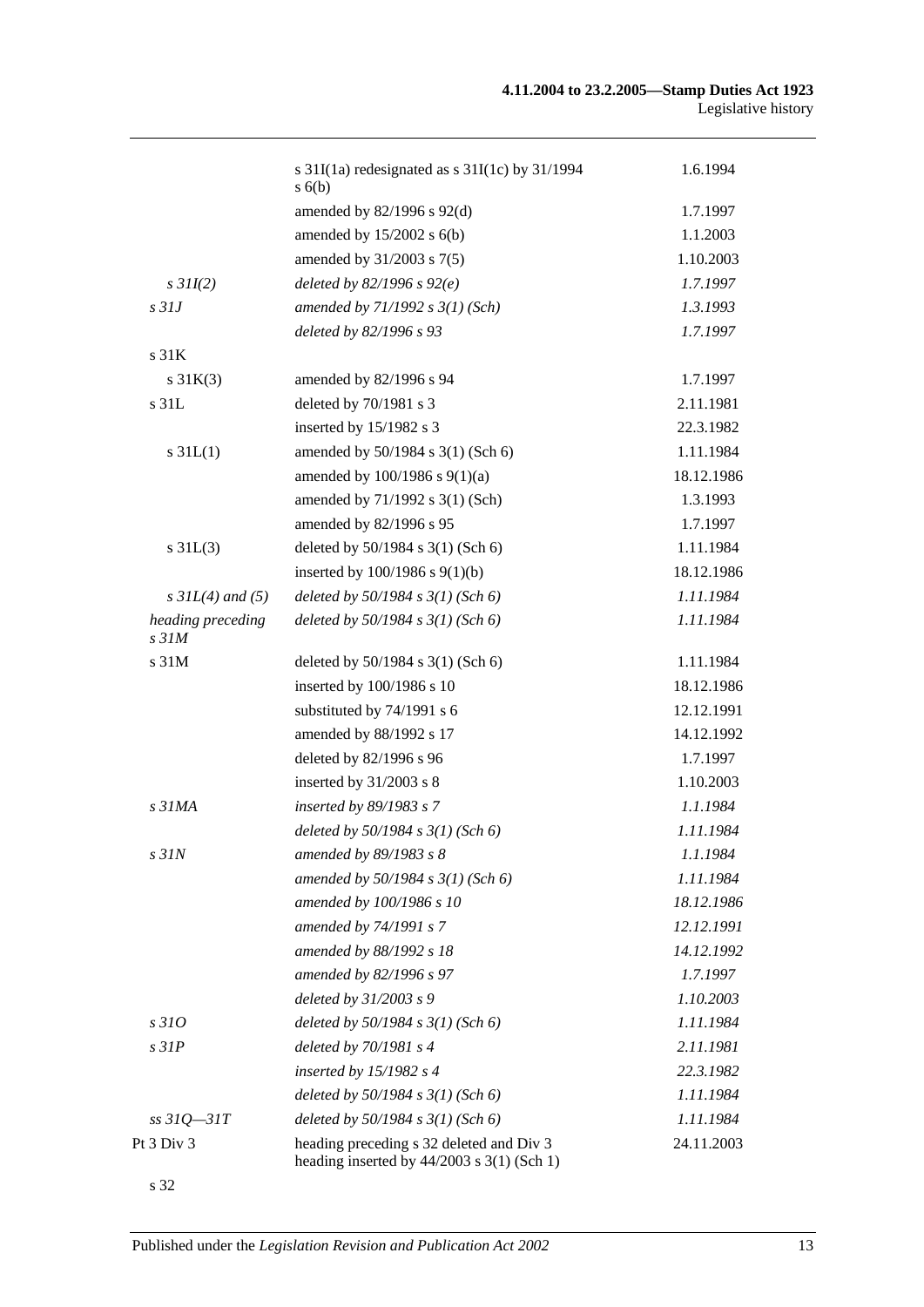| | | |
|---|---|---|
| | s 31I(1a) redesignated as s 31I(1c) by 31/1994 s 6(b) | 1.6.1994 |
| | amended by 82/1996 s 92(d) | 1.7.1997 |
| | amended by 15/2002 s 6(b) | 1.1.2003 |
| | amended by 31/2003 s 7(5) | 1.10.2003 |
| *s 31I(2)* | *deleted by 82/1996 s 92(e)* | *1.7.1997* |
| *s 31J* | *amended by 71/1992 s 3(1) (Sch)* | *1.3.1993* |
| | *deleted by 82/1996 s 93* | *1.7.1997* |
| s 31K | | |
| s 31K(3) | amended by 82/1996 s 94 | 1.7.1997 |
| s 31L | deleted by 70/1981 s 3 | 2.11.1981 |
| | inserted by 15/1982 s 3 | 22.3.1982 |
| s 31L(1) | amended by 50/1984 s 3(1) (Sch 6) | 1.11.1984 |
| | amended by 100/1986 s 9(1)(a) | 18.12.1986 |
| | amended by 71/1992 s 3(1) (Sch) | 1.3.1993 |
| | amended by 82/1996 s 95 | 1.7.1997 |
| s 31L(3) | deleted by 50/1984 s 3(1) (Sch 6) | 1.11.1984 |
| | inserted by 100/1986 s 9(1)(b) | 18.12.1986 |
| *s 31L(4) and (5)* | *deleted by 50/1984 s 3(1) (Sch 6)* | *1.11.1984* |
| *heading preceding s 31M* | *deleted by 50/1984 s 3(1) (Sch 6)* | *1.11.1984* |
| s 31M | deleted by 50/1984 s 3(1) (Sch 6) | 1.11.1984 |
| | inserted by 100/1986 s 10 | 18.12.1986 |
| | substituted by 74/1991 s 6 | 12.12.1991 |
| | amended by 88/1992 s 17 | 14.12.1992 |
| | deleted by 82/1996 s 96 | 1.7.1997 |
| | inserted by 31/2003 s 8 | 1.10.2003 |
| *s 31MA* | *inserted by 89/1983 s 7* | *1.1.1984* |
| | *deleted by 50/1984 s 3(1) (Sch 6)* | *1.11.1984* |
| *s 31N* | *amended by 89/1983 s 8* | *1.1.1984* |
| | *amended by 50/1984 s 3(1) (Sch 6)* | *1.11.1984* |
| | *amended by 100/1986 s 10* | *18.12.1986* |
| | *amended by 74/1991 s 7* | *12.12.1991* |
| | *amended by 88/1992 s 18* | *14.12.1992* |
| | *amended by 82/1996 s 97* | *1.7.1997* |
| | *deleted by 31/2003 s 9* | *1.10.2003* |
| *s 31O* | *deleted by 50/1984 s 3(1) (Sch 6)* | *1.11.1984* |
| *s 31P* | *deleted by 70/1981 s 4* | *2.11.1981* |
| | *inserted by 15/1982 s 4* | *22.3.1982* |
| | *deleted by 50/1984 s 3(1) (Sch 6)* | *1.11.1984* |
| *ss 31Q—31T* | *deleted by 50/1984 s 3(1) (Sch 6)* | *1.11.1984* |
| Pt 3 Div 3 | heading preceding s 32 deleted and Div 3 heading inserted by 44/2003 s 3(1) (Sch 1) | 24.11.2003 |
| s 32 | | |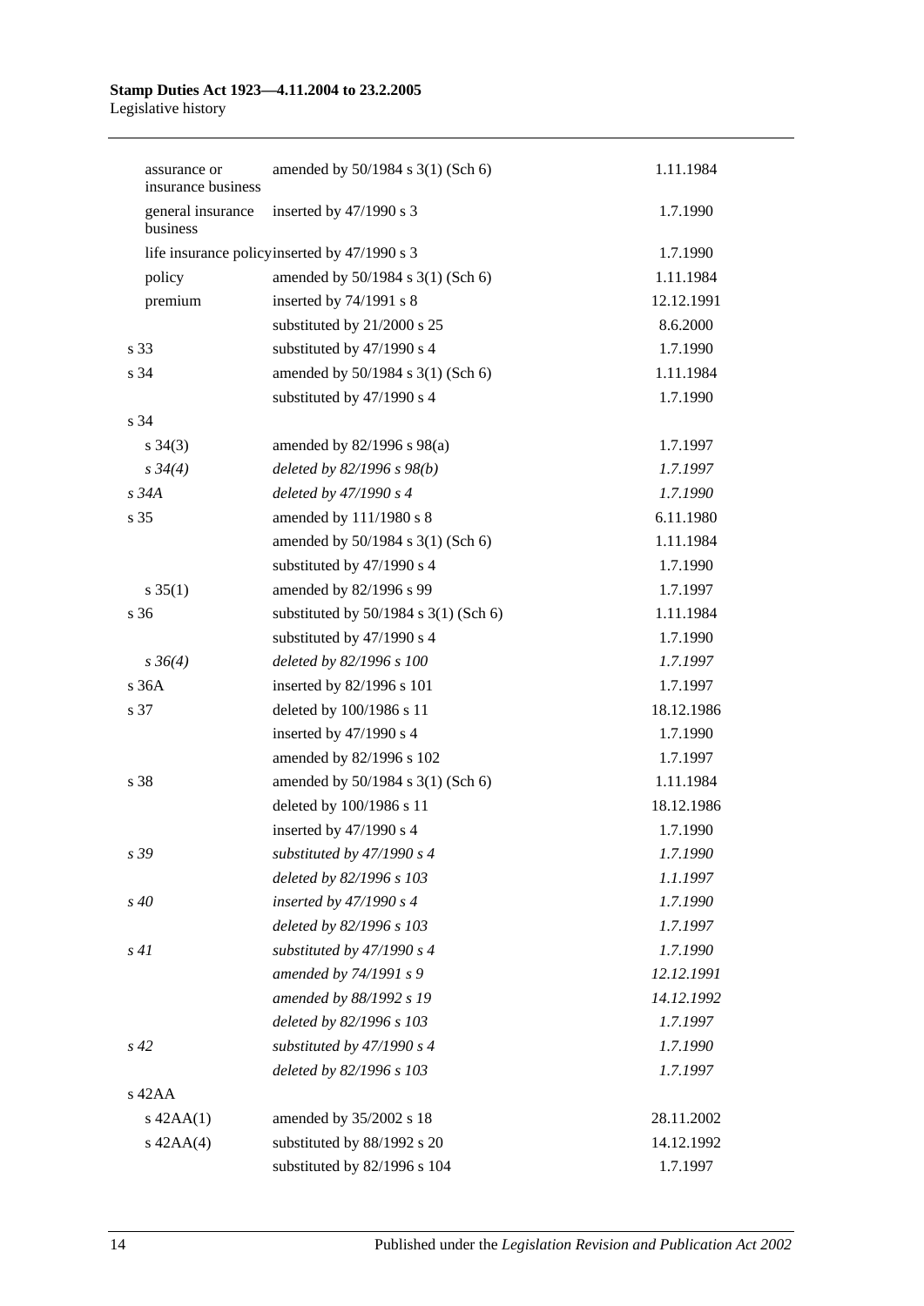| | | |
|---|---|---|
| assurance or insurance business | amended by 50/1984 s 3(1) (Sch 6) | 1.11.1984 |
| general insurance business | inserted by 47/1990 s 3 | 1.7.1990 |
| life insurance policy | inserted by 47/1990 s 3 | 1.7.1990 |
| policy | amended by 50/1984 s 3(1) (Sch 6) | 1.11.1984 |
| premium | inserted by 74/1991 s 8 | 12.12.1991 |
| | substituted by 21/2000 s 25 | 8.6.2000 |
| s 33 | substituted by 47/1990 s 4 | 1.7.1990 |
| s 34 | amended by 50/1984 s 3(1) (Sch 6) | 1.11.1984 |
| | substituted by 47/1990 s 4 | 1.7.1990 |
| s 34 | | |
| s 34(3) | amended by 82/1996 s 98(a) | 1.7.1997 |
| *s 34(4)* | *deleted by 82/1996 s 98(b)* | *1.7.1997* |
| *s 34A* | *deleted by 47/1990 s 4* | *1.7.1990* |
| s 35 | amended by 111/1980 s 8 | 6.11.1980 |
| | amended by 50/1984 s 3(1) (Sch 6) | 1.11.1984 |
| | substituted by 47/1990 s 4 | 1.7.1990 |
| s 35(1) | amended by 82/1996 s 99 | 1.7.1997 |
| s 36 | substituted by 50/1984 s 3(1) (Sch 6) | 1.11.1984 |
| | substituted by 47/1990 s 4 | 1.7.1990 |
| *s 36(4)* | *deleted by 82/1996 s 100* | *1.7.1997* |
| s 36A | inserted by 82/1996 s 101 | 1.7.1997 |
| s 37 | deleted by 100/1986 s 11 | 18.12.1986 |
| | inserted by 47/1990 s 4 | 1.7.1990 |
| | amended by 82/1996 s 102 | 1.7.1997 |
| s 38 | amended by 50/1984 s 3(1) (Sch 6) | 1.11.1984 |
| | deleted by 100/1986 s 11 | 18.12.1986 |
| | inserted by 47/1990 s 4 | 1.7.1990 |
| *s 39* | *substituted by 47/1990 s 4* | *1.7.1990* |
| | *deleted by 82/1996 s 103* | *1.1.1997* |
| *s 40* | *inserted by 47/1990 s 4* | *1.7.1990* |
| | *deleted by 82/1996 s 103* | *1.7.1997* |
| *s 41* | *substituted by 47/1990 s 4* | *1.7.1990* |
| | *amended by 74/1991 s 9* | *12.12.1991* |
| | *amended by 88/1992 s 19* | *14.12.1992* |
| | *deleted by 82/1996 s 103* | *1.7.1997* |
| *s 42* | *substituted by 47/1990 s 4* | *1.7.1990* |
| | *deleted by 82/1996 s 103* | *1.7.1997* |
| s 42AA | | |
| s 42AA(1) | amended by 35/2002 s 18 | 28.11.2002 |
| s 42AA(4) | substituted by 88/1992 s 20 | 14.12.1992 |
| | substituted by 82/1996 s 104 | 1.7.1997 |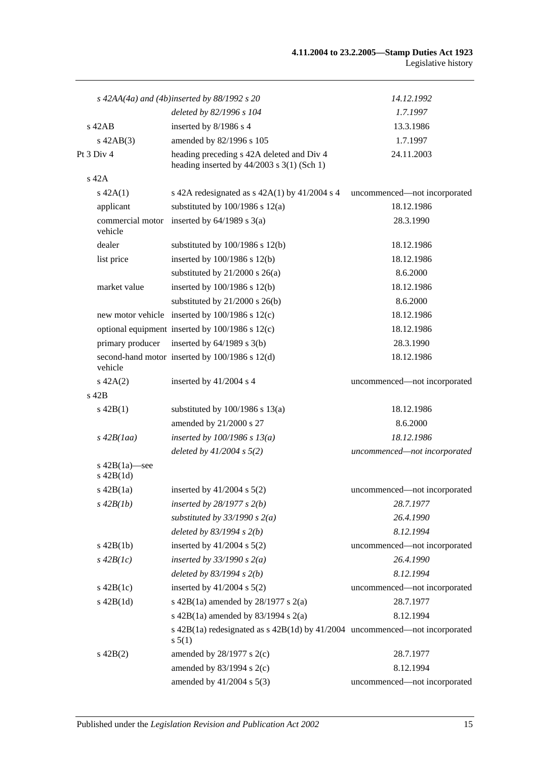| | | |
|---|---|---|
| *s 42AA(4a) and (4b)* | *inserted by 88/1992 s 20* | *14.12.1992* |
| | *deleted by 82/1996 s 104* | *1.7.1997* |
| s 42AB | inserted by 8/1986 s 4 | 13.3.1986 |
| s 42AB(3) | amended by 82/1996 s 105 | 1.7.1997 |
| Pt 3 Div 4 | heading preceding s 42A deleted and Div 4 heading inserted by 44/2003 s 3(1) (Sch 1) | 24.11.2003 |
| s 42A | | |
| s 42A(1) | s 42A redesignated as s 42A(1) by 41/2004 s 4 | uncommenced—not incorporated |
| applicant | substituted by 100/1986 s 12(a) | 18.12.1986 |
| commercial motor vehicle | inserted by 64/1989 s 3(a) | 28.3.1990 |
| dealer | substituted by 100/1986 s 12(b) | 18.12.1986 |
| list price | inserted by 100/1986 s 12(b) | 18.12.1986 |
| | substituted by 21/2000 s 26(a) | 8.6.2000 |
| market value | inserted by 100/1986 s 12(b) | 18.12.1986 |
| | substituted by 21/2000 s 26(b) | 8.6.2000 |
| new motor vehicle | inserted by 100/1986 s 12(c) | 18.12.1986 |
| optional equipment | inserted by 100/1986 s 12(c) | 18.12.1986 |
| primary producer | inserted by 64/1989 s 3(b) | 28.3.1990 |
| second-hand motor vehicle | inserted by 100/1986 s 12(d) | 18.12.1986 |
| s 42A(2) | inserted by 41/2004 s 4 | uncommenced—not incorporated |
| s 42B | | |
| s 42B(1) | substituted by 100/1986 s 13(a) | 18.12.1986 |
| | amended by 21/2000 s 27 | 8.6.2000 |
| *s 42B(1aa)* | *inserted by 100/1986 s 13(a)* | *18.12.1986* |
| | *deleted by 41/2004 s 5(2)* | *uncommenced—not incorporated* |
| s 42B(1a)—see s 42B(1d) | | |
| s 42B(1a) | inserted by 41/2004 s 5(2) | uncommenced—not incorporated |
| *s 42B(1b)* | *inserted by 28/1977 s 2(b)* | *28.7.1977* |
| | *substituted by 33/1990 s 2(a)* | *26.4.1990* |
| | *deleted by 83/1994 s 2(b)* | *8.12.1994* |
| s 42B(1b) | inserted by 41/2004 s 5(2) | uncommenced—not incorporated |
| *s 42B(1c)* | *inserted by 33/1990 s 2(a)* | *26.4.1990* |
| | *deleted by 83/1994 s 2(b)* | *8.12.1994* |
| s 42B(1c) | inserted by 41/2004 s 5(2) | uncommenced—not incorporated |
| s 42B(1d) | s 42B(1a) amended by 28/1977 s 2(a) | 28.7.1977 |
| | s 42B(1a) amended by 83/1994 s 2(a) | 8.12.1994 |
| | s 42B(1a) redesignated as s 42B(1d) by 41/2004 s 5(1) | uncommenced—not incorporated |
| s 42B(2) | amended by 28/1977 s 2(c) | 28.7.1977 |
| | amended by 83/1994 s 2(c) | 8.12.1994 |
| | amended by 41/2004 s 5(3) | uncommenced—not incorporated |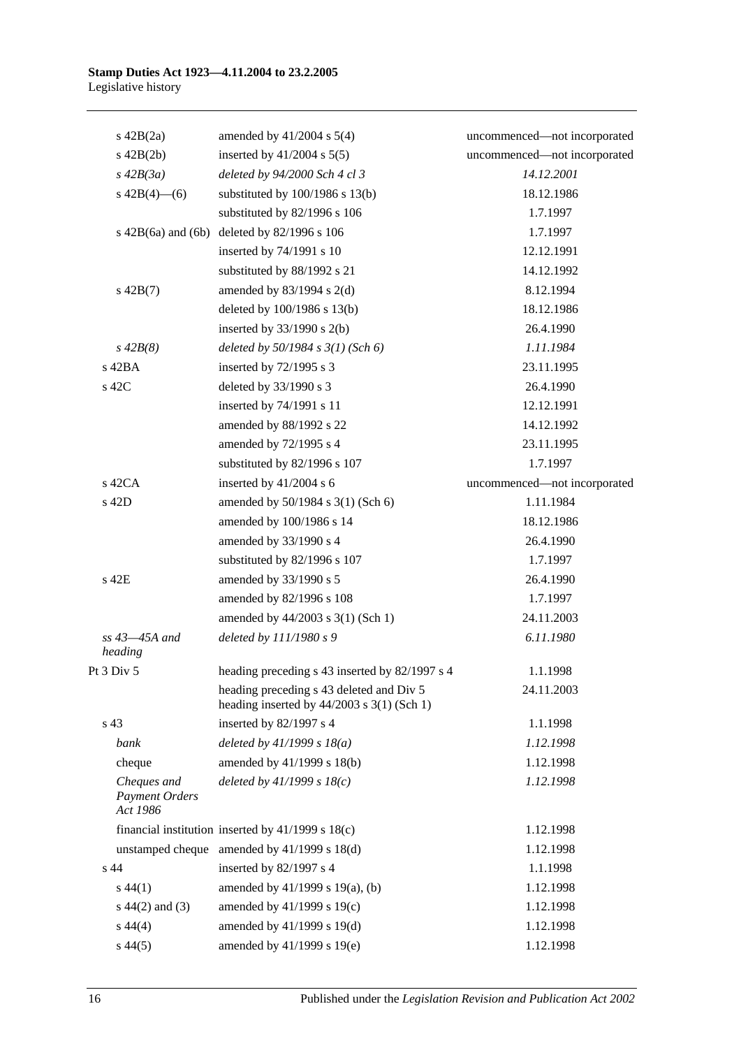| | | |
|---|---|---|
| s 42B(2a) | amended by 41/2004 s 5(4) | uncommenced—not incorporated |
| s 42B(2b) | inserted by 41/2004 s 5(5) | uncommenced—not incorporated |
| *s 42B(3a)* | *deleted by 94/2000 Sch 4 cl 3* | *14.12.2001* |
| s 42B(4)—(6) | substituted by 100/1986 s 13(b) | 18.12.1986 |
| | substituted by 82/1996 s 106 | 1.7.1997 |
| s 42B(6a) and (6b) | deleted by 82/1996 s 106 | 1.7.1997 |
| | inserted by 74/1991 s 10 | 12.12.1991 |
| | substituted by 88/1992 s 21 | 14.12.1992 |
| s 42B(7) | amended by 83/1994 s 2(d) | 8.12.1994 |
| | deleted by 100/1986 s 13(b) | 18.12.1986 |
| | inserted by 33/1990 s 2(b) | 26.4.1990 |
| *s 42B(8)* | *deleted by 50/1984 s 3(1) (Sch 6)* | *1.11.1984* |
| s 42BA | inserted by 72/1995 s 3 | 23.11.1995 |
| s 42C | deleted by 33/1990 s 3 | 26.4.1990 |
| | inserted by 74/1991 s 11 | 12.12.1991 |
| | amended by 88/1992 s 22 | 14.12.1992 |
| | amended by 72/1995 s 4 | 23.11.1995 |
| | substituted by 82/1996 s 107 | 1.7.1997 |
| s 42CA | inserted by 41/2004 s 6 | uncommenced—not incorporated |
| s 42D | amended by 50/1984 s 3(1) (Sch 6) | 1.11.1984 |
| | amended by 100/1986 s 14 | 18.12.1986 |
| | amended by 33/1990 s 4 | 26.4.1990 |
| | substituted by 82/1996 s 107 | 1.7.1997 |
| s 42E | amended by 33/1990 s 5 | 26.4.1990 |
| | amended by 82/1996 s 108 | 1.7.1997 |
| | amended by 44/2003 s 3(1) (Sch 1) | 24.11.2003 |
| *ss 43—45A and heading* | *deleted by 111/1980 s 9* | *6.11.1980* |
| Pt 3 Div 5 | heading preceding s 43 inserted by 82/1997 s 4 | 1.1.1998 |
| | heading preceding s 43 deleted and Div 5 heading inserted by 44/2003 s 3(1) (Sch 1) | 24.11.2003 |
| s 43 | inserted by 82/1997 s 4 | 1.1.1998 |
| *bank* | *deleted by 41/1999 s 18(a)* | *1.12.1998* |
| cheque | amended by 41/1999 s 18(b) | 1.12.1998 |
| *Cheques and Payment Orders Act 1986* | *deleted by 41/1999 s 18(c)* | *1.12.1998* |
| financial institution | inserted by 41/1999 s 18(c) | 1.12.1998 |
| unstamped cheque | amended by 41/1999 s 18(d) | 1.12.1998 |
| s 44 | inserted by 82/1997 s 4 | 1.1.1998 |
| s 44(1) | amended by 41/1999 s 19(a), (b) | 1.12.1998 |
| s 44(2) and (3) | amended by 41/1999 s 19(c) | 1.12.1998 |
| s 44(4) | amended by 41/1999 s 19(d) | 1.12.1998 |
| s 44(5) | amended by 41/1999 s 19(e) | 1.12.1998 |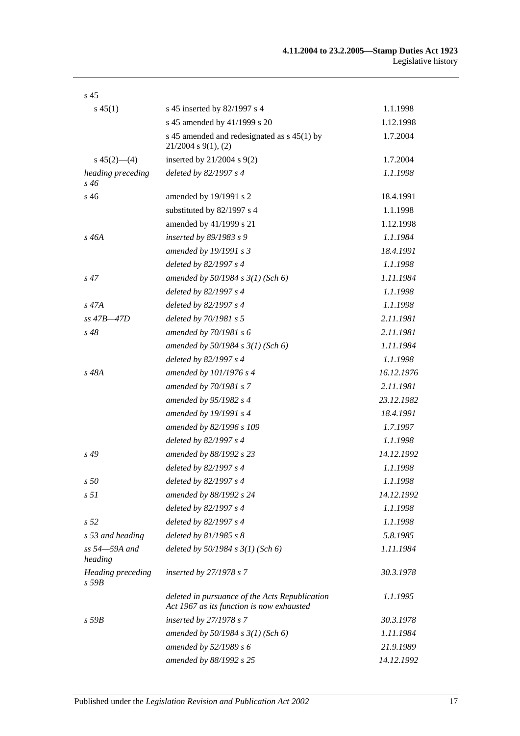| | | |
|---|---|---|
| s 45 | | |
| s 45(1) | s 45 inserted by 82/1997 s 4 | 1.1.1998 |
| | s 45 amended by 41/1999 s 20 | 1.12.1998 |
| | s 45 amended and redesignated as s 45(1) by 21/2004 s 9(1), (2) | 1.7.2004 |
| s 45(2)—(4) | inserted by 21/2004 s 9(2) | 1.7.2004 |
| *heading preceding s 46* | *deleted by 82/1997 s 4* | *1.1.1998* |
| s 46 | amended by 19/1991 s 2 | 18.4.1991 |
| | substituted by 82/1997 s 4 | 1.1.1998 |
| | amended by 41/1999 s 21 | 1.12.1998 |
| *s 46A* | *inserted by 89/1983 s 9* | *1.1.1984* |
| | *amended by 19/1991 s 3* | *18.4.1991* |
| | *deleted by 82/1997 s 4* | *1.1.1998* |
| *s 47* | *amended by 50/1984 s 3(1) (Sch 6)* | *1.11.1984* |
| | *deleted by 82/1997 s 4* | *1.1.1998* |
| *s 47A* | *deleted by 82/1997 s 4* | *1.1.1998* |
| *ss 47B—47D* | *deleted by 70/1981 s 5* | *2.11.1981* |
| *s 48* | *amended by 70/1981 s 6* | *2.11.1981* |
| | *amended by 50/1984 s 3(1) (Sch 6)* | *1.11.1984* |
| | *deleted by 82/1997 s 4* | *1.1.1998* |
| *s 48A* | *amended by 101/1976 s 4* | *16.12.1976* |
| | *amended by 70/1981 s 7* | *2.11.1981* |
| | *amended by 95/1982 s 4* | *23.12.1982* |
| | *amended by 19/1991 s 4* | *18.4.1991* |
| | *amended by 82/1996 s 109* | *1.7.1997* |
| | *deleted by 82/1997 s 4* | *1.1.1998* |
| *s 49* | *amended by 88/1992 s 23* | *14.12.1992* |
| | *deleted by 82/1997 s 4* | *1.1.1998* |
| *s 50* | *deleted by 82/1997 s 4* | *1.1.1998* |
| *s 51* | *amended by 88/1992 s 24* | *14.12.1992* |
| | *deleted by 82/1997 s 4* | *1.1.1998* |
| *s 52* | *deleted by 82/1997 s 4* | *1.1.1998* |
| *s 53 and heading* | *deleted by 81/1985 s 8* | *5.8.1985* |
| *ss 54—59A and heading* | *deleted by 50/1984 s 3(1) (Sch 6)* | *1.11.1984* |
| *Heading preceding s 59B* | *inserted by 27/1978 s 7* | *30.3.1978* |
| | *deleted in pursuance of the Acts Republication Act 1967 as its function is now exhausted* | *1.1.1995* |
| *s 59B* | *inserted by 27/1978 s 7* | *30.3.1978* |
| | *amended by 50/1984 s 3(1) (Sch 6)* | *1.11.1984* |
| | *amended by 52/1989 s 6* | *21.9.1989* |
| | *amended by 88/1992 s 25* | *14.12.1992* |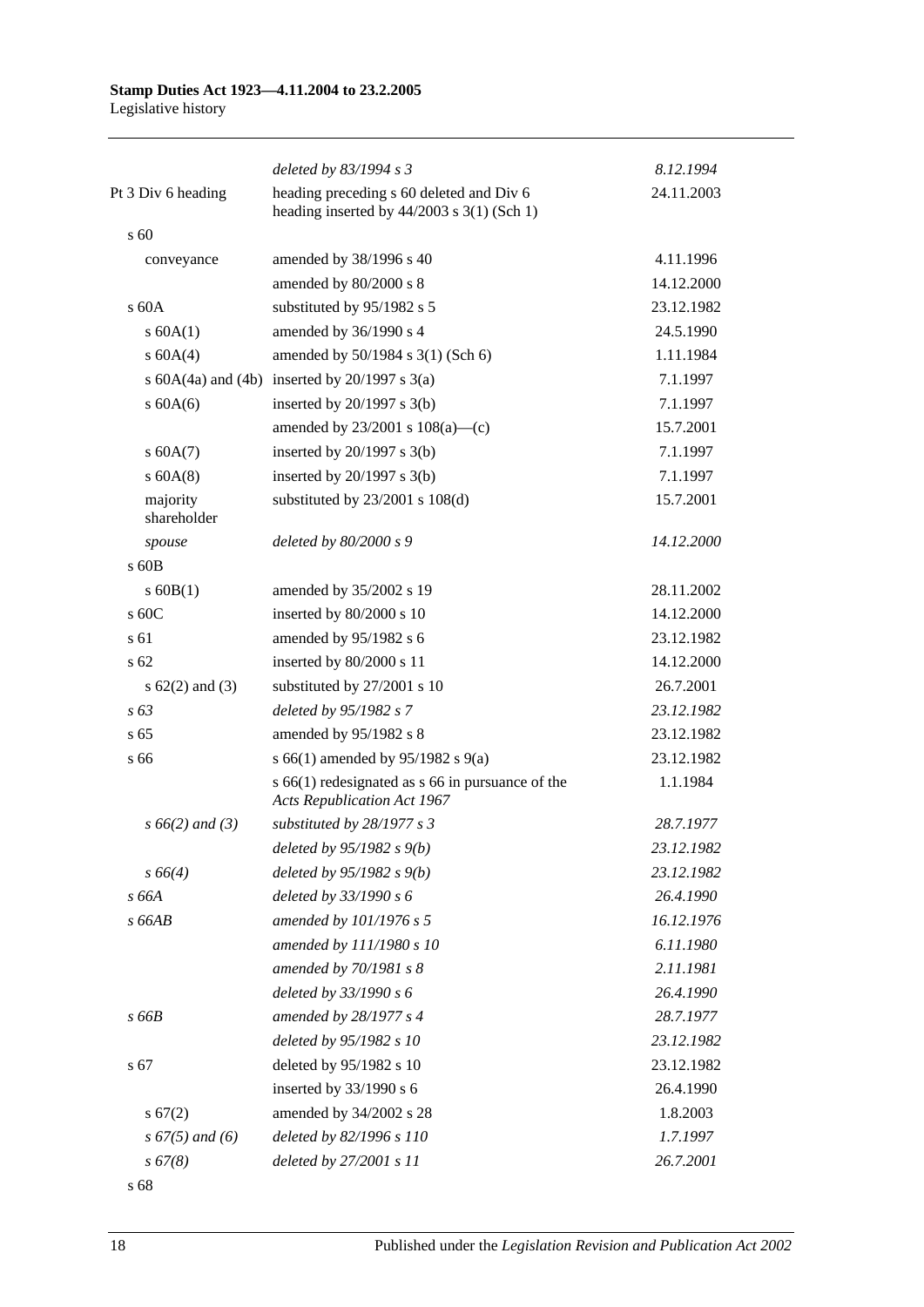| | | |
|---|---|---|
| | *deleted by 83/1994 s 3* | *8.12.1994* |
| Pt 3 Div 6 heading | heading preceding s 60 deleted and Div 6 heading inserted by 44/2003 s 3(1) (Sch 1) | 24.11.2003 |
| s 60 | | |
| conveyance | amended by 38/1996 s 40 | 4.11.1996 |
| | amended by 80/2000 s 8 | 14.12.2000 |
| s 60A | substituted by 95/1982 s 5 | 23.12.1982 |
| s 60A(1) | amended by 36/1990 s 4 | 24.5.1990 |
| s 60A(4) | amended by 50/1984 s 3(1) (Sch 6) | 1.11.1984 |
| s 60A(4a) and (4b) | inserted by 20/1997 s 3(a) | 7.1.1997 |
| s 60A(6) | inserted by 20/1997 s 3(b) | 7.1.1997 |
| | amended by 23/2001 s 108(a)—(c) | 15.7.2001 |
| s 60A(7) | inserted by 20/1997 s 3(b) | 7.1.1997 |
| s 60A(8) | inserted by 20/1997 s 3(b) | 7.1.1997 |
| majority shareholder | substituted by 23/2001 s 108(d) | 15.7.2001 |
| *spouse* | *deleted by 80/2000 s 9* | *14.12.2000* |
| s 60B | | |
| s 60B(1) | amended by 35/2002 s 19 | 28.11.2002 |
| s 60C | inserted by 80/2000 s 10 | 14.12.2000 |
| s 61 | amended by 95/1982 s 6 | 23.12.1982 |
| s 62 | inserted by 80/2000 s 11 | 14.12.2000 |
| s 62(2) and (3) | substituted by 27/2001 s 10 | 26.7.2001 |
| *s 63* | *deleted by 95/1982 s 7* | *23.12.1982* |
| s 65 | amended by 95/1982 s 8 | 23.12.1982 |
| s 66 | s 66(1) amended by 95/1982 s 9(a) | 23.12.1982 |
| | s 66(1) redesignated as s 66 in pursuance of the *Acts Republication Act 1967* | 1.1.1984 |
| *s 66(2) and (3)* | *substituted by 28/1977 s 3* | *28.7.1977* |
| | *deleted by 95/1982 s 9(b)* | *23.12.1982* |
| *s 66(4)* | *deleted by 95/1982 s 9(b)* | *23.12.1982* |
| *s 66A* | *deleted by 33/1990 s 6* | *26.4.1990* |
| *s 66AB* | *amended by 101/1976 s 5* | *16.12.1976* |
| | *amended by 111/1980 s 10* | *6.11.1980* |
| | *amended by 70/1981 s 8* | *2.11.1981* |
| | *deleted by 33/1990 s 6* | *26.4.1990* |
| *s 66B* | *amended by 28/1977 s 4* | *28.7.1977* |
| | *deleted by 95/1982 s 10* | *23.12.1982* |
| s 67 | deleted by 95/1982 s 10 | 23.12.1982 |
| | inserted by 33/1990 s 6 | 26.4.1990 |
| s 67(2) | amended by 34/2002 s 28 | 1.8.2003 |
| *s 67(5) and (6)* | *deleted by 82/1996 s 110* | *1.7.1997* |
| *s 67(8)* | *deleted by 27/2001 s 11* | *26.7.2001* |
| s 68 | | |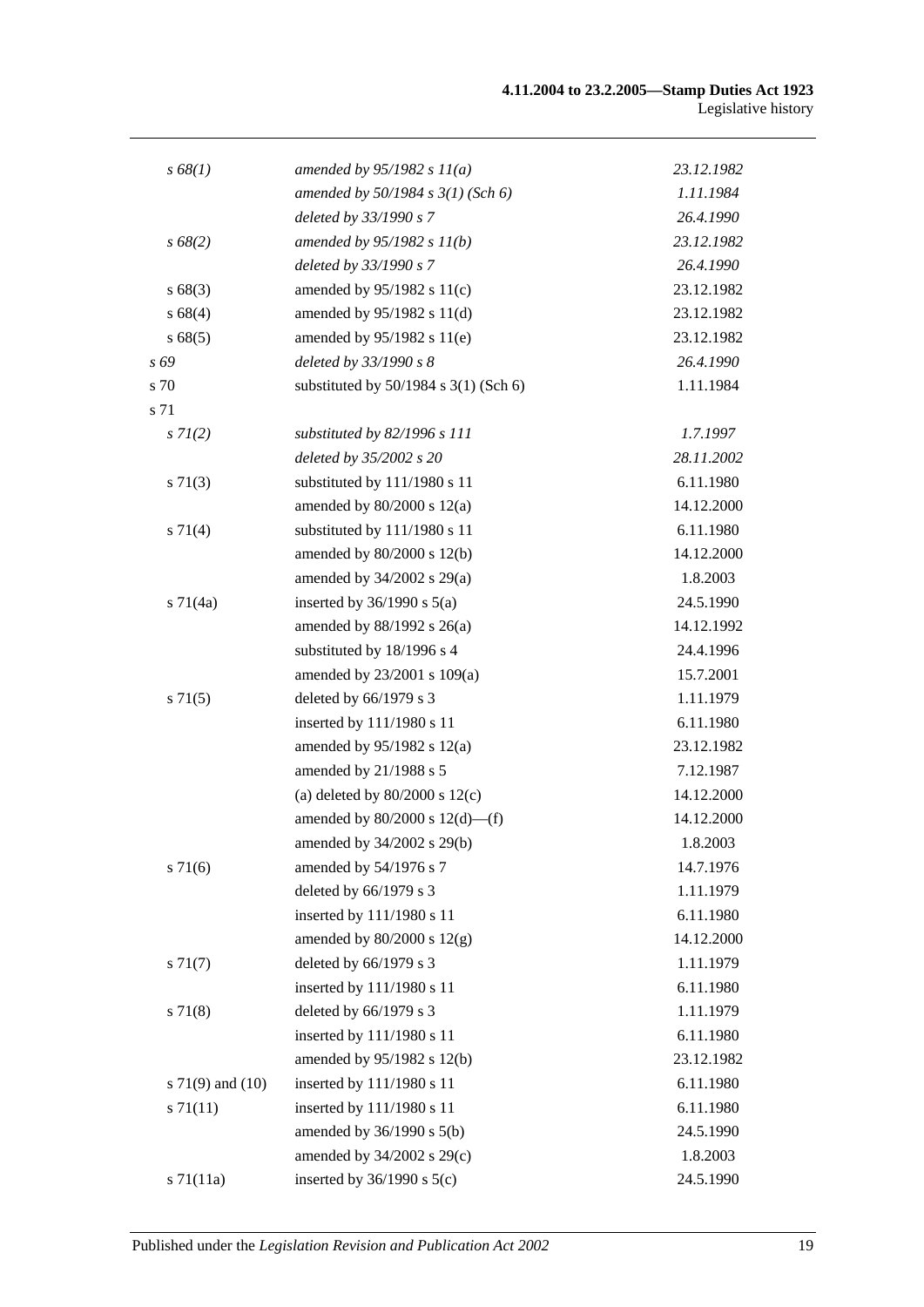| | | |
|---|---|---|
| *s 68(1)* | *amended by 95/1982 s 11(a)* | *23.12.1982* |
| | *amended by 50/1984 s 3(1) (Sch 6)* | *1.11.1984* |
| | *deleted by 33/1990 s 7* | *26.4.1990* |
| *s 68(2)* | *amended by 95/1982 s 11(b)* | *23.12.1982* |
| | *deleted by 33/1990 s 7* | *26.4.1990* |
| s 68(3) | amended by 95/1982 s 11(c) | 23.12.1982 |
| s 68(4) | amended by 95/1982 s 11(d) | 23.12.1982 |
| s 68(5) | amended by 95/1982 s 11(e) | 23.12.1982 |
| *s 69* | *deleted by 33/1990 s 8* | *26.4.1990* |
| s 70 | substituted by 50/1984 s 3(1) (Sch 6) | 1.11.1984 |
| s 71 | | |
| *s 71(2)* | *substituted by 82/1996 s 111* | *1.7.1997* |
| | *deleted by 35/2002 s 20* | *28.11.2002* |
| s 71(3) | substituted by 111/1980 s 11 | 6.11.1980 |
| | amended by 80/2000 s 12(a) | 14.12.2000 |
| s 71(4) | substituted by 111/1980 s 11 | 6.11.1980 |
| | amended by 80/2000 s 12(b) | 14.12.2000 |
| | amended by 34/2002 s 29(a) | 1.8.2003 |
| s 71(4a) | inserted by 36/1990 s 5(a) | 24.5.1990 |
| | amended by 88/1992 s 26(a) | 14.12.1992 |
| | substituted by 18/1996 s 4 | 24.4.1996 |
| | amended by 23/2001 s 109(a) | 15.7.2001 |
| s 71(5) | deleted by 66/1979 s 3 | 1.11.1979 |
| | inserted by 111/1980 s 11 | 6.11.1980 |
| | amended by 95/1982 s 12(a) | 23.12.1982 |
| | amended by 21/1988 s 5 | 7.12.1987 |
| | (a) deleted by 80/2000 s 12(c) | 14.12.2000 |
| | amended by 80/2000 s 12(d)—(f) | 14.12.2000 |
| | amended by 34/2002 s 29(b) | 1.8.2003 |
| s 71(6) | amended by 54/1976 s 7 | 14.7.1976 |
| | deleted by 66/1979 s 3 | 1.11.1979 |
| | inserted by 111/1980 s 11 | 6.11.1980 |
| | amended by 80/2000 s 12(g) | 14.12.2000 |
| s 71(7) | deleted by 66/1979 s 3 | 1.11.1979 |
| | inserted by 111/1980 s 11 | 6.11.1980 |
| s 71(8) | deleted by 66/1979 s 3 | 1.11.1979 |
| | inserted by 111/1980 s 11 | 6.11.1980 |
| | amended by 95/1982 s 12(b) | 23.12.1982 |
| s 71(9) and (10) | inserted by 111/1980 s 11 | 6.11.1980 |
| s 71(11) | inserted by 111/1980 s 11 | 6.11.1980 |
| | amended by 36/1990 s 5(b) | 24.5.1990 |
| | amended by 34/2002 s 29(c) | 1.8.2003 |
| s 71(11a) | inserted by 36/1990 s 5(c) | 24.5.1990 |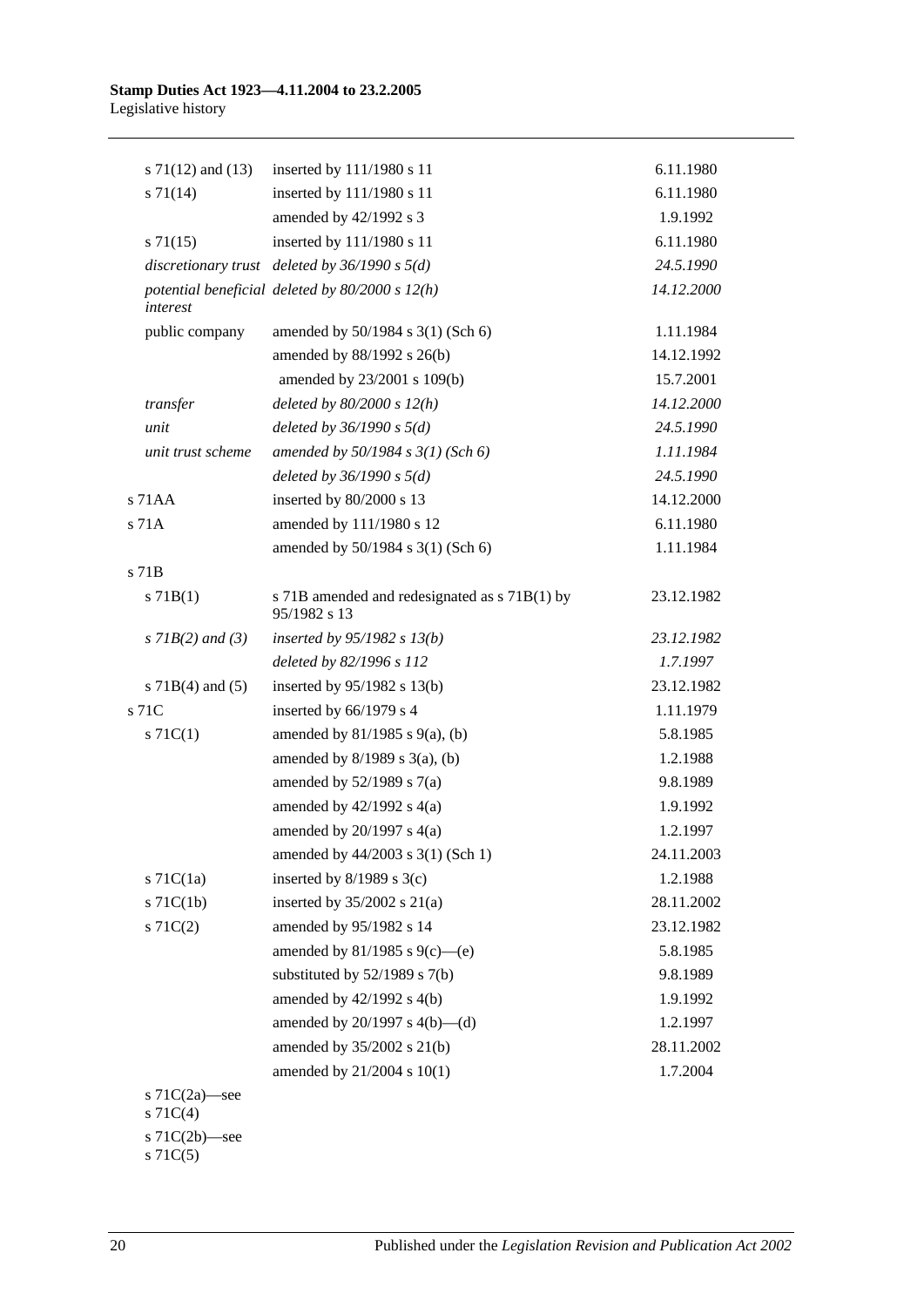| | | |
|---|---|---|
| s 71(12) and (13) | inserted by 111/1980 s 11 | 6.11.1980 |
| s 71(14) | inserted by 111/1980 s 11 | 6.11.1980 |
| | amended by 42/1992 s 3 | 1.9.1992 |
| s 71(15) | inserted by 111/1980 s 11 | 6.11.1980 |
| *discretionary trust* | *deleted by 36/1990 s 5(d)* | *24.5.1990* |
| *potential beneficial interest* | *deleted by 80/2000 s 12(h)* | *14.12.2000* |
| public company | amended by 50/1984 s 3(1) (Sch 6) | 1.11.1984 |
| | amended by 88/1992 s 26(b) | 14.12.1992 |
| | amended by 23/2001 s 109(b) | 15.7.2001 |
| *transfer* | *deleted by 80/2000 s 12(h)* | *14.12.2000* |
| *unit* | *deleted by 36/1990 s 5(d)* | *24.5.1990* |
| *unit trust scheme* | *amended by 50/1984 s 3(1) (Sch 6)* | *1.11.1984* |
| | *deleted by 36/1990 s 5(d)* | *24.5.1990* |
| s 71AA | inserted by 80/2000 s 13 | 14.12.2000 |
| s 71A | amended by 111/1980 s 12 | 6.11.1980 |
| | amended by 50/1984 s 3(1) (Sch 6) | 1.11.1984 |
| s 71B | | |
| s 71B(1) | s 71B amended and redesignated as s 71B(1) by 95/1982 s 13 | 23.12.1982 |
| *s 71B(2) and (3)* | *inserted by 95/1982 s 13(b)* | *23.12.1982* |
| | *deleted by 82/1996 s 112* | *1.7.1997* |
| s 71B(4) and (5) | inserted by 95/1982 s 13(b) | 23.12.1982 |
| s 71C | inserted by 66/1979 s 4 | 1.11.1979 |
| s 71C(1) | amended by 81/1985 s 9(a), (b) | 5.8.1985 |
| | amended by 8/1989 s 3(a), (b) | 1.2.1988 |
| | amended by 52/1989 s 7(a) | 9.8.1989 |
| | amended by 42/1992 s 4(a) | 1.9.1992 |
| | amended by 20/1997 s 4(a) | 1.2.1997 |
| | amended by 44/2003 s 3(1) (Sch 1) | 24.11.2003 |
| s 71C(1a) | inserted by 8/1989 s 3(c) | 1.2.1988 |
| s 71C(1b) | inserted by 35/2002 s 21(a) | 28.11.2002 |
| s 71C(2) | amended by 95/1982 s 14 | 23.12.1982 |
| | amended by 81/1985 s 9(c)—(e) | 5.8.1985 |
| | substituted by 52/1989 s 7(b) | 9.8.1989 |
| | amended by 42/1992 s 4(b) | 1.9.1992 |
| | amended by 20/1997 s 4(b)—(d) | 1.2.1997 |
| | amended by 35/2002 s 21(b) | 28.11.2002 |
| | amended by 21/2004 s 10(1) | 1.7.2004 |
| s 71C(2a)—see s 71C(4) | | |
| s 71C(2b)—see s 71C(5) | | |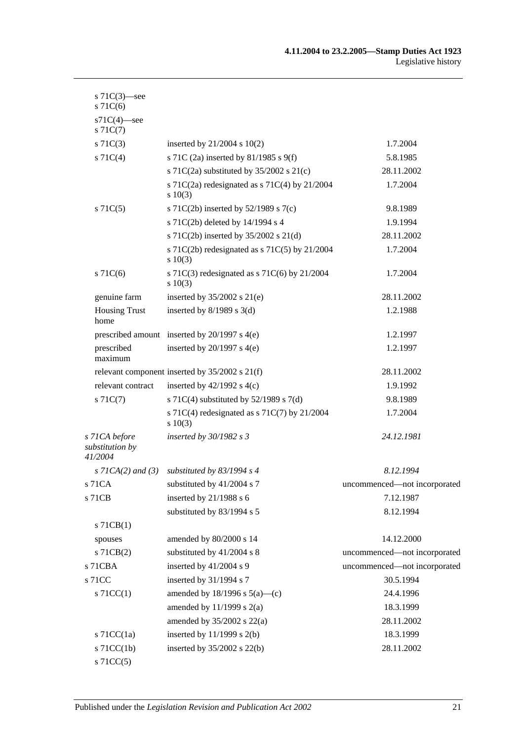| | | |
|---|---|---|
| s 71C(3)—see s 71C(6) | | |
| s71C(4)—see s 71C(7) | | |
| s 71C(3) | inserted by 21/2004 s 10(2) | 1.7.2004 |
| s 71C(4) | s 71C (2a) inserted by 81/1985 s 9(f) | 5.8.1985 |
| | s 71C(2a) substituted by 35/2002 s 21(c) | 28.11.2002 |
| | s 71C(2a) redesignated as s 71C(4) by 21/2004 s 10(3) | 1.7.2004 |
| s 71C(5) | s 71C(2b) inserted by 52/1989 s 7(c) | 9.8.1989 |
| | s 71C(2b) deleted by 14/1994 s 4 | 1.9.1994 |
| | s 71C(2b) inserted by 35/2002 s 21(d) | 28.11.2002 |
| | s 71C(2b) redesignated as s 71C(5) by 21/2004 s 10(3) | 1.7.2004 |
| s 71C(6) | s 71C(3) redesignated as s 71C(6) by 21/2004 s 10(3) | 1.7.2004 |
| genuine farm | inserted by 35/2002 s 21(e) | 28.11.2002 |
| Housing Trust home | inserted by 8/1989 s 3(d) | 1.2.1988 |
| prescribed amount | inserted by 20/1997 s 4(e) | 1.2.1997 |
| prescribed maximum | inserted by 20/1997 s 4(e) | 1.2.1997 |
| relevant component | inserted by 35/2002 s 21(f) | 28.11.2002 |
| relevant contract | inserted by 42/1992 s 4(c) | 1.9.1992 |
| s 71C(7) | s 71C(4) substituted by 52/1989 s 7(d) | 9.8.1989 |
| | s 71C(4) redesignated as s 71C(7) by 21/2004 s 10(3) | 1.7.2004 |
| *s 71CA before substitution by 41/2004* | *inserted by 30/1982 s 3* | *24.12.1981* |
| *s 71CA(2) and (3)* | *substituted by 83/1994 s 4* | *8.12.1994* |
| s 71CA | substituted by 41/2004 s 7 | uncommenced—not incorporated |
| s 71CB | inserted by 21/1988 s 6 | 7.12.1987 |
| | substituted by 83/1994 s 5 | 8.12.1994 |
| s 71CB(1) | | |
| spouses | amended by 80/2000 s 14 | 14.12.2000 |
| s 71CB(2) | substituted by 41/2004 s 8 | uncommenced—not incorporated |
| s 71CBA | inserted by 41/2004 s 9 | uncommenced—not incorporated |
| s 71CC | inserted by 31/1994 s 7 | 30.5.1994 |
| s 71CC(1) | amended by 18/1996 s 5(a)—(c) | 24.4.1996 |
| | amended by 11/1999 s 2(a) | 18.3.1999 |
| | amended by 35/2002 s 22(a) | 28.11.2002 |
| s 71CC(1a) | inserted by 11/1999 s 2(b) | 18.3.1999 |
| s 71CC(1b) | inserted by 35/2002 s 22(b) | 28.11.2002 |
| s 71CC(5) | | |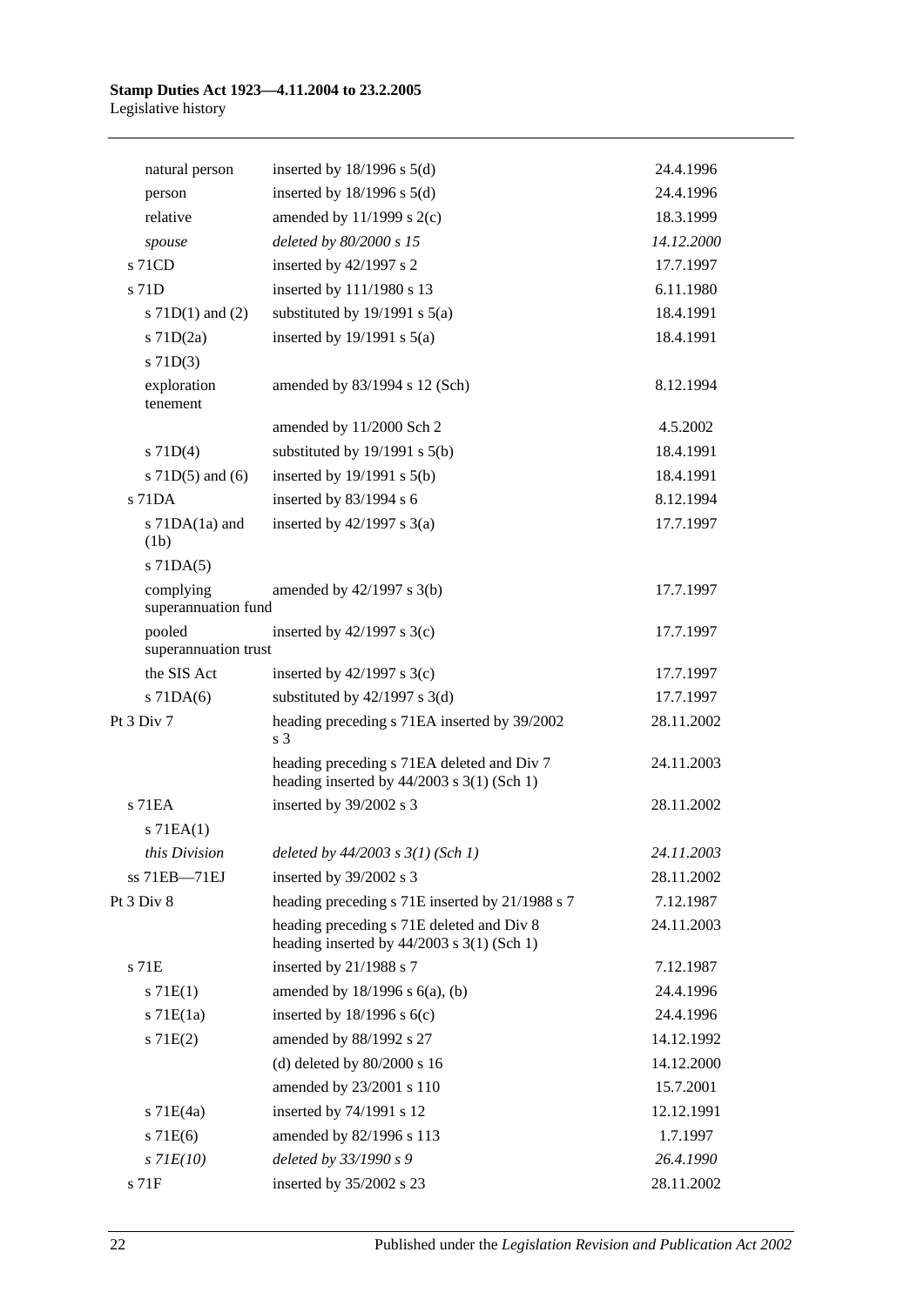| | | |
|---|---|---|
| natural person | inserted by 18/1996 s 5(d) | 24.4.1996 |
| person | inserted by 18/1996 s 5(d) | 24.4.1996 |
| relative | amended by 11/1999 s 2(c) | 18.3.1999 |
| *spouse* | *deleted by 80/2000 s 15* | *14.12.2000* |
| s 71CD | inserted by 42/1997 s 2 | 17.7.1997 |
| s 71D | inserted by 111/1980 s 13 | 6.11.1980 |
| s 71D(1) and (2) | substituted by 19/1991 s 5(a) | 18.4.1991 |
| s 71D(2a) | inserted by 19/1991 s 5(a) | 18.4.1991 |
| s 71D(3) | | |
| exploration tenement | amended by 83/1994 s 12 (Sch) | 8.12.1994 |
| | amended by 11/2000 Sch 2 | 4.5.2002 |
| s 71D(4) | substituted by 19/1991 s 5(b) | 18.4.1991 |
| s 71D(5) and (6) | inserted by 19/1991 s 5(b) | 18.4.1991 |
| s 71DA | inserted by 83/1994 s 6 | 8.12.1994 |
| s 71DA(1a) and (1b) | inserted by 42/1997 s 3(a) | 17.7.1997 |
| s 71DA(5) | | |
| complying superannuation fund | amended by 42/1997 s 3(b) | 17.7.1997 |
| pooled superannuation trust | inserted by 42/1997 s 3(c) | 17.7.1997 |
| the SIS Act | inserted by 42/1997 s 3(c) | 17.7.1997 |
| s 71DA(6) | substituted by 42/1997 s 3(d) | 17.7.1997 |
| Pt 3 Div 7 | heading preceding s 71EA inserted by 39/2002 s 3 | 28.11.2002 |
| | heading preceding s 71EA deleted and Div 7 heading inserted by 44/2003 s 3(1) (Sch 1) | 24.11.2003 |
| s 71EA | inserted by 39/2002 s 3 | 28.11.2002 |
| s 71EA(1) | | |
| *this Division* | *deleted by 44/2003 s 3(1) (Sch 1)* | *24.11.2003* |
| ss 71EB—71EJ | inserted by 39/2002 s 3 | 28.11.2002 |
| Pt 3 Div 8 | heading preceding s 71E inserted by 21/1988 s 7 | 7.12.1987 |
| | heading preceding s 71E deleted and Div 8 heading inserted by 44/2003 s 3(1) (Sch 1) | 24.11.2003 |
| s 71E | inserted by 21/1988 s 7 | 7.12.1987 |
| s 71E(1) | amended by 18/1996 s 6(a), (b) | 24.4.1996 |
| s 71E(1a) | inserted by 18/1996 s 6(c) | 24.4.1996 |
| s 71E(2) | amended by 88/1992 s 27 | 14.12.1992 |
| | (d) deleted by 80/2000 s 16 | 14.12.2000 |
| | amended by 23/2001 s 110 | 15.7.2001 |
| s 71E(4a) | inserted by 74/1991 s 12 | 12.12.1991 |
| s 71E(6) | amended by 82/1996 s 113 | 1.7.1997 |
| *s 71E(10)* | *deleted by 33/1990 s 9* | *26.4.1990* |
| s 71F | inserted by 35/2002 s 23 | 28.11.2002 |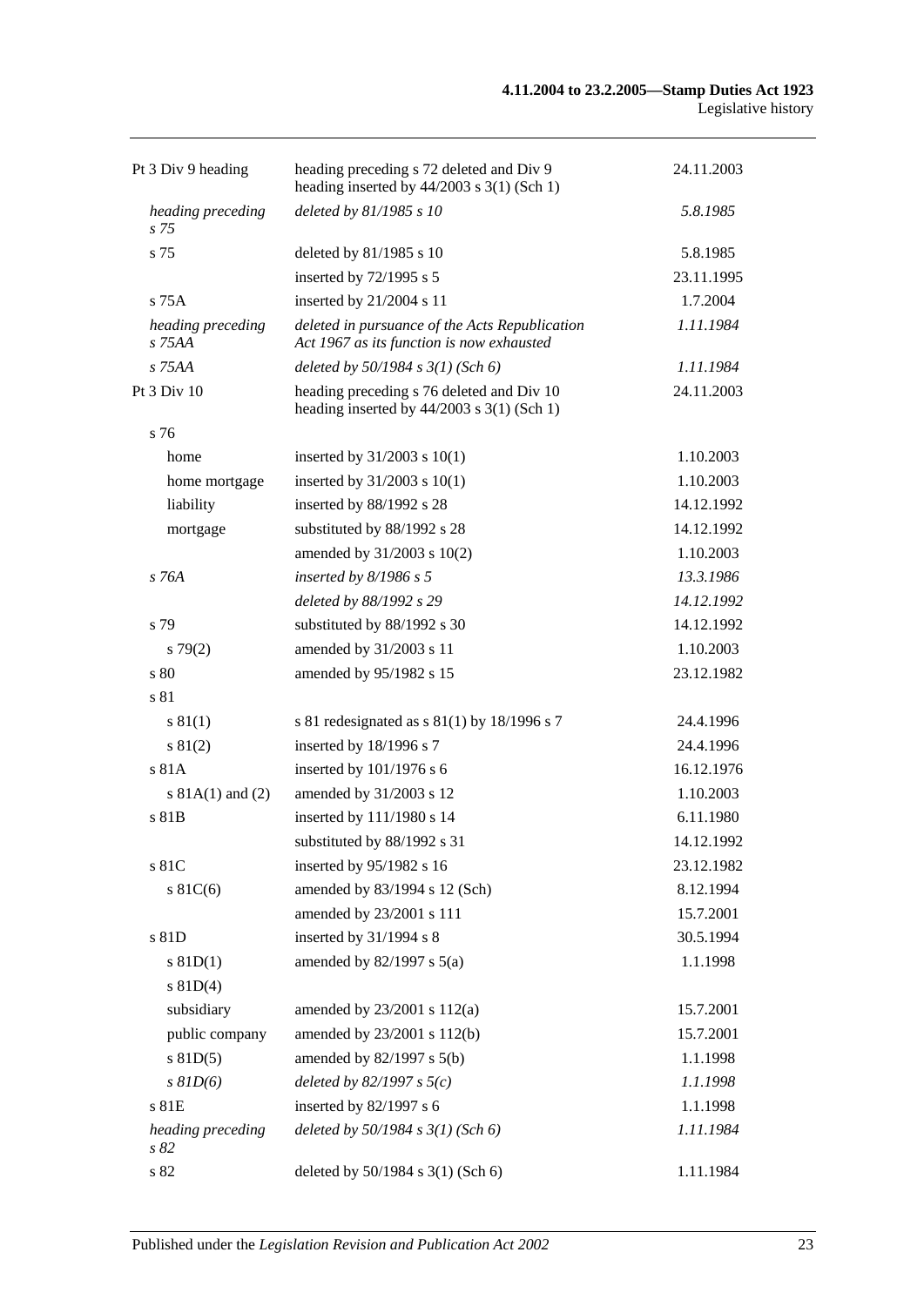| | | |
|---|---|---|
| Pt 3 Div 9 heading | heading preceding s 72 deleted and Div 9 heading inserted by 44/2003 s 3(1) (Sch 1) | 24.11.2003 |
| *heading preceding s 75* | *deleted by 81/1985 s 10* | *5.8.1985* |
| s 75 | deleted by 81/1985 s 10 | 5.8.1985 |
| | inserted by 72/1995 s 5 | 23.11.1995 |
| s 75A | inserted by 21/2004 s 11 | 1.7.2004 |
| *heading preceding s 75AA* | *deleted in pursuance of the Acts Republication Act 1967 as its function is now exhausted* | *1.11.1984* |
| *s 75AA* | *deleted by 50/1984 s 3(1) (Sch 6)* | *1.11.1984* |
| Pt 3 Div 10 | heading preceding s 76 deleted and Div 10 heading inserted by 44/2003 s 3(1) (Sch 1) | 24.11.2003 |
| s 76 | | |
| home | inserted by 31/2003 s 10(1) | 1.10.2003 |
| home mortgage | inserted by 31/2003 s 10(1) | 1.10.2003 |
| liability | inserted by 88/1992 s 28 | 14.12.1992 |
| mortgage | substituted by 88/1992 s 28 | 14.12.1992 |
| | amended by 31/2003 s 10(2) | 1.10.2003 |
| *s 76A* | *inserted by 8/1986 s 5* | *13.3.1986* |
| | *deleted by 88/1992 s 29* | *14.12.1992* |
| s 79 | substituted by 88/1992 s 30 | 14.12.1992 |
| s 79(2) | amended by 31/2003 s 11 | 1.10.2003 |
| s 80 | amended by 95/1982 s 15 | 23.12.1982 |
| s 81 | | |
| s 81(1) | s 81 redesignated as s 81(1) by 18/1996 s 7 | 24.4.1996 |
| s 81(2) | inserted by 18/1996 s 7 | 24.4.1996 |
| s 81A | inserted by 101/1976 s 6 | 16.12.1976 |
| s 81A(1) and (2) | amended by 31/2003 s 12 | 1.10.2003 |
| s 81B | inserted by 111/1980 s 14 | 6.11.1980 |
| | substituted by 88/1992 s 31 | 14.12.1992 |
| s 81C | inserted by 95/1982 s 16 | 23.12.1982 |
| s 81C(6) | amended by 83/1994 s 12 (Sch) | 8.12.1994 |
| | amended by 23/2001 s 111 | 15.7.2001 |
| s 81D | inserted by 31/1994 s 8 | 30.5.1994 |
| s 81D(1) | amended by 82/1997 s 5(a) | 1.1.1998 |
| s 81D(4) | | |
| subsidiary | amended by 23/2001 s 112(a) | 15.7.2001 |
| public company | amended by 23/2001 s 112(b) | 15.7.2001 |
| s 81D(5) | amended by 82/1997 s 5(b) | 1.1.1998 |
| *s 81D(6)* | *deleted by 82/1997 s 5(c)* | *1.1.1998* |
| s 81E | inserted by 82/1997 s 6 | 1.1.1998 |
| *heading preceding s 82* | *deleted by 50/1984 s 3(1) (Sch 6)* | *1.11.1984* |
| s 82 | deleted by 50/1984 s 3(1) (Sch 6) | 1.11.1984 |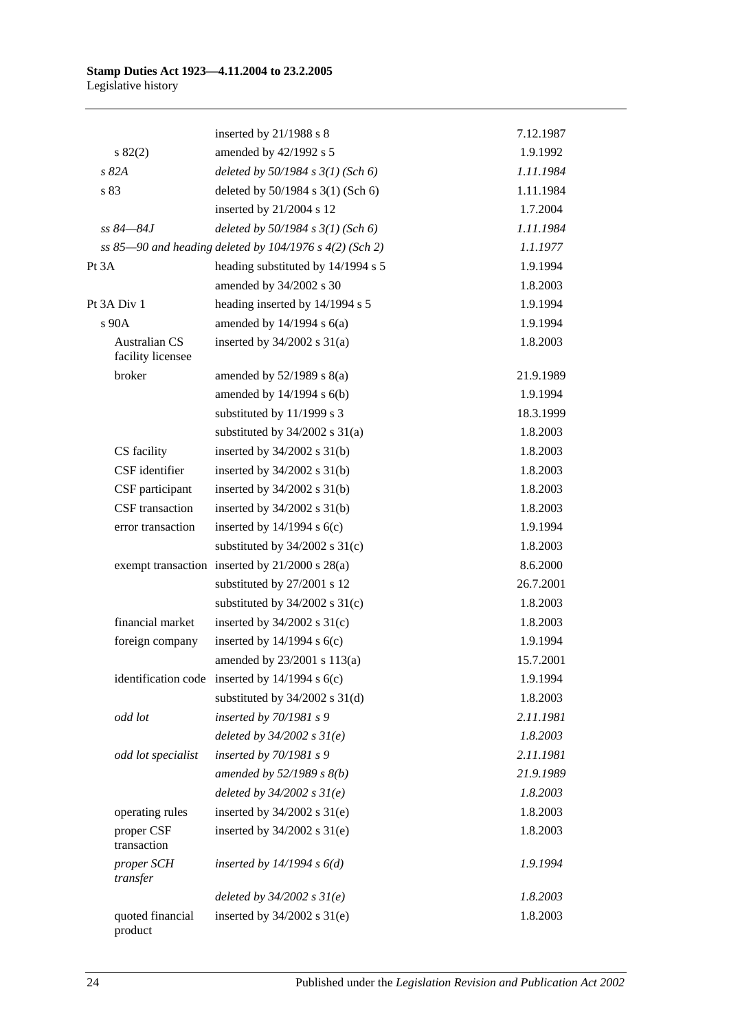| | | |
|---|---|---|
| | inserted by 21/1988 s 8 | 7.12.1987 |
| s 82(2) | amended by 42/1992 s 5 | 1.9.1992 |
| *s 82A* | *deleted by 50/1984 s 3(1) (Sch 6)* | *1.11.1984* |
| s 83 | deleted by 50/1984 s 3(1) (Sch 6) | 1.11.1984 |
| | inserted by 21/2004 s 12 | 1.7.2004 |
| *ss 84—84J* | *deleted by 50/1984 s 3(1) (Sch 6)* | *1.11.1984* |
| *ss 85—90 and heading deleted by 104/1976 s 4(2) (Sch 2)* | | *1.1.1977* |
| Pt 3A | heading substituted by 14/1994 s 5 | 1.9.1994 |
| | amended by 34/2002 s 30 | 1.8.2003 |
| Pt 3A Div 1 | heading inserted by 14/1994 s 5 | 1.9.1994 |
| s 90A | amended by 14/1994 s 6(a) | 1.9.1994 |
| Australian CS facility licensee | inserted by 34/2002 s 31(a) | 1.8.2003 |
| broker | amended by 52/1989 s 8(a) | 21.9.1989 |
| | amended by 14/1994 s 6(b) | 1.9.1994 |
| | substituted by 11/1999 s 3 | 18.3.1999 |
| | substituted by 34/2002 s 31(a) | 1.8.2003 |
| CS facility | inserted by 34/2002 s 31(b) | 1.8.2003 |
| CSF identifier | inserted by 34/2002 s 31(b) | 1.8.2003 |
| CSF participant | inserted by 34/2002 s 31(b) | 1.8.2003 |
| CSF transaction | inserted by 34/2002 s 31(b) | 1.8.2003 |
| error transaction | inserted by 14/1994 s 6(c) | 1.9.1994 |
| | substituted by 34/2002 s 31(c) | 1.8.2003 |
| exempt transaction | inserted by 21/2000 s 28(a) | 8.6.2000 |
| | substituted by 27/2001 s 12 | 26.7.2001 |
| | substituted by 34/2002 s 31(c) | 1.8.2003 |
| financial market | inserted by 34/2002 s 31(c) | 1.8.2003 |
| foreign company | inserted by 14/1994 s 6(c) | 1.9.1994 |
| | amended by 23/2001 s 113(a) | 15.7.2001 |
| identification code | inserted by 14/1994 s 6(c) | 1.9.1994 |
| | substituted by 34/2002 s 31(d) | 1.8.2003 |
| *odd lot* | *inserted by 70/1981 s 9* | *2.11.1981* |
| | *deleted by 34/2002 s 31(e)* | *1.8.2003* |
| *odd lot specialist* | *inserted by 70/1981 s 9* | *2.11.1981* |
| | *amended by 52/1989 s 8(b)* | *21.9.1989* |
| | *deleted by 34/2002 s 31(e)* | *1.8.2003* |
| operating rules | inserted by 34/2002 s 31(e) | 1.8.2003 |
| proper CSF transaction | inserted by 34/2002 s 31(e) | 1.8.2003 |
| *proper SCH transfer* | *inserted by 14/1994 s 6(d)* | *1.9.1994* |
| | *deleted by 34/2002 s 31(e)* | *1.8.2003* |
| quoted financial product | inserted by 34/2002 s 31(e) | 1.8.2003 |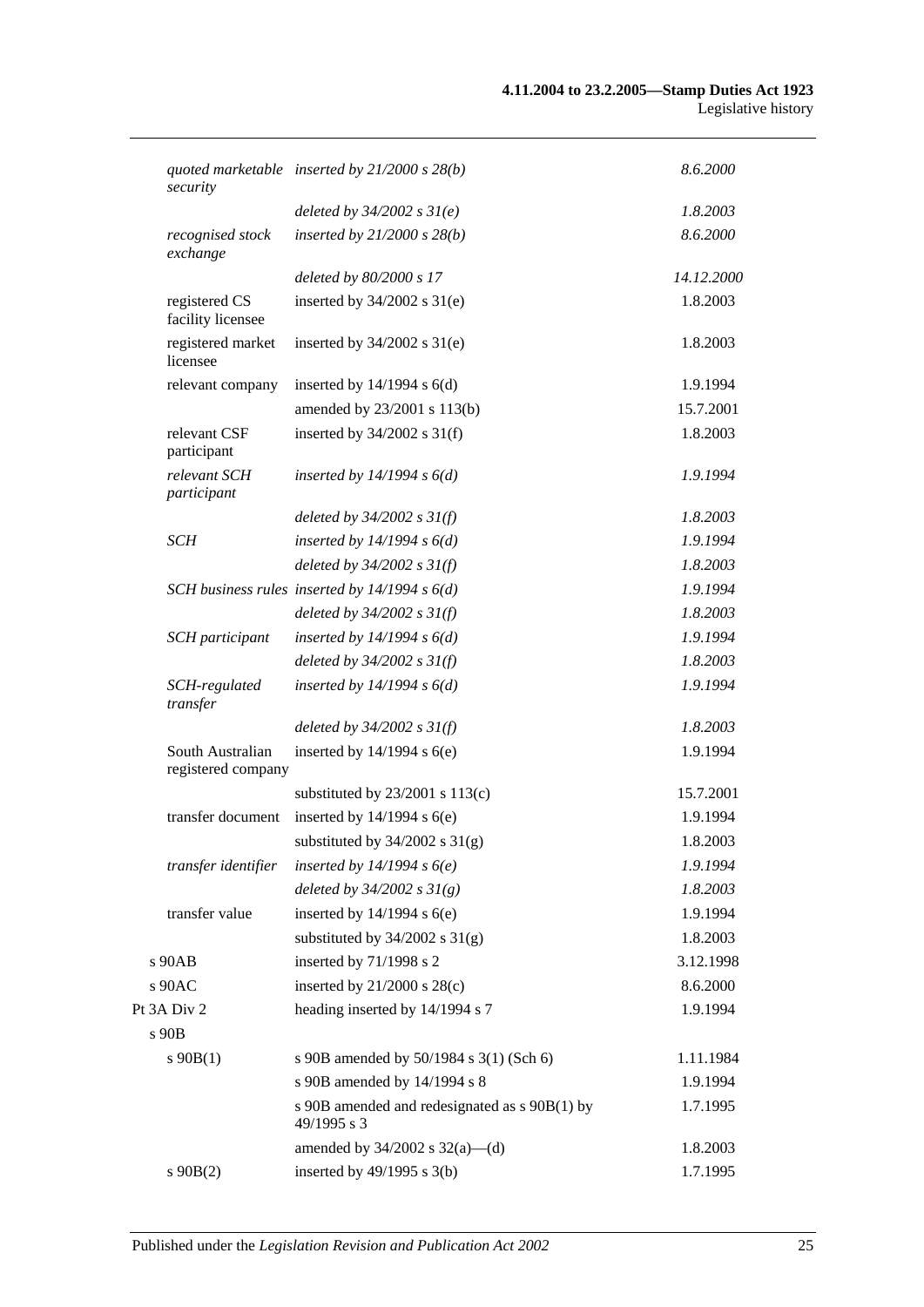| | | |
|---|---|---|
| *quoted marketable security* | *inserted by 21/2000 s 28(b)* | *8.6.2000* |
| | *deleted by 34/2002 s 31(e)* | *1.8.2003* |
| *recognised stock exchange* | *inserted by 21/2000 s 28(b)* | *8.6.2000* |
| | *deleted by 80/2000 s 17* | *14.12.2000* |
| registered CS facility licensee | inserted by 34/2002 s 31(e) | 1.8.2003 |
| registered market licensee | inserted by 34/2002 s 31(e) | 1.8.2003 |
| relevant company | inserted by 14/1994 s 6(d) | 1.9.1994 |
| | amended by 23/2001 s 113(b) | 15.7.2001 |
| relevant CSF participant | inserted by 34/2002 s 31(f) | 1.8.2003 |
| *relevant SCH participant* | *inserted by 14/1994 s 6(d)* | *1.9.1994* |
| | *deleted by 34/2002 s 31(f)* | *1.8.2003* |
| *SCH* | *inserted by 14/1994 s 6(d)* | *1.9.1994* |
| | *deleted by 34/2002 s 31(f)* | *1.8.2003* |
| *SCH business rules* | *inserted by 14/1994 s 6(d)* | *1.9.1994* |
| | *deleted by 34/2002 s 31(f)* | *1.8.2003* |
| *SCH participant* | *inserted by 14/1994 s 6(d)* | *1.9.1994* |
| | *deleted by 34/2002 s 31(f)* | *1.8.2003* |
| *SCH-regulated transfer* | *inserted by 14/1994 s 6(d)* | *1.9.1994* |
| | *deleted by 34/2002 s 31(f)* | *1.8.2003* |
| South Australian registered company | inserted by 14/1994 s 6(e) | 1.9.1994 |
| | substituted by 23/2001 s 113(c) | 15.7.2001 |
| transfer document | inserted by 14/1994 s 6(e) | 1.9.1994 |
| | substituted by 34/2002 s 31(g) | 1.8.2003 |
| *transfer identifier* | *inserted by 14/1994 s 6(e)* | *1.9.1994* |
| | *deleted by 34/2002 s 31(g)* | *1.8.2003* |
| transfer value | inserted by 14/1994 s 6(e) | 1.9.1994 |
| | substituted by 34/2002 s 31(g) | 1.8.2003 |
| s 90AB | inserted by 71/1998 s 2 | 3.12.1998 |
| s 90AC | inserted by 21/2000 s 28(c) | 8.6.2000 |
| Pt 3A Div 2 | heading inserted by 14/1994 s 7 | 1.9.1994 |
| s 90B | | |
| s 90B(1) | s 90B amended by 50/1984 s 3(1) (Sch 6) | 1.11.1984 |
| | s 90B amended by 14/1994 s 8 | 1.9.1994 |
| | s 90B amended and redesignated as s 90B(1) by 49/1995 s 3 | 1.7.1995 |
| | amended by 34/2002 s 32(a)—(d) | 1.8.2003 |
| s 90B(2) | inserted by 49/1995 s 3(b) | 1.7.1995 |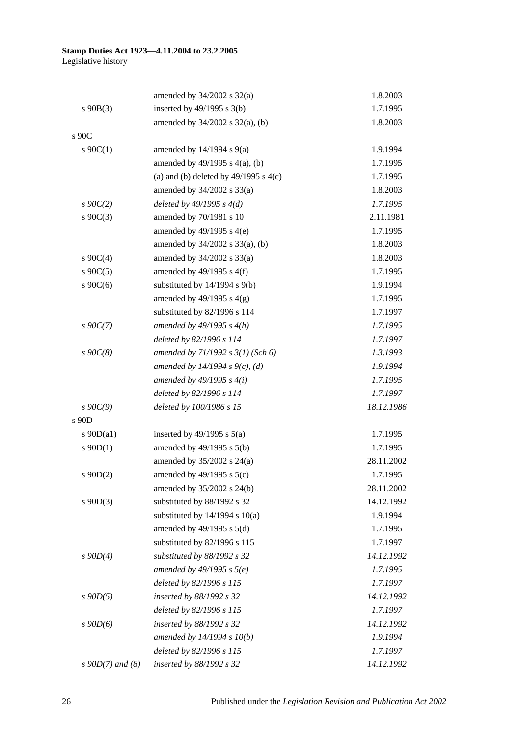| | | |
|---|---|---|
| | amended by 34/2002 s 32(a) | 1.8.2003 |
| s 90B(3) | inserted by 49/1995 s 3(b) | 1.7.1995 |
| | amended by 34/2002 s 32(a), (b) | 1.8.2003 |
| s 90C | | |
| s 90C(1) | amended by 14/1994 s 9(a) | 1.9.1994 |
| | amended by 49/1995 s 4(a), (b) | 1.7.1995 |
| | (a) and (b) deleted by 49/1995 s 4(c) | 1.7.1995 |
| | amended by 34/2002 s 33(a) | 1.8.2003 |
| *s 90C(2)* | *deleted by 49/1995 s 4(d)* | *1.7.1995* |
| s 90C(3) | amended by 70/1981 s 10 | 2.11.1981 |
| | amended by 49/1995 s 4(e) | 1.7.1995 |
| | amended by 34/2002 s 33(a), (b) | 1.8.2003 |
| s 90C(4) | amended by 34/2002 s 33(a) | 1.8.2003 |
| s 90C(5) | amended by 49/1995 s 4(f) | 1.7.1995 |
| s 90C(6) | substituted by 14/1994 s 9(b) | 1.9.1994 |
| | amended by 49/1995 s 4(g) | 1.7.1995 |
| | substituted by 82/1996 s 114 | 1.7.1997 |
| *s 90C(7)* | *amended by 49/1995 s 4(h)* | *1.7.1995* |
| | *deleted by 82/1996 s 114* | *1.7.1997* |
| *s 90C(8)* | *amended by 71/1992 s 3(1) (Sch 6)* | *1.3.1993* |
| | *amended by 14/1994 s 9(c), (d)* | *1.9.1994* |
| | *amended by 49/1995 s 4(i)* | *1.7.1995* |
| | *deleted by 82/1996 s 114* | *1.7.1997* |
| *s 90C(9)* | *deleted by 100/1986 s 15* | *18.12.1986* |
| s 90D | | |
| s 90D(a1) | inserted by 49/1995 s 5(a) | 1.7.1995 |
| s 90D(1) | amended by 49/1995 s 5(b) | 1.7.1995 |
| | amended by 35/2002 s 24(a) | 28.11.2002 |
| s 90D(2) | amended by 49/1995 s 5(c) | 1.7.1995 |
| | amended by 35/2002 s 24(b) | 28.11.2002 |
| s 90D(3) | substituted by 88/1992 s 32 | 14.12.1992 |
| | substituted by 14/1994 s 10(a) | 1.9.1994 |
| | amended by 49/1995 s 5(d) | 1.7.1995 |
| | substituted by 82/1996 s 115 | 1.7.1997 |
| *s 90D(4)* | *substituted by 88/1992 s 32* | *14.12.1992* |
| | *amended by 49/1995 s 5(e)* | *1.7.1995* |
| | *deleted by 82/1996 s 115* | *1.7.1997* |
| *s 90D(5)* | *inserted by 88/1992 s 32* | *14.12.1992* |
| | *deleted by 82/1996 s 115* | *1.7.1997* |
| *s 90D(6)* | *inserted by 88/1992 s 32* | *14.12.1992* |
| | *amended by 14/1994 s 10(b)* | *1.9.1994* |
| | *deleted by 82/1996 s 115* | *1.7.1997* |
| *s 90D(7) and (8)* | *inserted by 88/1992 s 32* | *14.12.1992* |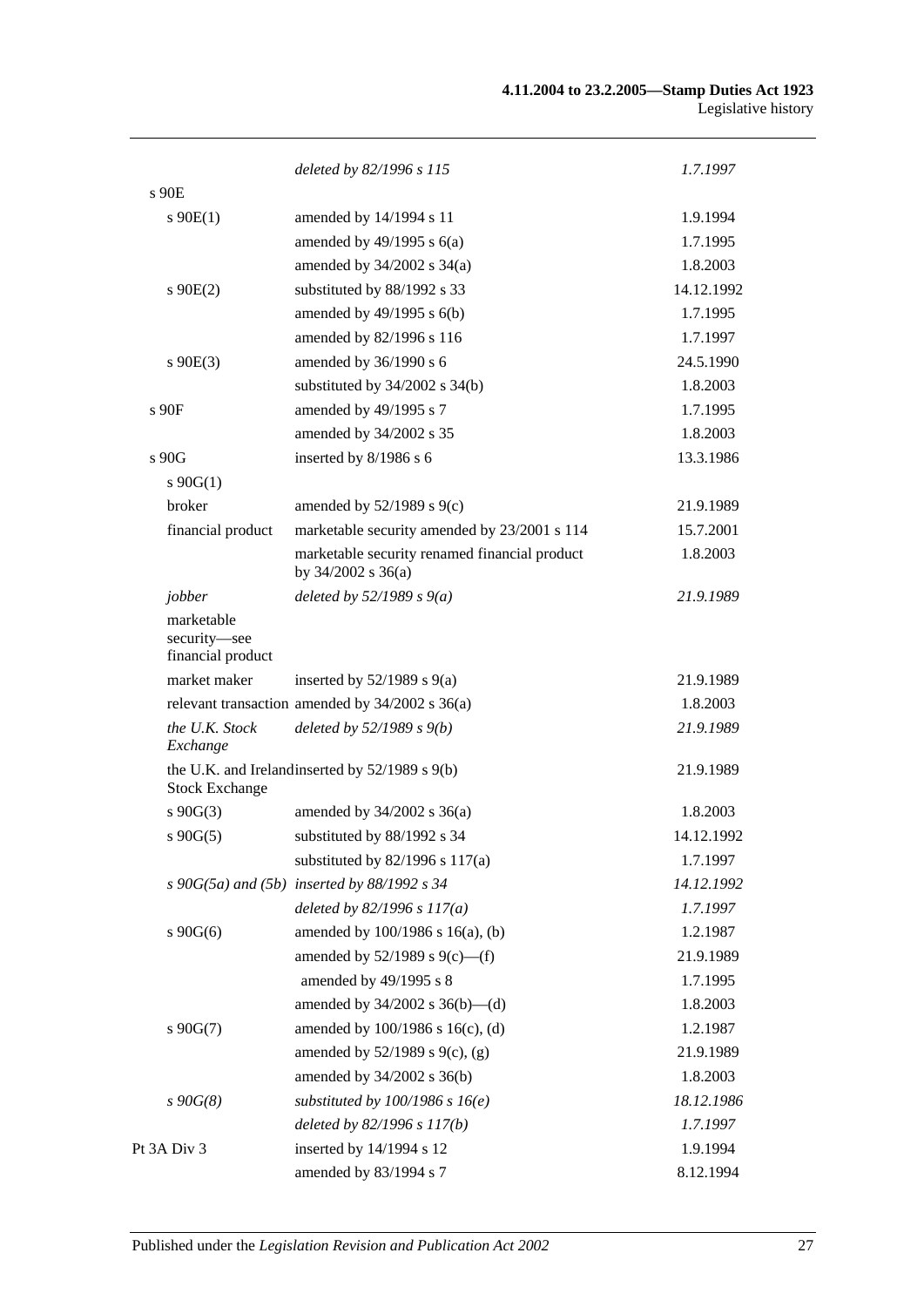| | | |
|---|---|---|
| | *deleted by 82/1996 s 115* | *1.7.1997* |
| s 90E | | |
| s 90E(1) | amended by 14/1994 s 11 | 1.9.1994 |
| | amended by 49/1995 s 6(a) | 1.7.1995 |
| | amended by 34/2002 s 34(a) | 1.8.2003 |
| s 90E(2) | substituted by 88/1992 s 33 | 14.12.1992 |
| | amended by 49/1995 s 6(b) | 1.7.1995 |
| | amended by 82/1996 s 116 | 1.7.1997 |
| s 90E(3) | amended by 36/1990 s 6 | 24.5.1990 |
| | substituted by 34/2002 s 34(b) | 1.8.2003 |
| s 90F | amended by 49/1995 s 7 | 1.7.1995 |
| | amended by 34/2002 s 35 | 1.8.2003 |
| s 90G | inserted by 8/1986 s 6 | 13.3.1986 |
| s 90G(1) | | |
| broker | amended by 52/1989 s 9(c) | 21.9.1989 |
| financial product | marketable security amended by 23/2001 s 114 | 15.7.2001 |
| | marketable security renamed financial product by 34/2002 s 36(a) | 1.8.2003 |
| *jobber* | *deleted by 52/1989 s 9(a)* | *21.9.1989* |
| marketable security—see financial product | | |
| market maker | inserted by 52/1989 s 9(a) | 21.9.1989 |
| relevant transaction | amended by 34/2002 s 36(a) | 1.8.2003 |
| *the U.K. Stock Exchange* | *deleted by 52/1989 s 9(b)* | *21.9.1989* |
| the U.K. and Ireland Stock Exchange | inserted by 52/1989 s 9(b) | 21.9.1989 |
| s 90G(3) | amended by 34/2002 s 36(a) | 1.8.2003 |
| s 90G(5) | substituted by 88/1992 s 34 | 14.12.1992 |
| | substituted by 82/1996 s 117(a) | 1.7.1997 |
| *s 90G(5a) and (5b)* | *inserted by 88/1992 s 34* | *14.12.1992* |
| | *deleted by 82/1996 s 117(a)* | *1.7.1997* |
| s 90G(6) | amended by 100/1986 s 16(a), (b) | 1.2.1987 |
| | amended by 52/1989 s 9(c)—(f) | 21.9.1989 |
| | amended by 49/1995 s 8 | 1.7.1995 |
| | amended by 34/2002 s 36(b)—(d) | 1.8.2003 |
| s 90G(7) | amended by 100/1986 s 16(c), (d) | 1.2.1987 |
| | amended by 52/1989 s 9(c), (g) | 21.9.1989 |
| | amended by 34/2002 s 36(b) | 1.8.2003 |
| *s 90G(8)* | *substituted by 100/1986 s 16(e)* | *18.12.1986* |
| | *deleted by 82/1996 s 117(b)* | *1.7.1997* |
| Pt 3A Div 3 | inserted by 14/1994 s 12 | 1.9.1994 |
| | amended by 83/1994 s 7 | 8.12.1994 |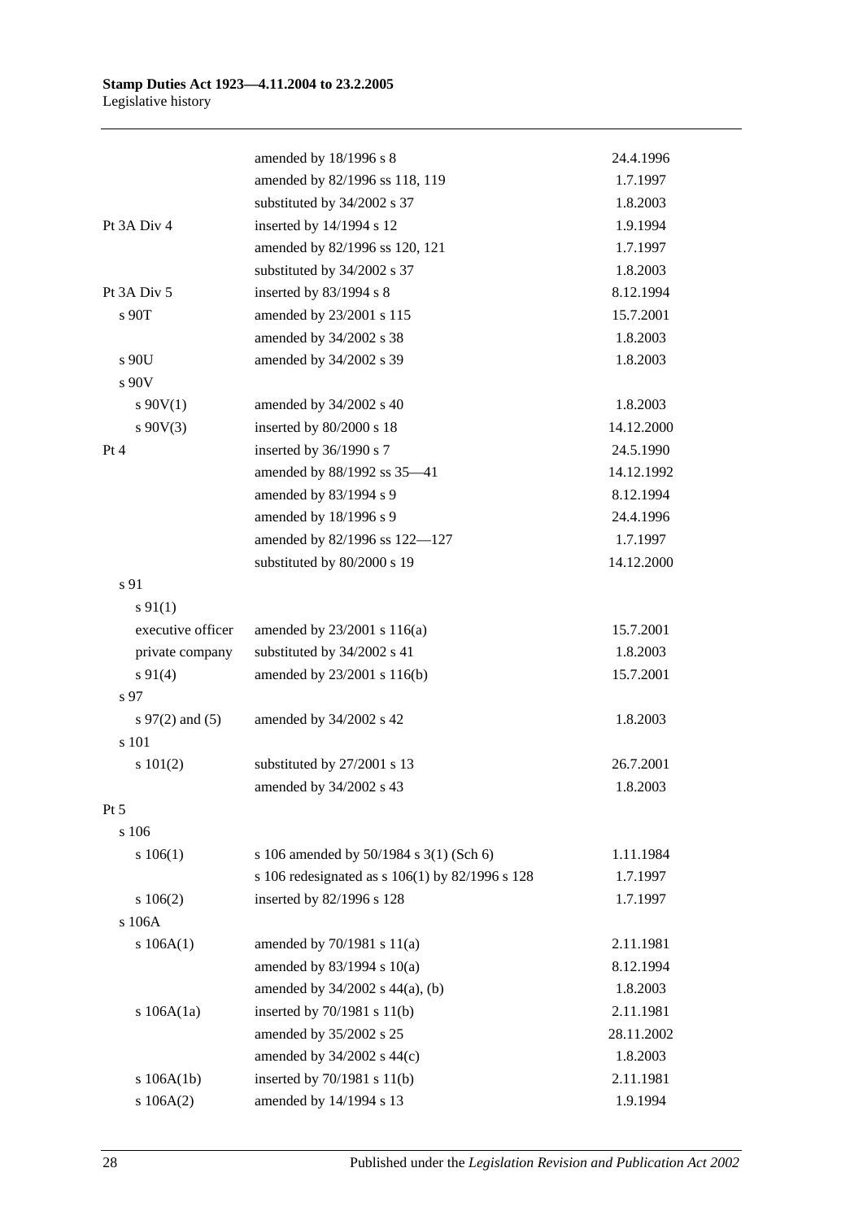| | | |
|---|---|---|
| | amended by 18/1996 s 8 | 24.4.1996 |
| | amended by 82/1996 ss 118, 119 | 1.7.1997 |
| | substituted by 34/2002 s 37 | 1.8.2003 |
| Pt 3A Div 4 | inserted by 14/1994 s 12 | 1.9.1994 |
| | amended by 82/1996 ss 120, 121 | 1.7.1997 |
| | substituted by 34/2002 s 37 | 1.8.2003 |
| Pt 3A Div 5 | inserted by 83/1994 s 8 | 8.12.1994 |
| s 90T | amended by 23/2001 s 115 | 15.7.2001 |
| | amended by 34/2002 s 38 | 1.8.2003 |
| s 90U | amended by 34/2002 s 39 | 1.8.2003 |
| s 90V | | |
| s 90V(1) | amended by 34/2002 s 40 | 1.8.2003 |
| s 90V(3) | inserted by 80/2000 s 18 | 14.12.2000 |
| Pt 4 | inserted by 36/1990 s 7 | 24.5.1990 |
| | amended by 88/1992 ss 35—41 | 14.12.1992 |
| | amended by 83/1994 s 9 | 8.12.1994 |
| | amended by 18/1996 s 9 | 24.4.1996 |
| | amended by 82/1996 ss 122—127 | 1.7.1997 |
| | substituted by 80/2000 s 19 | 14.12.2000 |
| s 91 | | |
| s 91(1) | | |
| executive officer | amended by 23/2001 s 116(a) | 15.7.2001 |
| private company | substituted by 34/2002 s 41 | 1.8.2003 |
| s 91(4) | amended by 23/2001 s 116(b) | 15.7.2001 |
| s 97 | | |
| s 97(2) and (5) | amended by 34/2002 s 42 | 1.8.2003 |
| s 101 | | |
| s 101(2) | substituted by 27/2001 s 13 | 26.7.2001 |
| | amended by 34/2002 s 43 | 1.8.2003 |
| Pt 5 | | |
| s 106 | | |
| s 106(1) | s 106 amended by 50/1984 s 3(1) (Sch 6) | 1.11.1984 |
| | s 106 redesignated as s 106(1) by 82/1996 s 128 | 1.7.1997 |
| s 106(2) | inserted by 82/1996 s 128 | 1.7.1997 |
| s 106A | | |
| s 106A(1) | amended by 70/1981 s 11(a) | 2.11.1981 |
| | amended by 83/1994 s 10(a) | 8.12.1994 |
| | amended by 34/2002 s 44(a), (b) | 1.8.2003 |
| s 106A(1a) | inserted by 70/1981 s 11(b) | 2.11.1981 |
| | amended by 35/2002 s 25 | 28.11.2002 |
| | amended by 34/2002 s 44(c) | 1.8.2003 |
| s 106A(1b) | inserted by 70/1981 s 11(b) | 2.11.1981 |
| s 106A(2) | amended by 14/1994 s 13 | 1.9.1994 |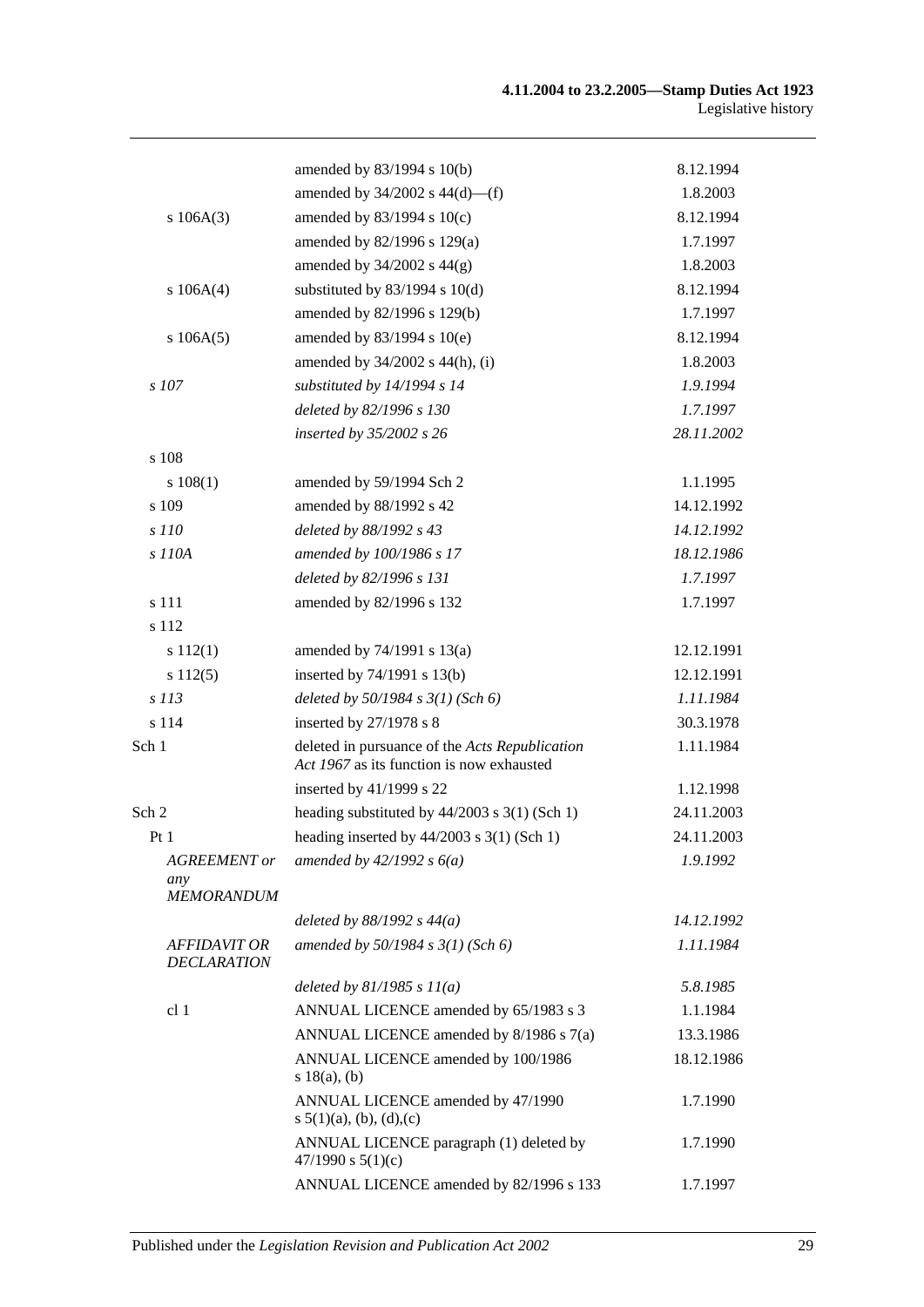| | | |
|---|---|---|
| | amended by 83/1994 s 10(b) | 8.12.1994 |
| | amended by 34/2002 s 44(d)—(f) | 1.8.2003 |
| s 106A(3) | amended by 83/1994 s 10(c) | 8.12.1994 |
| | amended by 82/1996 s 129(a) | 1.7.1997 |
| | amended by 34/2002 s 44(g) | 1.8.2003 |
| s 106A(4) | substituted by 83/1994 s 10(d) | 8.12.1994 |
| | amended by 82/1996 s 129(b) | 1.7.1997 |
| s 106A(5) | amended by 83/1994 s 10(e) | 8.12.1994 |
| | amended by 34/2002 s 44(h), (i) | 1.8.2003 |
| *s 107* | *substituted by 14/1994 s 14* | *1.9.1994* |
| | *deleted by 82/1996 s 130* | *1.7.1997* |
| | *inserted by 35/2002 s 26* | *28.11.2002* |
| s 108 | | |
| s 108(1) | amended by 59/1994 Sch 2 | 1.1.1995 |
| s 109 | amended by 88/1992 s 42 | 14.12.1992 |
| *s 110* | *deleted by 88/1992 s 43* | *14.12.1992* |
| *s 110A* | *amended by 100/1986 s 17* | *18.12.1986* |
| | *deleted by 82/1996 s 131* | *1.7.1997* |
| s 111 | amended by 82/1996 s 132 | 1.7.1997 |
| s 112 | | |
| s 112(1) | amended by 74/1991 s 13(a) | 12.12.1991 |
| s 112(5) | inserted by 74/1991 s 13(b) | 12.12.1991 |
| *s 113* | *deleted by 50/1984 s 3(1) (Sch 6)* | *1.11.1984* |
| s 114 | inserted by 27/1978 s 8 | 30.3.1978 |
| Sch 1 | deleted in pursuance of the *Acts Republication Act 1967* as its function is now exhausted | 1.11.1984 |
| | inserted by 41/1999 s 22 | 1.12.1998 |
| Sch 2 | heading substituted by 44/2003 s 3(1) (Sch 1) | 24.11.2003 |
| Pt 1 | heading inserted by 44/2003 s 3(1) (Sch 1) | 24.11.2003 |
| *AGREEMENT or any MEMORANDUM* | *amended by 42/1992 s 6(a)* | *1.9.1992* |
| | *deleted by 88/1992 s 44(a)* | *14.12.1992* |
| *AFFIDAVIT OR DECLARATION* | *amended by 50/1984 s 3(1) (Sch 6)* | *1.11.1984* |
| | *deleted by 81/1985 s 11(a)* | *5.8.1985* |
| cl 1 | ANNUAL LICENCE amended by 65/1983 s 3 | 1.1.1984 |
| | ANNUAL LICENCE amended by 8/1986 s 7(a) | 13.3.1986 |
| | ANNUAL LICENCE amended by 100/1986 s 18(a), (b) | 18.12.1986 |
| | ANNUAL LICENCE amended by 47/1990 s 5(1)(a), (b), (d),(c) | 1.7.1990 |
| | ANNUAL LICENCE paragraph (1) deleted by 47/1990 s 5(1)(c) | 1.7.1990 |
| | ANNUAL LICENCE amended by 82/1996 s 133 | 1.7.1997 |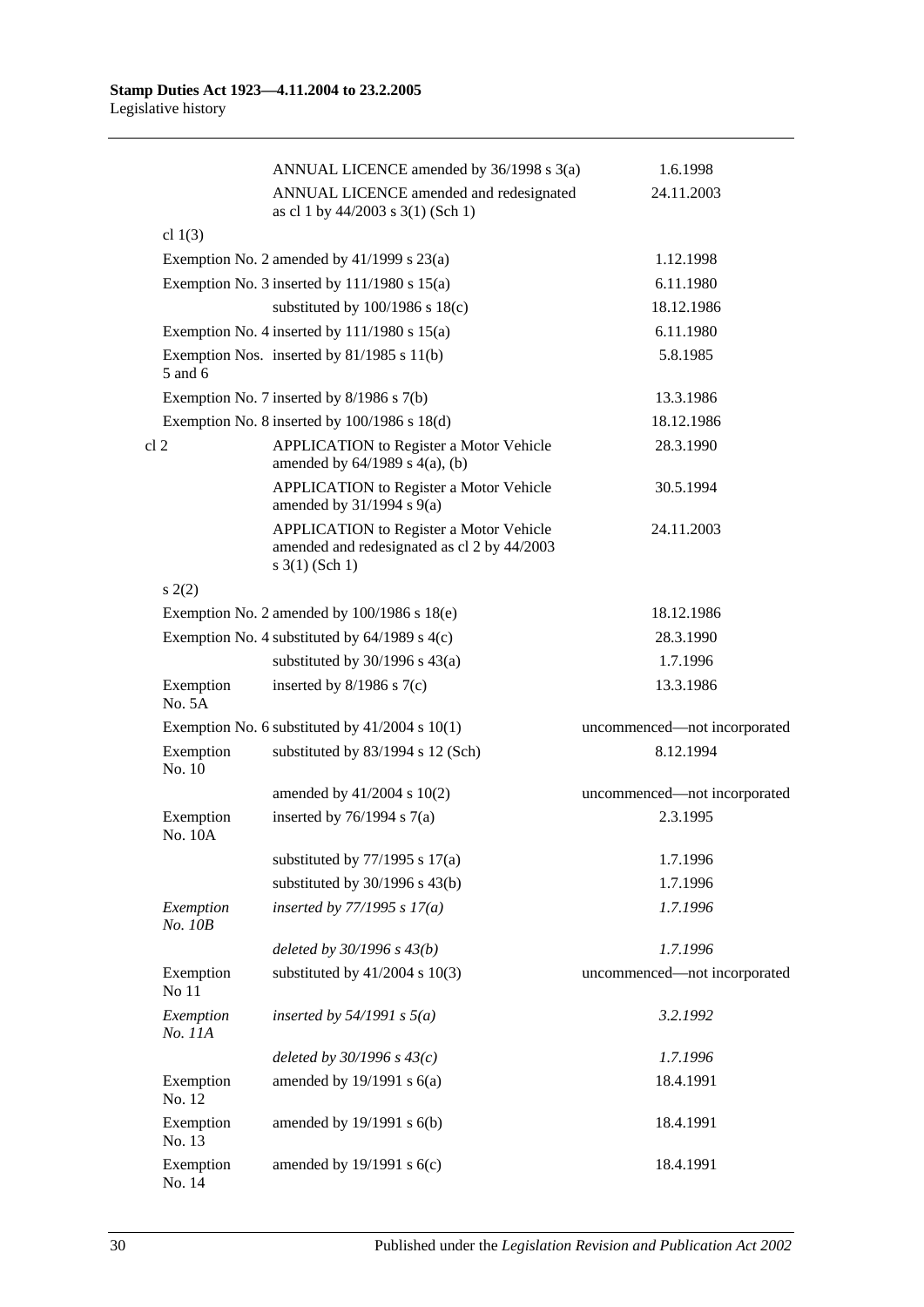| | | |
|---|---|---|
| | ANNUAL LICENCE amended by 36/1998 s 3(a) | 1.6.1998 |
| | ANNUAL LICENCE amended and redesignated as cl 1 by 44/2003 s 3(1) (Sch 1) | 24.11.2003 |
| cl 1(3) | | |
| Exemption No. 2 | amended by 41/1999 s 23(a) | 1.12.1998 |
| Exemption No. 3 | inserted by 111/1980 s 15(a) | 6.11.1980 |
| | substituted by 100/1986 s 18(c) | 18.12.1986 |
| Exemption No. 4 | inserted by 111/1980 s 15(a) | 6.11.1980 |
| Exemption Nos. 5 and 6 | inserted by 81/1985 s 11(b) | 5.8.1985 |
| Exemption No. 7 | inserted by 8/1986 s 7(b) | 13.3.1986 |
| Exemption No. 8 | inserted by 100/1986 s 18(d) | 18.12.1986 |
| cl 2 | APPLICATION to Register a Motor Vehicle amended by 64/1989 s 4(a), (b) | 28.3.1990 |
| | APPLICATION to Register a Motor Vehicle amended by 31/1994 s 9(a) | 30.5.1994 |
| | APPLICATION to Register a Motor Vehicle amended and redesignated as cl 2 by 44/2003 s 3(1) (Sch 1) | 24.11.2003 |
| s 2(2) | | |
| Exemption No. 2 | amended by 100/1986 s 18(e) | 18.12.1986 |
| Exemption No. 4 | substituted by 64/1989 s 4(c) | 28.3.1990 |
| | substituted by 30/1996 s 43(a) | 1.7.1996 |
| Exemption No. 5A | inserted by 8/1986 s 7(c) | 13.3.1986 |
| Exemption No. 6 | substituted by 41/2004 s 10(1) | uncommenced—not incorporated |
| Exemption No. 10 | substituted by 83/1994 s 12 (Sch) | 8.12.1994 |
| | amended by 41/2004 s 10(2) | uncommenced—not incorporated |
| Exemption No. 10A | inserted by 76/1994 s 7(a) | 2.3.1995 |
| | substituted by 77/1995 s 17(a) | 1.7.1996 |
| | substituted by 30/1996 s 43(b) | 1.7.1996 |
| *Exemption No. 10B* | *inserted by 77/1995 s 17(a)* | *1.7.1996* |
| | *deleted by 30/1996 s 43(b)* | *1.7.1996* |
| Exemption No 11 | substituted by 41/2004 s 10(3) | uncommenced—not incorporated |
| *Exemption No. 11A* | *inserted by 54/1991 s 5(a)* | *3.2.1992* |
| | *deleted by 30/1996 s 43(c)* | *1.7.1996* |
| Exemption No. 12 | amended by 19/1991 s 6(a) | 18.4.1991 |
| Exemption No. 13 | amended by 19/1991 s 6(b) | 18.4.1991 |
| Exemption No. 14 | amended by 19/1991 s 6(c) | 18.4.1991 |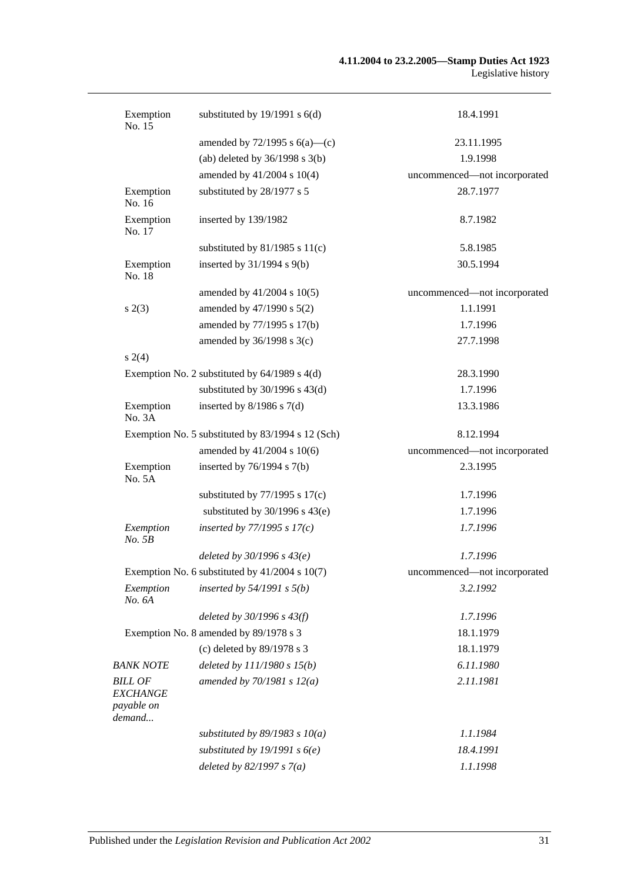| | | |
|---|---|---|
| Exemption No. 15 | substituted by 19/1991 s 6(d) | 18.4.1991 |
| | amended by 72/1995 s 6(a)—(c) | 23.11.1995 |
| | (ab) deleted by 36/1998 s 3(b) | 1.9.1998 |
| | amended by 41/2004 s 10(4) | uncommenced—not incorporated |
| Exemption No. 16 | substituted by 28/1977 s 5 | 28.7.1977 |
| Exemption No. 17 | inserted by 139/1982 | 8.7.1982 |
| | substituted by 81/1985 s 11(c) | 5.8.1985 |
| Exemption No. 18 | inserted by 31/1994 s 9(b) | 30.5.1994 |
| | amended by 41/2004 s 10(5) | uncommenced—not incorporated |
| s 2(3) | amended by 47/1990 s 5(2) | 1.1.1991 |
| | amended by 77/1995 s 17(b) | 1.7.1996 |
| | amended by 36/1998 s 3(c) | 27.7.1998 |
| s 2(4) | | |
| Exemption No. 2 substituted by 64/1989 s 4(d) | | 28.3.1990 |
| | substituted by 30/1996 s 43(d) | 1.7.1996 |
| Exemption No. 3A | inserted by 8/1986 s 7(d) | 13.3.1986 |
| Exemption No. 5 substituted by 83/1994 s 12 (Sch) | | 8.12.1994 |
| | amended by 41/2004 s 10(6) | uncommenced—not incorporated |
| Exemption No. 5A | inserted by 76/1994 s 7(b) | 2.3.1995 |
| | substituted by 77/1995 s 17(c) | 1.7.1996 |
| | substituted by 30/1996 s 43(e) | 1.7.1996 |
| *Exemption No. 5B* | *inserted by 77/1995 s 17(c)* | *1.7.1996* |
| | *deleted by 30/1996 s 43(e)* | *1.7.1996* |
| Exemption No. 6 substituted by 41/2004 s 10(7) | | uncommenced—not incorporated |
| *Exemption No. 6A* | *inserted by 54/1991 s 5(b)* | *3.2.1992* |
| | *deleted by 30/1996 s 43(f)* | *1.7.1996* |
| Exemption No. 8 amended by 89/1978 s 3 | | 18.1.1979 |
| | (c) deleted by 89/1978 s 3 | 18.1.1979 |
| *BANK NOTE* | *deleted by 111/1980 s 15(b)* | *6.11.1980* |
| *BILL OF EXCHANGE payable on demand...* | *amended by 70/1981 s 12(a)* | *2.11.1981* |
| | *substituted by 89/1983 s 10(a)* | *1.1.1984* |
| | *substituted by 19/1991 s 6(e)* | *18.4.1991* |
| | *deleted by 82/1997 s 7(a)* | *1.1.1998* |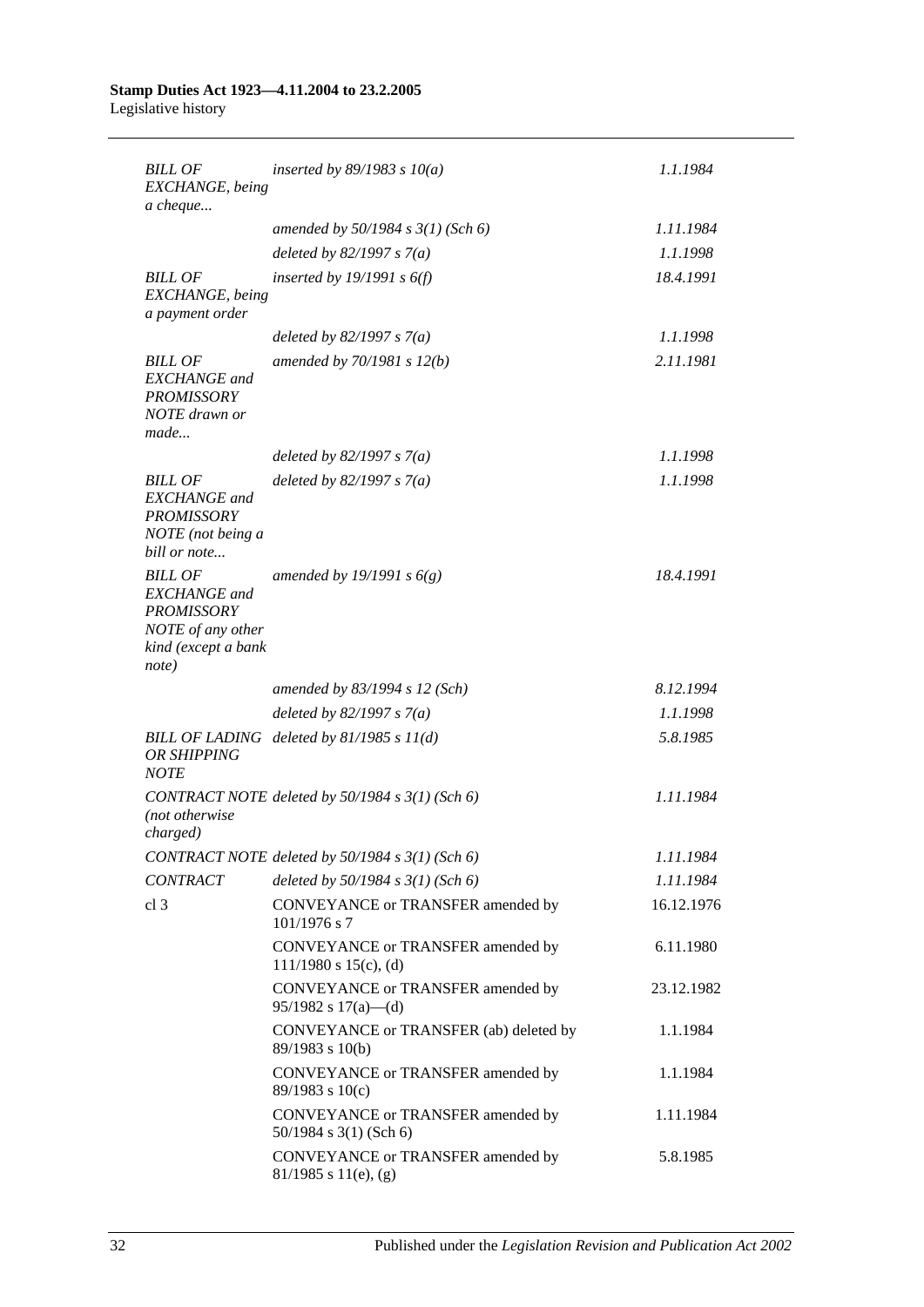| | | |
|---|---|---|
| *BILL OF EXCHANGE, being a cheque...* | *inserted by 89/1983 s 10(a)* | *1.1.1984* |
| | *amended by 50/1984 s 3(1) (Sch 6)* | *1.11.1984* |
| | *deleted by 82/1997 s 7(a)* | *1.1.1998* |
| *BILL OF EXCHANGE, being a payment order* | *inserted by 19/1991 s 6(f)* | *18.4.1991* |
| | *deleted by 82/1997 s 7(a)* | *1.1.1998* |
| *BILL OF EXCHANGE and PROMISSORY NOTE drawn or made...* | *amended by 70/1981 s 12(b)* | *2.11.1981* |
| | *deleted by 82/1997 s 7(a)* | *1.1.1998* |
| *BILL OF EXCHANGE and PROMISSORY NOTE (not being a bill or note...* | *deleted by 82/1997 s 7(a)* | *1.1.1998* |
| *BILL OF EXCHANGE and PROMISSORY NOTE of any other kind (except a bank note)* | *amended by 19/1991 s 6(g)* | *18.4.1991* |
| | *amended by 83/1994 s 12 (Sch)* | *8.12.1994* |
| | *deleted by 82/1997 s 7(a)* | *1.1.1998* |
| *BILL OF LADING OR SHIPPING NOTE* | *deleted by 81/1985 s 11(d)* | *5.8.1985* |
| *CONTRACT NOTE (not otherwise charged)* | *deleted by 50/1984 s 3(1) (Sch 6)* | *1.11.1984* |
| *CONTRACT NOTE* | *deleted by 50/1984 s 3(1) (Sch 6)* | *1.11.1984* |
| *CONTRACT* | *deleted by 50/1984 s 3(1) (Sch 6)* | *1.11.1984* |
| cl 3 | CONVEYANCE or TRANSFER amended by 101/1976 s 7 | 16.12.1976 |
| | CONVEYANCE or TRANSFER amended by 111/1980 s 15(c), (d) | 6.11.1980 |
| | CONVEYANCE or TRANSFER amended by 95/1982 s 17(a)—(d) | 23.12.1982 |
| | CONVEYANCE or TRANSFER (ab) deleted by 89/1983 s 10(b) | 1.1.1984 |
| | CONVEYANCE or TRANSFER amended by 89/1983 s 10(c) | 1.1.1984 |
| | CONVEYANCE or TRANSFER amended by 50/1984 s 3(1) (Sch 6) | 1.11.1984 |
| | CONVEYANCE or TRANSFER amended by 81/1985 s 11(e), (g) | 5.8.1985 |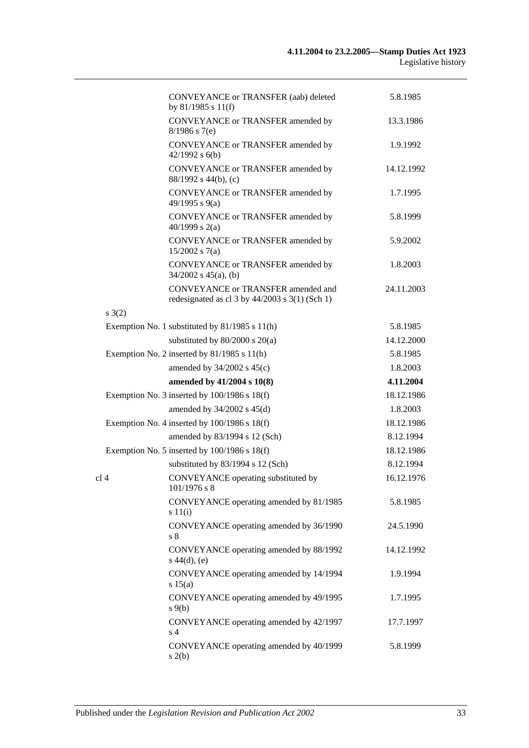| | | |
|---|---|---|
| | CONVEYANCE or TRANSFER (aab) deleted by 81/1985 s 11(f) | 5.8.1985 |
| | CONVEYANCE or TRANSFER amended by 8/1986 s 7(e) | 13.3.1986 |
| | CONVEYANCE or TRANSFER amended by 42/1992 s 6(b) | 1.9.1992 |
| | CONVEYANCE or TRANSFER amended by 88/1992 s 44(b), (c) | 14.12.1992 |
| | CONVEYANCE or TRANSFER amended by 49/1995 s 9(a) | 1.7.1995 |
| | CONVEYANCE or TRANSFER amended by 40/1999 s 2(a) | 5.8.1999 |
| | CONVEYANCE or TRANSFER amended by 15/2002 s 7(a) | 5.9.2002 |
| | CONVEYANCE or TRANSFER amended by 34/2002 s 45(a), (b) | 1.8.2003 |
| | CONVEYANCE or TRANSFER amended and redesignated as cl 3 by 44/2003 s 3(1) (Sch 1) | 24.11.2003 |
| s 3(2) | | |
| | Exemption No. 1 substituted by 81/1985 s 11(h) | 5.8.1985 |
| | substituted by 80/2000 s 20(a) | 14.12.2000 |
| | Exemption No. 2 inserted by 81/1985 s 11(h) | 5.8.1985 |
| | amended by 34/2002 s 45(c) | 1.8.2003 |
| | **amended by 41/2004 s 10(8)** | **4.11.2004** |
| | Exemption No. 3 inserted by 100/1986 s 18(f) | 18.12.1986 |
| | amended by 34/2002 s 45(d) | 1.8.2003 |
| | Exemption No. 4 inserted by 100/1986 s 18(f) | 18.12.1986 |
| | amended by 83/1994 s 12 (Sch) | 8.12.1994 |
| | Exemption No. 5 inserted by 100/1986 s 18(f) | 18.12.1986 |
| | substituted by 83/1994 s 12 (Sch) | 8.12.1994 |
| cl 4 | CONVEYANCE operating substituted by 101/1976 s 8 | 16.12.1976 |
| | CONVEYANCE operating amended by 81/1985 s 11(i) | 5.8.1985 |
| | CONVEYANCE operating amended by 36/1990 s 8 | 24.5.1990 |
| | CONVEYANCE operating amended by 88/1992 s 44(d), (e) | 14.12.1992 |
| | CONVEYANCE operating amended by 14/1994 s 15(a) | 1.9.1994 |
| | CONVEYANCE operating amended by 49/1995 s 9(b) | 1.7.1995 |
| | CONVEYANCE operating amended by 42/1997 s 4 | 17.7.1997 |
| | CONVEYANCE operating amended by 40/1999 s 2(b) | 5.8.1999 |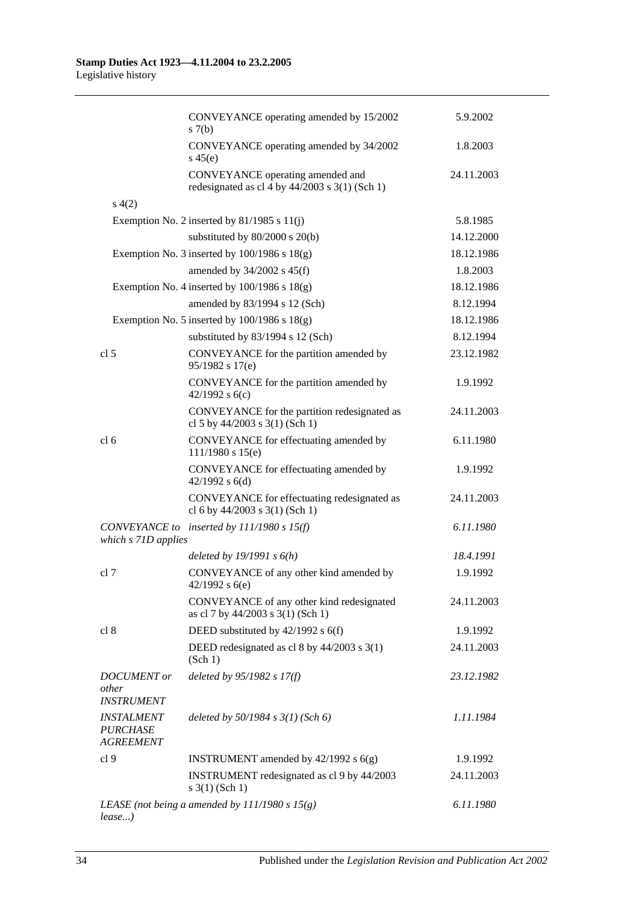| | | |
|---|---|---|
| | CONVEYANCE operating amended by 15/2002 s 7(b) | 5.9.2002 |
| | CONVEYANCE operating amended by 34/2002 s 45(e) | 1.8.2003 |
| | CONVEYANCE operating amended and redesignated as cl 4 by 44/2003 s 3(1) (Sch 1) | 24.11.2003 |
| s 4(2) | | |
| | Exemption No. 2 inserted by 81/1985 s 11(j) | 5.8.1985 |
| | substituted by 80/2000 s 20(b) | 14.12.2000 |
| | Exemption No. 3 inserted by 100/1986 s 18(g) | 18.12.1986 |
| | amended by 34/2002 s 45(f) | 1.8.2003 |
| | Exemption No. 4 inserted by 100/1986 s 18(g) | 18.12.1986 |
| | amended by 83/1994 s 12 (Sch) | 8.12.1994 |
| | Exemption No. 5 inserted by 100/1986 s 18(g) | 18.12.1986 |
| | substituted by 83/1994 s 12 (Sch) | 8.12.1994 |
| cl 5 | CONVEYANCE for the partition amended by 95/1982 s 17(e) | 23.12.1982 |
| | CONVEYANCE for the partition amended by 42/1992 s 6(c) | 1.9.1992 |
| | CONVEYANCE for the partition redesignated as cl 5 by 44/2003 s 3(1) (Sch 1) | 24.11.2003 |
| cl 6 | CONVEYANCE for effectuating amended by 111/1980 s 15(e) | 6.11.1980 |
| | CONVEYANCE for effectuating amended by 42/1992 s 6(d) | 1.9.1992 |
| | CONVEYANCE for effectuating redesignated as cl 6 by 44/2003 s 3(1) (Sch 1) | 24.11.2003 |
| *CONVEYANCE to which s 71D applies* | *inserted by 111/1980 s 15(f)* | *6.11.1980* |
| | *deleted by 19/1991 s 6(h)* | *18.4.1991* |
| cl 7 | CONVEYANCE of any other kind amended by 42/1992 s 6(e) | 1.9.1992 |
| | CONVEYANCE of any other kind redesignated as cl 7 by 44/2003 s 3(1) (Sch 1) | 24.11.2003 |
| cl 8 | DEED substituted by 42/1992 s 6(f) | 1.9.1992 |
| | DEED redesignated as cl 8 by 44/2003 s 3(1) (Sch 1) | 24.11.2003 |
| *DOCUMENT or other INSTRUMENT* | *deleted by 95/1982 s 17(f)* | *23.12.1982* |
| *INSTALMENT PURCHASE AGREEMENT* | *deleted by 50/1984 s 3(1) (Sch 6)* | *1.11.1984* |
| cl 9 | INSTRUMENT amended by 42/1992 s 6(g) | 1.9.1992 |
| | INSTRUMENT redesignated as cl 9 by 44/2003 s 3(1) (Sch 1) | 24.11.2003 |
| *LEASE (not being a lease...)* | *amended by 111/1980 s 15(g)* | *6.11.1980* |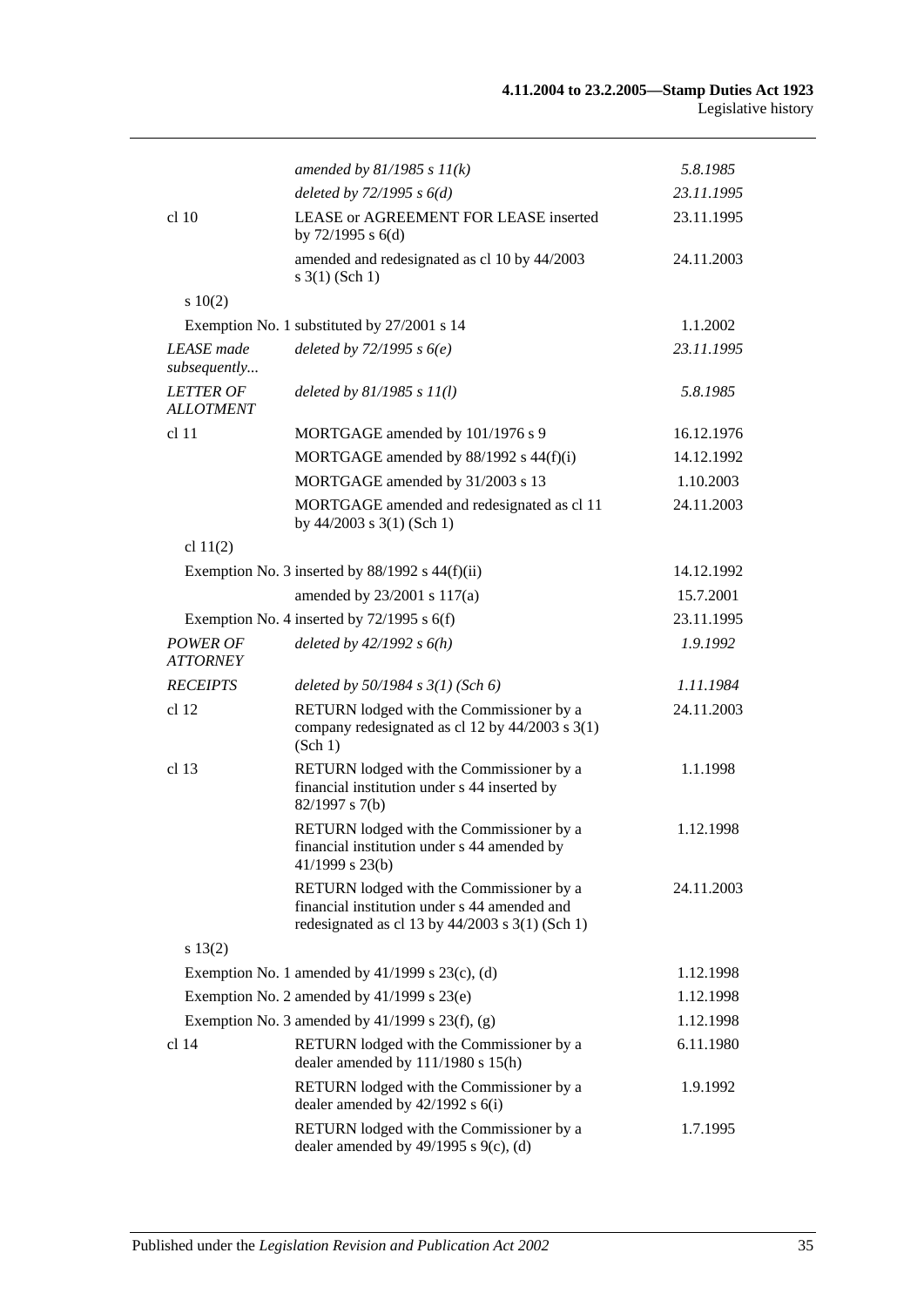| | | |
|---|---|---|
| | *amended by 81/1985 s 11(k)* | *5.8.1985* |
| | *deleted by 72/1995 s 6(d)* | *23.11.1995* |
| cl 10 | LEASE or AGREEMENT FOR LEASE inserted by 72/1995 s 6(d) | 23.11.1995 |
| | amended and redesignated as cl 10 by 44/2003 s 3(1) (Sch 1) | 24.11.2003 |
| s 10(2) | | |
| | Exemption No. 1 substituted by 27/2001 s 14 | 1.1.2002 |
| *LEASE made subsequently...* | *deleted by 72/1995 s 6(e)* | *23.11.1995* |
| *LETTER OF ALLOTMENT* | *deleted by 81/1985 s 11(l)* | *5.8.1985* |
| cl 11 | MORTGAGE amended by 101/1976 s 9 | 16.12.1976 |
| | MORTGAGE amended by 88/1992 s 44(f)(i) | 14.12.1992 |
| | MORTGAGE amended by 31/2003 s 13 | 1.10.2003 |
| | MORTGAGE amended and redesignated as cl 11 by 44/2003 s 3(1) (Sch 1) | 24.11.2003 |
| cl 11(2) | | |
| | Exemption No. 3 inserted by 88/1992 s 44(f)(ii) | 14.12.1992 |
| | amended by 23/2001 s 117(a) | 15.7.2001 |
| | Exemption No. 4 inserted by 72/1995 s 6(f) | 23.11.1995 |
| *POWER OF ATTORNEY* | *deleted by 42/1992 s 6(h)* | *1.9.1992* |
| *RECEIPTS* | *deleted by 50/1984 s 3(1) (Sch 6)* | *1.11.1984* |
| cl 12 | RETURN lodged with the Commissioner by a company redesignated as cl 12 by 44/2003 s 3(1) (Sch 1) | 24.11.2003 |
| cl 13 | RETURN lodged with the Commissioner by a financial institution under s 44 inserted by 82/1997 s 7(b) | 1.1.1998 |
| | RETURN lodged with the Commissioner by a financial institution under s 44 amended by 41/1999 s 23(b) | 1.12.1998 |
| | RETURN lodged with the Commissioner by a financial institution under s 44 amended and redesignated as cl 13 by 44/2003 s 3(1) (Sch 1) | 24.11.2003 |
| s 13(2) | | |
| | Exemption No. 1 amended by 41/1999 s 23(c), (d) | 1.12.1998 |
| | Exemption No. 2 amended by 41/1999 s 23(e) | 1.12.1998 |
| | Exemption No. 3 amended by 41/1999 s 23(f), (g) | 1.12.1998 |
| cl 14 | RETURN lodged with the Commissioner by a dealer amended by 111/1980 s 15(h) | 6.11.1980 |
| | RETURN lodged with the Commissioner by a dealer amended by 42/1992 s 6(i) | 1.9.1992 |
| | RETURN lodged with the Commissioner by a dealer amended by 49/1995 s 9(c), (d) | 1.7.1995 |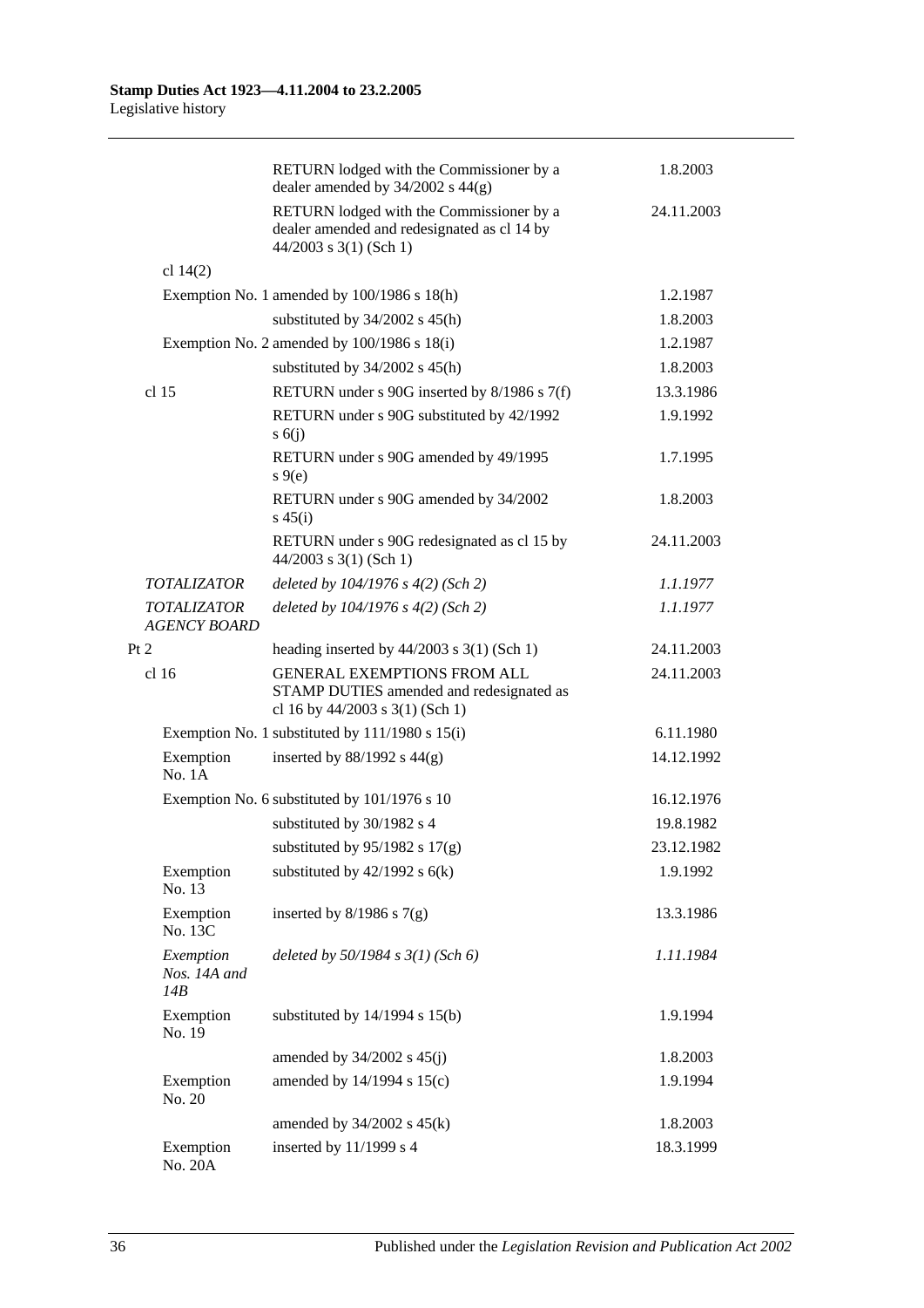| | | |
|---|---|---|
| | RETURN lodged with the Commissioner by a dealer amended by 34/2002 s 44(g) | 1.8.2003 |
| | RETURN lodged with the Commissioner by a dealer amended and redesignated as cl 14 by 44/2003 s 3(1) (Sch 1) | 24.11.2003 |
| cl 14(2) | | |
| | Exemption No. 1 amended by 100/1986 s 18(h) | 1.2.1987 |
| | substituted by 34/2002 s 45(h) | 1.8.2003 |
| | Exemption No. 2 amended by 100/1986 s 18(i) | 1.2.1987 |
| | substituted by 34/2002 s 45(h) | 1.8.2003 |
| cl 15 | RETURN under s 90G inserted by 8/1986 s 7(f) | 13.3.1986 |
| | RETURN under s 90G substituted by 42/1992 s 6(j) | 1.9.1992 |
| | RETURN under s 90G amended by 49/1995 s 9(e) | 1.7.1995 |
| | RETURN under s 90G amended by 34/2002 s 45(i) | 1.8.2003 |
| | RETURN under s 90G redesignated as cl 15 by 44/2003 s 3(1) (Sch 1) | 24.11.2003 |
| *TOTALIZATOR* | *deleted by 104/1976 s 4(2) (Sch 2)* | *1.1.1977* |
| *TOTALIZATOR AGENCY BOARD* | *deleted by 104/1976 s 4(2) (Sch 2)* | *1.1.1977* |
| Pt 2 | heading inserted by 44/2003 s 3(1) (Sch 1) | 24.11.2003 |
| cl 16 | GENERAL EXEMPTIONS FROM ALL STAMP DUTIES amended and redesignated as cl 16 by 44/2003 s 3(1) (Sch 1) | 24.11.2003 |
| | Exemption No. 1 substituted by 111/1980 s 15(i) | 6.11.1980 |
| Exemption No. 1A | inserted by 88/1992 s 44(g) | 14.12.1992 |
| | Exemption No. 6 substituted by 101/1976 s 10 | 16.12.1976 |
| | substituted by 30/1982 s 4 | 19.8.1982 |
| | substituted by 95/1982 s 17(g) | 23.12.1982 |
| Exemption No. 13 | substituted by 42/1992 s 6(k) | 1.9.1992 |
| Exemption No. 13C | inserted by 8/1986 s 7(g) | 13.3.1986 |
| *Exemption Nos. 14A and 14B* | *deleted by 50/1984 s 3(1) (Sch 6)* | *1.11.1984* |
| Exemption No. 19 | substituted by 14/1994 s 15(b) | 1.9.1994 |
| | amended by 34/2002 s 45(j) | 1.8.2003 |
| Exemption No. 20 | amended by 14/1994 s 15(c) | 1.9.1994 |
| | amended by 34/2002 s 45(k) | 1.8.2003 |
| Exemption No. 20A | inserted by 11/1999 s 4 | 18.3.1999 |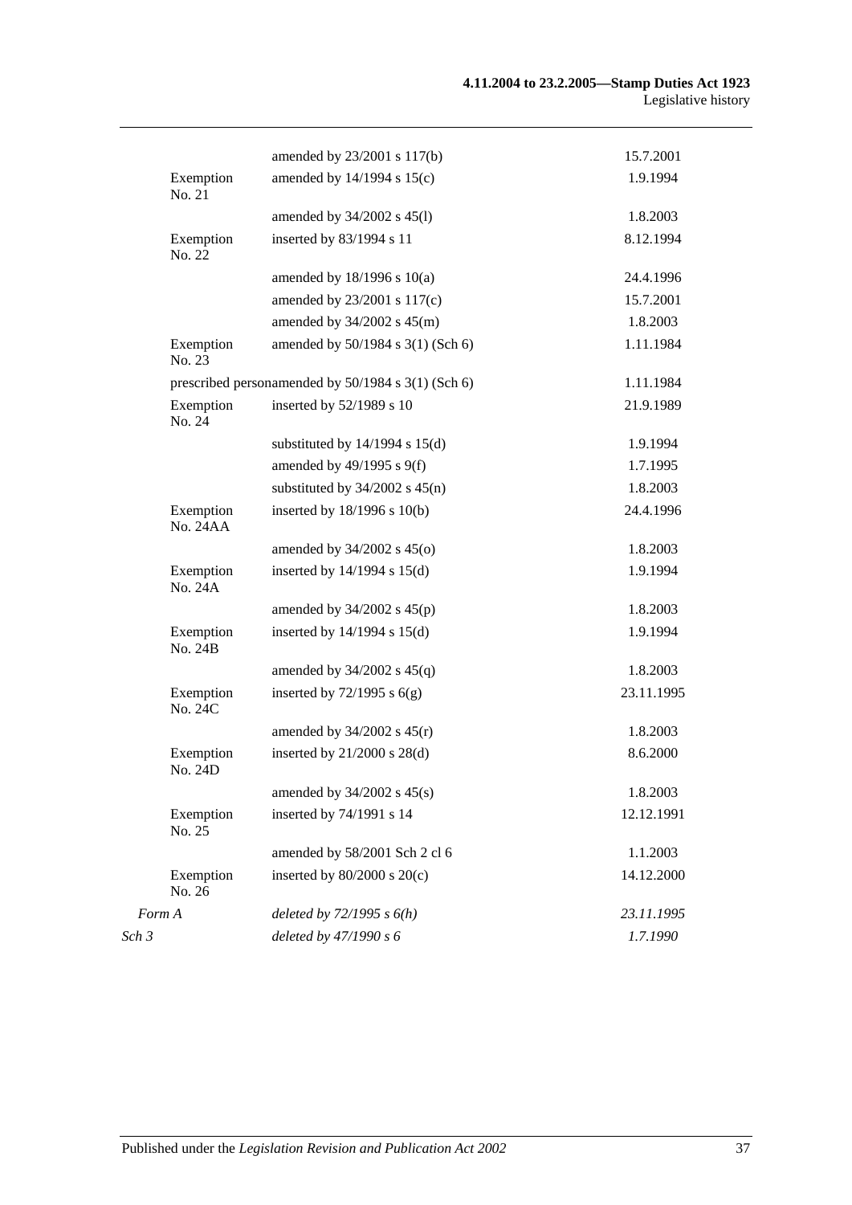| | | |
|---|---|---|
| | amended by 23/2001 s 117(b) | 15.7.2001 |
| Exemption No. 21 | amended by 14/1994 s 15(c) | 1.9.1994 |
| | amended by 34/2002 s 45(l) | 1.8.2003 |
| Exemption No. 22 | inserted by 83/1994 s 11 | 8.12.1994 |
| | amended by 18/1996 s 10(a) | 24.4.1996 |
| | amended by 23/2001 s 117(c) | 15.7.2001 |
| | amended by 34/2002 s 45(m) | 1.8.2003 |
| Exemption No. 23 | amended by 50/1984 s 3(1) (Sch 6) | 1.11.1984 |
| prescribed person | amended by 50/1984 s 3(1) (Sch 6) | 1.11.1984 |
| Exemption No. 24 | inserted by 52/1989 s 10 | 21.9.1989 |
| | substituted by 14/1994 s 15(d) | 1.9.1994 |
| | amended by 49/1995 s 9(f) | 1.7.1995 |
| | substituted by 34/2002 s 45(n) | 1.8.2003 |
| Exemption No. 24AA | inserted by 18/1996 s 10(b) | 24.4.1996 |
| | amended by 34/2002 s 45(o) | 1.8.2003 |
| Exemption No. 24A | inserted by 14/1994 s 15(d) | 1.9.1994 |
| | amended by 34/2002 s 45(p) | 1.8.2003 |
| Exemption No. 24B | inserted by 14/1994 s 15(d) | 1.9.1994 |
| | amended by 34/2002 s 45(q) | 1.8.2003 |
| Exemption No. 24C | inserted by 72/1995 s 6(g) | 23.11.1995 |
| | amended by 34/2002 s 45(r) | 1.8.2003 |
| Exemption No. 24D | inserted by 21/2000 s 28(d) | 8.6.2000 |
| | amended by 34/2002 s 45(s) | 1.8.2003 |
| Exemption No. 25 | inserted by 74/1991 s 14 | 12.12.1991 |
| | amended by 58/2001 Sch 2 cl 6 | 1.1.2003 |
| Exemption No. 26 | inserted by 80/2000 s 20(c) | 14.12.2000 |
| *Form A* | *deleted by 72/1995 s 6(h)* | *23.11.1995* |
| *Sch 3* | *deleted by 47/1990 s 6* | *1.7.1990* |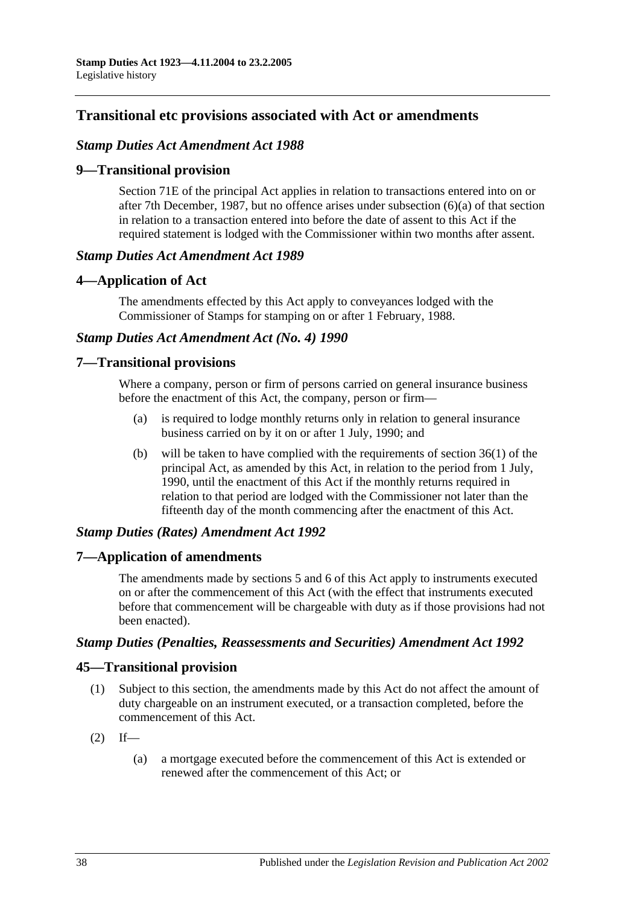## Transitional etc provisions associated with Act or amendments

### *Stamp Duties Act Amendment Act 1988*

### 9—Transitional provision

Section 71E of the principal Act applies in relation to transactions entered into on or after 7th December, 1987, but no offence arises under subsection (6)(a) of that section in relation to a transaction entered into before the date of assent to this Act if the required statement is lodged with the Commissioner within two months after assent.

### *Stamp Duties Act Amendment Act 1989*

### 4—Application of Act

The amendments effected by this Act apply to conveyances lodged with the Commissioner of Stamps for stamping on or after 1 February, 1988.

### *Stamp Duties Act Amendment Act (No. 4) 1990*

### 7—Transitional provisions

Where a company, person or firm of persons carried on general insurance business before the enactment of this Act, the company, person or firm—

- (a) is required to lodge monthly returns only in relation to general insurance business carried on by it on or after 1 July, 1990; and
- (b) will be taken to have complied with the requirements of section 36(1) of the principal Act, as amended by this Act, in relation to the period from 1 July, 1990, until the enactment of this Act if the monthly returns required in relation to that period are lodged with the Commissioner not later than the fifteenth day of the month commencing after the enactment of this Act.

### *Stamp Duties (Rates) Amendment Act 1992*

### 7—Application of amendments

The amendments made by sections 5 and 6 of this Act apply to instruments executed on or after the commencement of this Act (with the effect that instruments executed before that commencement will be chargeable with duty as if those provisions had not been enacted).

### *Stamp Duties (Penalties, Reassessments and Securities) Amendment Act 1992*

### 45—Transitional provision

(1) Subject to this section, the amendments made by this Act do not affect the amount of duty chargeable on an instrument executed, or a transaction completed, before the commencement of this Act.

(2) If—

- (a) a mortgage executed before the commencement of this Act is extended or renewed after the commencement of this Act; or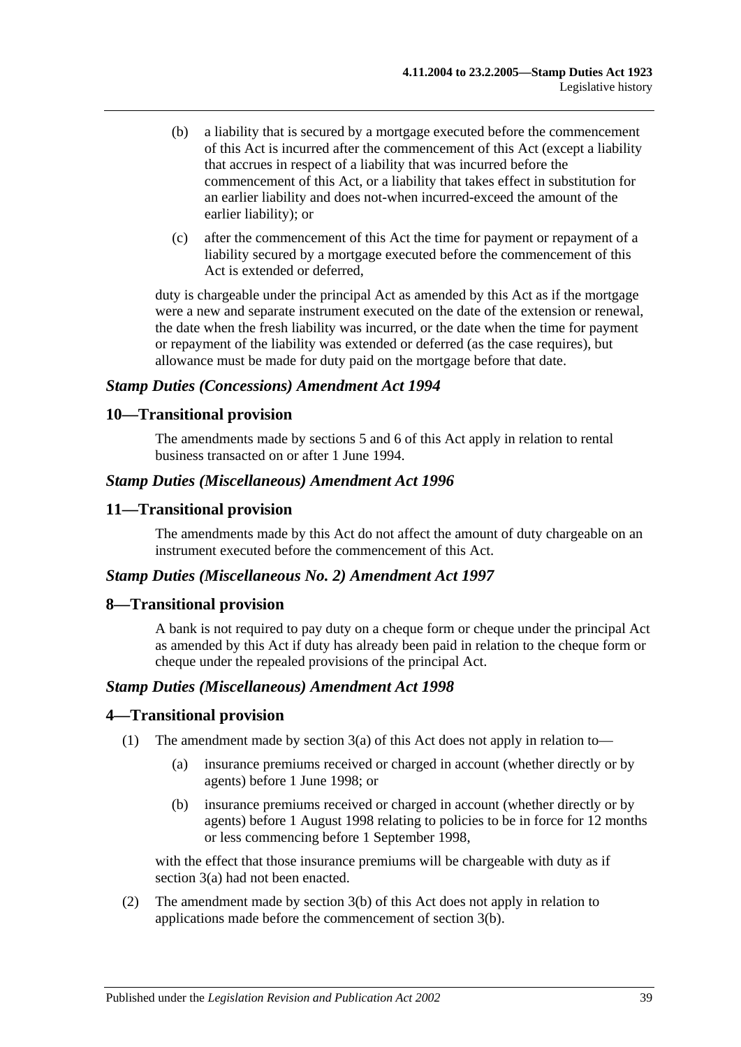(b) a liability that is secured by a mortgage executed before the commencement of this Act is incurred after the commencement of this Act (except a liability that accrues in respect of a liability that was incurred before the commencement of this Act, or a liability that takes effect in substitution for an earlier liability and does not-when incurred-exceed the amount of the earlier liability); or

(c) after the commencement of this Act the time for payment or repayment of a liability secured by a mortgage executed before the commencement of this Act is extended or deferred,

duty is chargeable under the principal Act as amended by this Act as if the mortgage were a new and separate instrument executed on the date of the extension or renewal, the date when the fresh liability was incurred, or the date when the time for payment or repayment of the liability was extended or deferred (as the case requires), but allowance must be made for duty paid on the mortgage before that date.

### *Stamp Duties (Concessions) Amendment Act 1994*

## 10—Transitional provision

The amendments made by sections 5 and 6 of this Act apply in relation to rental business transacted on or after 1 June 1994.

### *Stamp Duties (Miscellaneous) Amendment Act 1996*

## 11—Transitional provision

The amendments made by this Act do not affect the amount of duty chargeable on an instrument executed before the commencement of this Act.

### *Stamp Duties (Miscellaneous No. 2) Amendment Act 1997*

## 8—Transitional provision

A bank is not required to pay duty on a cheque form or cheque under the principal Act as amended by this Act if duty has already been paid in relation to the cheque form or cheque under the repealed provisions of the principal Act.

### *Stamp Duties (Miscellaneous) Amendment Act 1998*

## 4—Transitional provision

(1) The amendment made by section 3(a) of this Act does not apply in relation to—

(a) insurance premiums received or charged in account (whether directly or by agents) before 1 June 1998; or

(b) insurance premiums received or charged in account (whether directly or by agents) before 1 August 1998 relating to policies to be in force for 12 months or less commencing before 1 September 1998,

with the effect that those insurance premiums will be chargeable with duty as if section 3(a) had not been enacted.

(2) The amendment made by section 3(b) of this Act does not apply in relation to applications made before the commencement of section 3(b).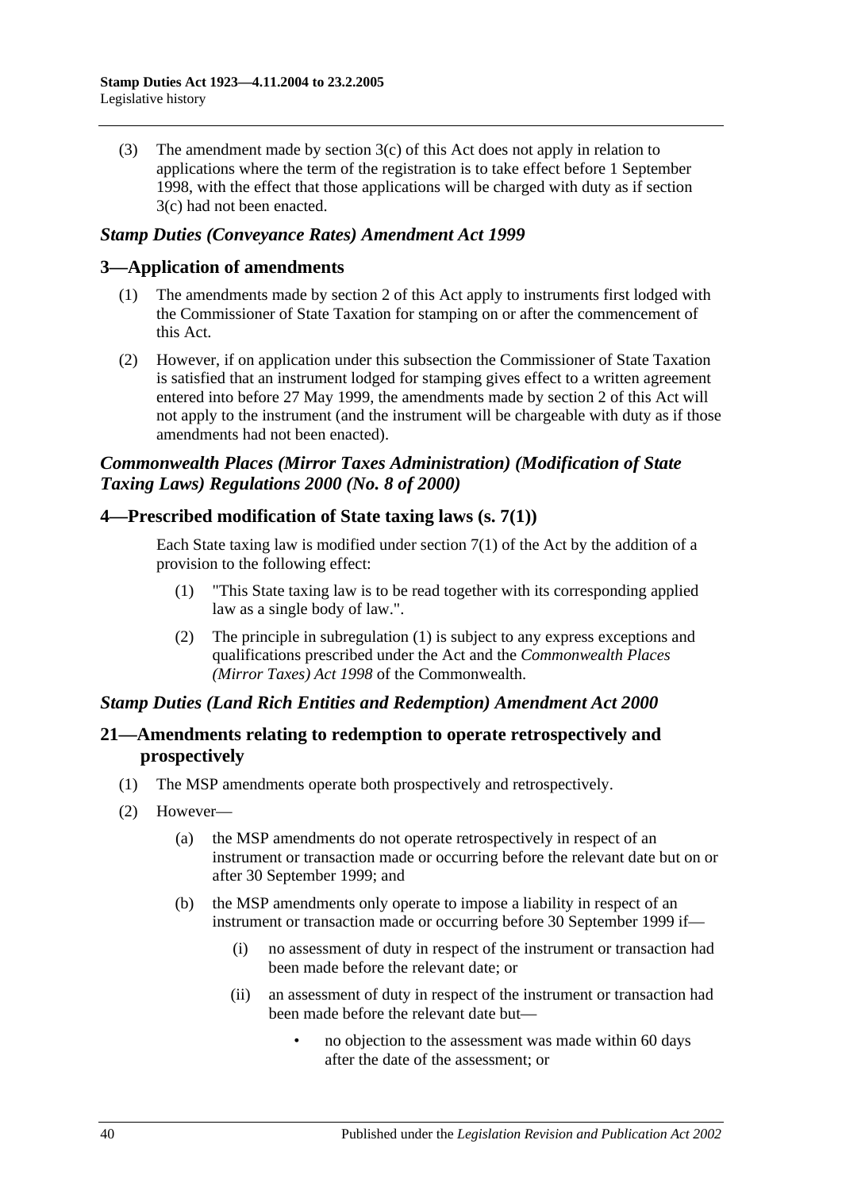(3) The amendment made by section 3(c) of this Act does not apply in relation to applications where the term of the registration is to take effect before 1 September 1998, with the effect that those applications will be charged with duty as if section 3(c) had not been enacted.

### *Stamp Duties (Conveyance Rates) Amendment Act 1999*

## 3—Application of amendments

(1) The amendments made by section 2 of this Act apply to instruments first lodged with the Commissioner of State Taxation for stamping on or after the commencement of this Act.

(2) However, if on application under this subsection the Commissioner of State Taxation is satisfied that an instrument lodged for stamping gives effect to a written agreement entered into before 27 May 1999, the amendments made by section 2 of this Act will not apply to the instrument (and the instrument will be chargeable with duty as if those amendments had not been enacted).

### *Commonwealth Places (Mirror Taxes Administration) (Modification of State Taxing Laws) Regulations 2000 (No. 8 of 2000)*

## 4—Prescribed modification of State taxing laws (s. 7(1))

Each State taxing law is modified under section 7(1) of the Act by the addition of a provision to the following effect:

(1) "This State taxing law is to be read together with its corresponding applied law as a single body of law.".

(2) The principle in subregulation (1) is subject to any express exceptions and qualifications prescribed under the Act and the *Commonwealth Places (Mirror Taxes) Act 1998* of the Commonwealth.

### *Stamp Duties (Land Rich Entities and Redemption) Amendment Act 2000*

## 21—Amendments relating to redemption to operate retrospectively and prospectively

(1) The MSP amendments operate both prospectively and retrospectively.

(2) However—

(a) the MSP amendments do not operate retrospectively in respect of an instrument or transaction made or occurring before the relevant date but on or after 30 September 1999; and

(b) the MSP amendments only operate to impose a liability in respect of an instrument or transaction made or occurring before 30 September 1999 if—

(i) no assessment of duty in respect of the instrument or transaction had been made before the relevant date; or

(ii) an assessment of duty in respect of the instrument or transaction had been made before the relevant date but—

- no objection to the assessment was made within 60 days after the date of the assessment; or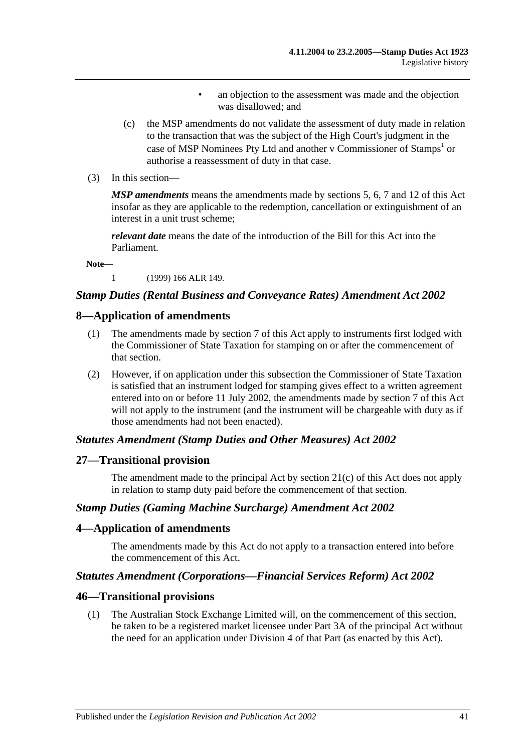- an objection to the assessment was made and the objection was disallowed; and

(c) the MSP amendments do not validate the assessment of duty made in relation to the transaction that was the subject of the High Court's judgment in the case of MSP Nominees Pty Ltd and another v Commissioner of Stamps[1] or authorise a reassessment of duty in that case.

(3) In this section—

***MSP amendments*** means the amendments made by sections 5, 6, 7 and 12 of this Act insofar as they are applicable to the redemption, cancellation or extinguishment of an interest in a unit trust scheme;

***relevant date*** means the date of the introduction of the Bill for this Act into the Parliament.

**Note—**

1 (1999) 166 ALR 149.

### *Stamp Duties (Rental Business and Conveyance Rates) Amendment Act 2002*

### 8—Application of amendments

(1) The amendments made by section 7 of this Act apply to instruments first lodged with the Commissioner of State Taxation for stamping on or after the commencement of that section.

(2) However, if on application under this subsection the Commissioner of State Taxation is satisfied that an instrument lodged for stamping gives effect to a written agreement entered into on or before 11 July 2002, the amendments made by section 7 of this Act will not apply to the instrument (and the instrument will be chargeable with duty as if those amendments had not been enacted).

### *Statutes Amendment (Stamp Duties and Other Measures) Act 2002*

### 27—Transitional provision

The amendment made to the principal Act by section 21(c) of this Act does not apply in relation to stamp duty paid before the commencement of that section.

### *Stamp Duties (Gaming Machine Surcharge) Amendment Act 2002*

### 4—Application of amendments

The amendments made by this Act do not apply to a transaction entered into before the commencement of this Act.

### *Statutes Amendment (Corporations—Financial Services Reform) Act 2002*

### 46—Transitional provisions

(1) The Australian Stock Exchange Limited will, on the commencement of this section, be taken to be a registered market licensee under Part 3A of the principal Act without the need for an application under Division 4 of that Part (as enacted by this Act).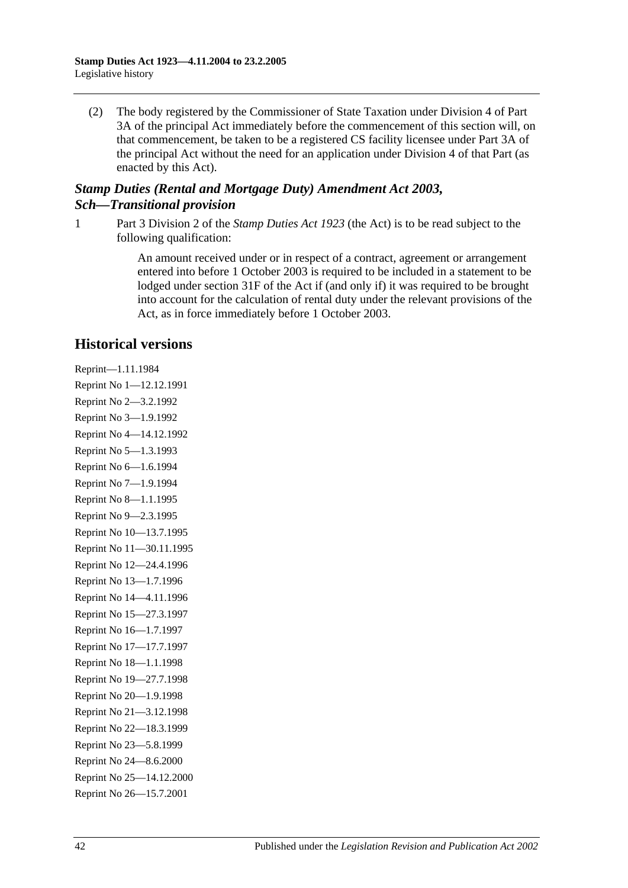(2) The body registered by the Commissioner of State Taxation under Division 4 of Part 3A of the principal Act immediately before the commencement of this section will, on that commencement, be taken to be a registered CS facility licensee under Part 3A of the principal Act without the need for an application under Division 4 of that Part (as enacted by this Act).

### *Stamp Duties (Rental and Mortgage Duty) Amendment Act 2003, Sch—Transitional provision*

1 Part 3 Division 2 of the *Stamp Duties Act 1923* (the Act) is to be read subject to the following qualification:

> An amount received under or in respect of a contract, agreement or arrangement entered into before 1 October 2003 is required to be included in a statement to be lodged under section 31F of the Act if (and only if) it was required to be brought into account for the calculation of rental duty under the relevant provisions of the Act, as in force immediately before 1 October 2003.

## Historical versions

Reprint—1.11.1984

Reprint No 1—12.12.1991

Reprint No 2—3.2.1992

Reprint No 3—1.9.1992

Reprint No 4—14.12.1992

Reprint No 5—1.3.1993

Reprint No 6—1.6.1994

Reprint No 7—1.9.1994

Reprint No 8—1.1.1995

Reprint No 9—2.3.1995

Reprint No 10—13.7.1995

Reprint No 11—30.11.1995

Reprint No 12—24.4.1996

Reprint No 13—1.7.1996

Reprint No 14—4.11.1996

Reprint No 15—27.3.1997

Reprint No 16—1.7.1997

Reprint No 17—17.7.1997

Reprint No 18—1.1.1998

Reprint No 19—27.7.1998

Reprint No 20—1.9.1998

Reprint No 21—3.12.1998

Reprint No 22—18.3.1999

Reprint No 23—5.8.1999

Reprint No 24—8.6.2000

Reprint No 25—14.12.2000

Reprint No 26—15.7.2001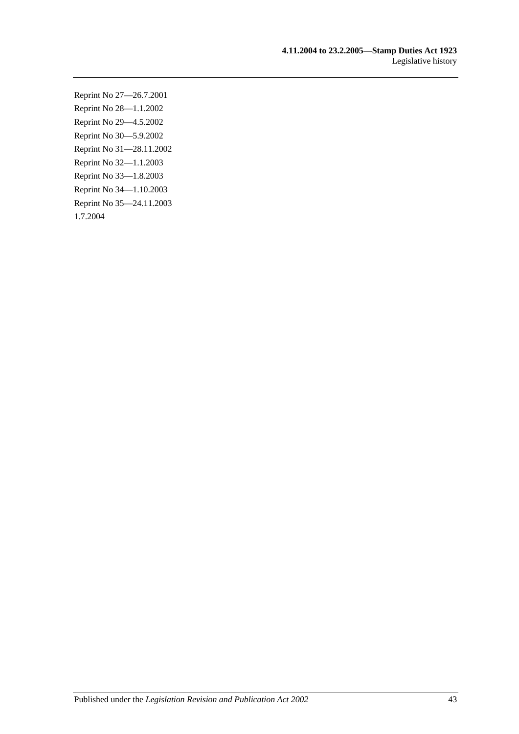Reprint No 27—26.7.2001

Reprint No 28—1.1.2002

Reprint No 29—4.5.2002

Reprint No 30—5.9.2002

Reprint No 31—28.11.2002

Reprint No 32—1.1.2003

Reprint No 33—1.8.2003

Reprint No 34—1.10.2003

Reprint No 35—24.11.2003

1.7.2004